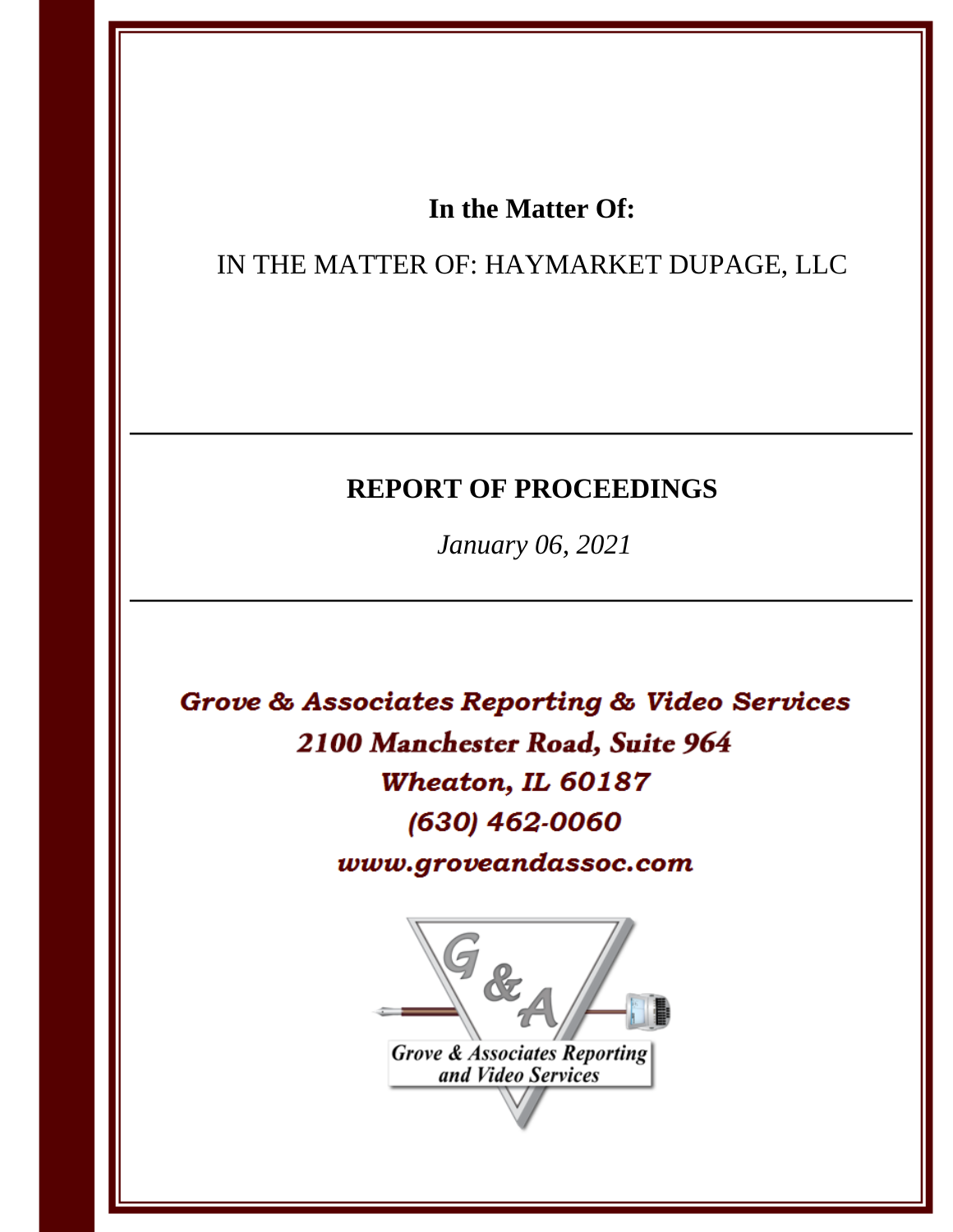**In the Matter Of:**

IN THE MATTER OF: HAYMARKET DUPAGE, LLC

---

**REPORT OF PROCEEDINGS**

*January 06, 2021*

---

***Grove & Associates Reporting & Video Services***
***2100 Manchester Road, Suite 964***
***Wheaton, IL 60187***
***(630) 462-0060***
***www.groveandassoc.com***

G&A

*Grove & Associates Reporting and Video Services*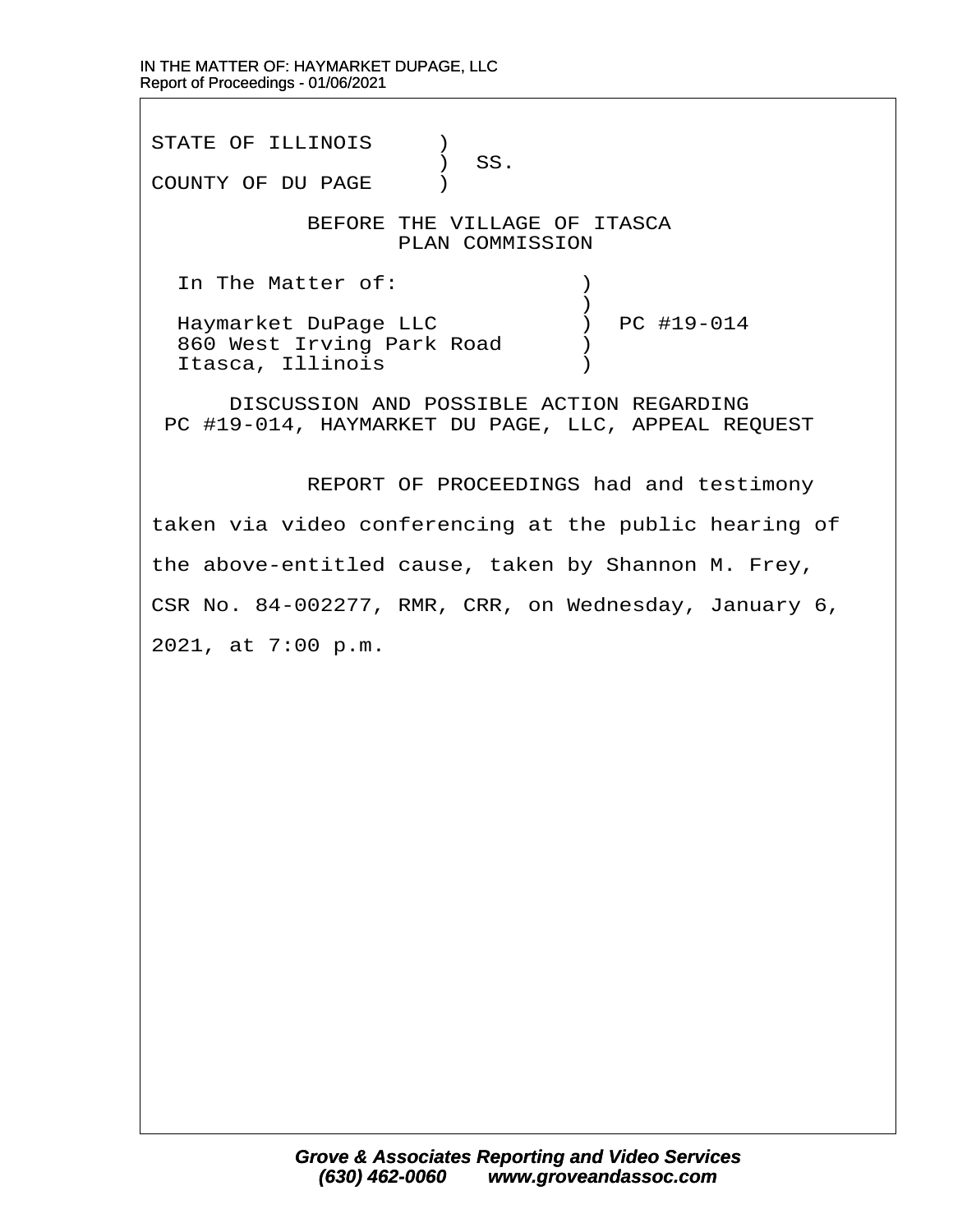STATE OF ILLINOIS )
) SS.
COUNTY OF DU PAGE )

BEFORE THE VILLAGE OF ITASCA
PLAN COMMISSION

In The Matter of: )
)
Haymarket DuPage LLC ) PC #19-014
860 West Irving Park Road )
Itasca, Illinois )

DISCUSSION AND POSSIBLE ACTION REGARDING
PC #19-014, HAYMARKET DU PAGE, LLC, APPEAL REQUEST

REPORT OF PROCEEDINGS had and testimony taken via video conferencing at the public hearing of the above-entitled cause, taken by Shannon M. Frey, CSR No. 84-002277, RMR, CRR, on Wednesday, January 6, 2021, at 7:00 p.m.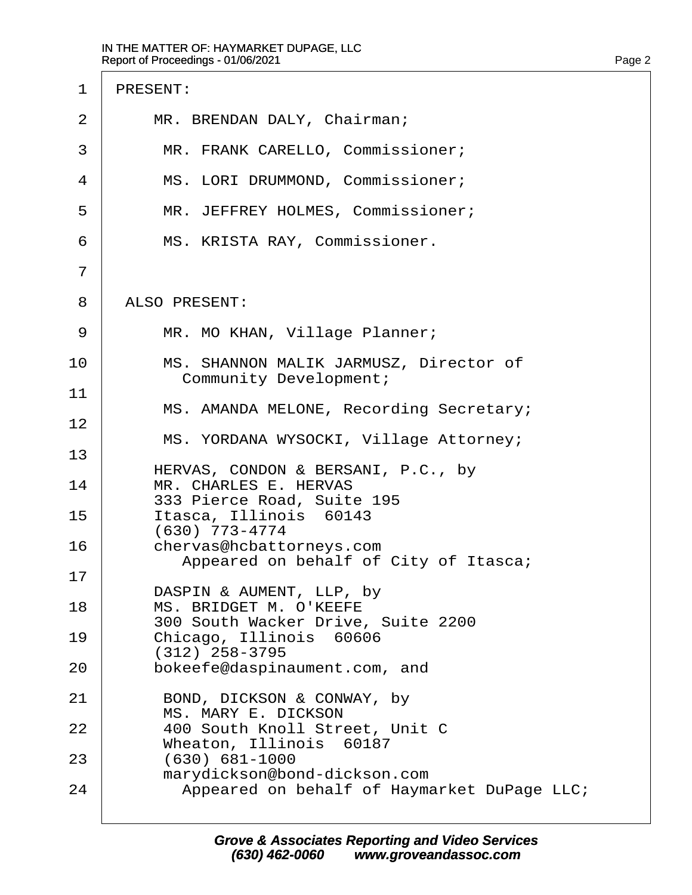PRESENT:

MR. BRENDAN DALY, Chairman;

MR. FRANK CARELLO, Commissioner;

MS. LORI DRUMMOND, Commissioner;

MR. JEFFREY HOLMES, Commissioner;

MS. KRISTA RAY, Commissioner.

ALSO PRESENT:

MR. MO KHAN, Village Planner;

MS. SHANNON MALIK JARMUSZ, Director of Community Development;

MS. AMANDA MELONE, Recording Secretary;

MS. YORDANA WYSOCKI, Village Attorney;

HERVAS, CONDON & BERSANI, P.C., by
MR. CHARLES E. HERVAS
333 Pierce Road, Suite 195
Itasca, Illinois 60143
(630) 773-4774
chervas@hcbattorneys.com
Appeared on behalf of City of Itasca;

DASPIN & AUMENT, LLP, by
MS. BRIDGET M. O'KEEFE
300 South Wacker Drive, Suite 2200
Chicago, Illinois 60606
(312) 258-3795
bokeefe@daspinaument.com, and

BOND, DICKSON & CONWAY, by
MS. MARY E. DICKSON
400 South Knoll Street, Unit C
Wheaton, Illinois 60187
(630) 681-1000
marydickson@bond-dickson.com
Appeared on behalf of Haymarket DuPage LLC;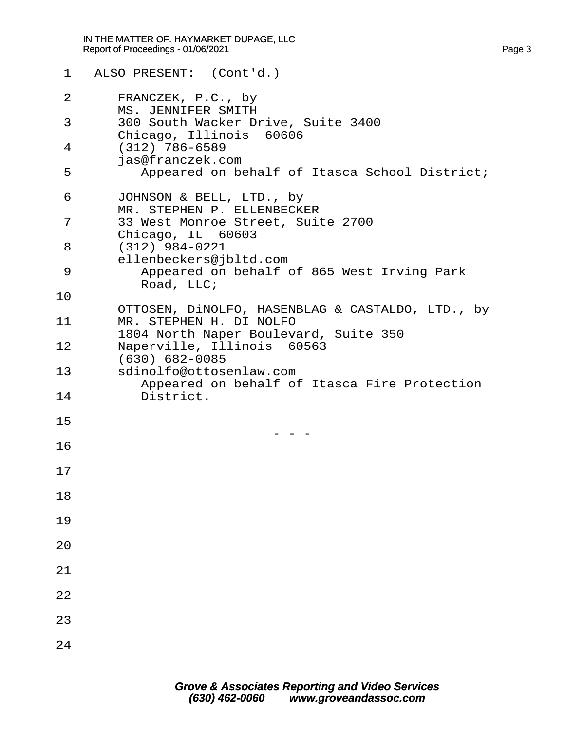ALSO PRESENT: (Cont'd.)

FRANCZEK, P.C., by
MS. JENNIFER SMITH
300 South Wacker Drive, Suite 3400
Chicago, Illinois 60606
(312) 786-6589
jas@franczek.com
Appeared on behalf of Itasca School District;

JOHNSON & BELL, LTD., by
MR. STEPHEN P. ELLENBECKER
33 West Monroe Street, Suite 2700
Chicago, IL 60603
(312) 984-0221
ellenbeckers@jbltd.com
Appeared on behalf of 865 West Irving Park Road, LLC;

OTTOSEN, DiNOLFO, HASENBLAG & CASTALDO, LTD., by
MR. STEPHEN H. DI NOLFO
1804 North Naper Boulevard, Suite 350
Naperville, Illinois 60563
(630) 682-0085
sdinolfo@ottosenlaw.com
Appeared on behalf of Itasca Fire Protection District.

\- - -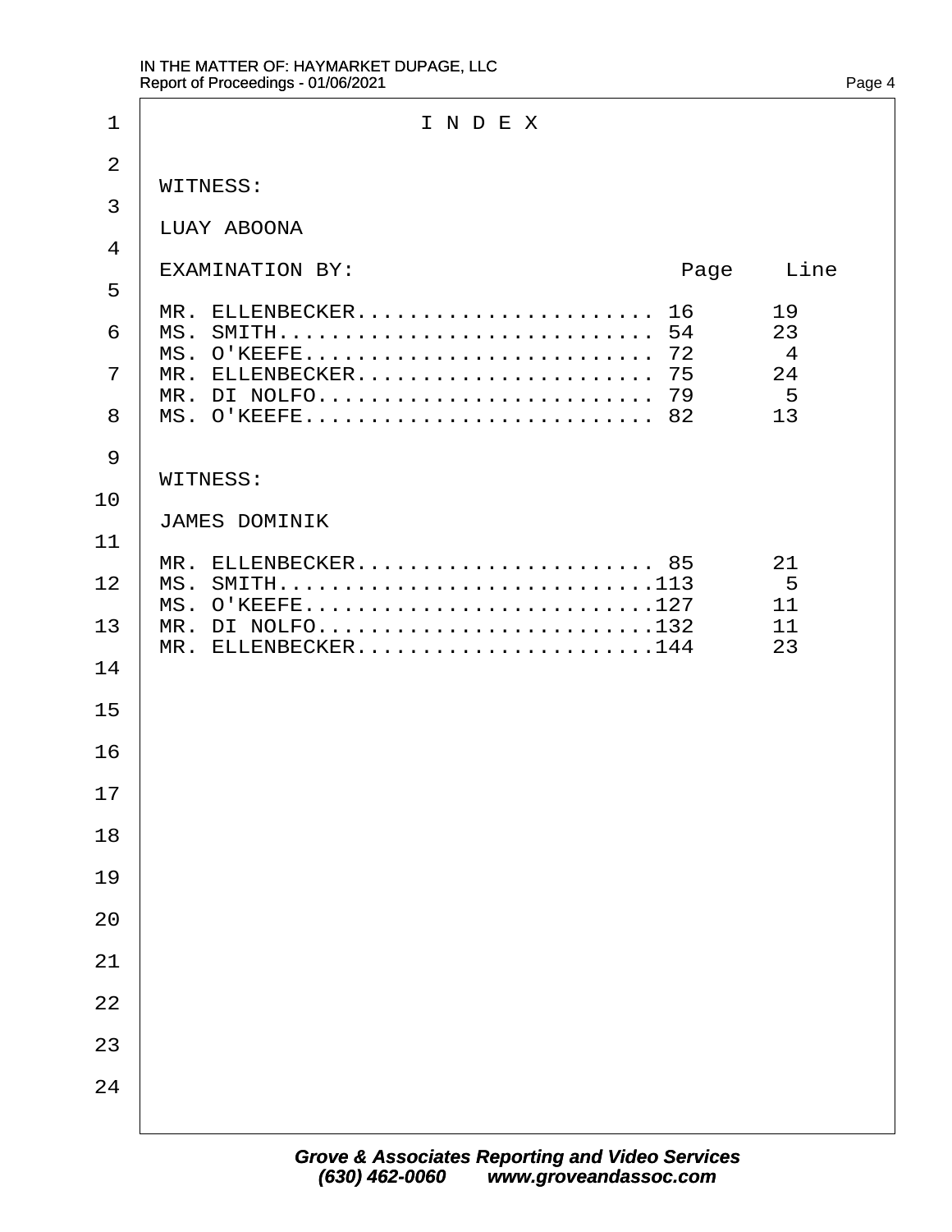# I N D E X

WITNESS:

LUAY ABOONA

| EXAMINATION BY: | Page | Line |
|---|---|---|
| MR. ELLENBECKER | 16 | 19 |
| MS. SMITH | 54 | 23 |
| MS. O'KEEFE | 72 | 4 |
| MR. ELLENBECKER | 75 | 24 |
| MR. DI NOLFO | 79 | 5 |
| MS. O'KEEFE | 82 | 13 |

WITNESS:

JAMES DOMINIK

| EXAMINATION BY: | Page | Line |
|---|---|---|
| MR. ELLENBECKER | 85 | 21 |
| MS. SMITH | 113 | 5 |
| MS. O'KEEFE | 127 | 11 |
| MR. DI NOLFO | 132 | 11 |
| MR. ELLENBECKER | 144 | 23 |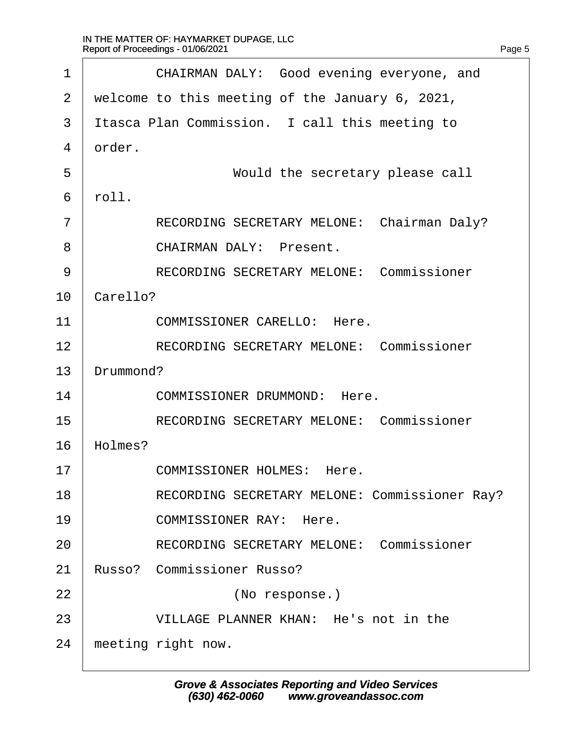1 CHAIRMAN DALY: Good evening everyone, and
2 welcome to this meeting of the January 6, 2021,
3 Itasca Plan Commission. I call this meeting to
4 order.
5 Would the secretary please call
6 roll.
7 RECORDING SECRETARY MELONE: Chairman Daly?
8 CHAIRMAN DALY: Present.
9 RECORDING SECRETARY MELONE: Commissioner
10 Carello?
11 COMMISSIONER CARELLO: Here.
12 RECORDING SECRETARY MELONE: Commissioner
13 Drummond?
14 COMMISSIONER DRUMMOND: Here.
15 RECORDING SECRETARY MELONE: Commissioner
16 Holmes?
17 COMMISSIONER HOLMES: Here.
18 RECORDING SECRETARY MELONE: Commissioner Ray?
19 COMMISSIONER RAY: Here.
20 RECORDING SECRETARY MELONE: Commissioner
21 Russo? Commissioner Russo?
22 (No response.)
23 VILLAGE PLANNER KHAN: He's not in the
24 meeting right now.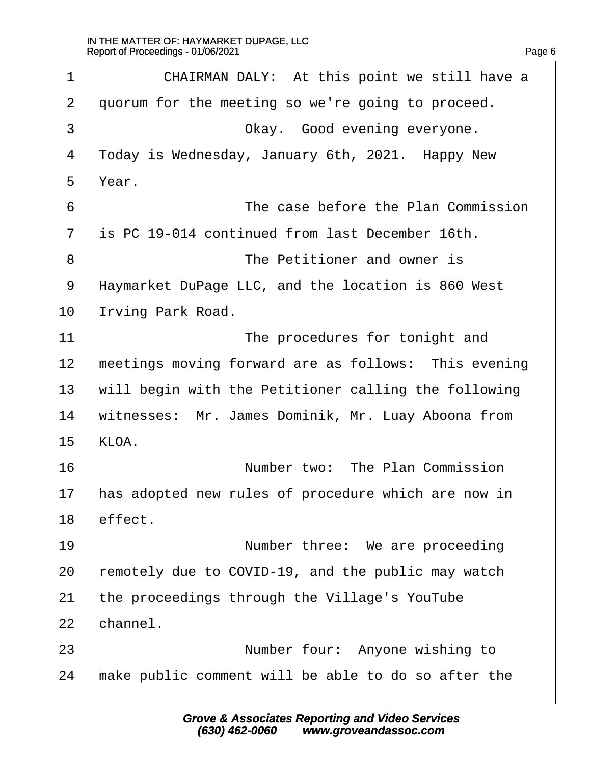CHAIRMAN DALY: At this point we still have a quorum for the meeting so we're going to proceed.

Okay. Good evening everyone. Today is Wednesday, January 6th, 2021. Happy New Year.

The case before the Plan Commission is PC 19-014 continued from last December 16th.

The Petitioner and owner is Haymarket DuPage LLC, and the location is 860 West Irving Park Road.

The procedures for tonight and meetings moving forward are as follows: This evening will begin with the Petitioner calling the following witnesses: Mr. James Dominik, Mr. Luay Aboona from KLOA.

Number two: The Plan Commission has adopted new rules of procedure which are now in effect.

Number three: We are proceeding remotely due to COVID-19, and the public may watch the proceedings through the Village's YouTube channel.

Number four: Anyone wishing to make public comment will be able to do so after the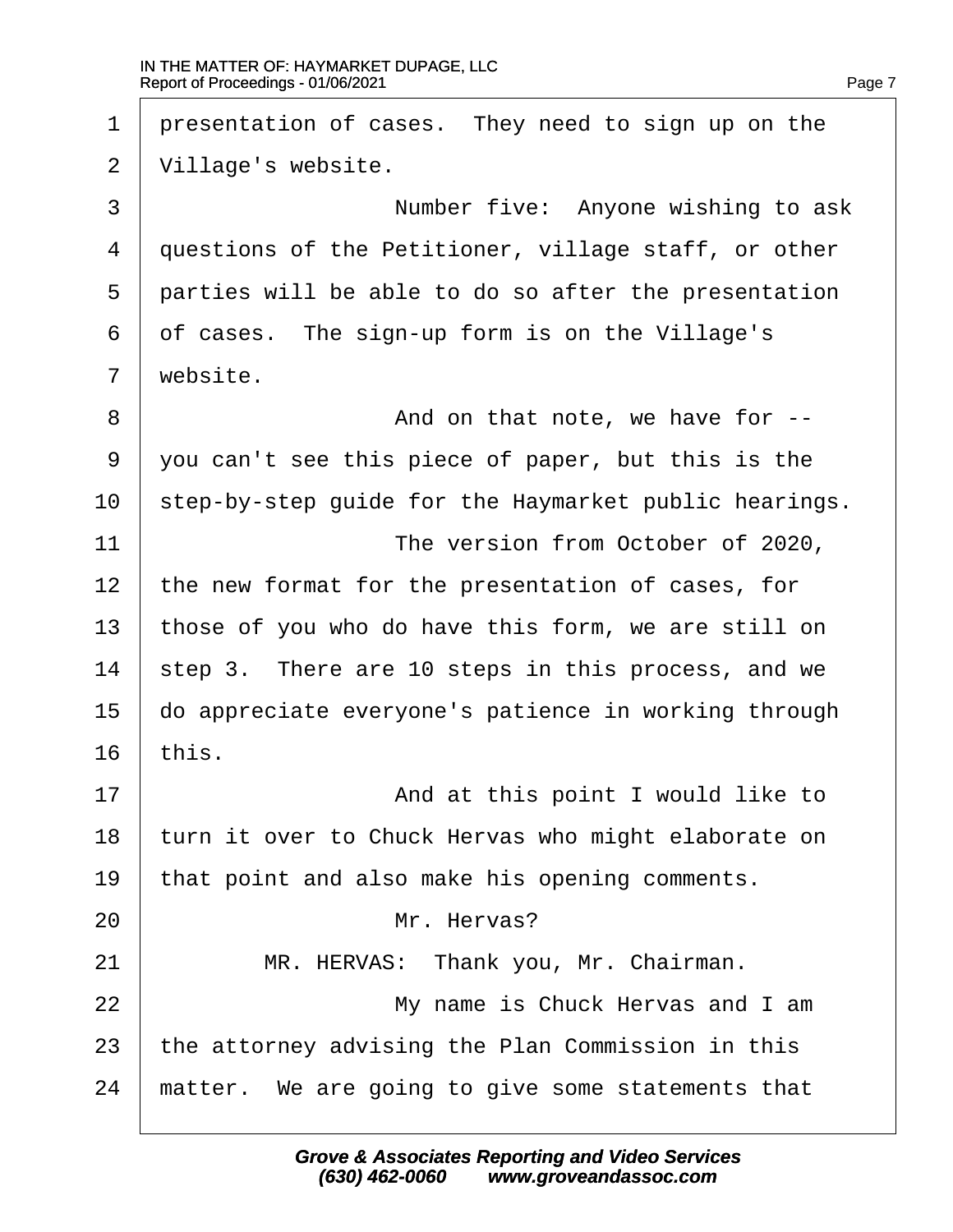1 presentation of cases. They need to sign up on the
2 Village's website.
3 Number five: Anyone wishing to ask
4 questions of the Petitioner, village staff, or other
5 parties will be able to do so after the presentation
6 of cases. The sign-up form is on the Village's
7 website.
8 And on that note, we have for --
9 you can't see this piece of paper, but this is the
10 step-by-step guide for the Haymarket public hearings.
11 The version from October of 2020,
12 the new format for the presentation of cases, for
13 those of you who do have this form, we are still on
14 step 3. There are 10 steps in this process, and we
15 do appreciate everyone's patience in working through
16 this.
17 And at this point I would like to
18 turn it over to Chuck Hervas who might elaborate on
19 that point and also make his opening comments.
20 Mr. Hervas?
21 MR. HERVAS: Thank you, Mr. Chairman.
22 My name is Chuck Hervas and I am
23 the attorney advising the Plan Commission in this
24 matter. We are going to give some statements that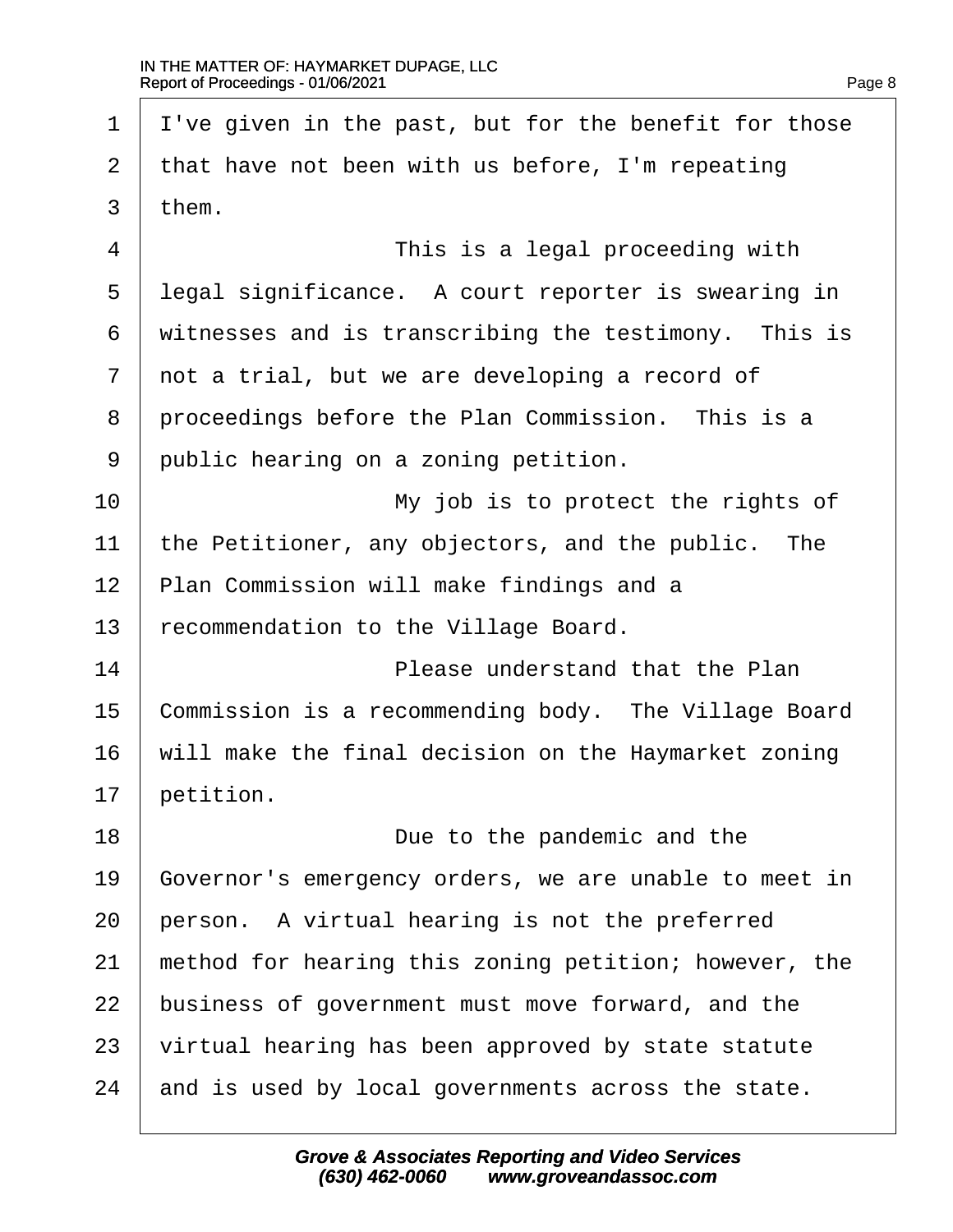I've given in the past, but for the benefit for those that have not been with us before, I'm repeating them.

This is a legal proceeding with legal significance. A court reporter is swearing in witnesses and is transcribing the testimony. This is not a trial, but we are developing a record of proceedings before the Plan Commission. This is a public hearing on a zoning petition.

My job is to protect the rights of the Petitioner, any objectors, and the public. The Plan Commission will make findings and a recommendation to the Village Board.

Please understand that the Plan Commission is a recommending body. The Village Board will make the final decision on the Haymarket zoning petition.

Due to the pandemic and the Governor's emergency orders, we are unable to meet in person. A virtual hearing is not the preferred method for hearing this zoning petition; however, the business of government must move forward, and the virtual hearing has been approved by state statute and is used by local governments across the state.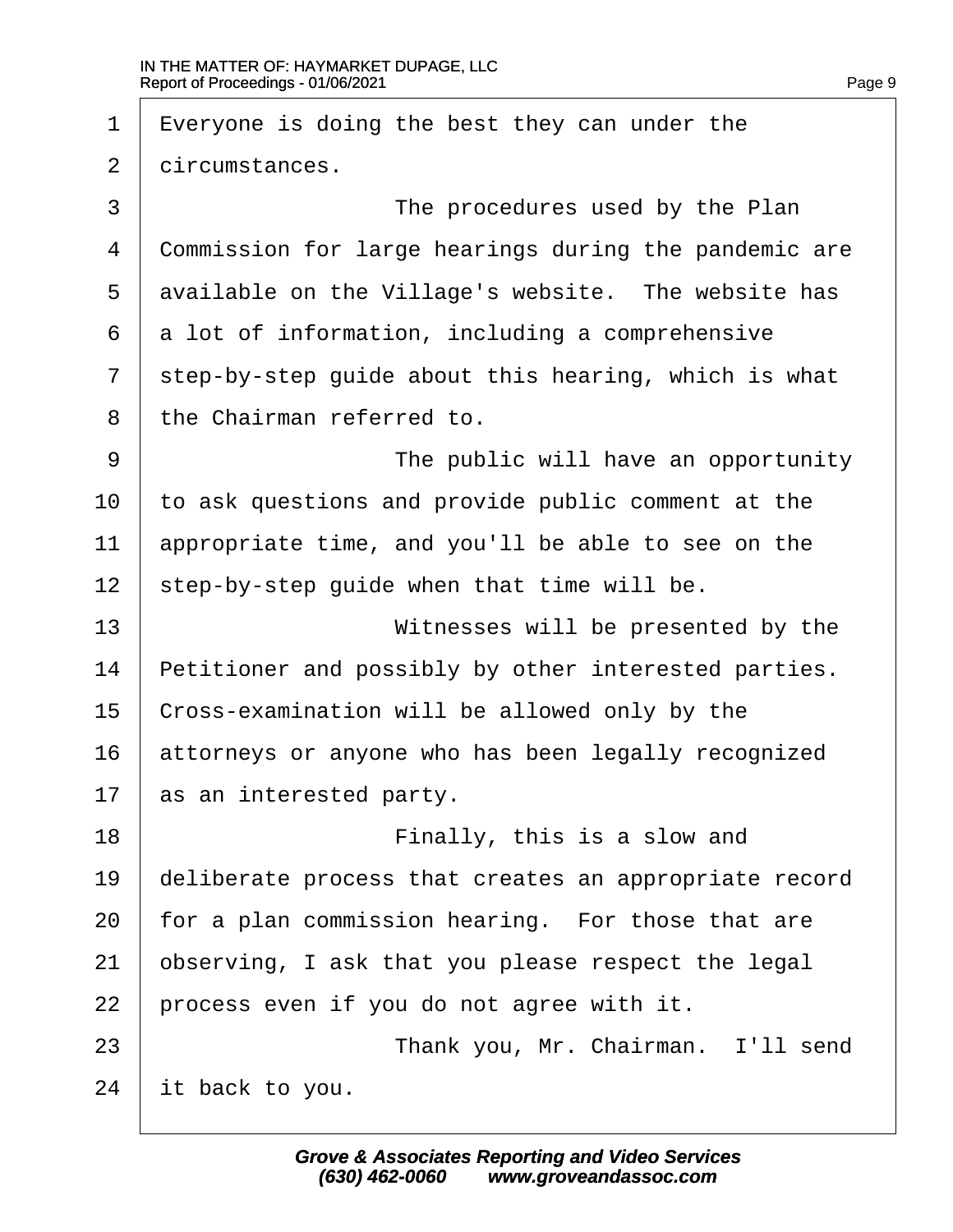1 Everyone is doing the best they can under the
2 circumstances.
3 The procedures used by the Plan
4 Commission for large hearings during the pandemic are
5 available on the Village's website. The website has
6 a lot of information, including a comprehensive
7 step-by-step guide about this hearing, which is what
8 the Chairman referred to.
9 The public will have an opportunity
10 to ask questions and provide public comment at the
11 appropriate time, and you'll be able to see on the
12 step-by-step guide when that time will be.
13 Witnesses will be presented by the
14 Petitioner and possibly by other interested parties.
15 Cross-examination will be allowed only by the
16 attorneys or anyone who has been legally recognized
17 as an interested party.
18 Finally, this is a slow and
19 deliberate process that creates an appropriate record
20 for a plan commission hearing. For those that are
21 observing, I ask that you please respect the legal
22 process even if you do not agree with it.
23 Thank you, Mr. Chairman. I'll send
24 it back to you.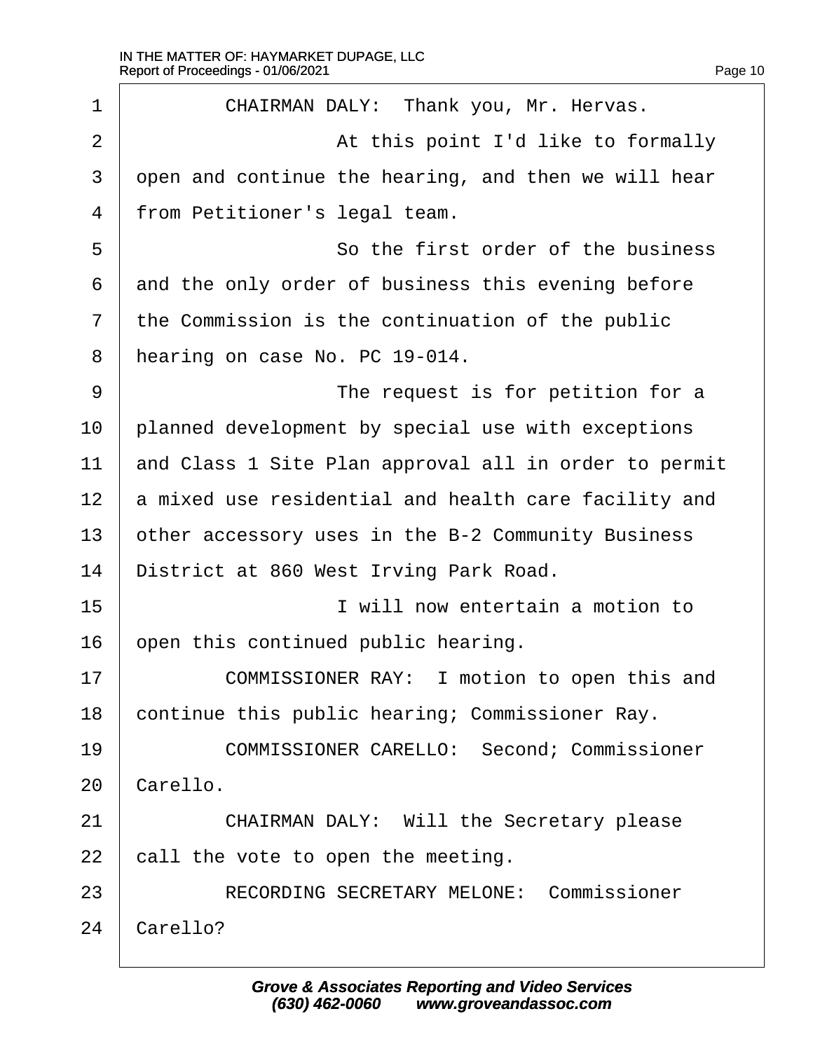CHAIRMAN DALY: Thank you, Mr. Hervas.

At this point I'd like to formally open and continue the hearing, and then we will hear from Petitioner's legal team.

So the first order of the business and the only order of business this evening before the Commission is the continuation of the public hearing on case No. PC 19-014.

The request is for petition for a planned development by special use with exceptions and Class 1 Site Plan approval all in order to permit a mixed use residential and health care facility and other accessory uses in the B-2 Community Business District at 860 West Irving Park Road.

I will now entertain a motion to open this continued public hearing.

COMMISSIONER RAY: I motion to open this and continue this public hearing; Commissioner Ray.

COMMISSIONER CARELLO: Second; Commissioner Carello.

CHAIRMAN DALY: Will the Secretary please call the vote to open the meeting.

RECORDING SECRETARY MELONE: Commissioner Carello?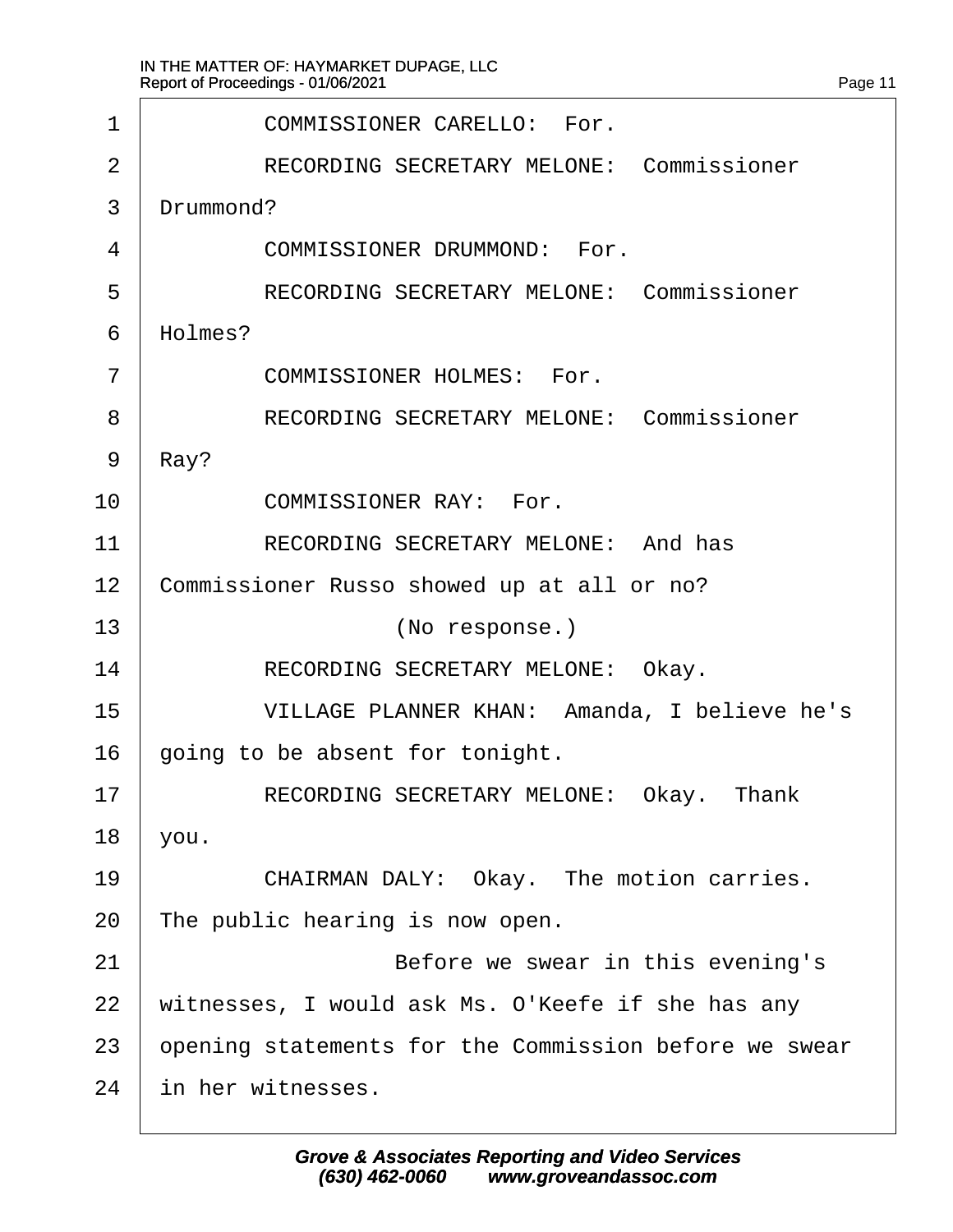1 COMMISSIONER CARELLO: For.

2 RECORDING SECRETARY MELONE: Commissioner

3 Drummond?

4 COMMISSIONER DRUMMOND: For.

5 RECORDING SECRETARY MELONE: Commissioner

6 Holmes?

7 COMMISSIONER HOLMES: For.

8 RECORDING SECRETARY MELONE: Commissioner

9 Ray?

10 COMMISSIONER RAY: For.

11 RECORDING SECRETARY MELONE: And has

12 Commissioner Russo showed up at all or no?

13 (No response.)

14 RECORDING SECRETARY MELONE: Okay.

15 VILLAGE PLANNER KHAN: Amanda, I believe he's

16 going to be absent for tonight.

17 RECORDING SECRETARY MELONE: Okay. Thank

18 you.

19 CHAIRMAN DALY: Okay. The motion carries.

20 The public hearing is now open.

21 Before we swear in this evening's

22 witnesses, I would ask Ms. O'Keefe if she has any

23 opening statements for the Commission before we swear

24 in her witnesses.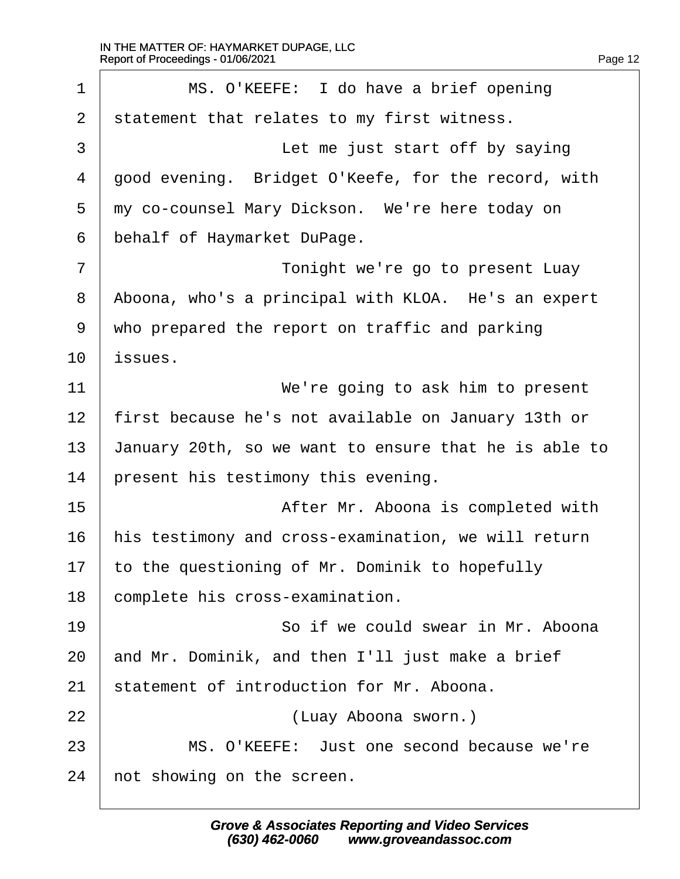1 MS. O'KEEFE: I do have a brief opening
2 statement that relates to my first witness.
3 Let me just start off by saying
4 good evening. Bridget O'Keefe, for the record, with
5 my co-counsel Mary Dickson. We're here today on
6 behalf of Haymarket DuPage.
7 Tonight we're go to present Luay
8 Aboona, who's a principal with KLOA. He's an expert
9 who prepared the report on traffic and parking
10 issues.
11 We're going to ask him to present
12 first because he's not available on January 13th or
13 January 20th, so we want to ensure that he is able to
14 present his testimony this evening.
15 After Mr. Aboona is completed with
16 his testimony and cross-examination, we will return
17 to the questioning of Mr. Dominik to hopefully
18 complete his cross-examination.
19 So if we could swear in Mr. Aboona
20 and Mr. Dominik, and then I'll just make a brief
21 statement of introduction for Mr. Aboona.
22 (Luay Aboona sworn.)
23 MS. O'KEEFE: Just one second because we're
24 not showing on the screen.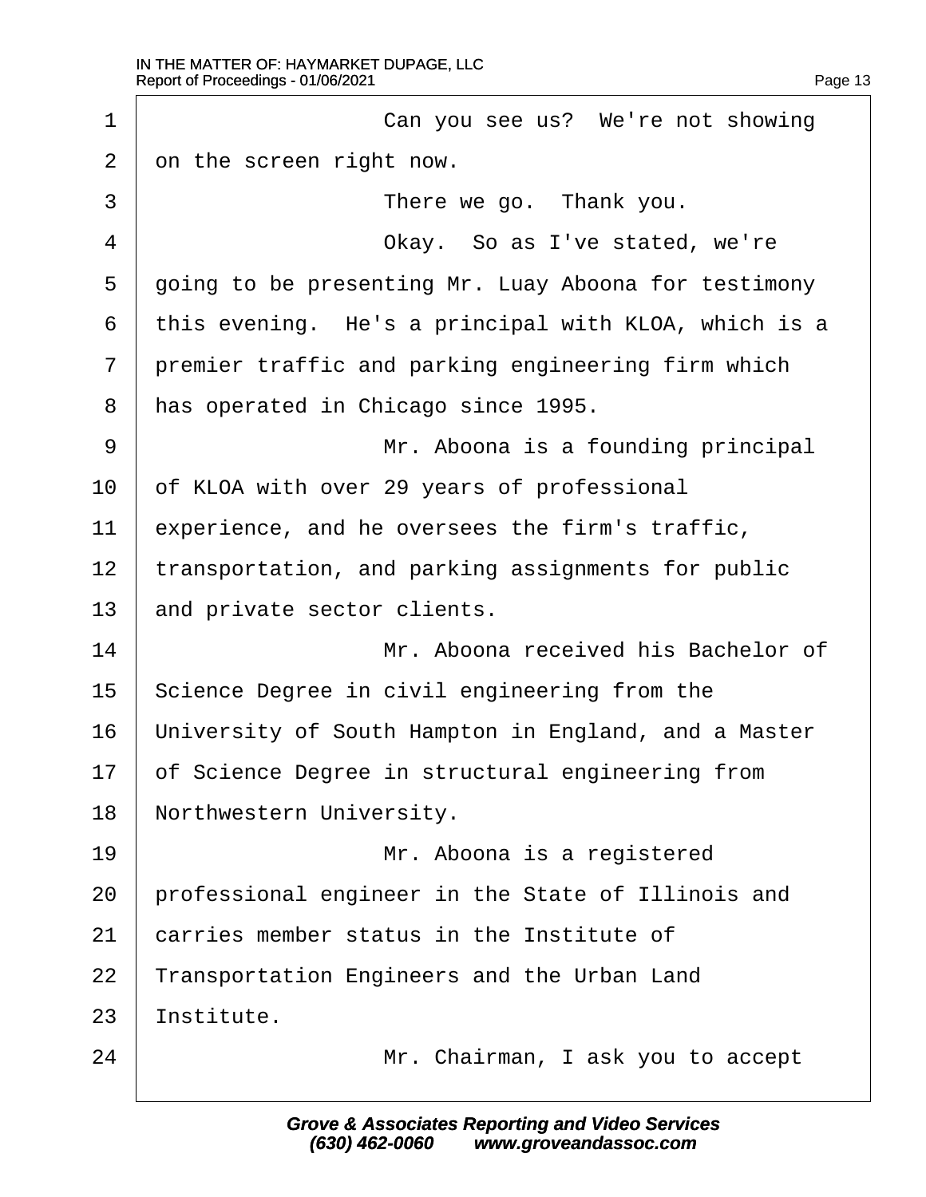Can you see us? We're not showing on the screen right now.

There we go. Thank you.

Okay. So as I've stated, we're going to be presenting Mr. Luay Aboona for testimony this evening. He's a principal with KLOA, which is a premier traffic and parking engineering firm which has operated in Chicago since 1995.

Mr. Aboona is a founding principal of KLOA with over 29 years of professional experience, and he oversees the firm's traffic, transportation, and parking assignments for public and private sector clients.

Mr. Aboona received his Bachelor of Science Degree in civil engineering from the University of South Hampton in England, and a Master of Science Degree in structural engineering from Northwestern University.

Mr. Aboona is a registered professional engineer in the State of Illinois and carries member status in the Institute of Transportation Engineers and the Urban Land Institute.

Mr. Chairman, I ask you to accept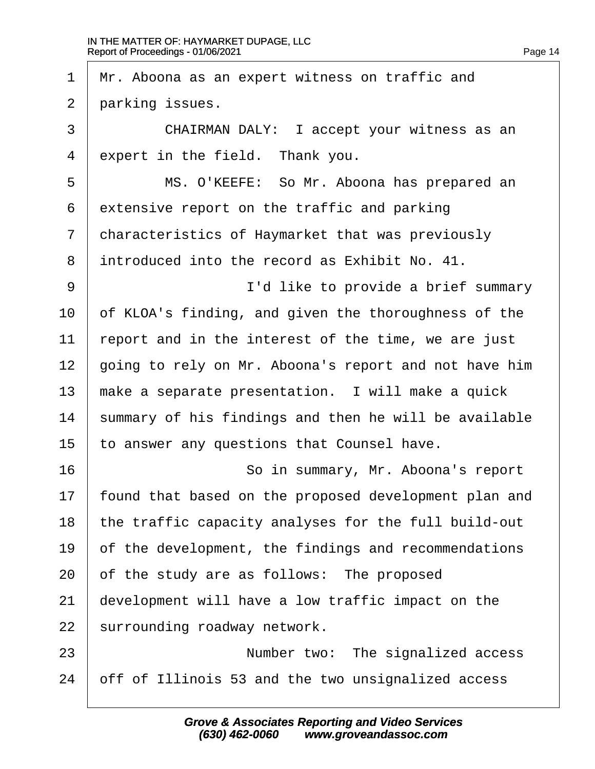Mr. Aboona as an expert witness on traffic and parking issues.

CHAIRMAN DALY: I accept your witness as an expert in the field. Thank you.

MS. O'KEEFE: So Mr. Aboona has prepared an extensive report on the traffic and parking characteristics of Haymarket that was previously introduced into the record as Exhibit No. 41.

I'd like to provide a brief summary of KLOA's finding, and given the thoroughness of the report and in the interest of the time, we are just going to rely on Mr. Aboona's report and not have him make a separate presentation. I will make a quick summary of his findings and then he will be available to answer any questions that Counsel have.

So in summary, Mr. Aboona's report found that based on the proposed development plan and the traffic capacity analyses for the full build-out of the development, the findings and recommendations of the study are as follows: The proposed development will have a low traffic impact on the surrounding roadway network.

Number two: The signalized access off of Illinois 53 and the two unsignalized access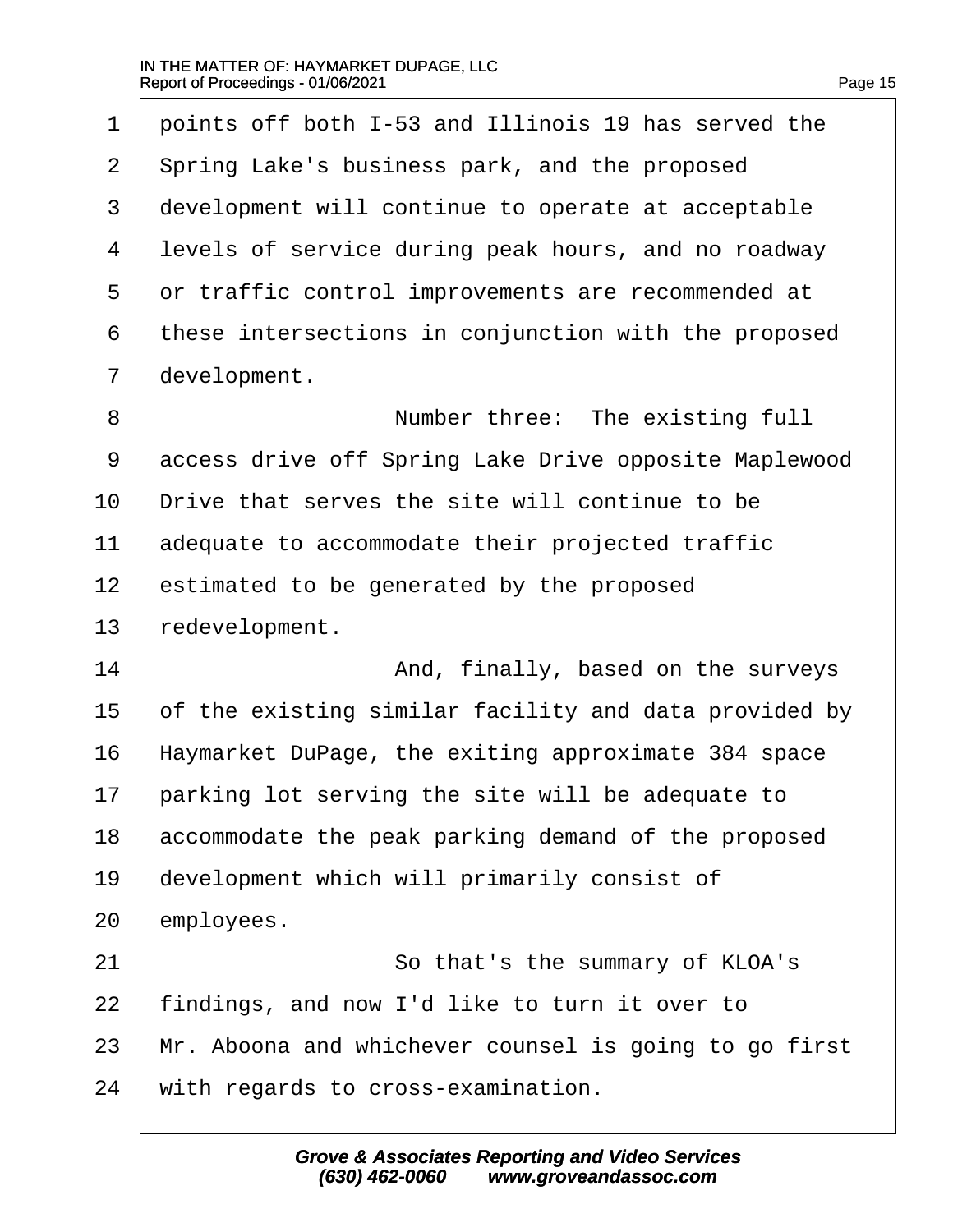1 points off both I-53 and Illinois 19 has served the
2 Spring Lake's business park, and the proposed
3 development will continue to operate at acceptable
4 levels of service during peak hours, and no roadway
5 or traffic control improvements are recommended at
6 these intersections in conjunction with the proposed
7 development.
8 Number three: The existing full
9 access drive off Spring Lake Drive opposite Maplewood
10 Drive that serves the site will continue to be
11 adequate to accommodate their projected traffic
12 estimated to be generated by the proposed
13 redevelopment.
14 And, finally, based on the surveys
15 of the existing similar facility and data provided by
16 Haymarket DuPage, the exiting approximate 384 space
17 parking lot serving the site will be adequate to
18 accommodate the peak parking demand of the proposed
19 development which will primarily consist of
20 employees.
21 So that's the summary of KLOA's
22 findings, and now I'd like to turn it over to
23 Mr. Aboona and whichever counsel is going to go first
24 with regards to cross-examination.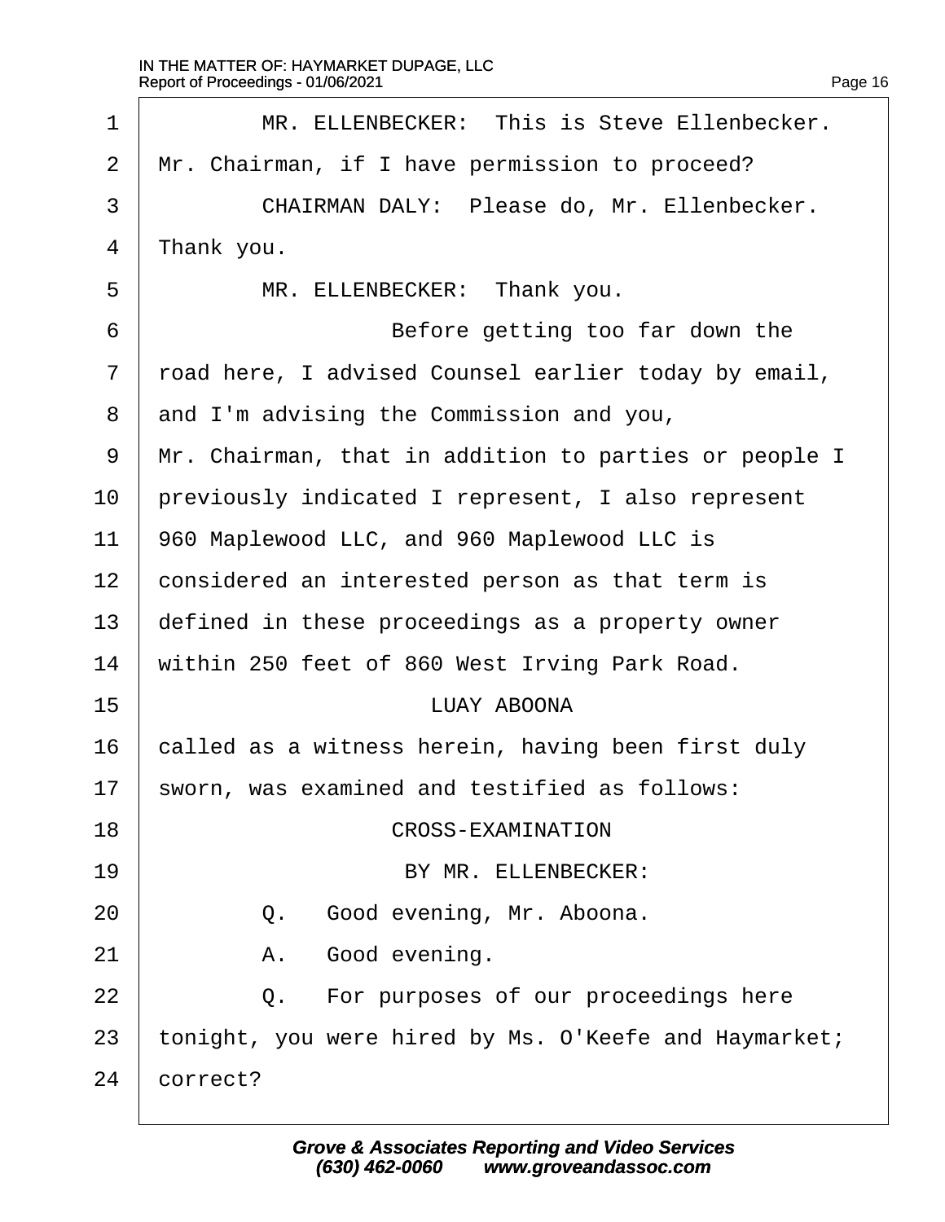MR. ELLENBECKER: This is Steve Ellenbecker. Mr. Chairman, if I have permission to proceed?

CHAIRMAN DALY: Please do, Mr. Ellenbecker. Thank you.

MR. ELLENBECKER: Thank you.

Before getting too far down the road here, I advised Counsel earlier today by email, and I'm advising the Commission and you, Mr. Chairman, that in addition to parties or people I previously indicated I represent, I also represent 960 Maplewood LLC, and 960 Maplewood LLC is considered an interested person as that term is defined in these proceedings as a property owner within 250 feet of 860 West Irving Park Road.

LUAY ABOONA

called as a witness herein, having been first duly sworn, was examined and testified as follows:

CROSS-EXAMINATION

BY MR. ELLENBECKER:

Q. Good evening, Mr. Aboona.

A. Good evening.

Q. For purposes of our proceedings here tonight, you were hired by Ms. O'Keefe and Haymarket; correct?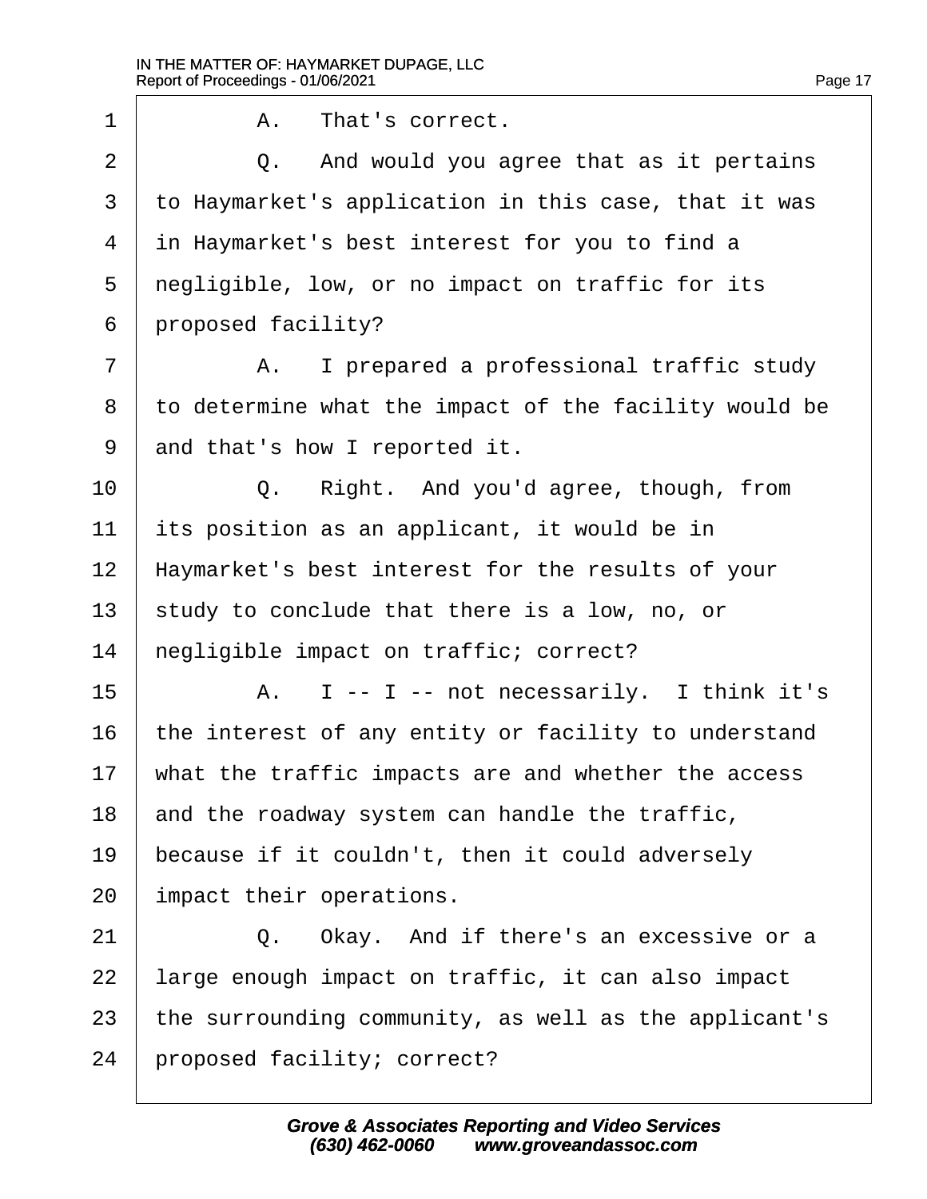1 A. That's correct.

2 Q. And would you agree that as it pertains

3 to Haymarket's application in this case, that it was

4 in Haymarket's best interest for you to find a

5 negligible, low, or no impact on traffic for its

6 proposed facility?

7 A. I prepared a professional traffic study

8 to determine what the impact of the facility would be

9 and that's how I reported it.

10 Q. Right. And you'd agree, though, from

11 its position as an applicant, it would be in

12 Haymarket's best interest for the results of your

13 study to conclude that there is a low, no, or

14 negligible impact on traffic; correct?

15 A. I -- I -- not necessarily. I think it's

16 the interest of any entity or facility to understand

17 what the traffic impacts are and whether the access

18 and the roadway system can handle the traffic,

19 because if it couldn't, then it could adversely

20 impact their operations.

21 Q. Okay. And if there's an excessive or a

22 large enough impact on traffic, it can also impact

23 the surrounding community, as well as the applicant's

24 proposed facility; correct?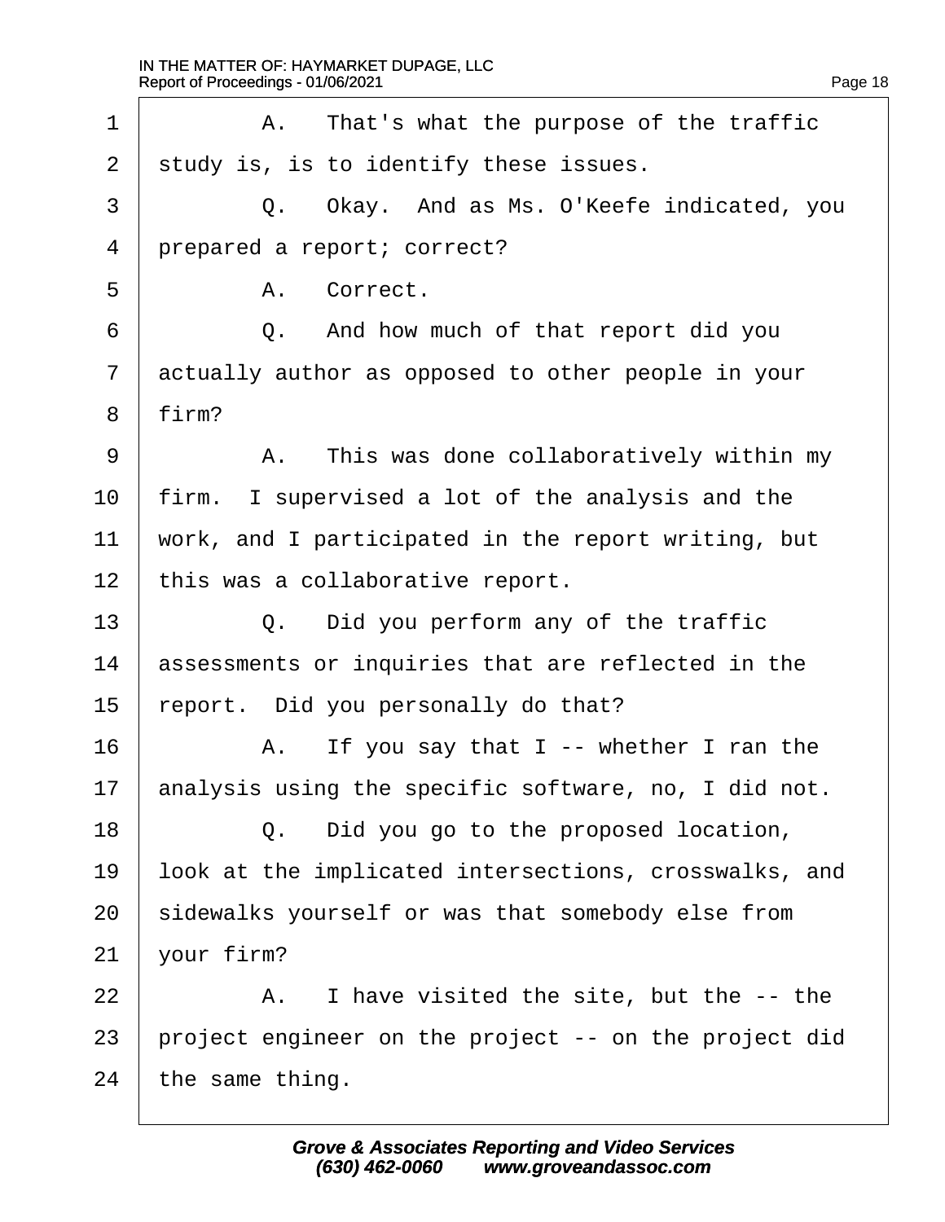1 A. That's what the purpose of the traffic
2 study is, is to identify these issues.
3 Q. Okay. And as Ms. O'Keefe indicated, you
4 prepared a report; correct?
5 A. Correct.
6 Q. And how much of that report did you
7 actually author as opposed to other people in your
8 firm?
9 A. This was done collaboratively within my
10 firm. I supervised a lot of the analysis and the
11 work, and I participated in the report writing, but
12 this was a collaborative report.
13 Q. Did you perform any of the traffic
14 assessments or inquiries that are reflected in the
15 report. Did you personally do that?
16 A. If you say that I -- whether I ran the
17 analysis using the specific software, no, I did not.
18 Q. Did you go to the proposed location,
19 look at the implicated intersections, crosswalks, and
20 sidewalks yourself or was that somebody else from
21 your firm?
22 A. I have visited the site, but the -- the
23 project engineer on the project -- on the project did
24 the same thing.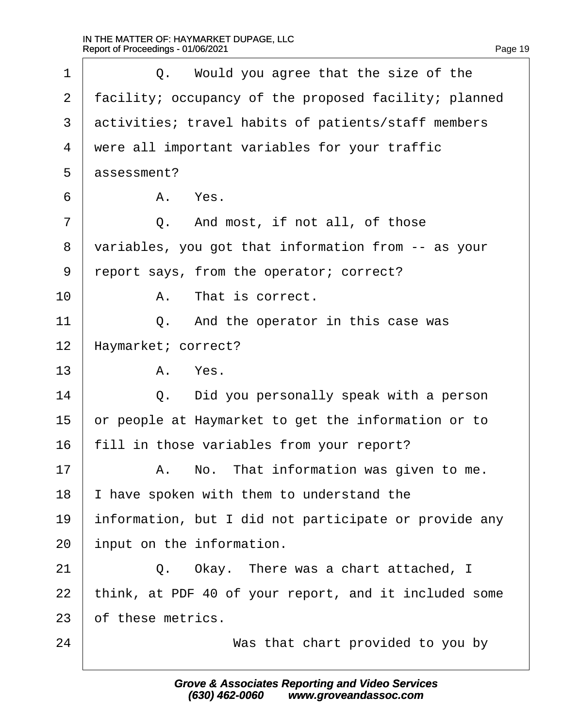1 Q. Would you agree that the size of the
2 facility; occupancy of the proposed facility; planned
3 activities; travel habits of patients/staff members
4 were all important variables for your traffic
5 assessment?
6 A. Yes.
7 Q. And most, if not all, of those
8 variables, you got that information from -- as your
9 report says, from the operator; correct?
10 A. That is correct.
11 Q. And the operator in this case was
12 Haymarket; correct?
13 A. Yes.
14 Q. Did you personally speak with a person
15 or people at Haymarket to get the information or to
16 fill in those variables from your report?
17 A. No. That information was given to me.
18 I have spoken with them to understand the
19 information, but I did not participate or provide any
20 input on the information.
21 Q. Okay. There was a chart attached, I
22 think, at PDF 40 of your report, and it included some
23 of these metrics.
24 Was that chart provided to you by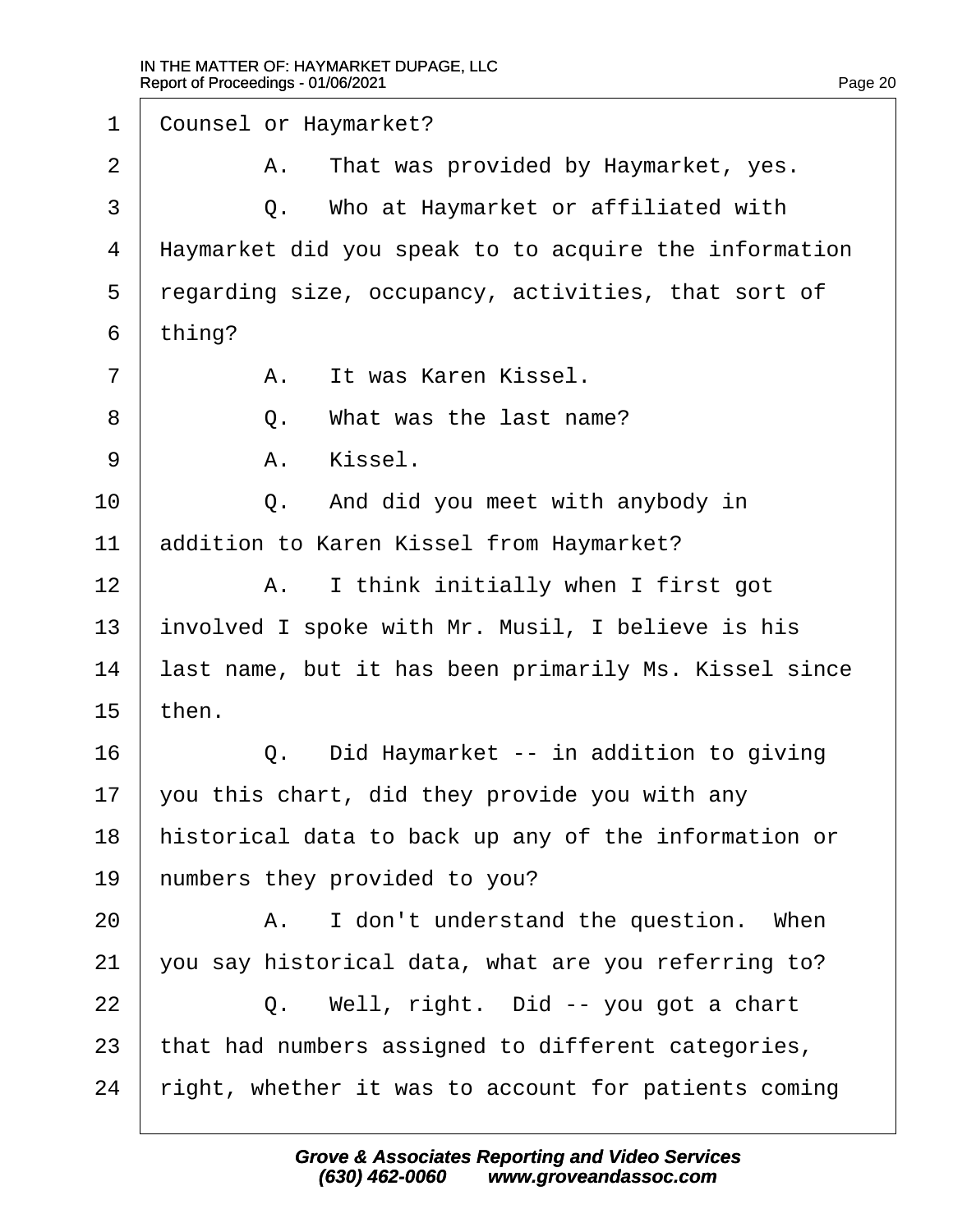1 Counsel or Haymarket?

2 A. That was provided by Haymarket, yes.

3 Q. Who at Haymarket or affiliated with

4 Haymarket did you speak to to acquire the information

5 regarding size, occupancy, activities, that sort of

6 thing?

7 A. It was Karen Kissel.

8 Q. What was the last name?

9 A. Kissel.

10 Q. And did you meet with anybody in

11 addition to Karen Kissel from Haymarket?

12 A. I think initially when I first got

13 involved I spoke with Mr. Musil, I believe is his

14 last name, but it has been primarily Ms. Kissel since

15 then.

16 Q. Did Haymarket -- in addition to giving

17 you this chart, did they provide you with any

18 historical data to back up any of the information or

19 numbers they provided to you?

20 A. I don't understand the question. When

21 you say historical data, what are you referring to?

22 Q. Well, right. Did -- you got a chart

23 that had numbers assigned to different categories,

24 right, whether it was to account for patients coming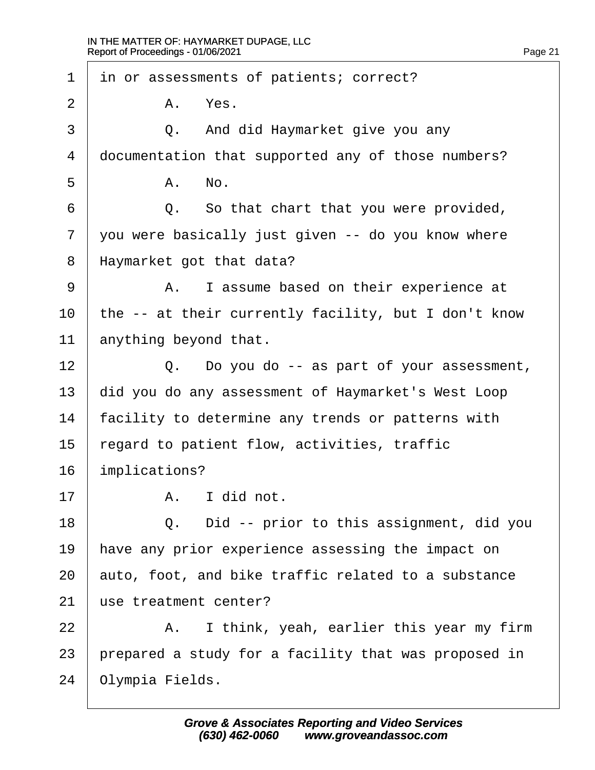1 in or assessments of patients; correct?

2 A. Yes.

3 Q. And did Haymarket give you any

4 documentation that supported any of those numbers?

5 A. No.

6 Q. So that chart that you were provided,

7 you were basically just given -- do you know where

8 Haymarket got that data?

9 A. I assume based on their experience at

10 the -- at their currently facility, but I don't know

11 anything beyond that.

12 Q. Do you do -- as part of your assessment,

13 did you do any assessment of Haymarket's West Loop

14 facility to determine any trends or patterns with

15 regard to patient flow, activities, traffic

16 implications?

17 A. I did not.

18 Q. Did -- prior to this assignment, did you

19 have any prior experience assessing the impact on

20 auto, foot, and bike traffic related to a substance

21 use treatment center?

22 A. I think, yeah, earlier this year my firm

23 prepared a study for a facility that was proposed in

24 Olympia Fields.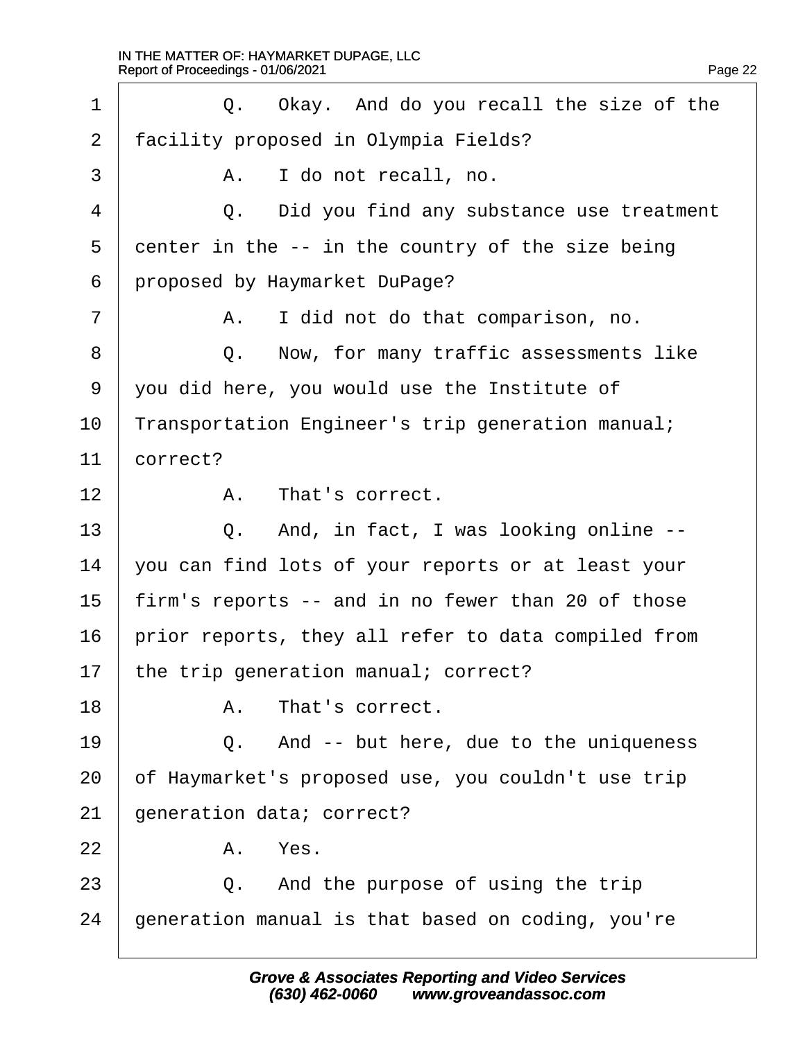1 Q. Okay. And do you recall the size of the
2 facility proposed in Olympia Fields?
3 A. I do not recall, no.
4 Q. Did you find any substance use treatment
5 center in the -- in the country of the size being
6 proposed by Haymarket DuPage?
7 A. I did not do that comparison, no.
8 Q. Now, for many traffic assessments like
9 you did here, you would use the Institute of
10 Transportation Engineer's trip generation manual;
11 correct?
12 A. That's correct.
13 Q. And, in fact, I was looking online --
14 you can find lots of your reports or at least your
15 firm's reports -- and in no fewer than 20 of those
16 prior reports, they all refer to data compiled from
17 the trip generation manual; correct?
18 A. That's correct.
19 Q. And -- but here, due to the uniqueness
20 of Haymarket's proposed use, you couldn't use trip
21 generation data; correct?
22 A. Yes.
23 Q. And the purpose of using the trip
24 generation manual is that based on coding, you're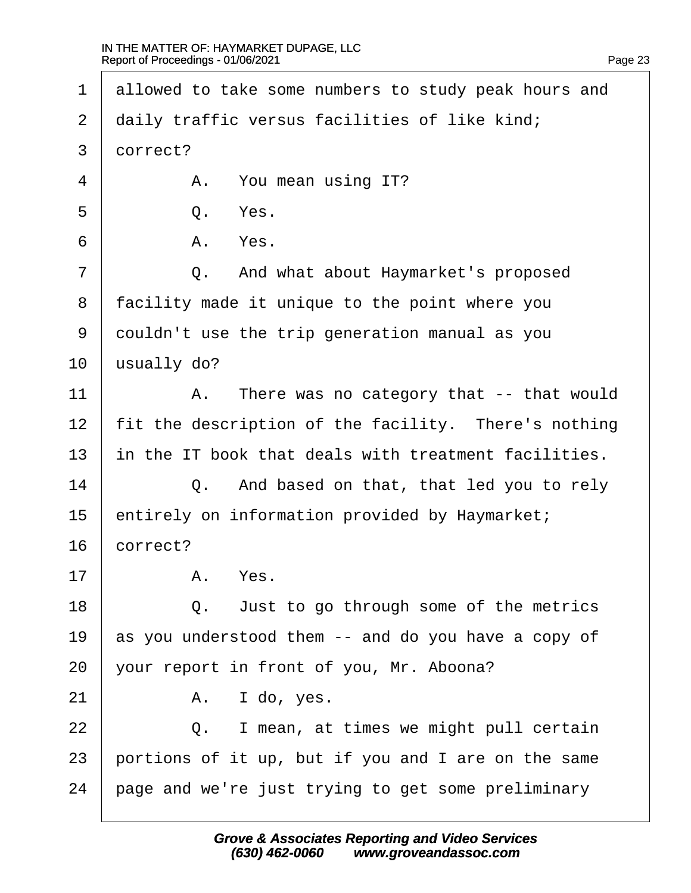1 allowed to take some numbers to study peak hours and
2 daily traffic versus facilities of like kind;
3 correct?
4 A. You mean using IT?
5 Q. Yes.
6 A. Yes.
7 Q. And what about Haymarket's proposed
8 facility made it unique to the point where you
9 couldn't use the trip generation manual as you
10 usually do?
11 A. There was no category that -- that would
12 fit the description of the facility. There's nothing
13 in the IT book that deals with treatment facilities.
14 Q. And based on that, that led you to rely
15 entirely on information provided by Haymarket;
16 correct?
17 A. Yes.
18 Q. Just to go through some of the metrics
19 as you understood them -- and do you have a copy of
20 your report in front of you, Mr. Aboona?
21 A. I do, yes.
22 Q. I mean, at times we might pull certain
23 portions of it up, but if you and I are on the same
24 page and we're just trying to get some preliminary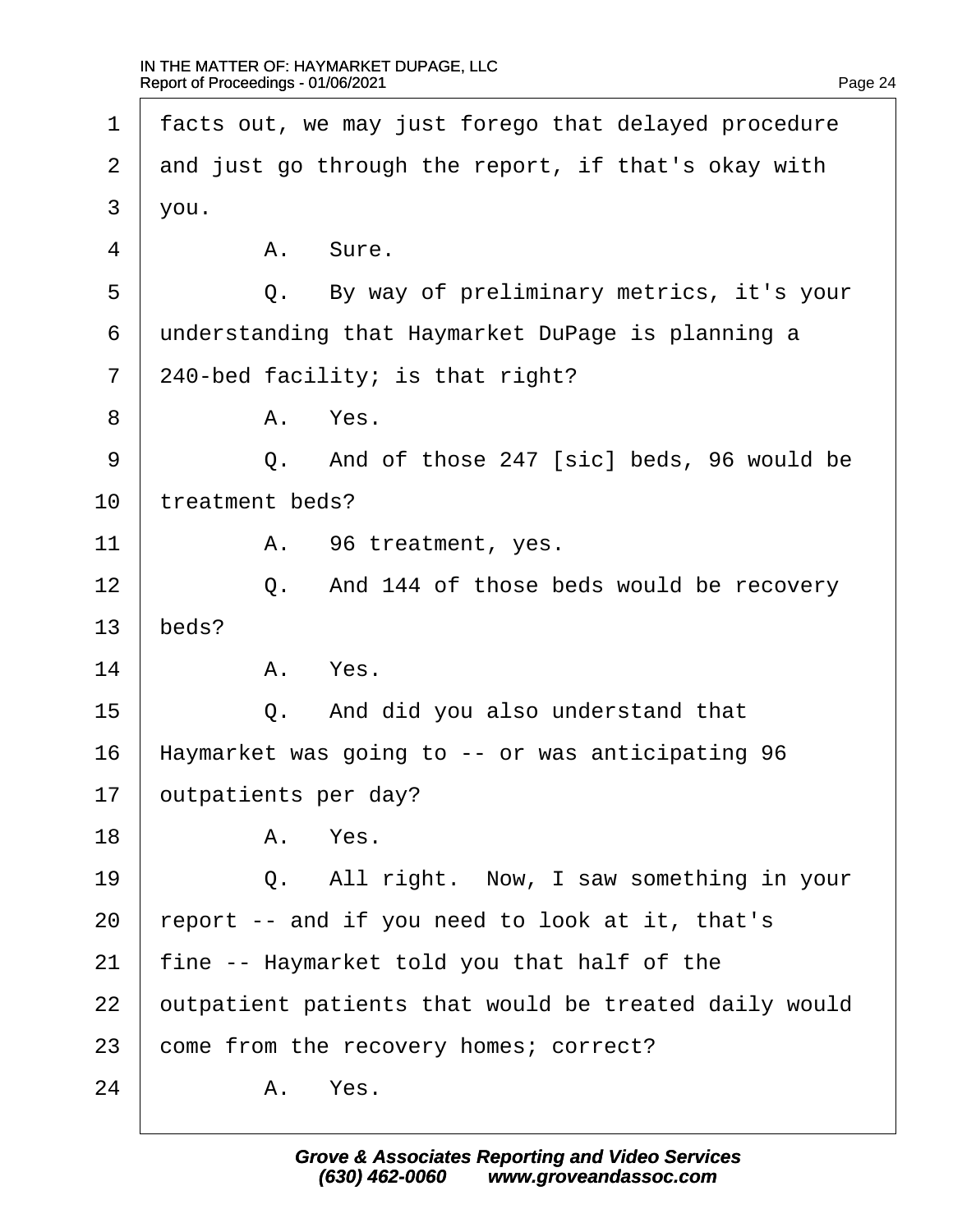1 facts out, we may just forego that delayed procedure

2 and just go through the report, if that's okay with

3 you.

4 A. Sure.

5 Q. By way of preliminary metrics, it's your

6 understanding that Haymarket DuPage is planning a

7 240-bed facility; is that right?

8 A. Yes.

9 Q. And of those 247 [sic] beds, 96 would be

10 treatment beds?

11 A. 96 treatment, yes.

12 Q. And 144 of those beds would be recovery

13 beds?

14 A. Yes.

15 Q. And did you also understand that

16 Haymarket was going to -- or was anticipating 96

17 outpatients per day?

18 A. Yes.

19 Q. All right. Now, I saw something in your

20 report -- and if you need to look at it, that's

21 fine -- Haymarket told you that half of the

22 outpatient patients that would be treated daily would

23 come from the recovery homes; correct?

24 A. Yes.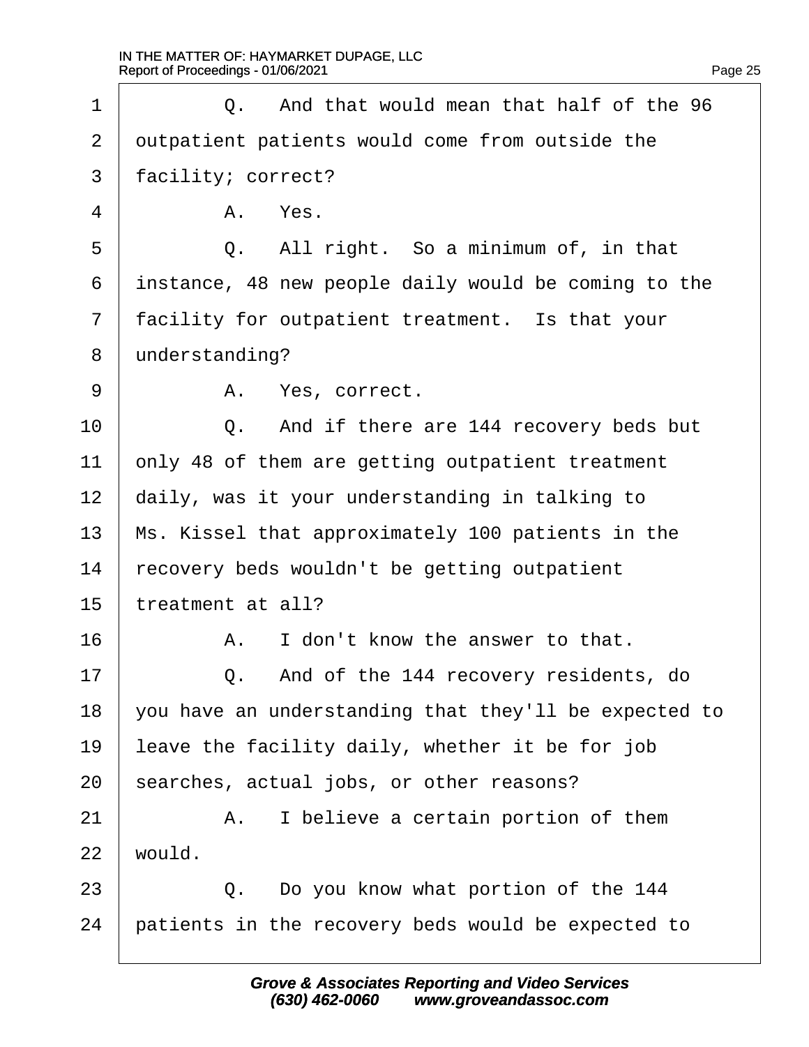1 Q. And that would mean that half of the 96
2 outpatient patients would come from outside the
3 facility; correct?
4 A. Yes.
5 Q. All right. So a minimum of, in that
6 instance, 48 new people daily would be coming to the
7 facility for outpatient treatment. Is that your
8 understanding?
9 A. Yes, correct.
10 Q. And if there are 144 recovery beds but
11 only 48 of them are getting outpatient treatment
12 daily, was it your understanding in talking to
13 Ms. Kissel that approximately 100 patients in the
14 recovery beds wouldn't be getting outpatient
15 treatment at all?
16 A. I don't know the answer to that.
17 Q. And of the 144 recovery residents, do
18 you have an understanding that they'll be expected to
19 leave the facility daily, whether it be for job
20 searches, actual jobs, or other reasons?
21 A. I believe a certain portion of them
22 would.
23 Q. Do you know what portion of the 144
24 patients in the recovery beds would be expected to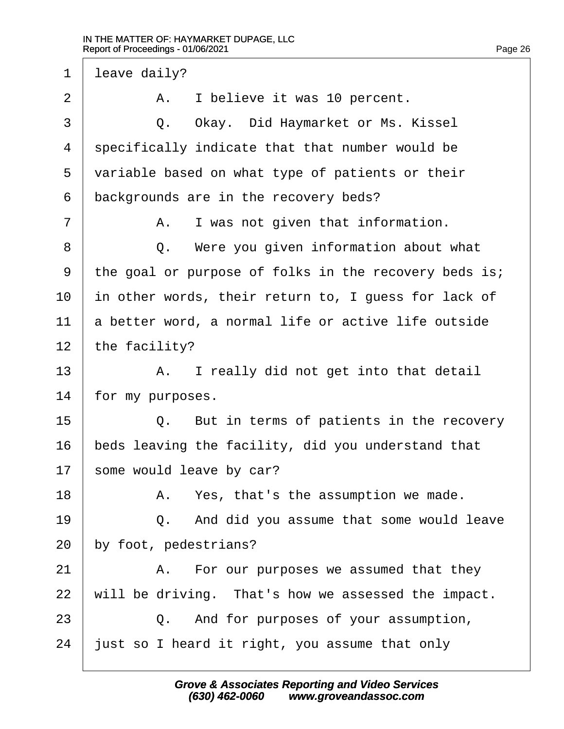1 leave daily?

2 A. I believe it was 10 percent.

3 Q. Okay. Did Haymarket or Ms. Kissel

4 specifically indicate that that number would be

5 variable based on what type of patients or their

6 backgrounds are in the recovery beds?

7 A. I was not given that information.

8 Q. Were you given information about what

9 the goal or purpose of folks in the recovery beds is;

10 in other words, their return to, I guess for lack of

11 a better word, a normal life or active life outside

12 the facility?

13 A. I really did not get into that detail

14 for my purposes.

15 Q. But in terms of patients in the recovery

16 beds leaving the facility, did you understand that

17 some would leave by car?

18 A. Yes, that's the assumption we made.

19 Q. And did you assume that some would leave

20 by foot, pedestrians?

21 A. For our purposes we assumed that they

22 will be driving. That's how we assessed the impact.

23 Q. And for purposes of your assumption,

24 just so I heard it right, you assume that only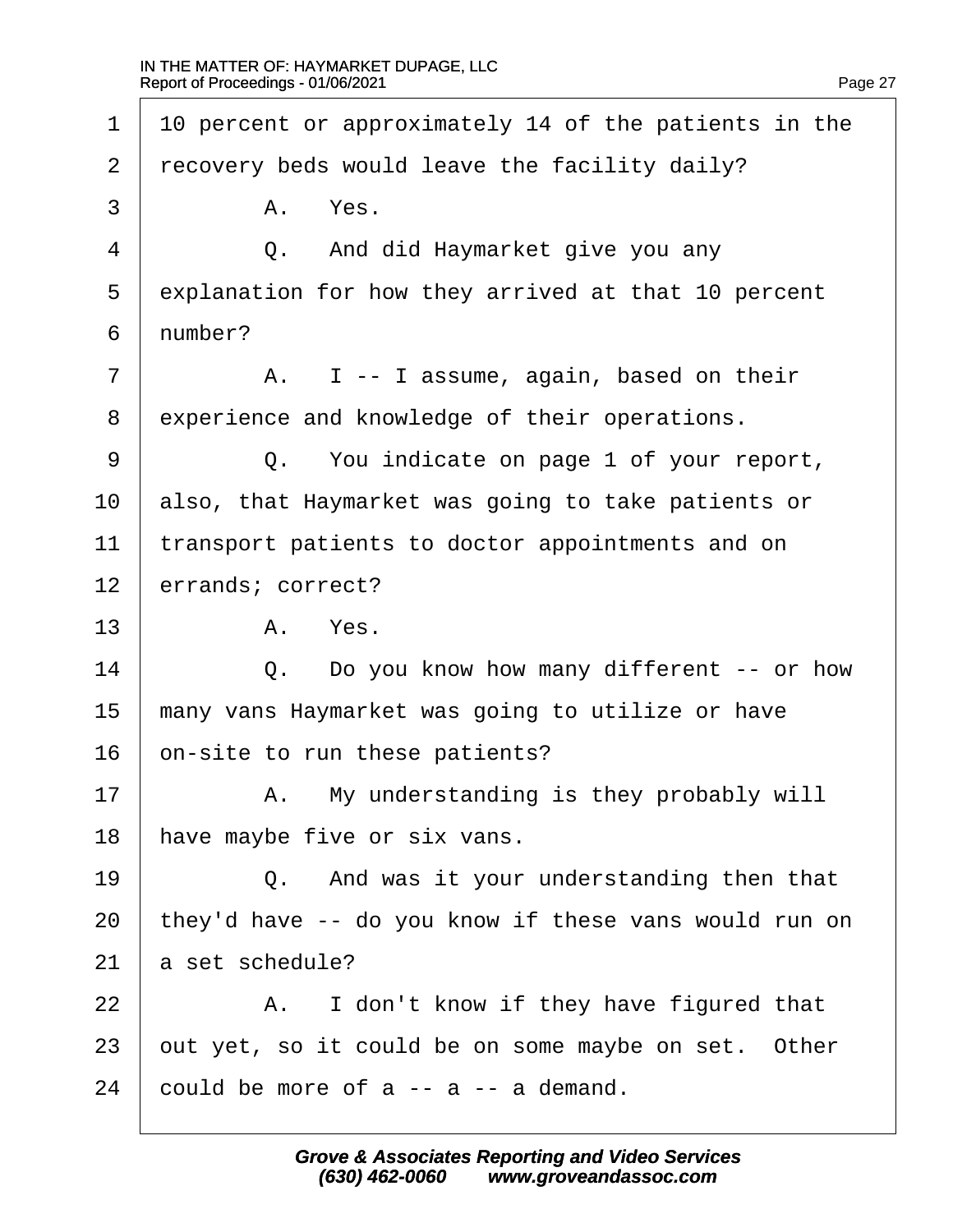1 10 percent or approximately 14 of the patients in the
2 recovery beds would leave the facility daily?
3 A. Yes.
4 Q. And did Haymarket give you any
5 explanation for how they arrived at that 10 percent
6 number?
7 A. I -- I assume, again, based on their
8 experience and knowledge of their operations.
9 Q. You indicate on page 1 of your report,
10 also, that Haymarket was going to take patients or
11 transport patients to doctor appointments and on
12 errands; correct?
13 A. Yes.
14 Q. Do you know how many different -- or how
15 many vans Haymarket was going to utilize or have
16 on-site to run these patients?
17 A. My understanding is they probably will
18 have maybe five or six vans.
19 Q. And was it your understanding then that
20 they'd have -- do you know if these vans would run on
21 a set schedule?
22 A. I don't know if they have figured that
23 out yet, so it could be on some maybe on set. Other
24 could be more of a -- a -- a demand.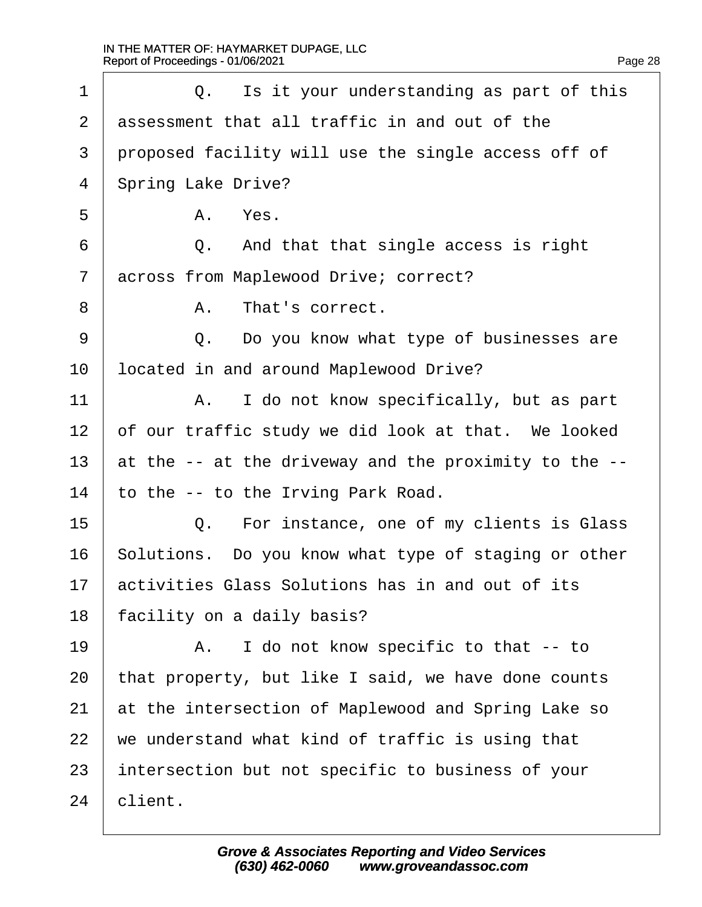1 Q. Is it your understanding as part of this
2 assessment that all traffic in and out of the
3 proposed facility will use the single access off of
4 Spring Lake Drive?
5 A. Yes.
6 Q. And that that single access is right
7 across from Maplewood Drive; correct?
8 A. That's correct.
9 Q. Do you know what type of businesses are
10 located in and around Maplewood Drive?
11 A. I do not know specifically, but as part
12 of our traffic study we did look at that. We looked
13 at the -- at the driveway and the proximity to the --
14 to the -- to the Irving Park Road.
15 Q. For instance, one of my clients is Glass
16 Solutions. Do you know what type of staging or other
17 activities Glass Solutions has in and out of its
18 facility on a daily basis?
19 A. I do not know specific to that -- to
20 that property, but like I said, we have done counts
21 at the intersection of Maplewood and Spring Lake so
22 we understand what kind of traffic is using that
23 intersection but not specific to business of your
24 client.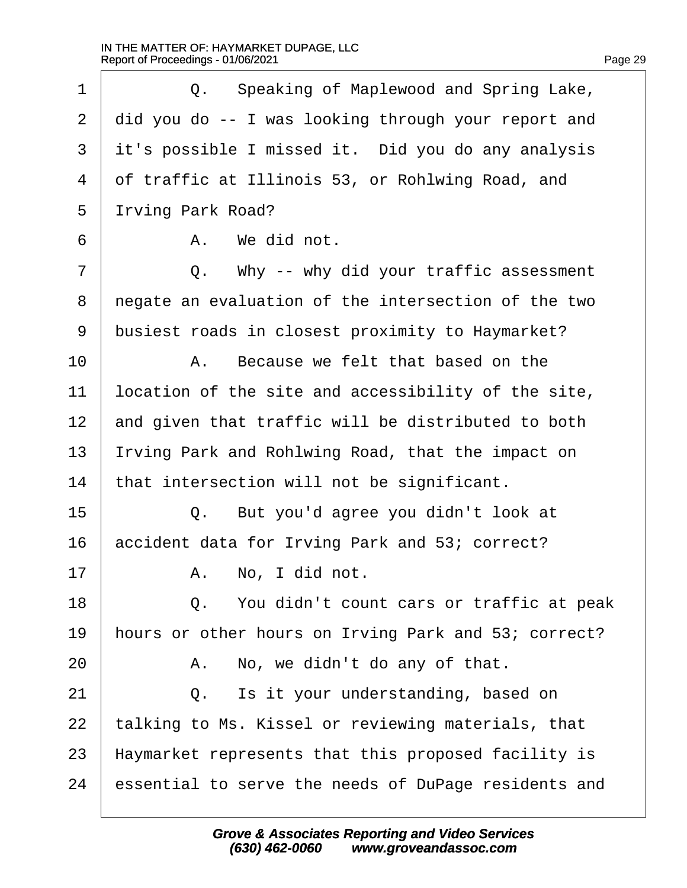1 Q. Speaking of Maplewood and Spring Lake,
2 did you do -- I was looking through your report and
3 it's possible I missed it. Did you do any analysis
4 of traffic at Illinois 53, or Rohlwing Road, and
5 Irving Park Road?
6 A. We did not.
7 Q. Why -- why did your traffic assessment
8 negate an evaluation of the intersection of the two
9 busiest roads in closest proximity to Haymarket?
10 A. Because we felt that based on the
11 location of the site and accessibility of the site,
12 and given that traffic will be distributed to both
13 Irving Park and Rohlwing Road, that the impact on
14 that intersection will not be significant.
15 Q. But you'd agree you didn't look at
16 accident data for Irving Park and 53; correct?
17 A. No, I did not.
18 Q. You didn't count cars or traffic at peak
19 hours or other hours on Irving Park and 53; correct?
20 A. No, we didn't do any of that.
21 Q. Is it your understanding, based on
22 talking to Ms. Kissel or reviewing materials, that
23 Haymarket represents that this proposed facility is
24 essential to serve the needs of DuPage residents and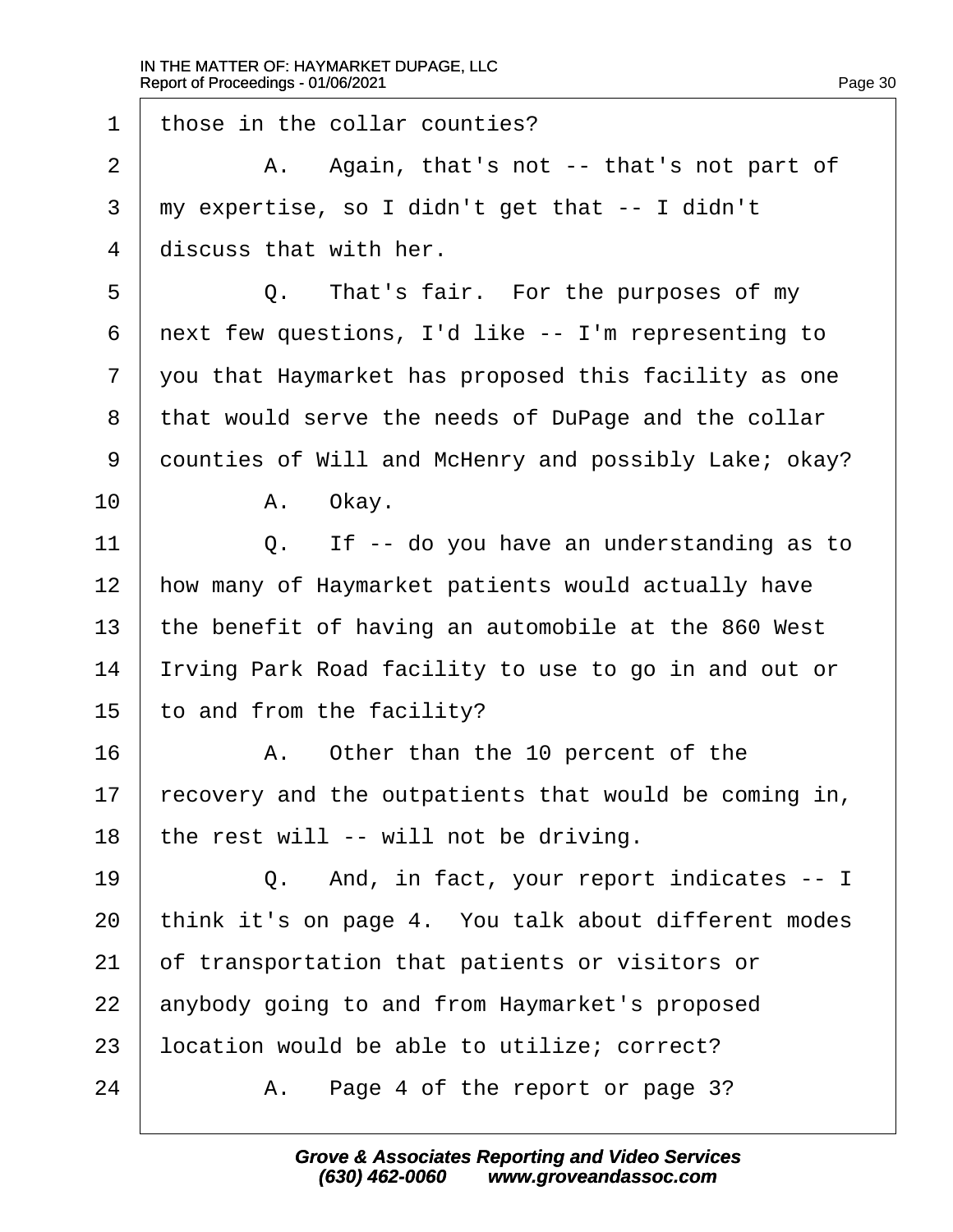1 those in the collar counties?

2 A. Again, that's not -- that's not part of

3 my expertise, so I didn't get that -- I didn't

4 discuss that with her.

5 Q. That's fair. For the purposes of my

6 next few questions, I'd like -- I'm representing to

7 you that Haymarket has proposed this facility as one

8 that would serve the needs of DuPage and the collar

9 counties of Will and McHenry and possibly Lake; okay?

10 A. Okay.

11 Q. If -- do you have an understanding as to

12 how many of Haymarket patients would actually have

13 the benefit of having an automobile at the 860 West

14 Irving Park Road facility to use to go in and out or

15 to and from the facility?

16 A. Other than the 10 percent of the

17 recovery and the outpatients that would be coming in,

18 the rest will -- will not be driving.

19 Q. And, in fact, your report indicates -- I

20 think it's on page 4. You talk about different modes

21 of transportation that patients or visitors or

22 anybody going to and from Haymarket's proposed

23 location would be able to utilize; correct?

24 A. Page 4 of the report or page 3?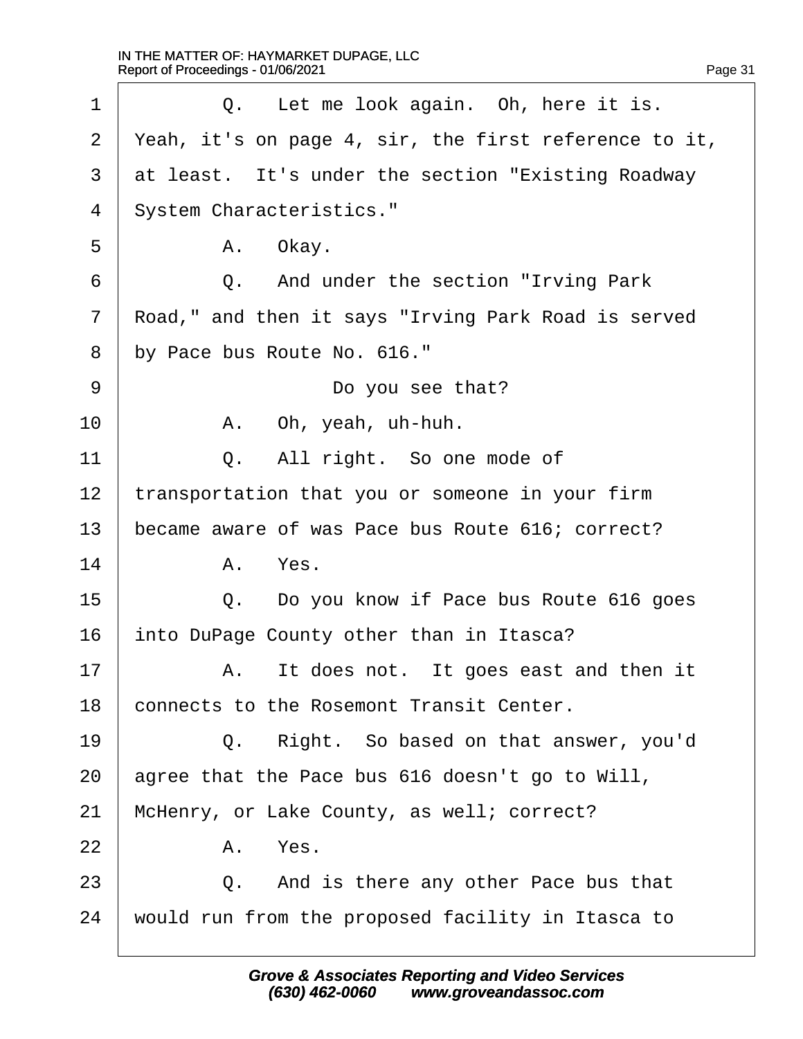1 Q. Let me look again. Oh, here it is.

2 Yeah, it's on page 4, sir, the first reference to it,

3 at least. It's under the section "Existing Roadway

4 System Characteristics."

5 A. Okay.

6 Q. And under the section "Irving Park

7 Road," and then it says "Irving Park Road is served

8 by Pace bus Route No. 616."

9 Do you see that?

10 A. Oh, yeah, uh-huh.

11 Q. All right. So one mode of

12 transportation that you or someone in your firm

13 became aware of was Pace bus Route 616; correct?

14 A. Yes.

15 Q. Do you know if Pace bus Route 616 goes

16 into DuPage County other than in Itasca?

17 A. It does not. It goes east and then it

18 connects to the Rosemont Transit Center.

19 Q. Right. So based on that answer, you'd

20 agree that the Pace bus 616 doesn't go to Will,

21 McHenry, or Lake County, as well; correct?

22 A. Yes.

23 Q. And is there any other Pace bus that

24 would run from the proposed facility in Itasca to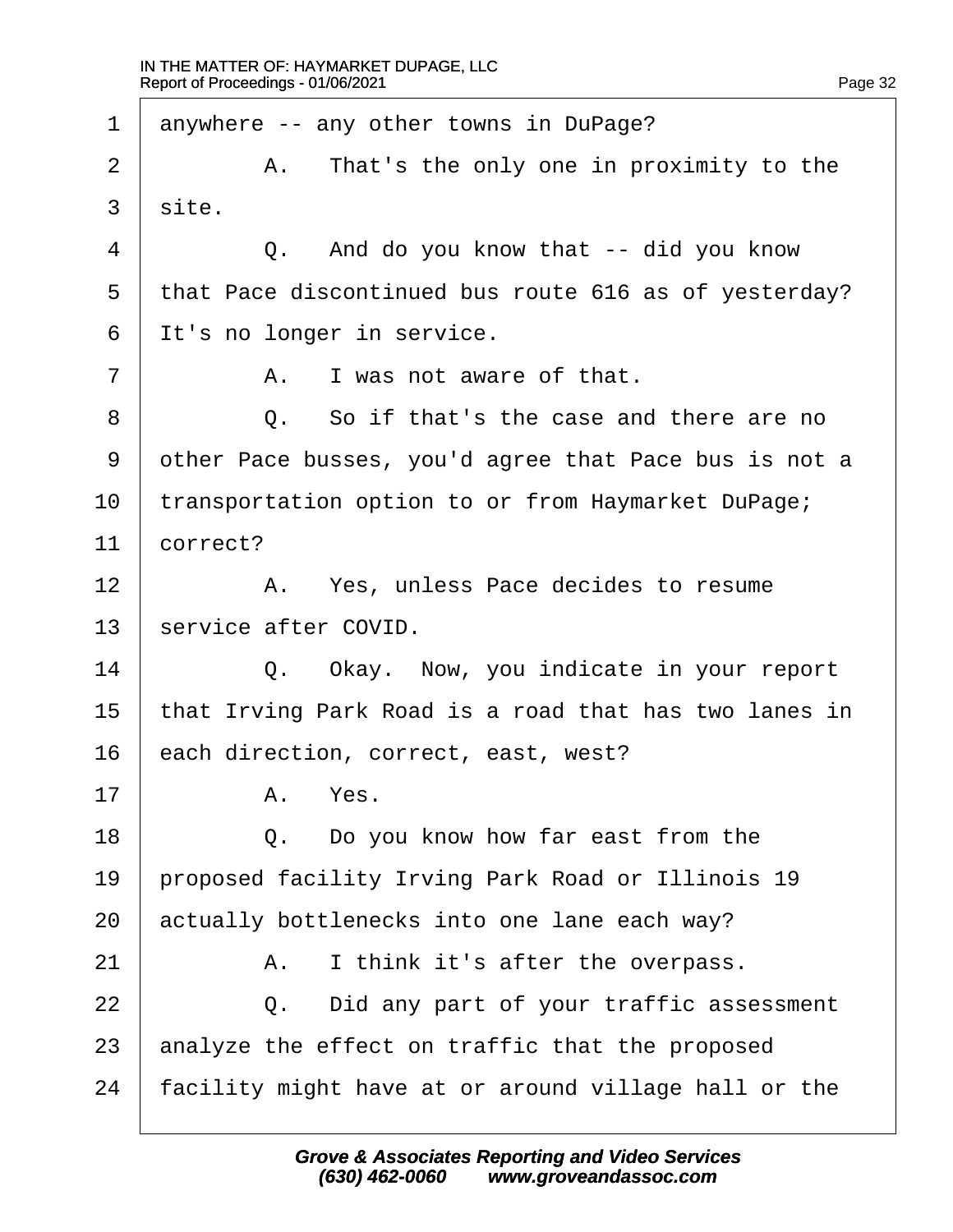1 anywhere -- any other towns in DuPage?

2 A. That's the only one in proximity to the

3 site.

4 Q. And do you know that -- did you know

5 that Pace discontinued bus route 616 as of yesterday?

6 It's no longer in service.

7 A. I was not aware of that.

8 Q. So if that's the case and there are no

9 other Pace busses, you'd agree that Pace bus is not a

10 transportation option to or from Haymarket DuPage;

11 correct?

12 A. Yes, unless Pace decides to resume

13 service after COVID.

14 Q. Okay. Now, you indicate in your report

15 that Irving Park Road is a road that has two lanes in

16 each direction, correct, east, west?

17 A. Yes.

18 Q. Do you know how far east from the

19 proposed facility Irving Park Road or Illinois 19

20 actually bottlenecks into one lane each way?

21 A. I think it's after the overpass.

22 Q. Did any part of your traffic assessment

23 analyze the effect on traffic that the proposed

24 facility might have at or around village hall or the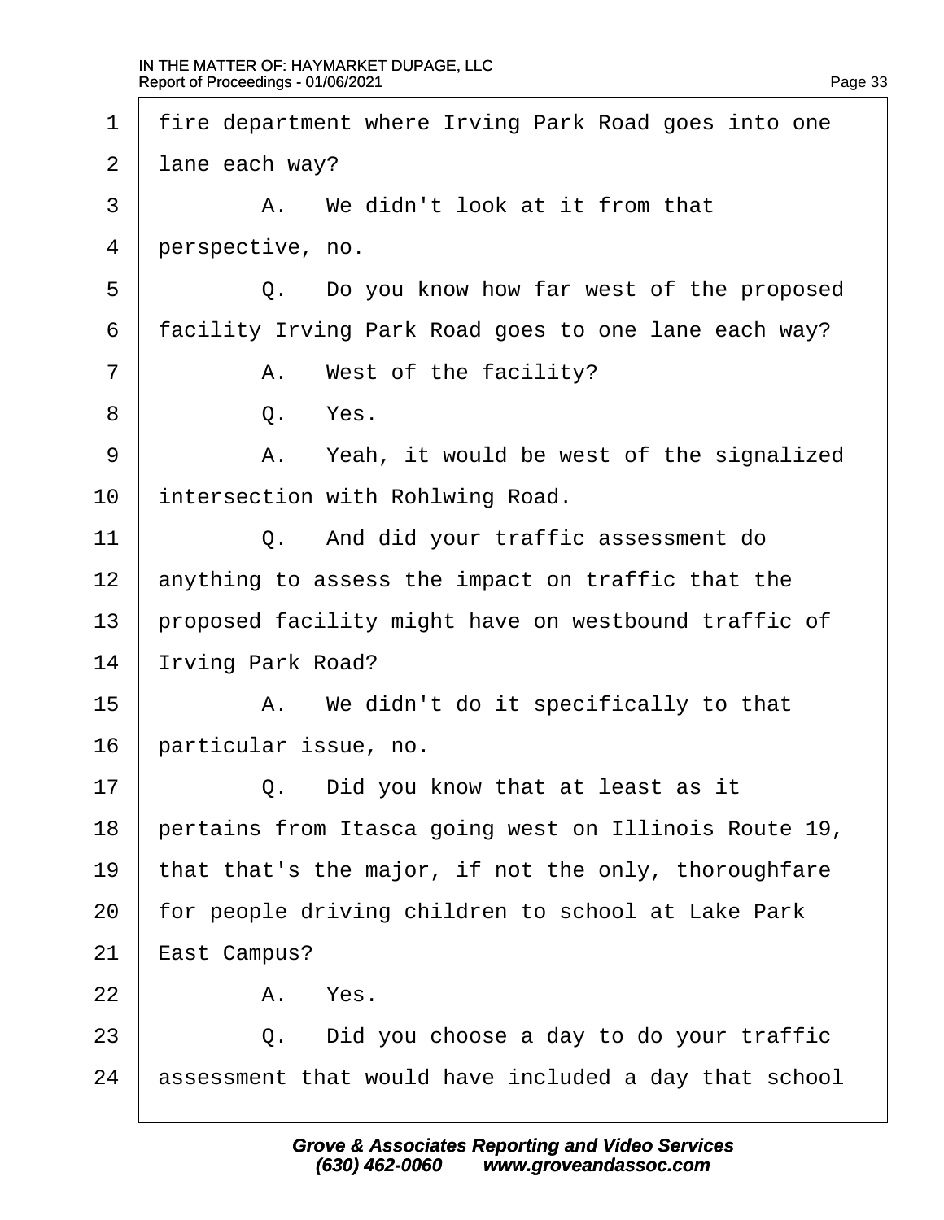1 fire department where Irving Park Road goes into one
2 lane each way?
3 A. We didn't look at it from that
4 perspective, no.
5 Q. Do you know how far west of the proposed
6 facility Irving Park Road goes to one lane each way?
7 A. West of the facility?
8 Q. Yes.
9 A. Yeah, it would be west of the signalized
10 intersection with Rohlwing Road.
11 Q. And did your traffic assessment do
12 anything to assess the impact on traffic that the
13 proposed facility might have on westbound traffic of
14 Irving Park Road?
15 A. We didn't do it specifically to that
16 particular issue, no.
17 Q. Did you know that at least as it
18 pertains from Itasca going west on Illinois Route 19,
19 that that's the major, if not the only, thoroughfare
20 for people driving children to school at Lake Park
21 East Campus?
22 A. Yes.
23 Q. Did you choose a day to do your traffic
24 assessment that would have included a day that school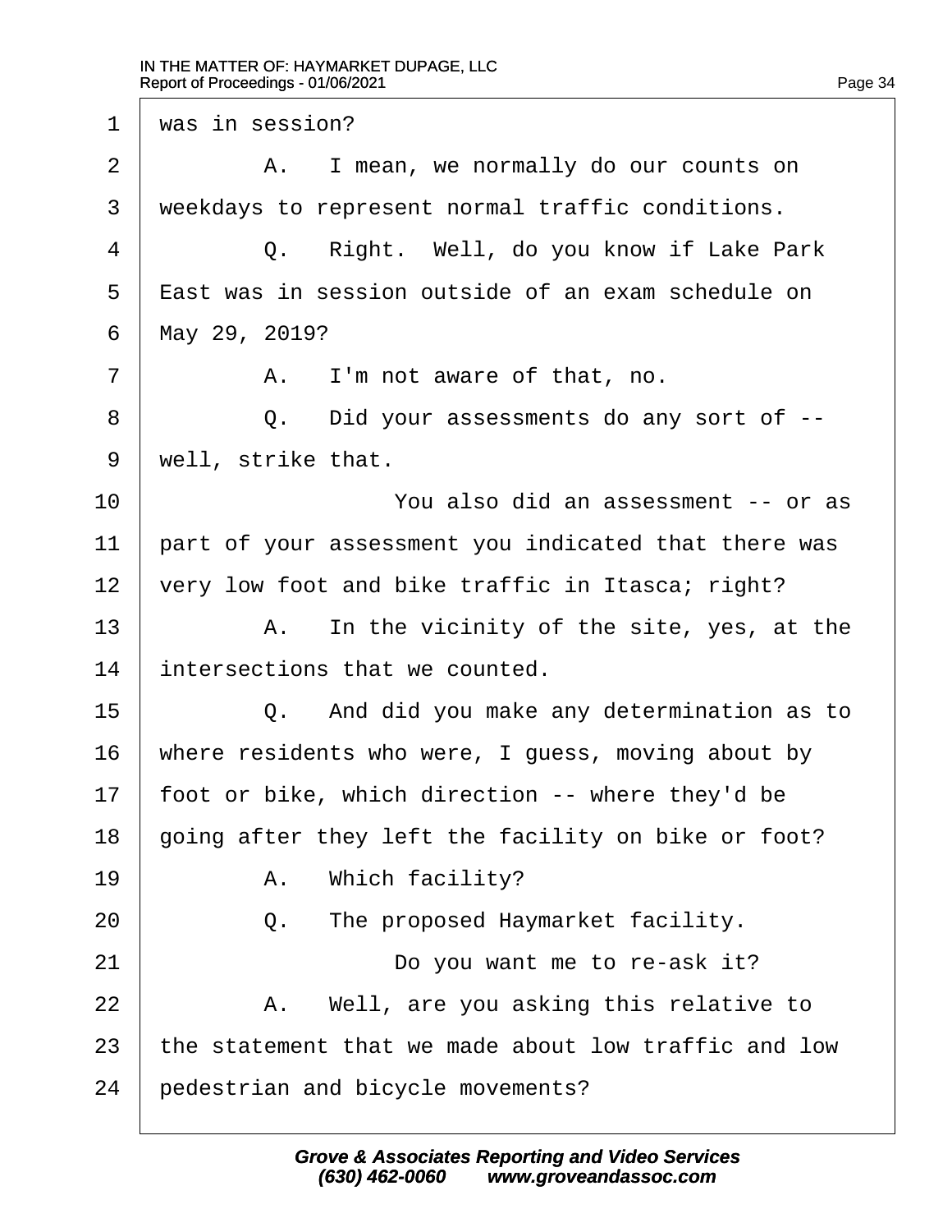1 was in session?

2 A. I mean, we normally do our counts on

3 weekdays to represent normal traffic conditions.

4 Q. Right. Well, do you know if Lake Park

5 East was in session outside of an exam schedule on

6 May 29, 2019?

7 A. I'm not aware of that, no.

8 Q. Did your assessments do any sort of --

9 well, strike that.

10 You also did an assessment -- or as

11 part of your assessment you indicated that there was

12 very low foot and bike traffic in Itasca; right?

13 A. In the vicinity of the site, yes, at the

14 intersections that we counted.

15 Q. And did you make any determination as to

16 where residents who were, I guess, moving about by

17 foot or bike, which direction -- where they'd be

18 going after they left the facility on bike or foot?

19 A. Which facility?

20 Q. The proposed Haymarket facility.

21 Do you want me to re-ask it?

22 A. Well, are you asking this relative to

23 the statement that we made about low traffic and low

24 pedestrian and bicycle movements?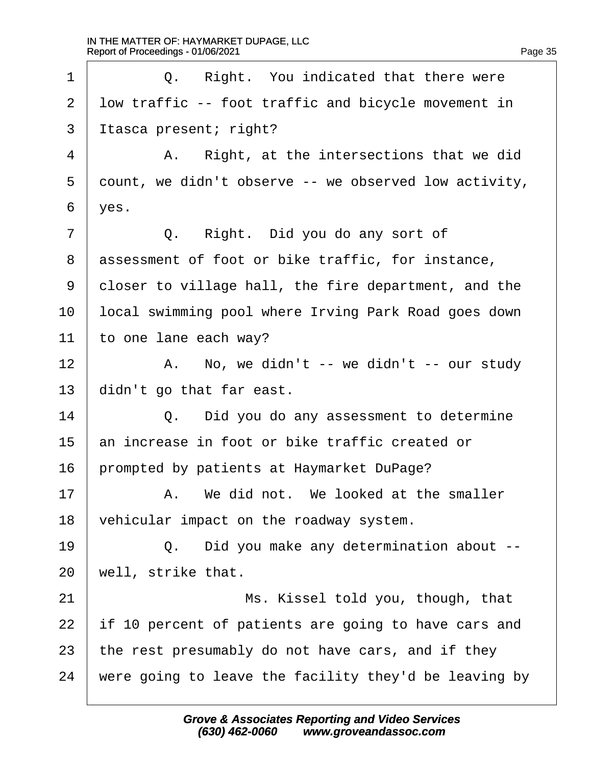Q. Right. You indicated that there were low traffic -- foot traffic and bicycle movement in Itasca present; right?

A. Right, at the intersections that we did count, we didn't observe -- we observed low activity, yes.

Q. Right. Did you do any sort of assessment of foot or bike traffic, for instance, closer to village hall, the fire department, and the local swimming pool where Irving Park Road goes down to one lane each way?

A. No, we didn't -- we didn't -- our study didn't go that far east.

Q. Did you do any assessment to determine an increase in foot or bike traffic created or prompted by patients at Haymarket DuPage?

A. We did not. We looked at the smaller vehicular impact on the roadway system.

Q. Did you make any determination about -- well, strike that.

Ms. Kissel told you, though, that if 10 percent of patients are going to have cars and the rest presumably do not have cars, and if they were going to leave the facility they'd be leaving by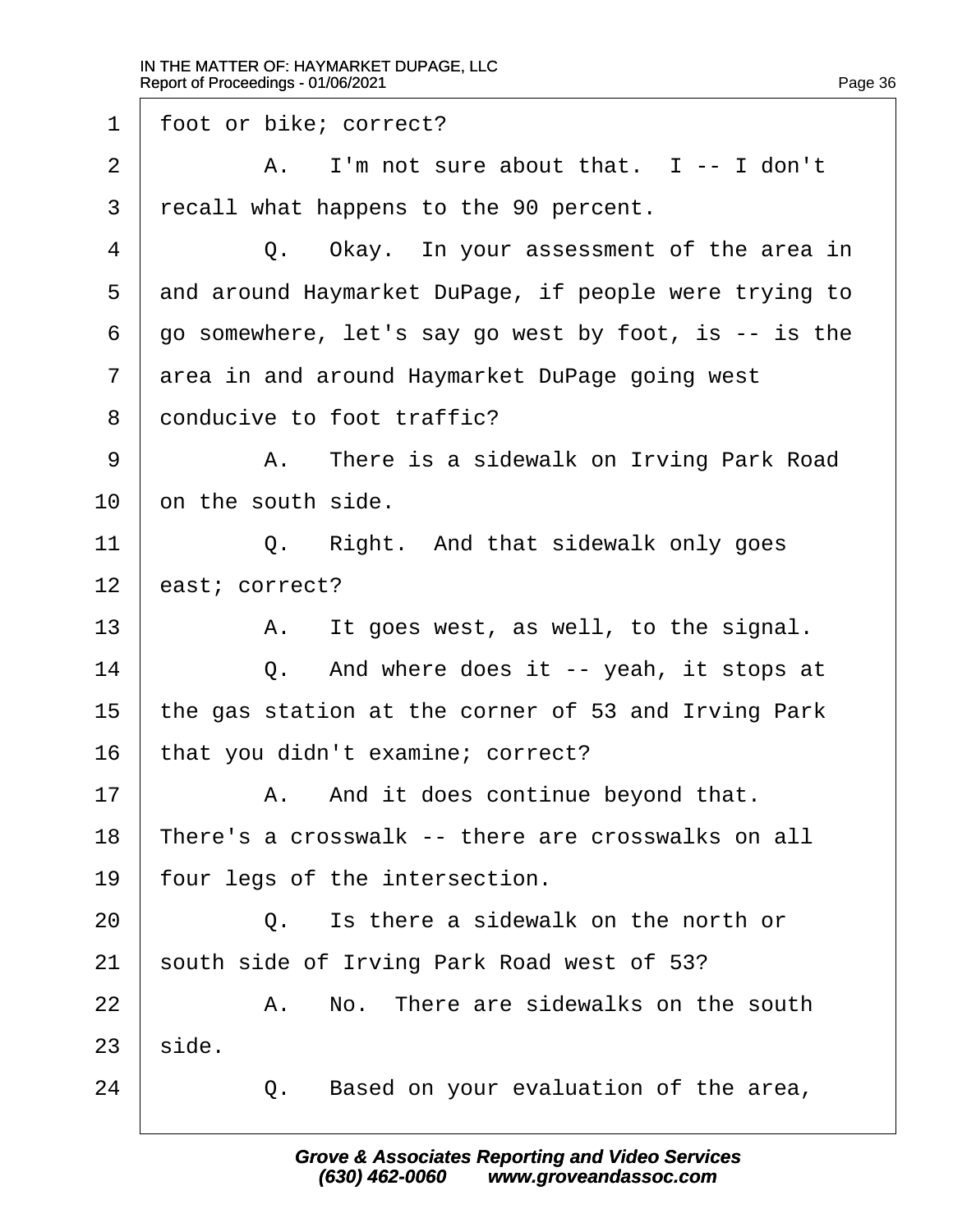1 foot or bike; correct?

2 A. I'm not sure about that. I -- I don't

3 recall what happens to the 90 percent.

4 Q. Okay. In your assessment of the area in

5 and around Haymarket DuPage, if people were trying to

6 go somewhere, let's say go west by foot, is -- is the

7 area in and around Haymarket DuPage going west

8 conducive to foot traffic?

9 A. There is a sidewalk on Irving Park Road

10 on the south side.

11 Q. Right. And that sidewalk only goes

12 east; correct?

13 A. It goes west, as well, to the signal.

14 Q. And where does it -- yeah, it stops at

15 the gas station at the corner of 53 and Irving Park

16 that you didn't examine; correct?

17 A. And it does continue beyond that.

18 There's a crosswalk -- there are crosswalks on all

19 four legs of the intersection.

20 Q. Is there a sidewalk on the north or

21 south side of Irving Park Road west of 53?

22 A. No. There are sidewalks on the south

23 side.

24 Q. Based on your evaluation of the area,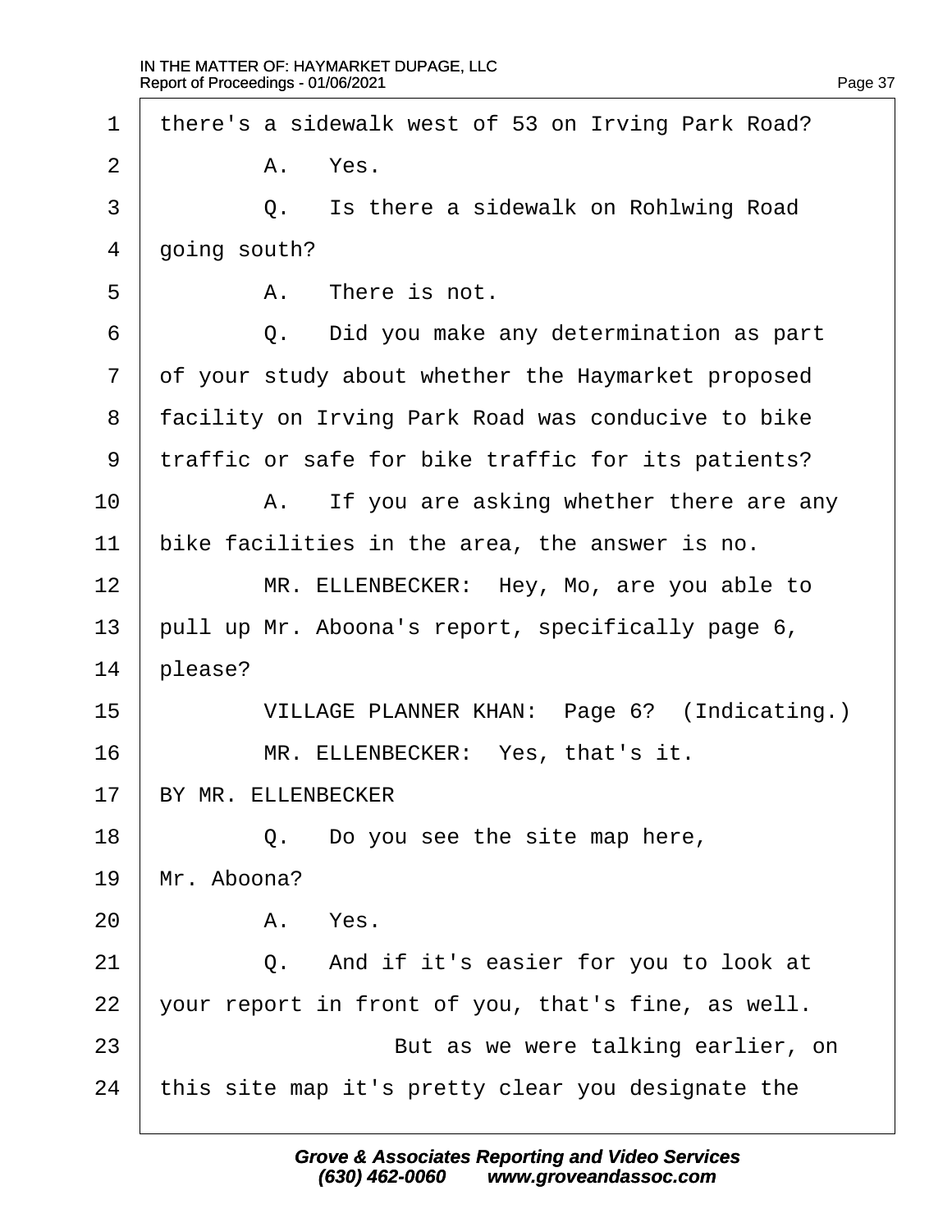1 there's a sidewalk west of 53 on Irving Park Road?

2 A. Yes.

3 Q. Is there a sidewalk on Rohlwing Road

4 going south?

5 A. There is not.

6 Q. Did you make any determination as part

7 of your study about whether the Haymarket proposed

8 facility on Irving Park Road was conducive to bike

9 traffic or safe for bike traffic for its patients?

10 A. If you are asking whether there are any

11 bike facilities in the area, the answer is no.

12 MR. ELLENBECKER: Hey, Mo, are you able to

13 pull up Mr. Aboona's report, specifically page 6,

14 please?

15 VILLAGE PLANNER KHAN: Page 6? (Indicating.)

16 MR. ELLENBECKER: Yes, that's it.

17 BY MR. ELLENBECKER

18 Q. Do you see the site map here,

19 Mr. Aboona?

20 A. Yes.

21 Q. And if it's easier for you to look at

22 your report in front of you, that's fine, as well.

23 But as we were talking earlier, on

24 this site map it's pretty clear you designate the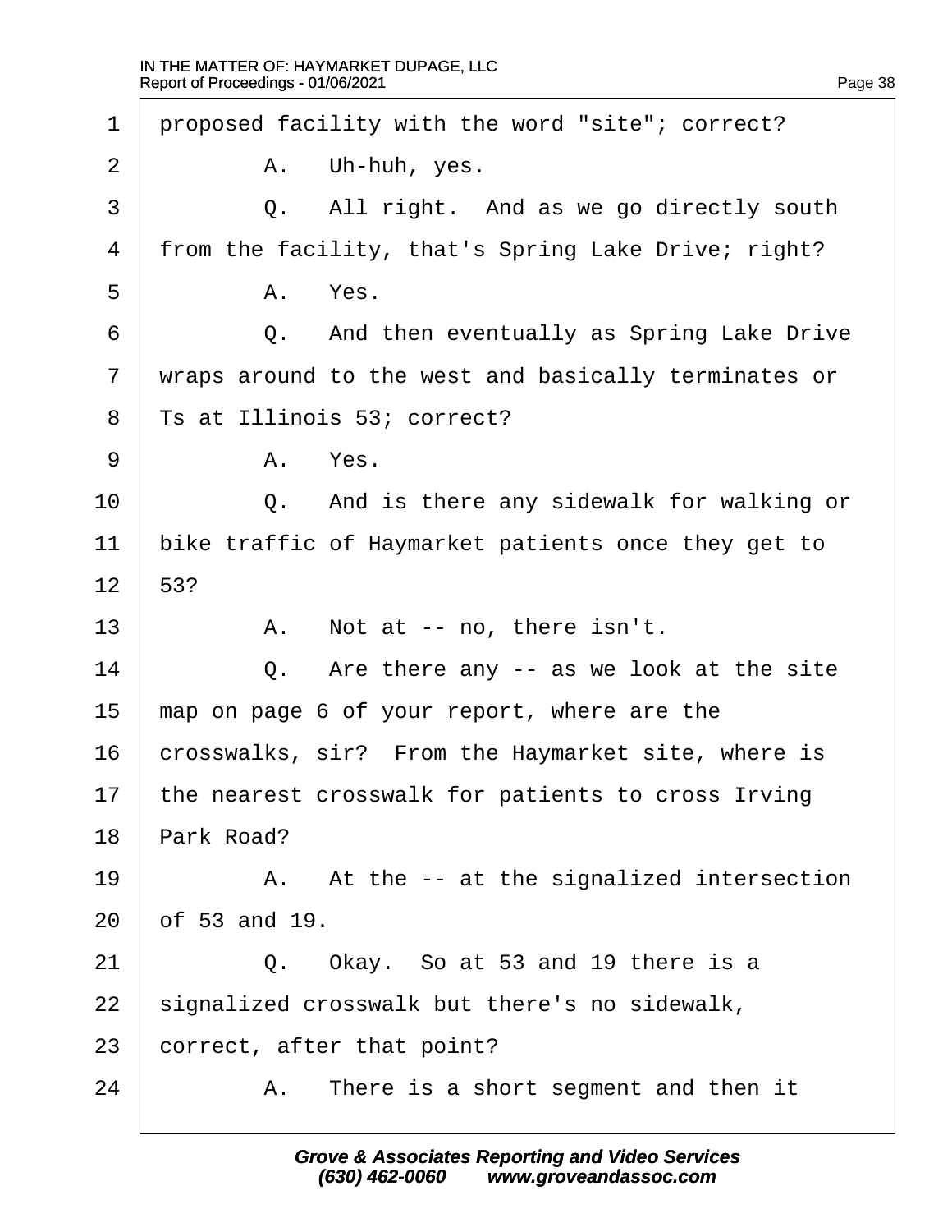1 proposed facility with the word "site"; correct?

2 A. Uh-huh, yes.

3 Q. All right. And as we go directly south

4 from the facility, that's Spring Lake Drive; right?

5 A. Yes.

6 Q. And then eventually as Spring Lake Drive

7 wraps around to the west and basically terminates or

8 Ts at Illinois 53; correct?

9 A. Yes.

10 Q. And is there any sidewalk for walking or

11 bike traffic of Haymarket patients once they get to

12 53?

13 A. Not at -- no, there isn't.

14 Q. Are there any -- as we look at the site

15 map on page 6 of your report, where are the

16 crosswalks, sir? From the Haymarket site, where is

17 the nearest crosswalk for patients to cross Irving

18 Park Road?

19 A. At the -- at the signalized intersection

20 of 53 and 19.

21 Q. Okay. So at 53 and 19 there is a

22 signalized crosswalk but there's no sidewalk,

23 correct, after that point?

24 A. There is a short segment and then it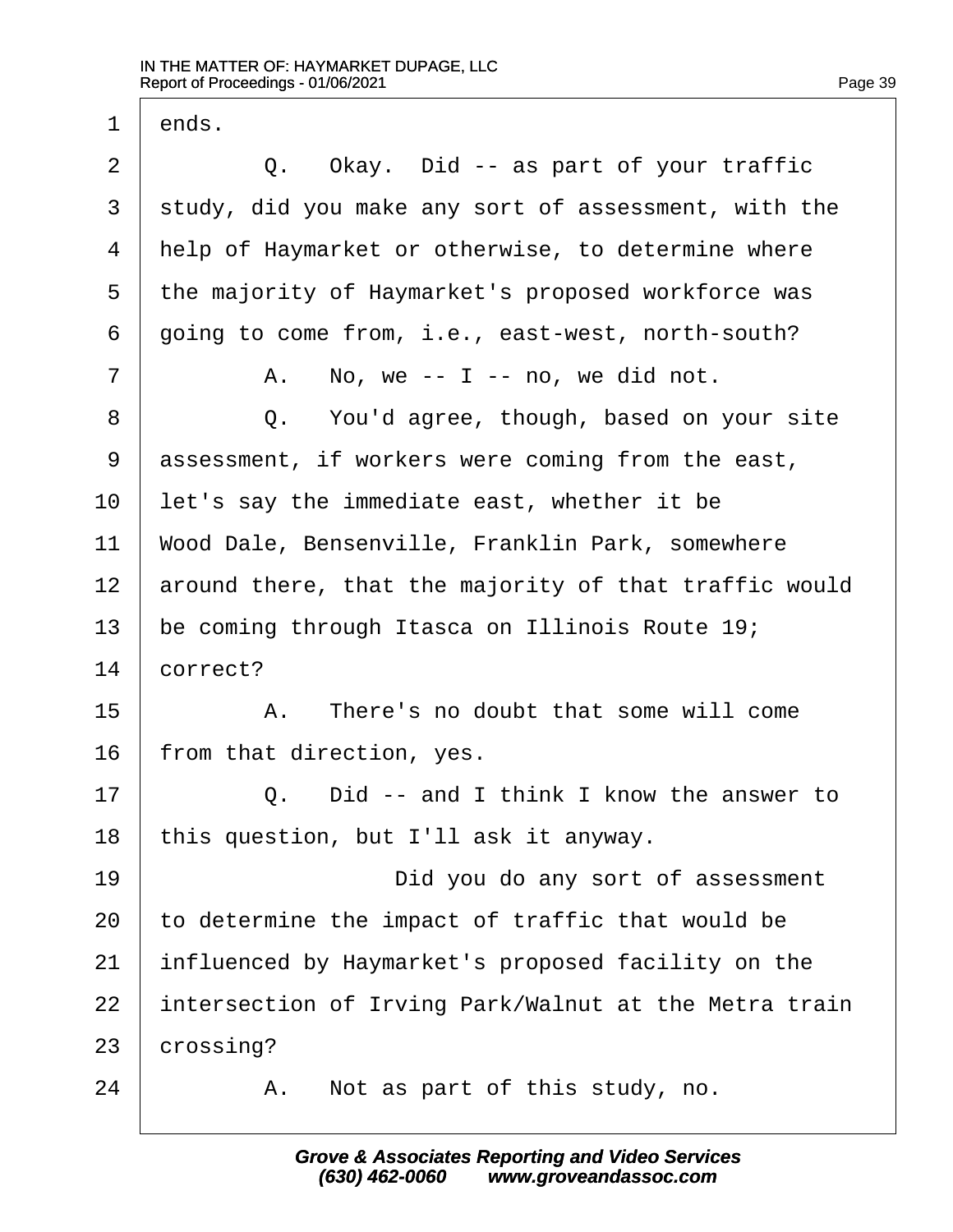1 ends.

2 Q. Okay. Did -- as part of your traffic

3 study, did you make any sort of assessment, with the

4 help of Haymarket or otherwise, to determine where

5 the majority of Haymarket's proposed workforce was

6 going to come from, i.e., east-west, north-south?

7 A. No, we -- I -- no, we did not.

8 Q. You'd agree, though, based on your site

9 assessment, if workers were coming from the east,

10 let's say the immediate east, whether it be

11 Wood Dale, Bensenville, Franklin Park, somewhere

12 around there, that the majority of that traffic would

13 be coming through Itasca on Illinois Route 19;

14 correct?

15 A. There's no doubt that some will come

16 from that direction, yes.

17 Q. Did -- and I think I know the answer to

18 this question, but I'll ask it anyway.

19 Did you do any sort of assessment

20 to determine the impact of traffic that would be

21 influenced by Haymarket's proposed facility on the

22 intersection of Irving Park/Walnut at the Metra train

23 crossing?

24 A. Not as part of this study, no.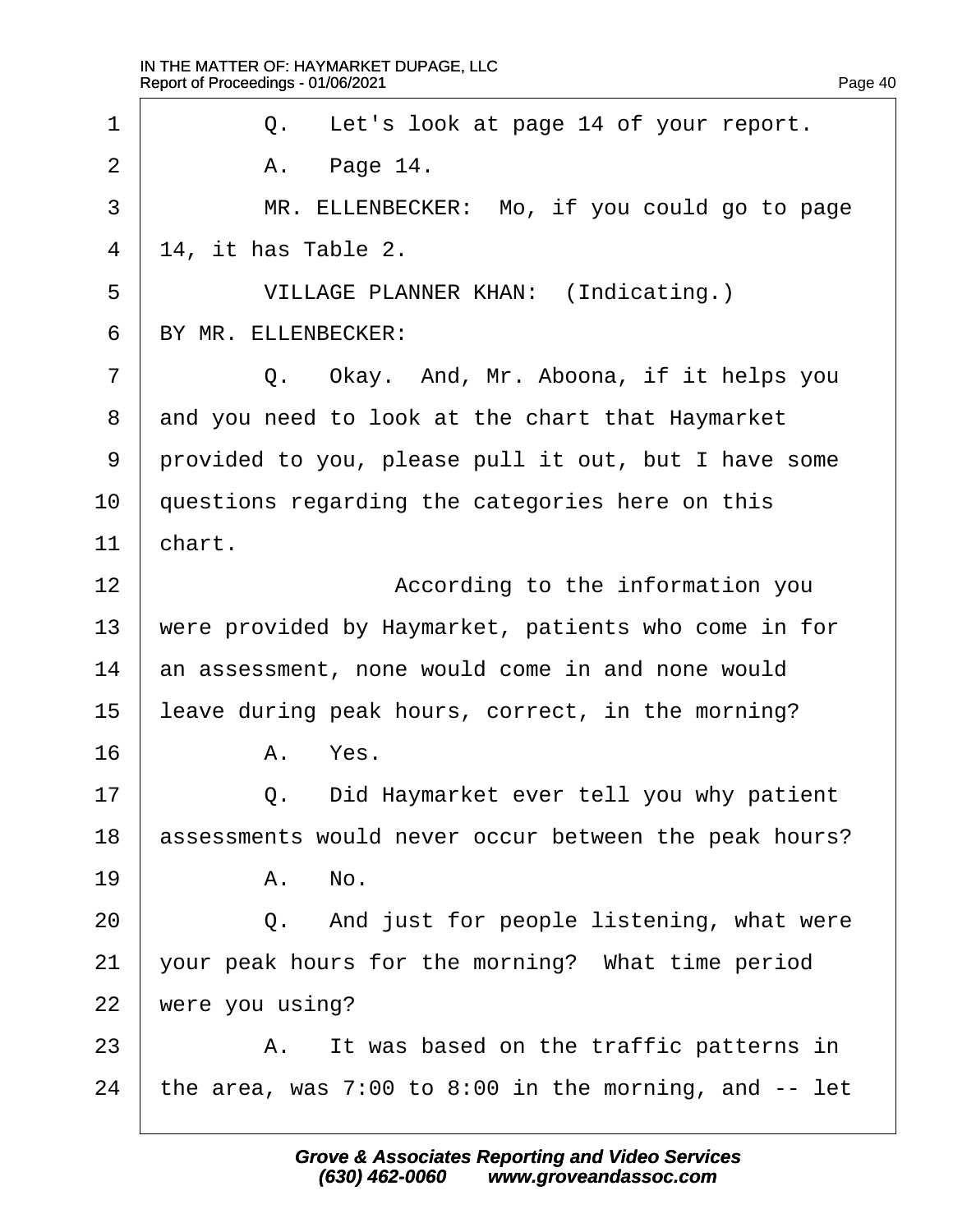1 Q. Let's look at page 14 of your report.

2 A. Page 14.

3 MR. ELLENBECKER: Mo, if you could go to page

4 14, it has Table 2.

5 VILLAGE PLANNER KHAN: (Indicating.)

6 BY MR. ELLENBECKER:

7 Q. Okay. And, Mr. Aboona, if it helps you

8 and you need to look at the chart that Haymarket

9 provided to you, please pull it out, but I have some

10 questions regarding the categories here on this

11 chart.

12 According to the information you

13 were provided by Haymarket, patients who come in for

14 an assessment, none would come in and none would

15 leave during peak hours, correct, in the morning?

16 A. Yes.

17 Q. Did Haymarket ever tell you why patient

18 assessments would never occur between the peak hours?

19 A. No.

20 Q. And just for people listening, what were

21 your peak hours for the morning? What time period

22 were you using?

23 A. It was based on the traffic patterns in

24 the area, was 7:00 to 8:00 in the morning, and -- let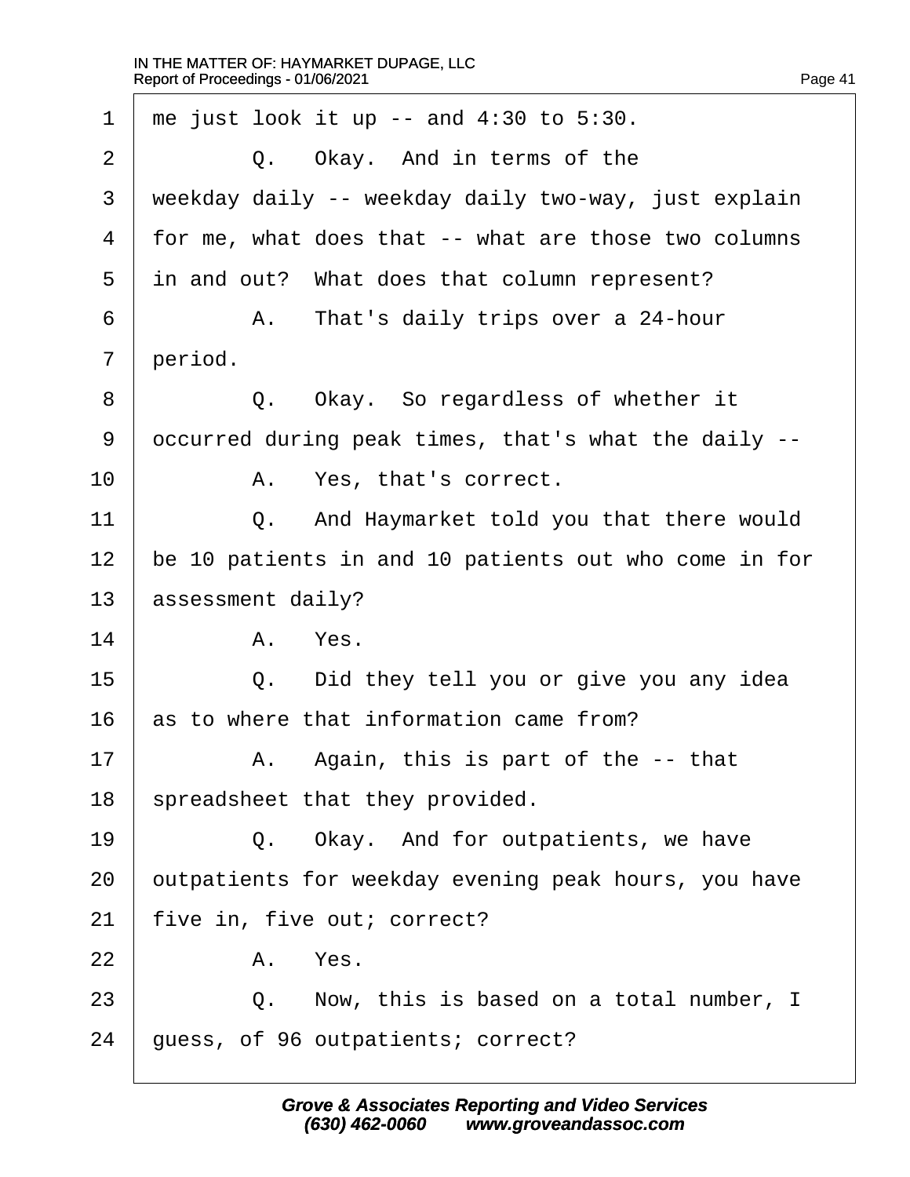1 me just look it up -- and 4:30 to 5:30.

2 Q. Okay. And in terms of the

3 weekday daily -- weekday daily two-way, just explain

4 for me, what does that -- what are those two columns

5 in and out? What does that column represent?

6 A. That's daily trips over a 24-hour

7 period.

8 Q. Okay. So regardless of whether it

9 occurred during peak times, that's what the daily --

10 A. Yes, that's correct.

11 Q. And Haymarket told you that there would

12 be 10 patients in and 10 patients out who come in for

13 assessment daily?

14 A. Yes.

15 Q. Did they tell you or give you any idea

16 as to where that information came from?

17 A. Again, this is part of the -- that

18 spreadsheet that they provided.

19 Q. Okay. And for outpatients, we have

20 outpatients for weekday evening peak hours, you have

21 five in, five out; correct?

22 A. Yes.

23 Q. Now, this is based on a total number, I

24 guess, of 96 outpatients; correct?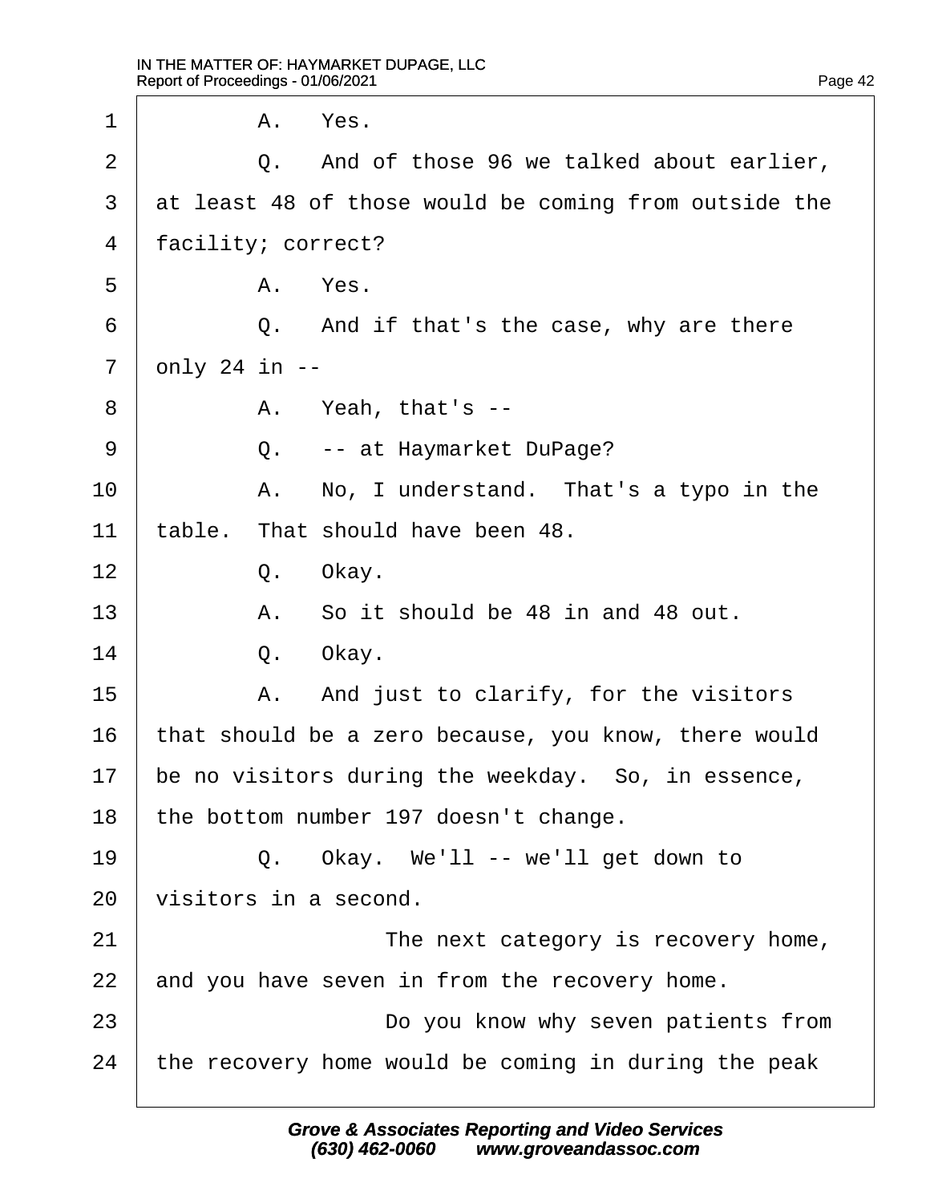1 A. Yes.

2 Q. And of those 96 we talked about earlier,

3 at least 48 of those would be coming from outside the

4 facility; correct?

5 A. Yes.

6 Q. And if that's the case, why are there

7 only 24 in --

8 A. Yeah, that's --

9 Q. -- at Haymarket DuPage?

10 A. No, I understand. That's a typo in the

11 table. That should have been 48.

12 Q. Okay.

13 A. So it should be 48 in and 48 out.

14 Q. Okay.

15 A. And just to clarify, for the visitors

16 that should be a zero because, you know, there would

17 be no visitors during the weekday. So, in essence,

18 the bottom number 197 doesn't change.

19 Q. Okay. We'll -- we'll get down to

20 visitors in a second.

21 The next category is recovery home,

22 and you have seven in from the recovery home.

23 Do you know why seven patients from

24 the recovery home would be coming in during the peak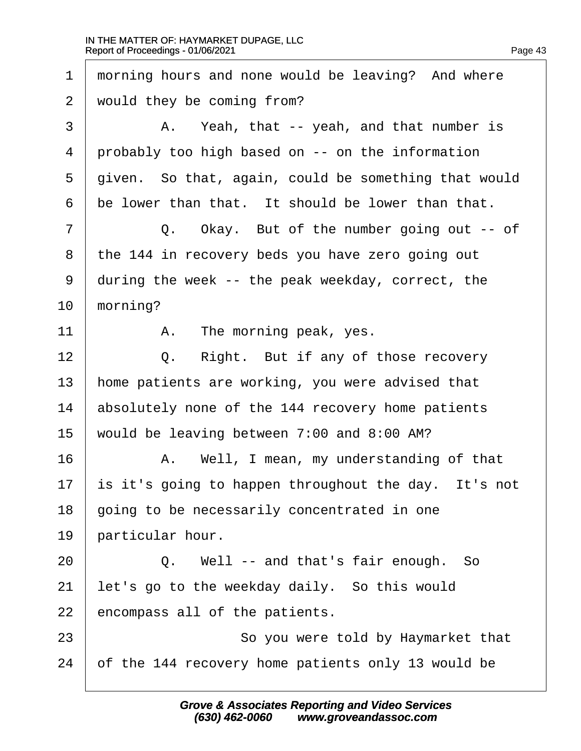1 morning hours and none would be leaving? And where
2 would they be coming from?
3 A. Yeah, that -- yeah, and that number is
4 probably too high based on -- on the information
5 given. So that, again, could be something that would
6 be lower than that. It should be lower than that.
7 Q. Okay. But of the number going out -- of
8 the 144 in recovery beds you have zero going out
9 during the week -- the peak weekday, correct, the
10 morning?
11 A. The morning peak, yes.
12 Q. Right. But if any of those recovery
13 home patients are working, you were advised that
14 absolutely none of the 144 recovery home patients
15 would be leaving between 7:00 and 8:00 AM?
16 A. Well, I mean, my understanding of that
17 is it's going to happen throughout the day. It's not
18 going to be necessarily concentrated in one
19 particular hour.
20 Q. Well -- and that's fair enough. So
21 let's go to the weekday daily. So this would
22 encompass all of the patients.
23 So you were told by Haymarket that
24 of the 144 recovery home patients only 13 would be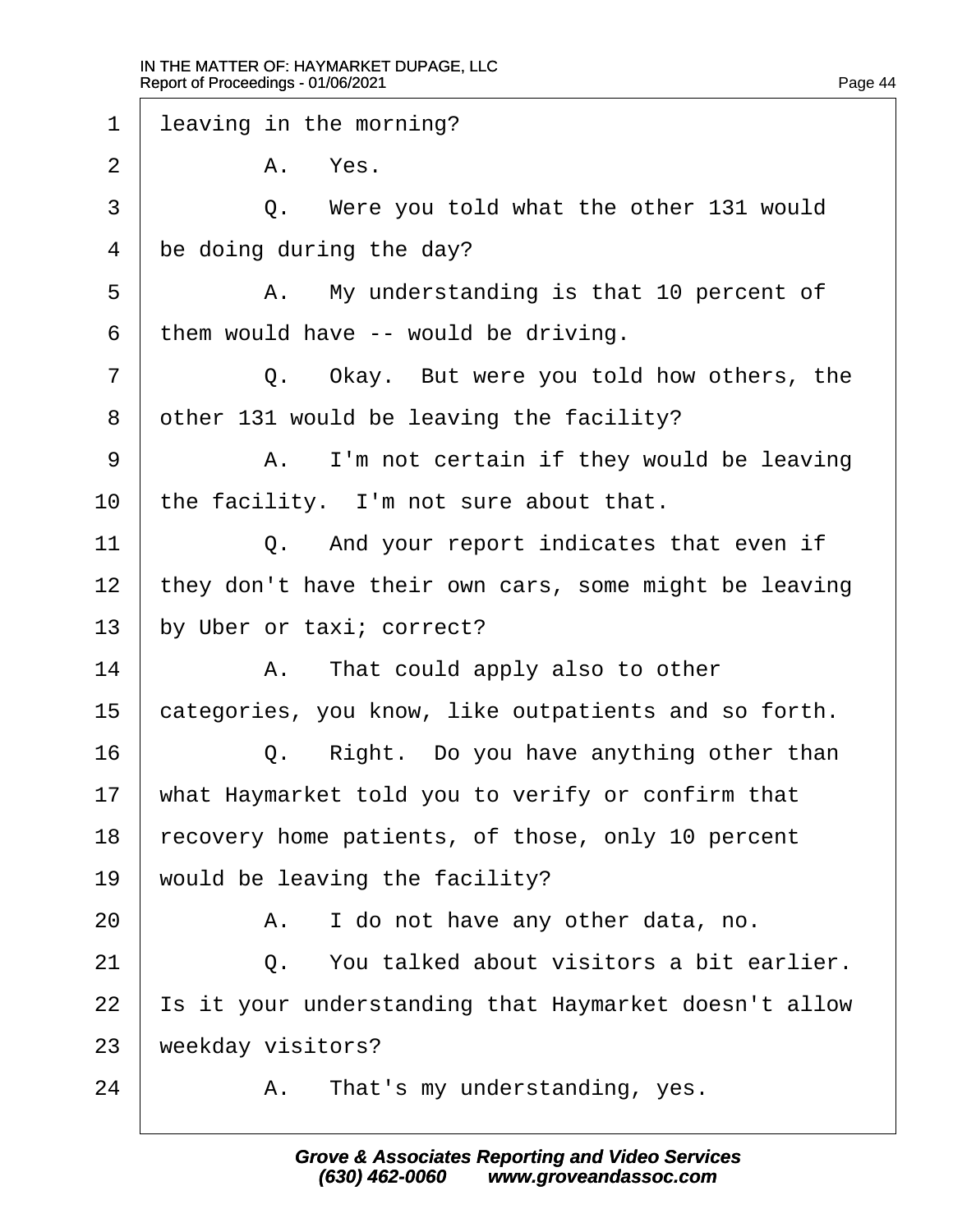1 leaving in the morning?

2 A. Yes.

3 Q. Were you told what the other 131 would

4 be doing during the day?

5 A. My understanding is that 10 percent of

6 them would have -- would be driving.

7 Q. Okay. But were you told how others, the

8 other 131 would be leaving the facility?

9 A. I'm not certain if they would be leaving

10 the facility. I'm not sure about that.

11 Q. And your report indicates that even if

12 they don't have their own cars, some might be leaving

13 by Uber or taxi; correct?

14 A. That could apply also to other

15 categories, you know, like outpatients and so forth.

16 Q. Right. Do you have anything other than

17 what Haymarket told you to verify or confirm that

18 recovery home patients, of those, only 10 percent

19 would be leaving the facility?

20 A. I do not have any other data, no.

21 Q. You talked about visitors a bit earlier.

22 Is it your understanding that Haymarket doesn't allow

23 weekday visitors?

24 A. That's my understanding, yes.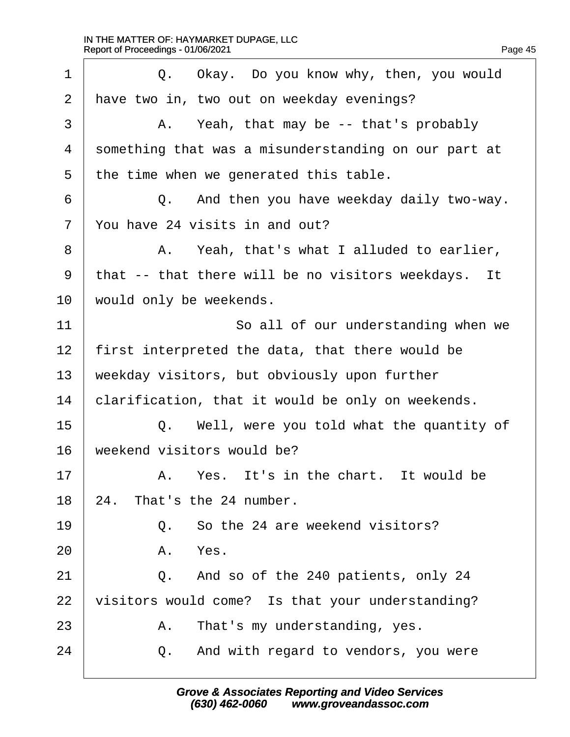1 Q. Okay. Do you know why, then, you would
2 have two in, two out on weekday evenings?
3 A. Yeah, that may be -- that's probably
4 something that was a misunderstanding on our part at
5 the time when we generated this table.
6 Q. And then you have weekday daily two-way.
7 You have 24 visits in and out?
8 A. Yeah, that's what I alluded to earlier,
9 that -- that there will be no visitors weekdays. It
10 would only be weekends.
11 So all of our understanding when we
12 first interpreted the data, that there would be
13 weekday visitors, but obviously upon further
14 clarification, that it would be only on weekends.
15 Q. Well, were you told what the quantity of
16 weekend visitors would be?
17 A. Yes. It's in the chart. It would be
18 24. That's the 24 number.
19 Q. So the 24 are weekend visitors?
20 A. Yes.
21 Q. And so of the 240 patients, only 24
22 visitors would come? Is that your understanding?
23 A. That's my understanding, yes.
24 Q. And with regard to vendors, you were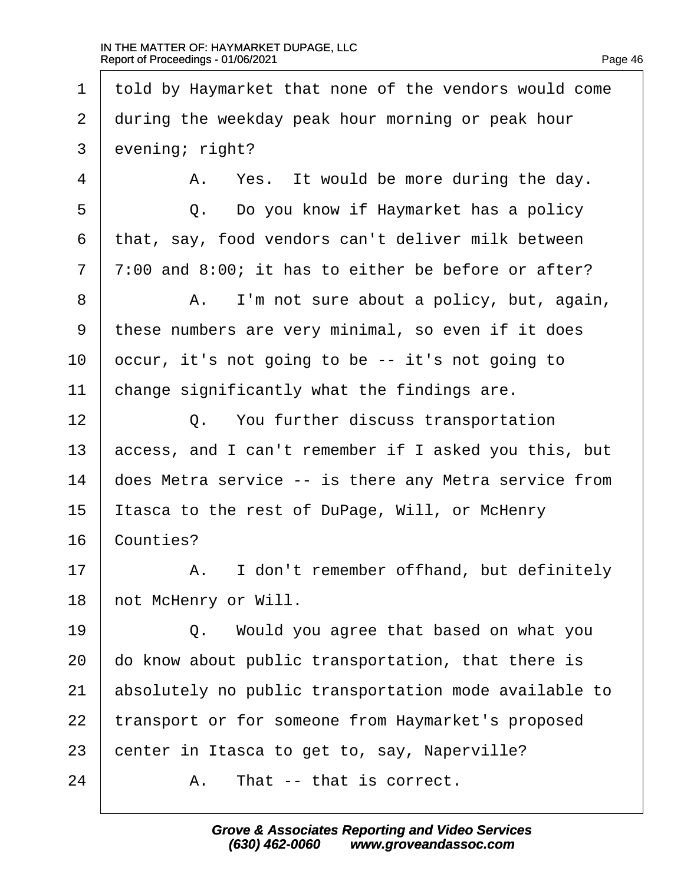1 told by Haymarket that none of the vendors would come
2 during the weekday peak hour morning or peak hour
3 evening; right?

4 A. Yes. It would be more during the day.

5 Q. Do you know if Haymarket has a policy
6 that, say, food vendors can't deliver milk between
7 7:00 and 8:00; it has to either be before or after?

8 A. I'm not sure about a policy, but, again,
9 these numbers are very minimal, so even if it does
10 occur, it's not going to be -- it's not going to
11 change significantly what the findings are.

12 Q. You further discuss transportation
13 access, and I can't remember if I asked you this, but
14 does Metra service -- is there any Metra service from
15 Itasca to the rest of DuPage, Will, or McHenry
16 Counties?

17 A. I don't remember offhand, but definitely
18 not McHenry or Will.

19 Q. Would you agree that based on what you
20 do know about public transportation, that there is
21 absolutely no public transportation mode available to
22 transport or for someone from Haymarket's proposed
23 center in Itasca to get to, say, Naperville?

24 A. That -- that is correct.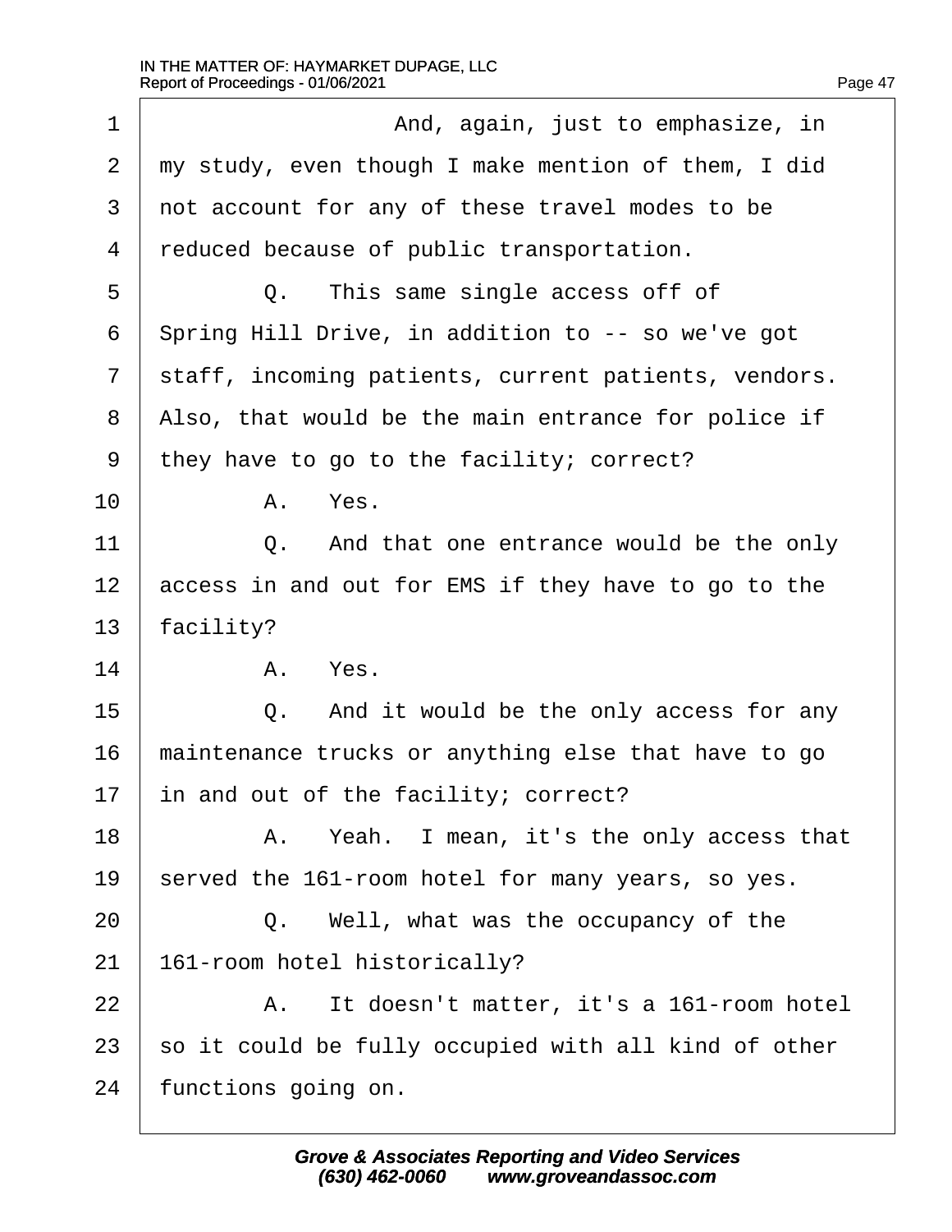1 And, again, just to emphasize, in
2 my study, even though I make mention of them, I did
3 not account for any of these travel modes to be
4 reduced because of public transportation.
5 Q. This same single access off of
6 Spring Hill Drive, in addition to -- so we've got
7 staff, incoming patients, current patients, vendors.
8 Also, that would be the main entrance for police if
9 they have to go to the facility; correct?
10 A. Yes.
11 Q. And that one entrance would be the only
12 access in and out for EMS if they have to go to the
13 facility?
14 A. Yes.
15 Q. And it would be the only access for any
16 maintenance trucks or anything else that have to go
17 in and out of the facility; correct?
18 A. Yeah. I mean, it's the only access that
19 served the 161-room hotel for many years, so yes.
20 Q. Well, what was the occupancy of the
21 161-room hotel historically?
22 A. It doesn't matter, it's a 161-room hotel
23 so it could be fully occupied with all kind of other
24 functions going on.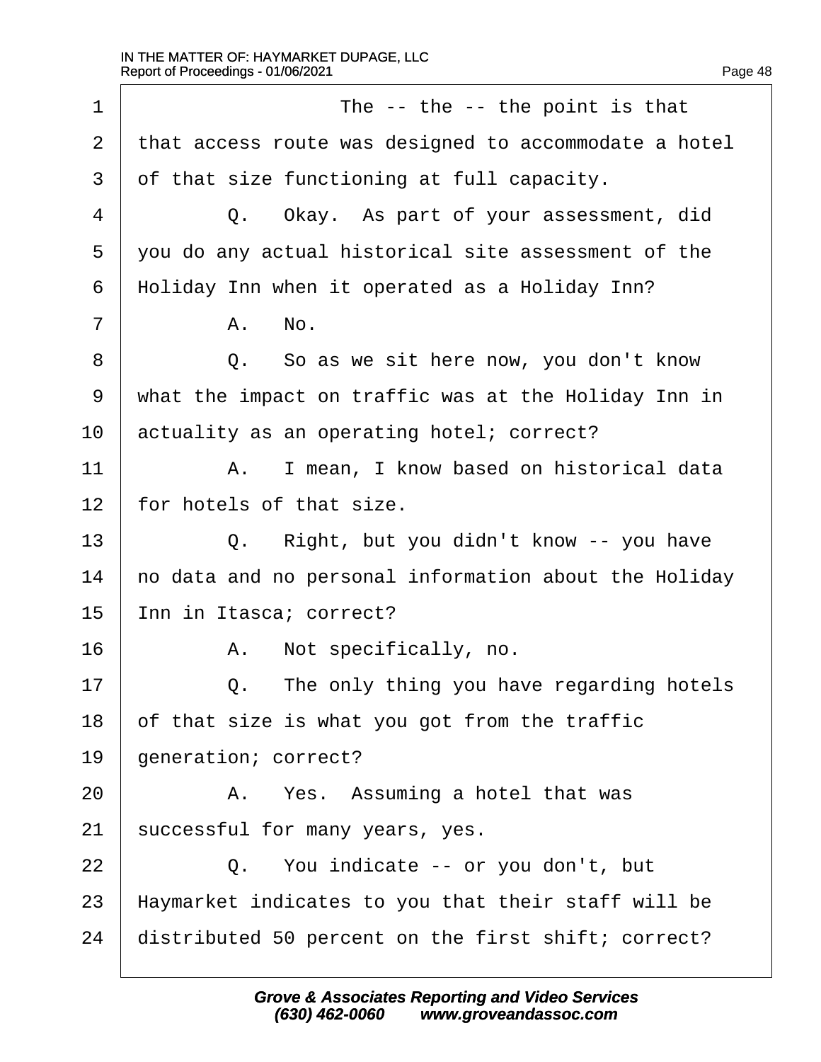The -- the -- the point is that that access route was designed to accommodate a hotel of that size functioning at full capacity.

Q. Okay. As part of your assessment, did you do any actual historical site assessment of the Holiday Inn when it operated as a Holiday Inn?

A. No.

Q. So as we sit here now, you don't know what the impact on traffic was at the Holiday Inn in actuality as an operating hotel; correct?

A. I mean, I know based on historical data for hotels of that size.

Q. Right, but you didn't know -- you have no data and no personal information about the Holiday Inn in Itasca; correct?

A. Not specifically, no.

Q. The only thing you have regarding hotels of that size is what you got from the traffic generation; correct?

A. Yes. Assuming a hotel that was successful for many years, yes.

Q. You indicate -- or you don't, but Haymarket indicates to you that their staff will be distributed 50 percent on the first shift; correct?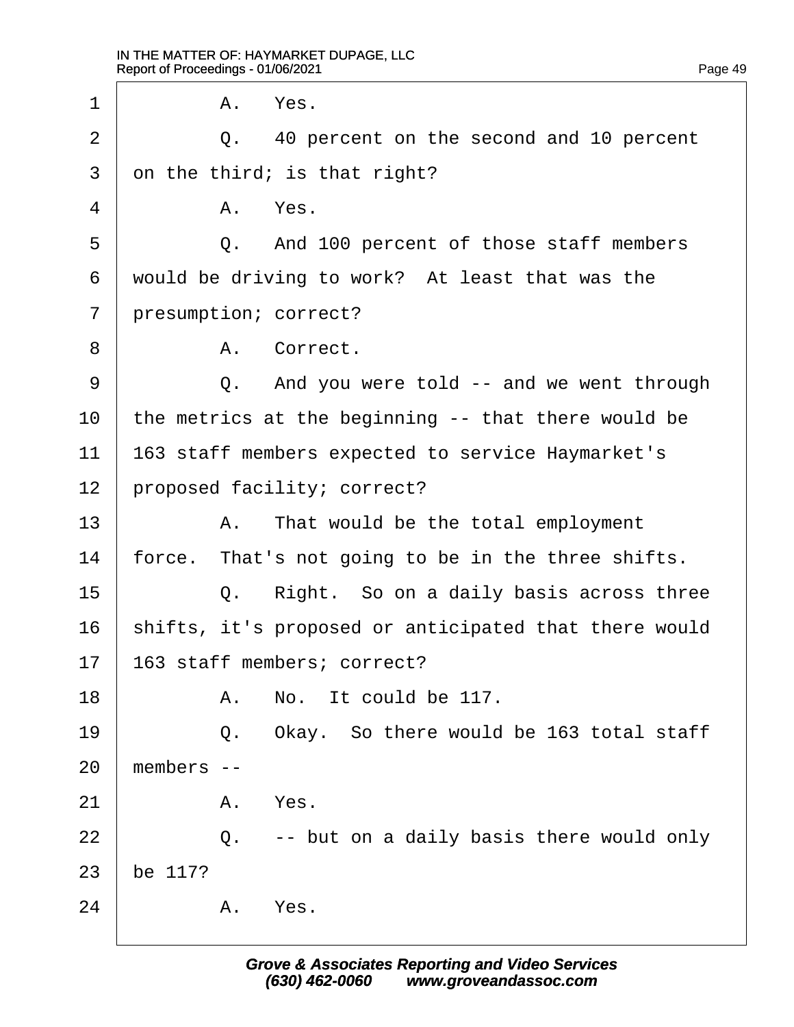1 A. Yes.

2 Q. 40 percent on the second and 10 percent

3 on the third; is that right?

4 A. Yes.

5 Q. And 100 percent of those staff members

6 would be driving to work? At least that was the

7 presumption; correct?

8 A. Correct.

9 Q. And you were told -- and we went through

10 the metrics at the beginning -- that there would be

11 163 staff members expected to service Haymarket's

12 proposed facility; correct?

13 A. That would be the total employment

14 force. That's not going to be in the three shifts.

15 Q. Right. So on a daily basis across three

16 shifts, it's proposed or anticipated that there would

17 163 staff members; correct?

18 A. No. It could be 117.

19 Q. Okay. So there would be 163 total staff

20 members --

21 A. Yes.

22 Q. -- but on a daily basis there would only

23 be 117?

24 A. Yes.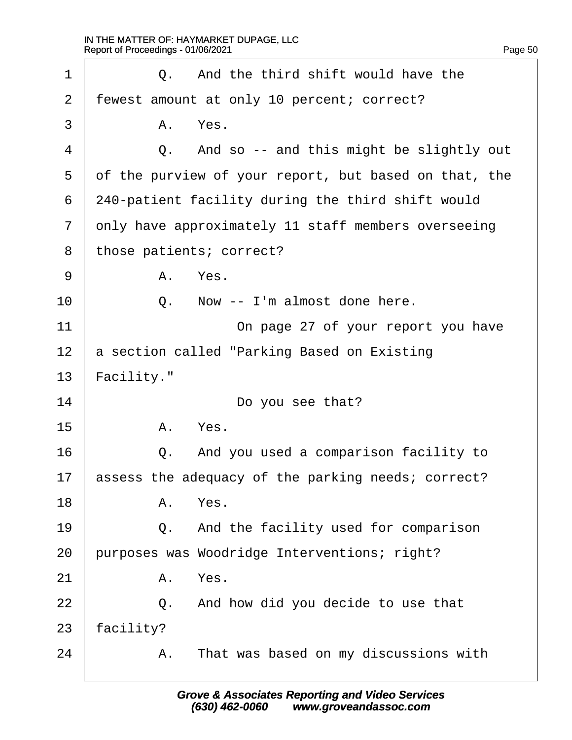1 Q. And the third shift would have the
2 fewest amount at only 10 percent; correct?
3 A. Yes.
4 Q. And so -- and this might be slightly out
5 of the purview of your report, but based on that, the
6 240-patient facility during the third shift would
7 only have approximately 11 staff members overseeing
8 those patients; correct?
9 A. Yes.
10 Q. Now -- I'm almost done here.
11 On page 27 of your report you have
12 a section called "Parking Based on Existing
13 Facility."
14 Do you see that?
15 A. Yes.
16 Q. And you used a comparison facility to
17 assess the adequacy of the parking needs; correct?
18 A. Yes.
19 Q. And the facility used for comparison
20 purposes was Woodridge Interventions; right?
21 A. Yes.
22 Q. And how did you decide to use that
23 facility?
24 A. That was based on my discussions with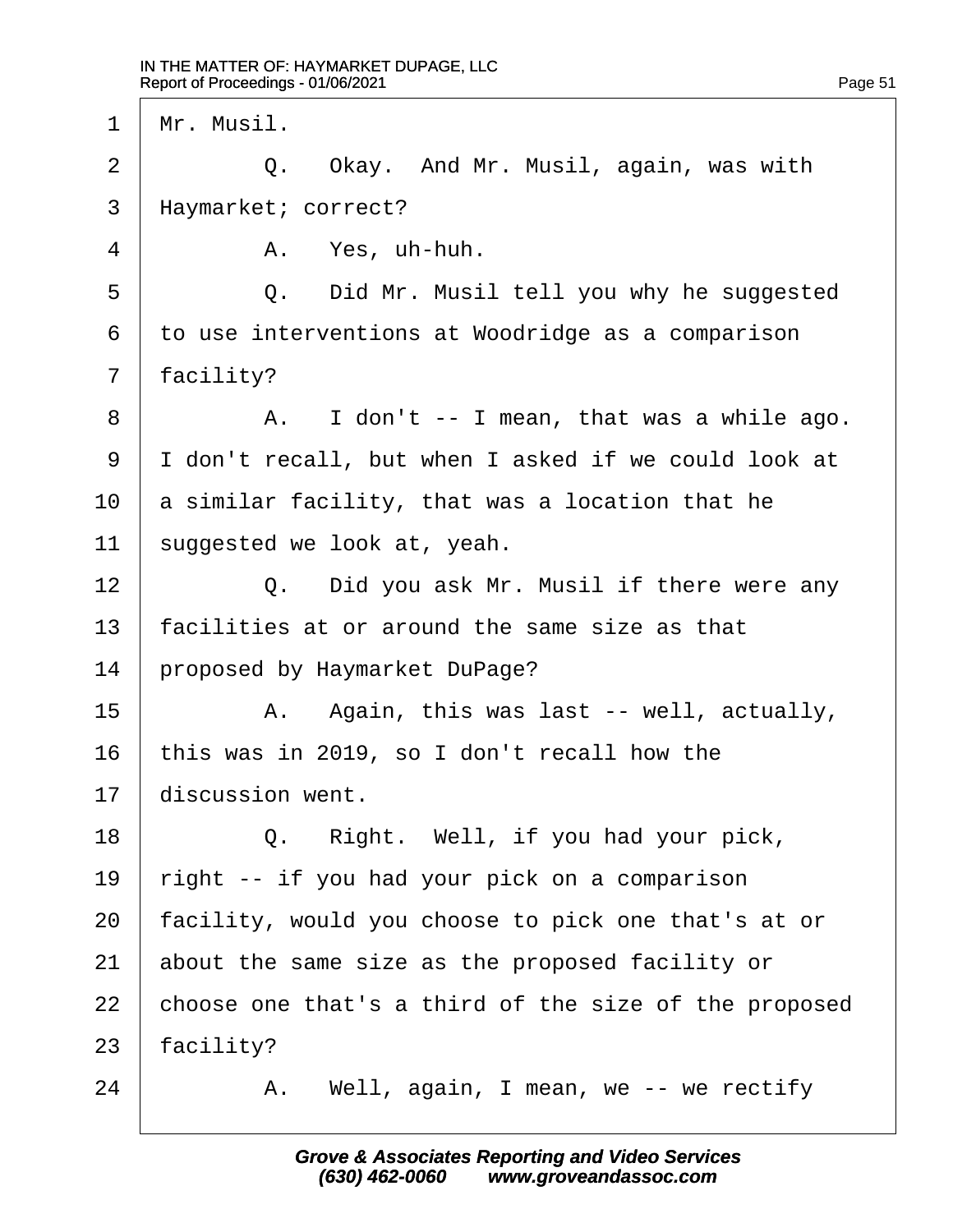1 Mr. Musil.

2 Q. Okay. And Mr. Musil, again, was with

3 Haymarket; correct?

4 A. Yes, uh-huh.

5 Q. Did Mr. Musil tell you why he suggested

6 to use interventions at Woodridge as a comparison

7 facility?

8 A. I don't -- I mean, that was a while ago.

9 I don't recall, but when I asked if we could look at

10 a similar facility, that was a location that he

11 suggested we look at, yeah.

12 Q. Did you ask Mr. Musil if there were any

13 facilities at or around the same size as that

14 proposed by Haymarket DuPage?

15 A. Again, this was last -- well, actually,

16 this was in 2019, so I don't recall how the

17 discussion went.

18 Q. Right. Well, if you had your pick,

19 right -- if you had your pick on a comparison

20 facility, would you choose to pick one that's at or

21 about the same size as the proposed facility or

22 choose one that's a third of the size of the proposed

23 facility?

24 A. Well, again, I mean, we -- we rectify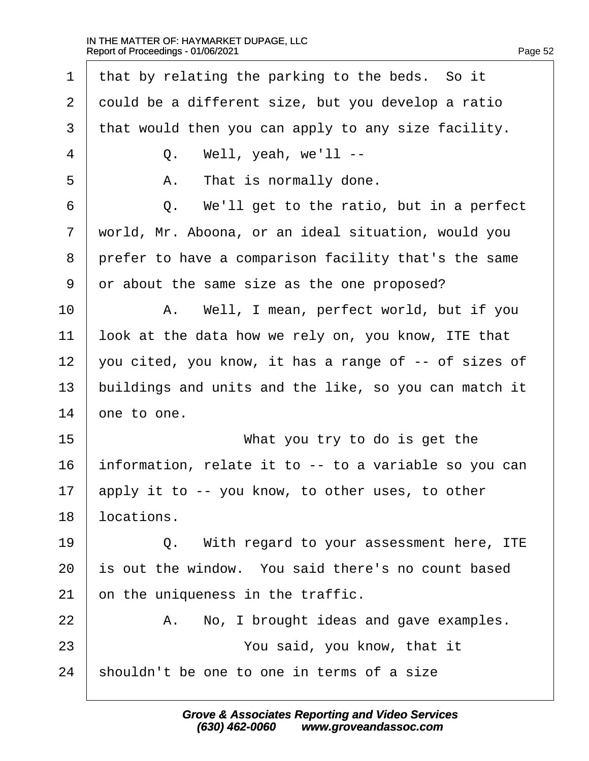that by relating the parking to the beds. So it could be a different size, but you develop a ratio that would then you can apply to any size facility.

Q. Well, yeah, we'll --

A. That is normally done.

Q. We'll get to the ratio, but in a perfect world, Mr. Aboona, or an ideal situation, would you prefer to have a comparison facility that's the same or about the same size as the one proposed?

A. Well, I mean, perfect world, but if you look at the data how we rely on, you know, ITE that you cited, you know, it has a range of -- of sizes of buildings and units and the like, so you can match it one to one.

What you try to do is get the information, relate it to -- to a variable so you can apply it to -- you know, to other uses, to other locations.

Q. With regard to your assessment here, ITE is out the window. You said there's no count based on the uniqueness in the traffic.

A. No, I brought ideas and gave examples.

You said, you know, that it shouldn't be one to one in terms of a size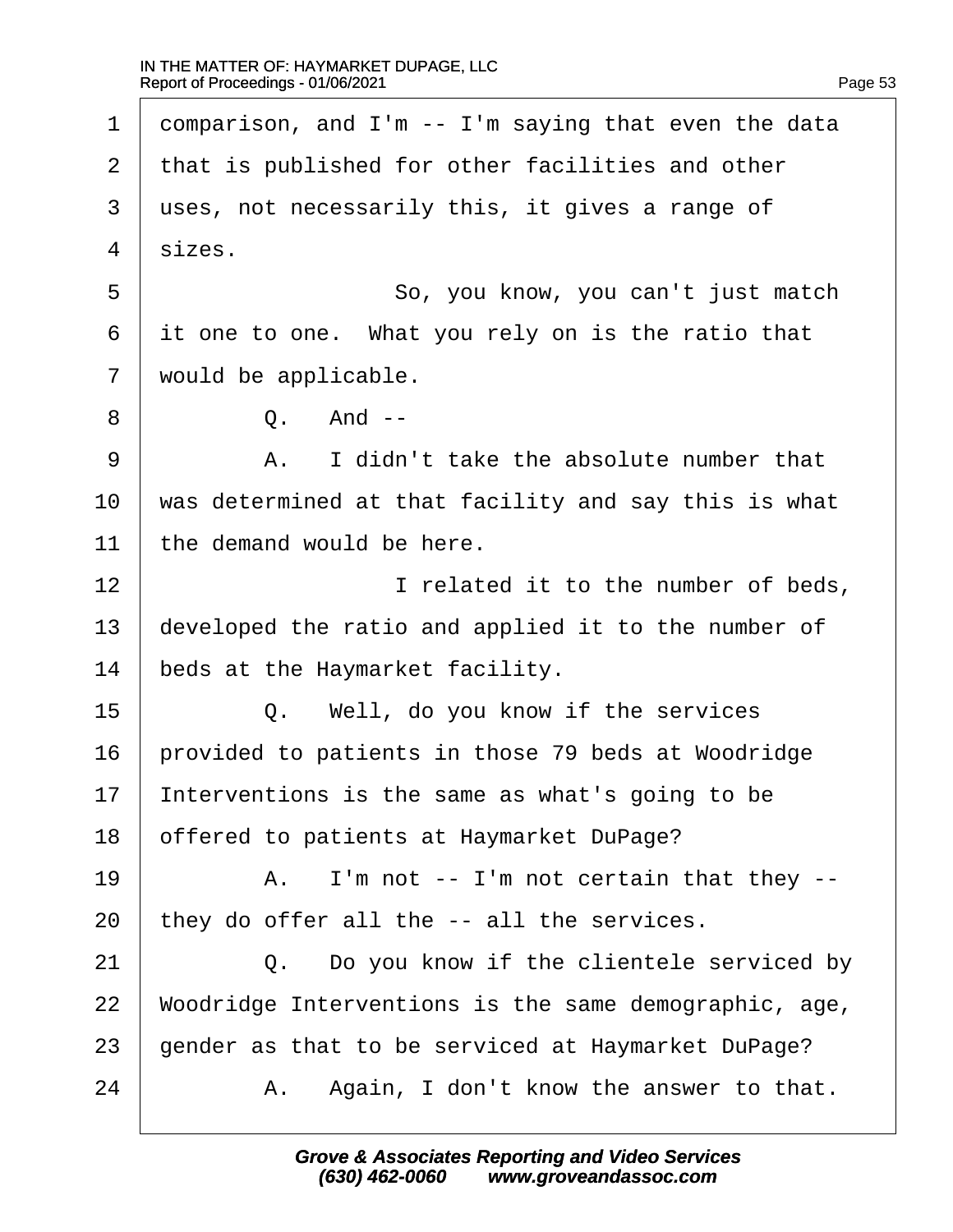1 comparison, and I'm -- I'm saying that even the data

2 that is published for other facilities and other

3 uses, not necessarily this, it gives a range of

4 sizes.

5 So, you know, you can't just match

6 it one to one. What you rely on is the ratio that

7 would be applicable.

8 Q. And --

9 A. I didn't take the absolute number that

10 was determined at that facility and say this is what

11 the demand would be here.

12 I related it to the number of beds,

13 developed the ratio and applied it to the number of

14 beds at the Haymarket facility.

15 Q. Well, do you know if the services

16 provided to patients in those 79 beds at Woodridge

17 Interventions is the same as what's going to be

18 offered to patients at Haymarket DuPage?

19 A. I'm not -- I'm not certain that they --

20 they do offer all the -- all the services.

21 Q. Do you know if the clientele serviced by

22 Woodridge Interventions is the same demographic, age,

23 gender as that to be serviced at Haymarket DuPage?

24 A. Again, I don't know the answer to that.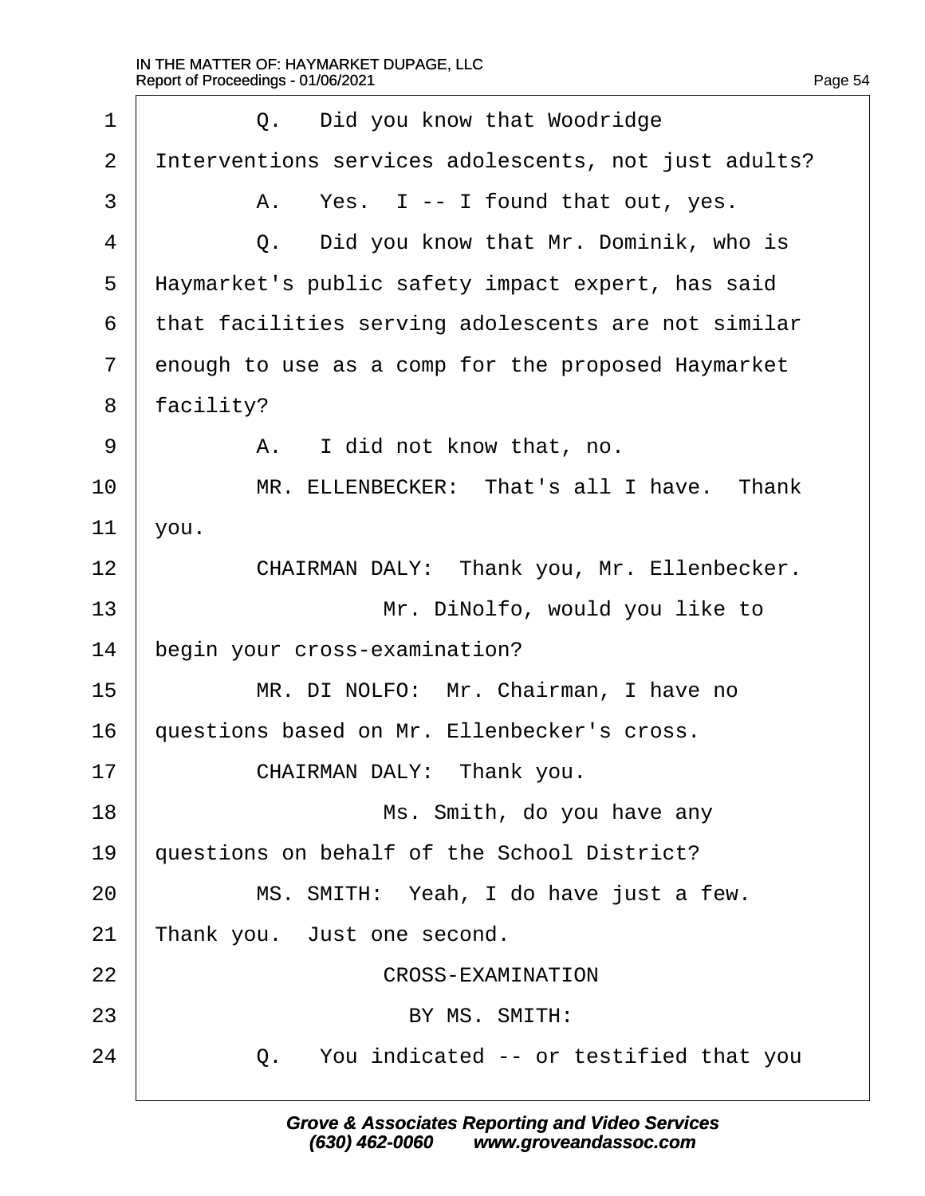Q. Did you know that Woodridge Interventions services adolescents, not just adults?

A. Yes. I -- I found that out, yes.

Q. Did you know that Mr. Dominik, who is Haymarket's public safety impact expert, has said that facilities serving adolescents are not similar enough to use as a comp for the proposed Haymarket facility?

A. I did not know that, no.

MR. ELLENBECKER: That's all I have. Thank you.

CHAIRMAN DALY: Thank you, Mr. Ellenbecker.

Mr. DiNolfo, would you like to begin your cross-examination?

MR. DI NOLFO: Mr. Chairman, I have no questions based on Mr. Ellenbecker's cross.

CHAIRMAN DALY: Thank you.

Ms. Smith, do you have any questions on behalf of the School District?

MS. SMITH: Yeah, I do have just a few. Thank you. Just one second.

CROSS-EXAMINATION

BY MS. SMITH:

Q. You indicated -- or testified that you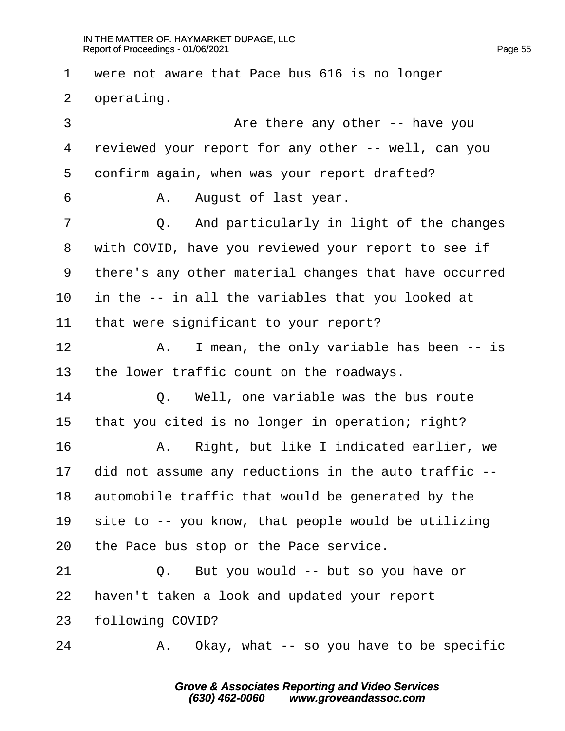1 were not aware that Pace bus 616 is no longer
2 operating.
3 Are there any other -- have you
4 reviewed your report for any other -- well, can you
5 confirm again, when was your report drafted?
6 A. August of last year.
7 Q. And particularly in light of the changes
8 with COVID, have you reviewed your report to see if
9 there's any other material changes that have occurred
10 in the -- in all the variables that you looked at
11 that were significant to your report?
12 A. I mean, the only variable has been -- is
13 the lower traffic count on the roadways.
14 Q. Well, one variable was the bus route
15 that you cited is no longer in operation; right?
16 A. Right, but like I indicated earlier, we
17 did not assume any reductions in the auto traffic --
18 automobile traffic that would be generated by the
19 site to -- you know, that people would be utilizing
20 the Pace bus stop or the Pace service.
21 Q. But you would -- but so you have or
22 haven't taken a look and updated your report
23 following COVID?
24 A. Okay, what -- so you have to be specific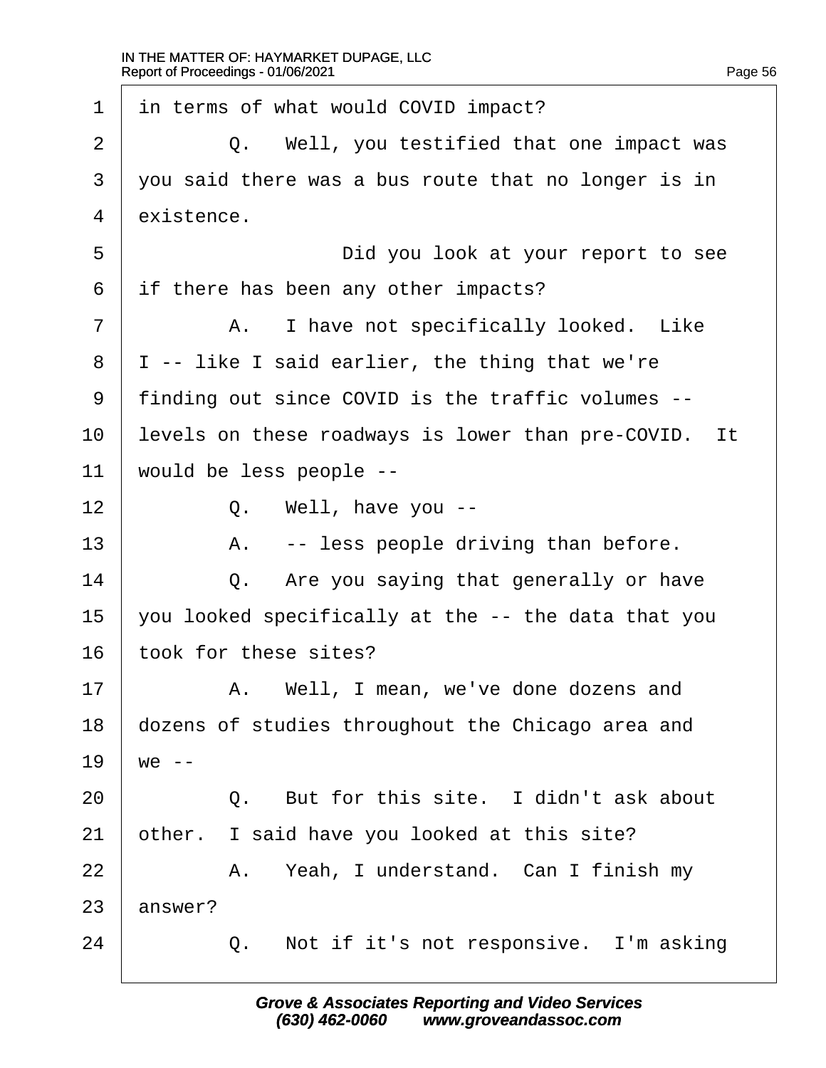1 in terms of what would COVID impact?

2 Q. Well, you testified that one impact was

3 you said there was a bus route that no longer is in

4 existence.

5 Did you look at your report to see

6 if there has been any other impacts?

7 A. I have not specifically looked. Like

8 I -- like I said earlier, the thing that we're

9 finding out since COVID is the traffic volumes --

10 levels on these roadways is lower than pre-COVID. It

11 would be less people --

12 Q. Well, have you --

13 A. -- less people driving than before.

14 Q. Are you saying that generally or have

15 you looked specifically at the -- the data that you

16 took for these sites?

17 A. Well, I mean, we've done dozens and

18 dozens of studies throughout the Chicago area and

19 we --

20 Q. But for this site. I didn't ask about

21 other. I said have you looked at this site?

22 A. Yeah, I understand. Can I finish my

23 answer?

24 Q. Not if it's not responsive. I'm asking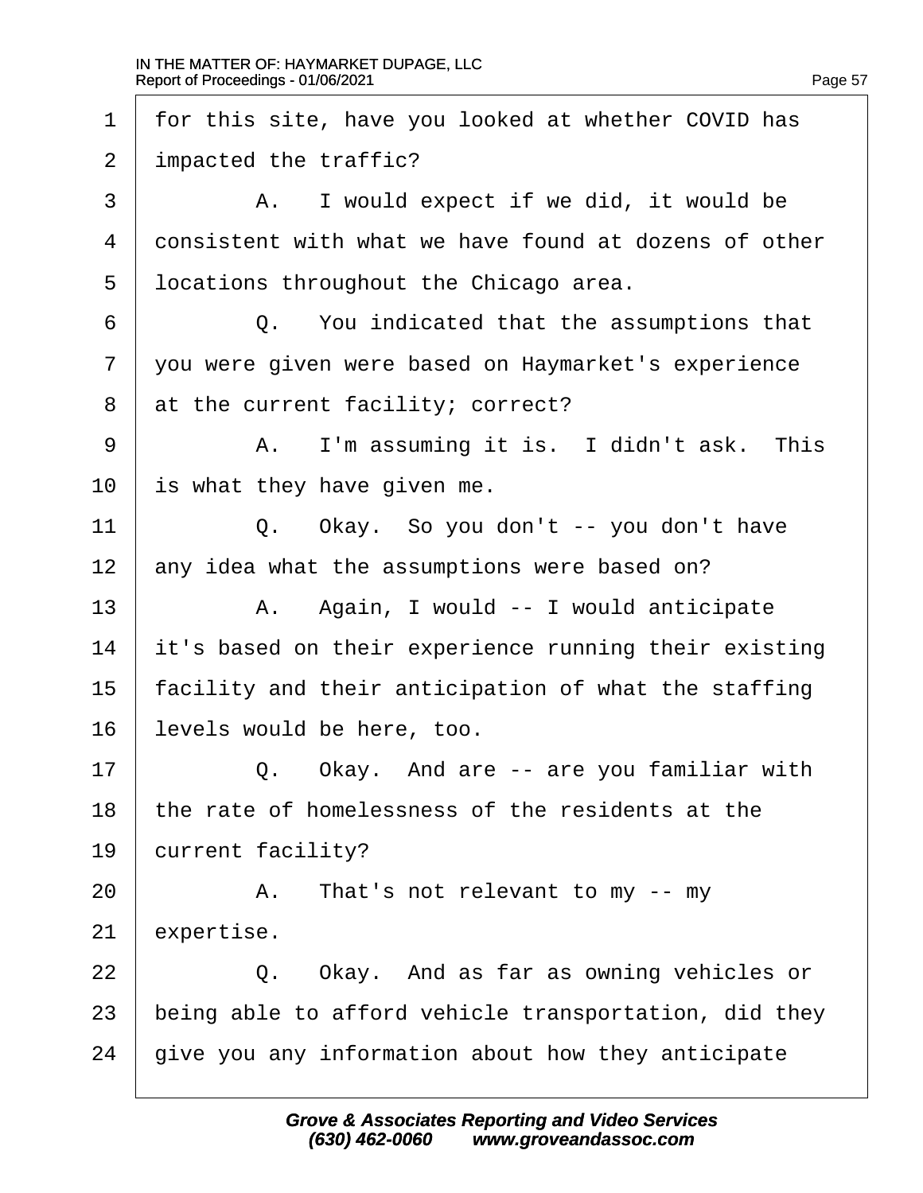for this site, have you looked at whether COVID has impacted the traffic?

A. I would expect if we did, it would be consistent with what we have found at dozens of other locations throughout the Chicago area.

Q. You indicated that the assumptions that you were given were based on Haymarket's experience at the current facility; correct?

A. I'm assuming it is. I didn't ask. This is what they have given me.

Q. Okay. So you don't -- you don't have any idea what the assumptions were based on?

A. Again, I would -- I would anticipate it's based on their experience running their existing facility and their anticipation of what the staffing levels would be here, too.

Q. Okay. And are -- are you familiar with the rate of homelessness of the residents at the current facility?

A. That's not relevant to my -- my expertise.

Q. Okay. And as far as owning vehicles or being able to afford vehicle transportation, did they give you any information about how they anticipate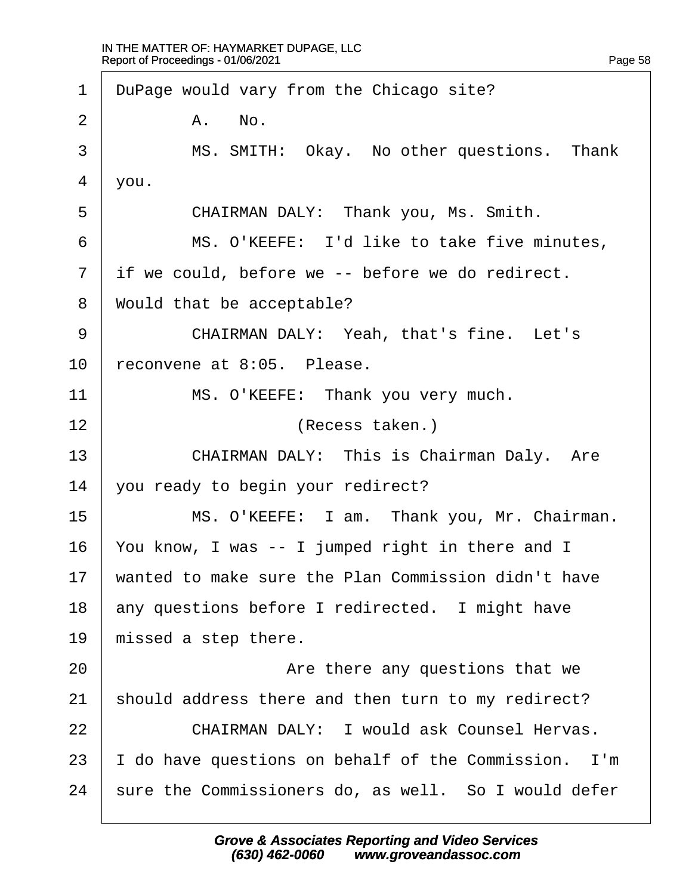DuPage would vary from the Chicago site?

A. No.

MS. SMITH: Okay. No other questions. Thank you.

CHAIRMAN DALY: Thank you, Ms. Smith.

MS. O'KEEFE: I'd like to take five minutes, if we could, before we -- before we do redirect. Would that be acceptable?

CHAIRMAN DALY: Yeah, that's fine. Let's reconvene at 8:05. Please.

MS. O'KEEFE: Thank you very much.

(Recess taken.)

CHAIRMAN DALY: This is Chairman Daly. Are you ready to begin your redirect?

MS. O'KEEFE: I am. Thank you, Mr. Chairman. You know, I was -- I jumped right in there and I wanted to make sure the Plan Commission didn't have any questions before I redirected. I might have missed a step there.

Are there any questions that we should address there and then turn to my redirect?

CHAIRMAN DALY: I would ask Counsel Hervas. I do have questions on behalf of the Commission. I'm sure the Commissioners do, as well. So I would defer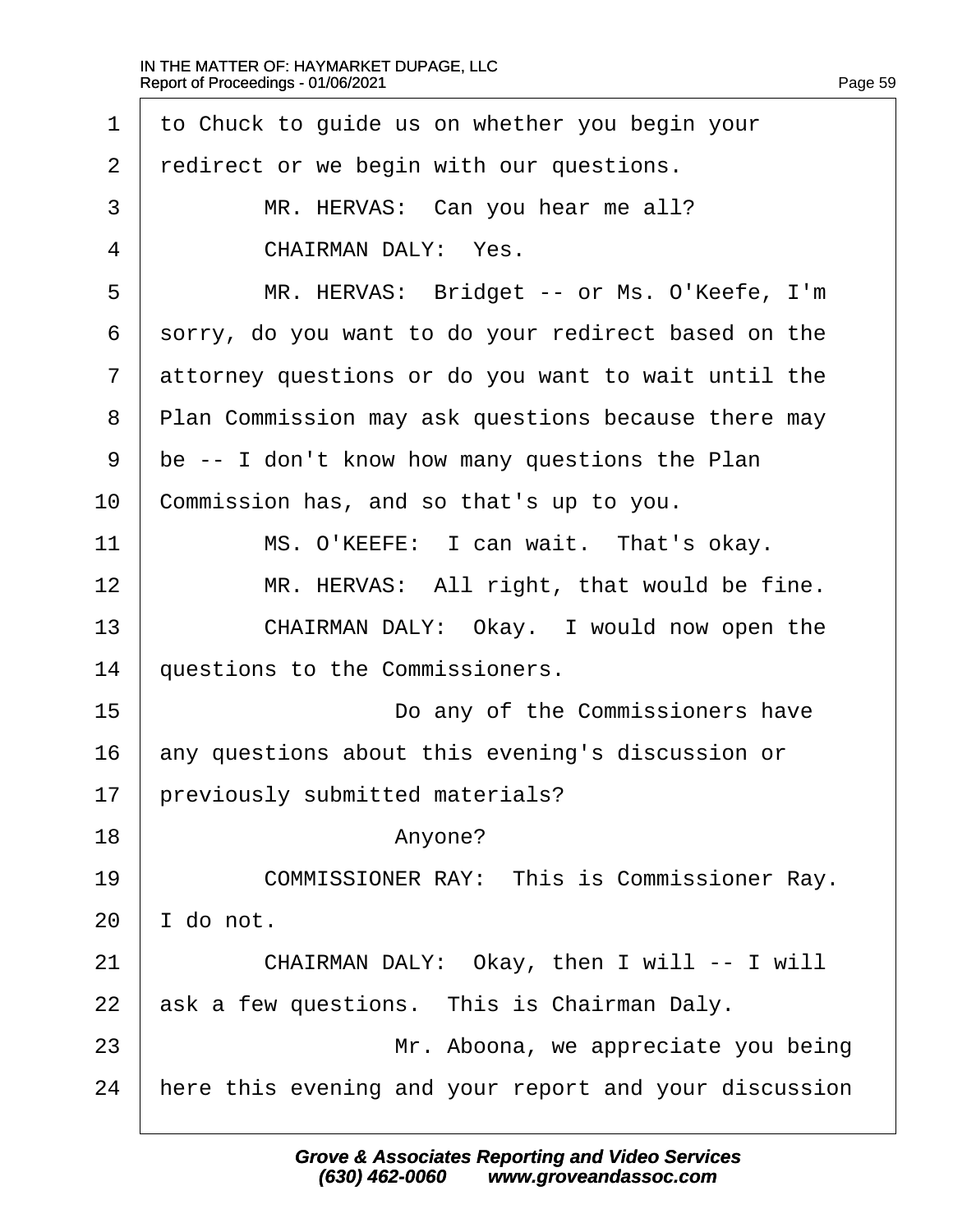1 to Chuck to guide us on whether you begin your
2 redirect or we begin with our questions.
3 MR. HERVAS: Can you hear me all?
4 CHAIRMAN DALY: Yes.
5 MR. HERVAS: Bridget -- or Ms. O'Keefe, I'm
6 sorry, do you want to do your redirect based on the
7 attorney questions or do you want to wait until the
8 Plan Commission may ask questions because there may
9 be -- I don't know how many questions the Plan
10 Commission has, and so that's up to you.
11 MS. O'KEEFE: I can wait. That's okay.
12 MR. HERVAS: All right, that would be fine.
13 CHAIRMAN DALY: Okay. I would now open the
14 questions to the Commissioners.
15 Do any of the Commissioners have
16 any questions about this evening's discussion or
17 previously submitted materials?
18 Anyone?
19 COMMISSIONER RAY: This is Commissioner Ray.
20 I do not.
21 CHAIRMAN DALY: Okay, then I will -- I will
22 ask a few questions. This is Chairman Daly.
23 Mr. Aboona, we appreciate you being
24 here this evening and your report and your discussion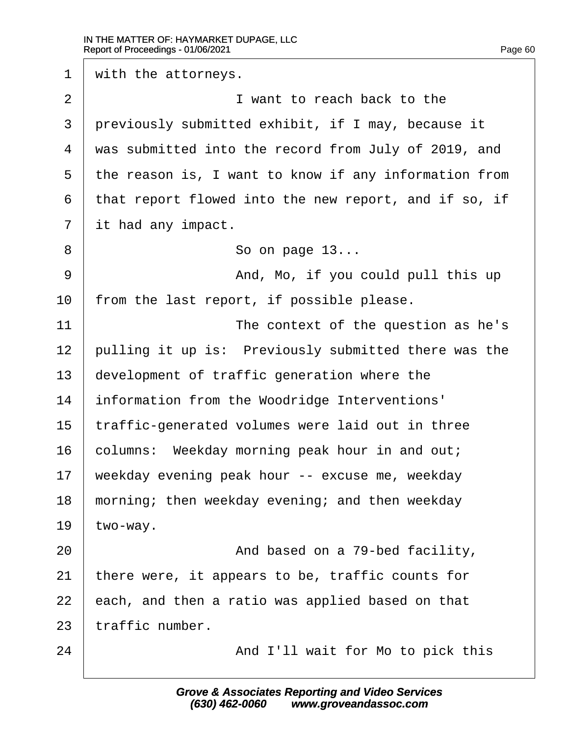with the attorneys.

I want to reach back to the previously submitted exhibit, if I may, because it was submitted into the record from July of 2019, and the reason is, I want to know if any information from that report flowed into the new report, and if so, if it had any impact.

So on page 13...

And, Mo, if you could pull this up from the last report, if possible please.

The context of the question as he's pulling it up is: Previously submitted there was the development of traffic generation where the information from the Woodridge Interventions' traffic-generated volumes were laid out in three columns: Weekday morning peak hour in and out; weekday evening peak hour -- excuse me, weekday morning; then weekday evening; and then weekday two-way.

And based on a 79-bed facility, there were, it appears to be, traffic counts for each, and then a ratio was applied based on that traffic number.

And I'll wait for Mo to pick this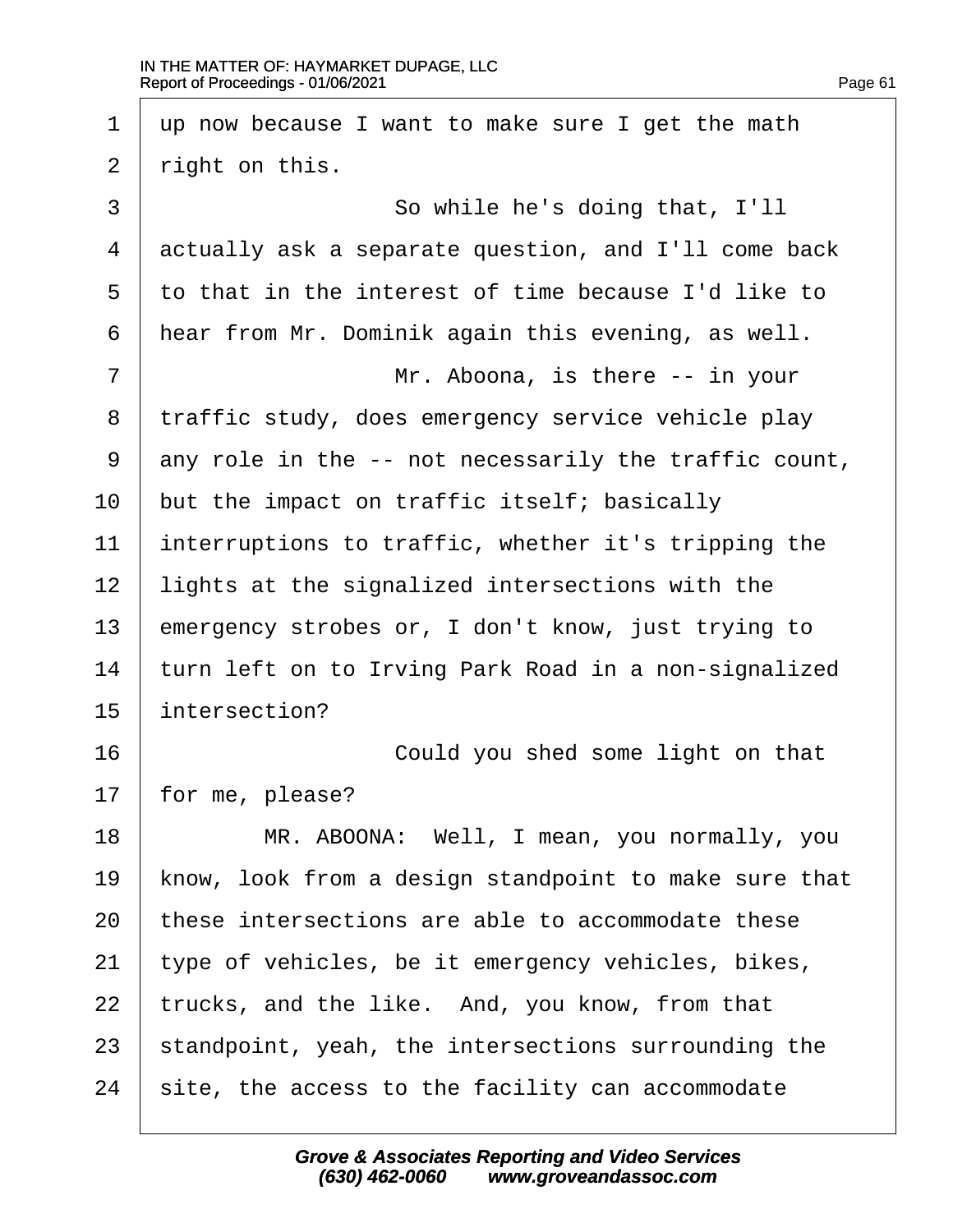1 up now because I want to make sure I get the math
2 right on this.
3 So while he's doing that, I'll
4 actually ask a separate question, and I'll come back
5 to that in the interest of time because I'd like to
6 hear from Mr. Dominik again this evening, as well.
7 Mr. Aboona, is there -- in your
8 traffic study, does emergency service vehicle play
9 any role in the -- not necessarily the traffic count,
10 but the impact on traffic itself; basically
11 interruptions to traffic, whether it's tripping the
12 lights at the signalized intersections with the
13 emergency strobes or, I don't know, just trying to
14 turn left on to Irving Park Road in a non-signalized
15 intersection?
16 Could you shed some light on that
17 for me, please?
18 MR. ABOONA: Well, I mean, you normally, you
19 know, look from a design standpoint to make sure that
20 these intersections are able to accommodate these
21 type of vehicles, be it emergency vehicles, bikes,
22 trucks, and the like. And, you know, from that
23 standpoint, yeah, the intersections surrounding the
24 site, the access to the facility can accommodate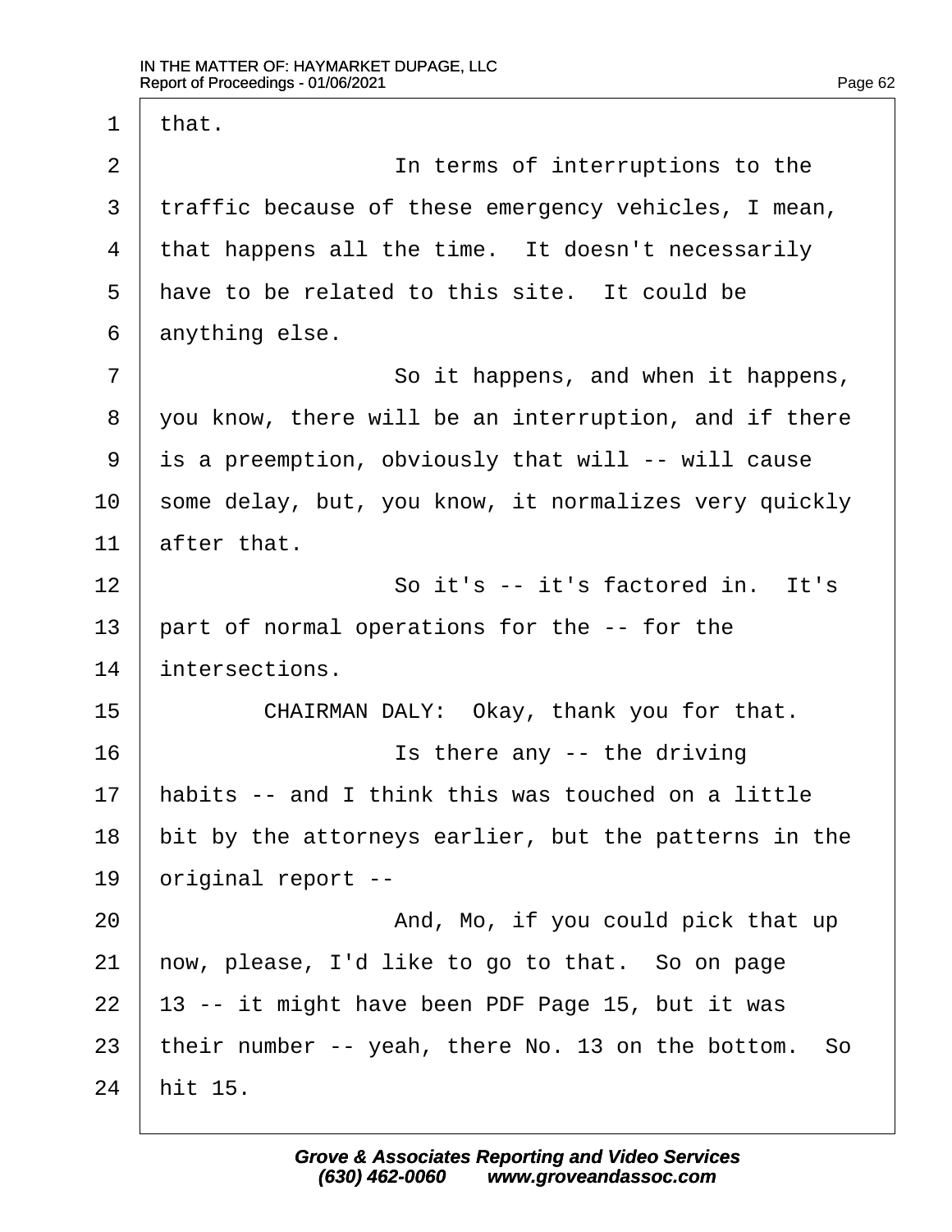that.

In terms of interruptions to the traffic because of these emergency vehicles, I mean, that happens all the time. It doesn't necessarily have to be related to this site. It could be anything else.

So it happens, and when it happens, you know, there will be an interruption, and if there is a preemption, obviously that will -- will cause some delay, but, you know, it normalizes very quickly after that.

So it's -- it's factored in. It's part of normal operations for the -- for the intersections.

CHAIRMAN DALY: Okay, thank you for that.

Is there any -- the driving habits -- and I think this was touched on a little bit by the attorneys earlier, but the patterns in the original report --

And, Mo, if you could pick that up now, please, I'd like to go to that. So on page 13 -- it might have been PDF Page 15, but it was their number -- yeah, there No. 13 on the bottom. So hit 15.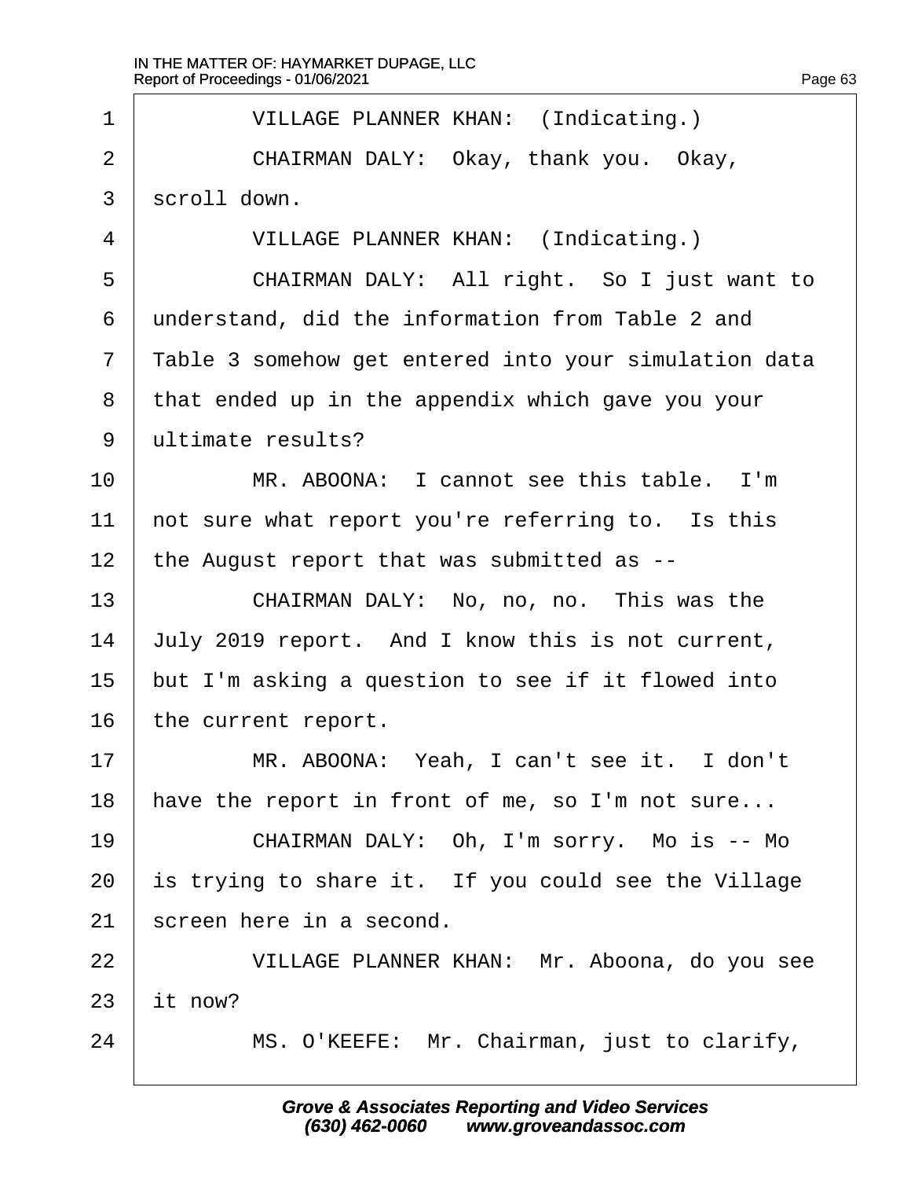1 VILLAGE PLANNER KHAN: (Indicating.)

2 CHAIRMAN DALY: Okay, thank you. Okay,

3 scroll down.

4 VILLAGE PLANNER KHAN: (Indicating.)

5 CHAIRMAN DALY: All right. So I just want to

6 understand, did the information from Table 2 and

7 Table 3 somehow get entered into your simulation data

8 that ended up in the appendix which gave you your

9 ultimate results?

10 MR. ABOONA: I cannot see this table. I'm

11 not sure what report you're referring to. Is this

12 the August report that was submitted as --

13 CHAIRMAN DALY: No, no, no. This was the

14 July 2019 report. And I know this is not current,

15 but I'm asking a question to see if it flowed into

16 the current report.

17 MR. ABOONA: Yeah, I can't see it. I don't

18 have the report in front of me, so I'm not sure...

19 CHAIRMAN DALY: Oh, I'm sorry. Mo is -- Mo

20 is trying to share it. If you could see the Village

21 screen here in a second.

22 VILLAGE PLANNER KHAN: Mr. Aboona, do you see

23 it now?

24 MS. O'KEEFE: Mr. Chairman, just to clarify,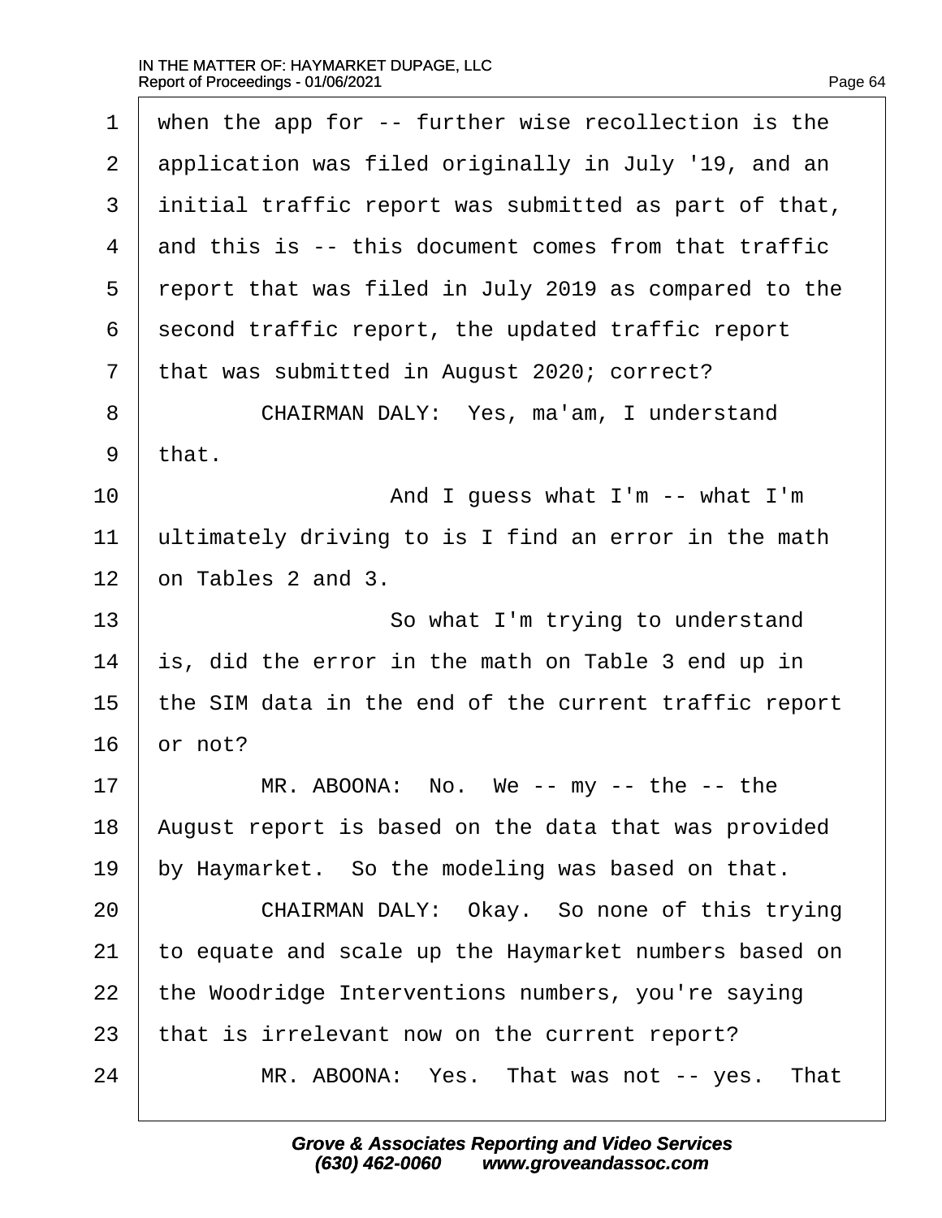1 when the app for -- further wise recollection is the
2 application was filed originally in July '19, and an
3 initial traffic report was submitted as part of that,
4 and this is -- this document comes from that traffic
5 report that was filed in July 2019 as compared to the
6 second traffic report, the updated traffic report
7 that was submitted in August 2020; correct?
8 CHAIRMAN DALY: Yes, ma'am, I understand
9 that.
10 And I guess what I'm -- what I'm
11 ultimately driving to is I find an error in the math
12 on Tables 2 and 3.
13 So what I'm trying to understand
14 is, did the error in the math on Table 3 end up in
15 the SIM data in the end of the current traffic report
16 or not?
17 MR. ABOONA: No. We -- my -- the -- the
18 August report is based on the data that was provided
19 by Haymarket. So the modeling was based on that.
20 CHAIRMAN DALY: Okay. So none of this trying
21 to equate and scale up the Haymarket numbers based on
22 the Woodridge Interventions numbers, you're saying
23 that is irrelevant now on the current report?
24 MR. ABOONA: Yes. That was not -- yes. That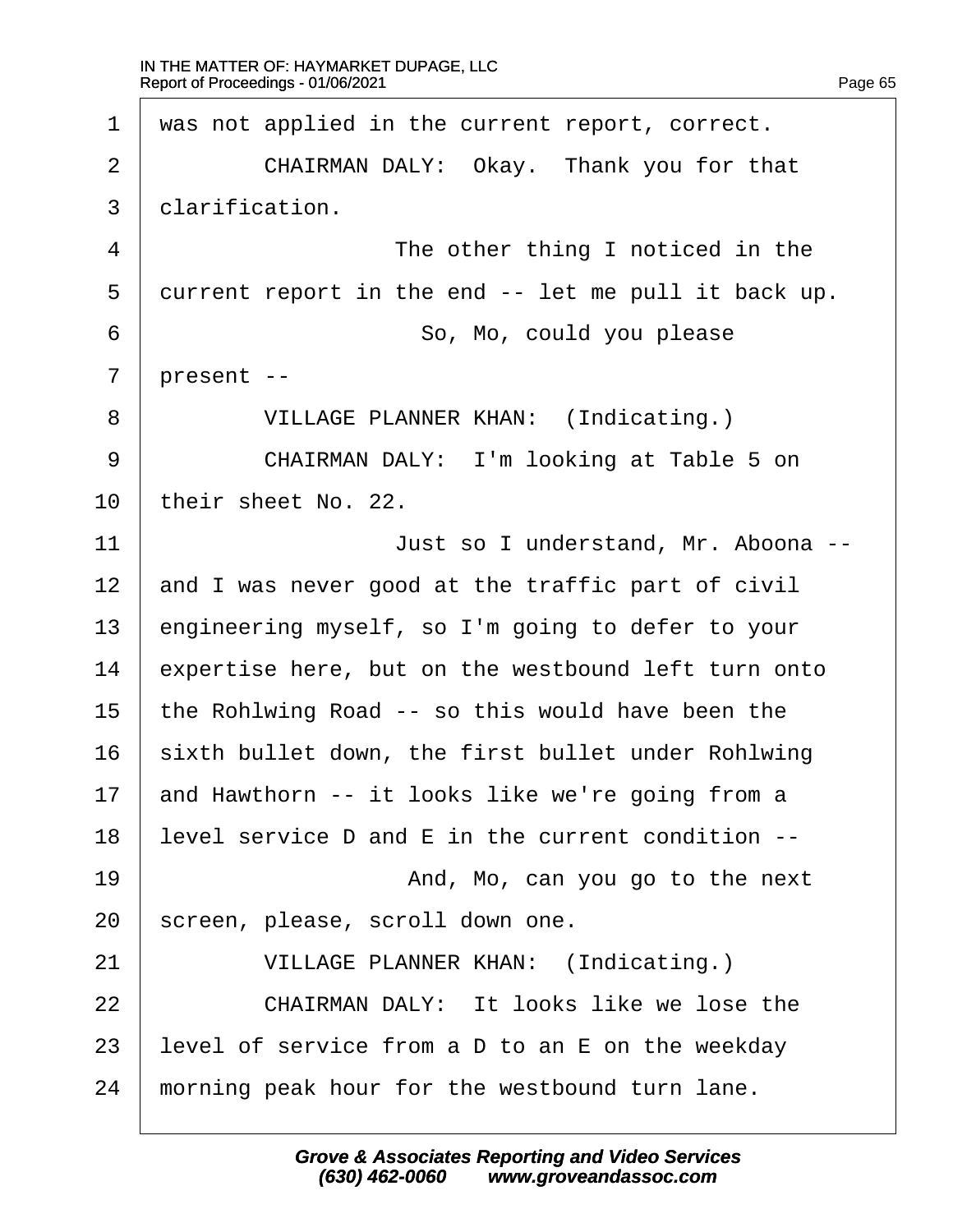1 was not applied in the current report, correct.

2 CHAIRMAN DALY: Okay. Thank you for that

3 clarification.

4 The other thing I noticed in the

5 current report in the end -- let me pull it back up.

6 So, Mo, could you please

7 present --

8 VILLAGE PLANNER KHAN: (Indicating.)

9 CHAIRMAN DALY: I'm looking at Table 5 on

10 their sheet No. 22.

11 Just so I understand, Mr. Aboona --

12 and I was never good at the traffic part of civil

13 engineering myself, so I'm going to defer to your

14 expertise here, but on the westbound left turn onto

15 the Rohlwing Road -- so this would have been the

16 sixth bullet down, the first bullet under Rohlwing

17 and Hawthorn -- it looks like we're going from a

18 level service D and E in the current condition --

19 And, Mo, can you go to the next

20 screen, please, scroll down one.

21 VILLAGE PLANNER KHAN: (Indicating.)

22 CHAIRMAN DALY: It looks like we lose the

23 level of service from a D to an E on the weekday

24 morning peak hour for the westbound turn lane.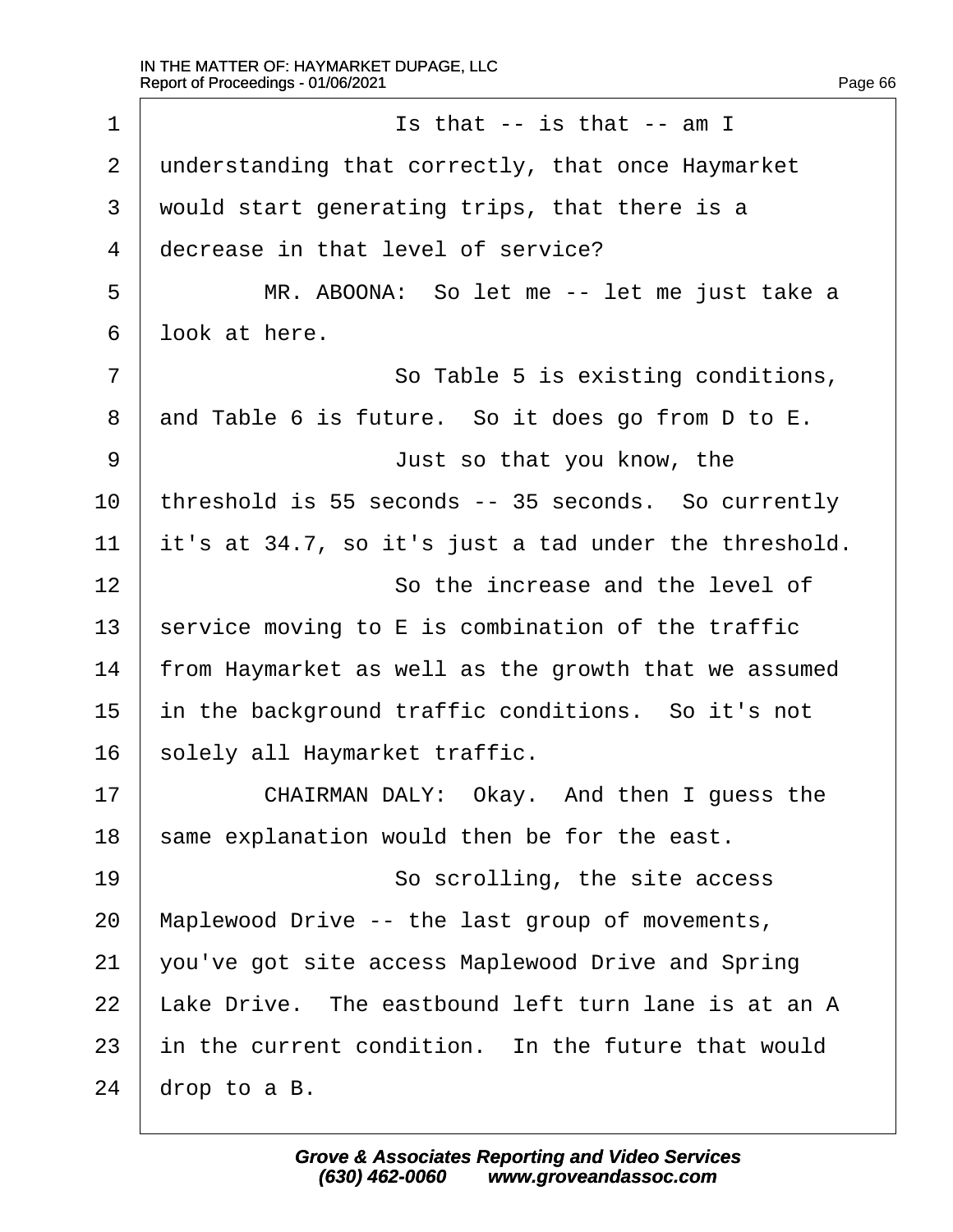1 Is that -- is that -- am I
2 understanding that correctly, that once Haymarket
3 would start generating trips, that there is a
4 decrease in that level of service?
5 MR. ABOONA: So let me -- let me just take a
6 look at here.
7 So Table 5 is existing conditions,
8 and Table 6 is future. So it does go from D to E.
9 Just so that you know, the
10 threshold is 55 seconds -- 35 seconds. So currently
11 it's at 34.7, so it's just a tad under the threshold.
12 So the increase and the level of
13 service moving to E is combination of the traffic
14 from Haymarket as well as the growth that we assumed
15 in the background traffic conditions. So it's not
16 solely all Haymarket traffic.
17 CHAIRMAN DALY: Okay. And then I guess the
18 same explanation would then be for the east.
19 So scrolling, the site access
20 Maplewood Drive -- the last group of movements,
21 you've got site access Maplewood Drive and Spring
22 Lake Drive. The eastbound left turn lane is at an A
23 in the current condition. In the future that would
24 drop to a B.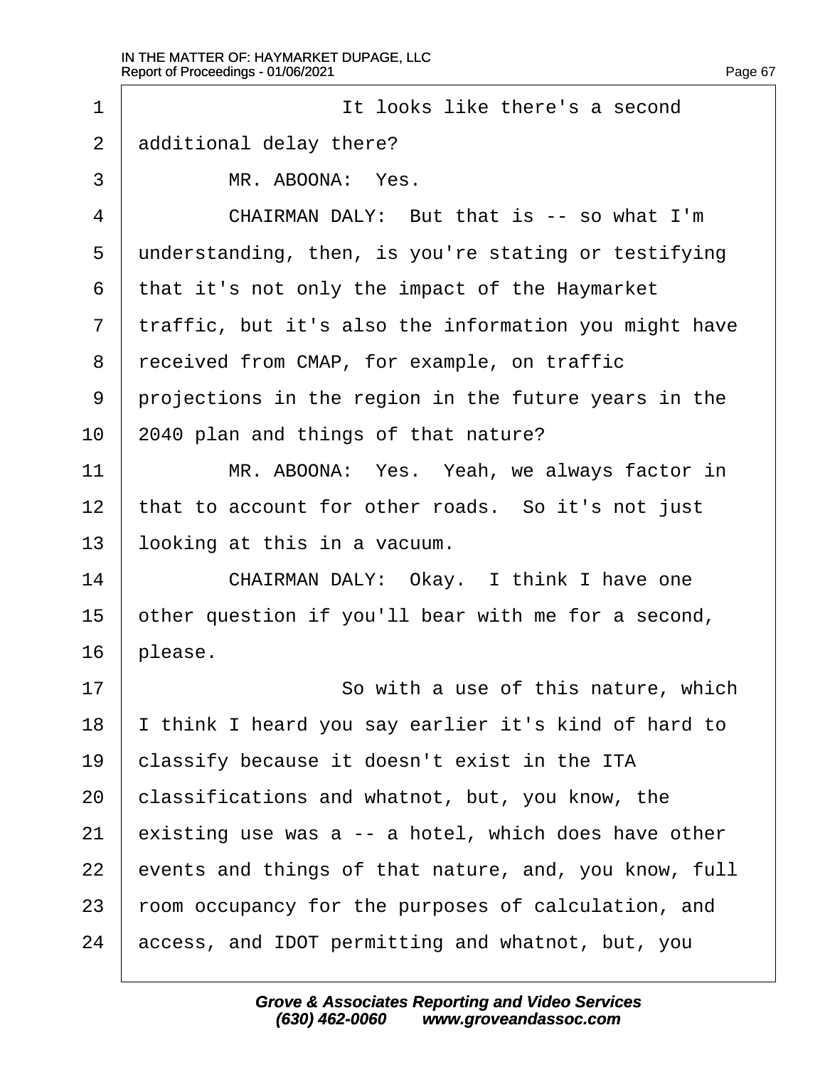It looks like there's a second additional delay there?

MR. ABOONA: Yes.

CHAIRMAN DALY: But that is -- so what I'm understanding, then, is you're stating or testifying that it's not only the impact of the Haymarket traffic, but it's also the information you might have received from CMAP, for example, on traffic projections in the region in the future years in the 2040 plan and things of that nature?

MR. ABOONA: Yes. Yeah, we always factor in that to account for other roads. So it's not just looking at this in a vacuum.

CHAIRMAN DALY: Okay. I think I have one other question if you'll bear with me for a second, please.

So with a use of this nature, which I think I heard you say earlier it's kind of hard to classify because it doesn't exist in the ITA classifications and whatnot, but, you know, the existing use was a -- a hotel, which does have other events and things of that nature, and, you know, full room occupancy for the purposes of calculation, and access, and IDOT permitting and whatnot, but, you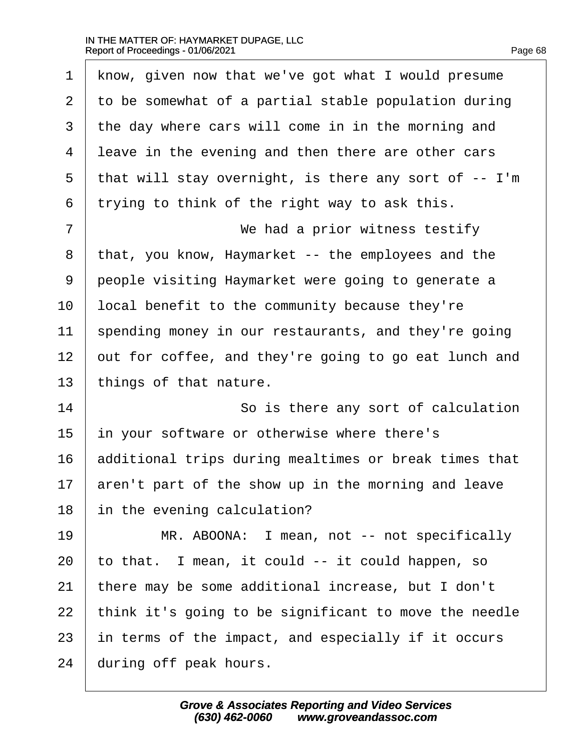know, given now that we've got what I would presume to be somewhat of a partial stable population during the day where cars will come in in the morning and leave in the evening and then there are other cars that will stay overnight, is there any sort of -- I'm trying to think of the right way to ask this.

We had a prior witness testify that, you know, Haymarket -- the employees and the people visiting Haymarket were going to generate a local benefit to the community because they're spending money in our restaurants, and they're going out for coffee, and they're going to go eat lunch and things of that nature.

So is there any sort of calculation in your software or otherwise where there's additional trips during mealtimes or break times that aren't part of the show up in the morning and leave in the evening calculation?

MR. ABOONA: I mean, not -- not specifically to that. I mean, it could -- it could happen, so there may be some additional increase, but I don't think it's going to be significant to move the needle in terms of the impact, and especially if it occurs during off peak hours.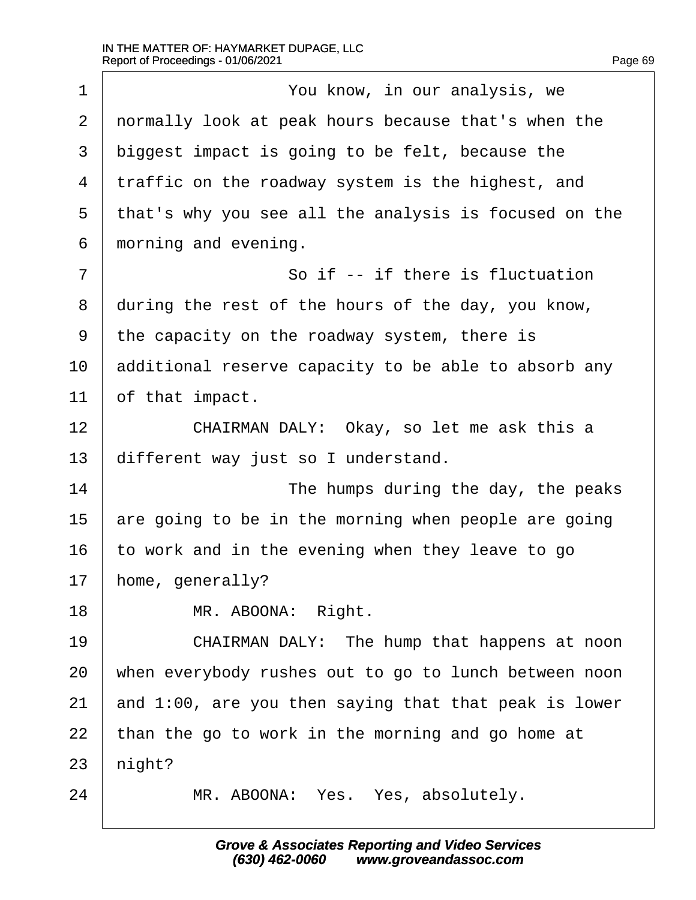You know, in our analysis, we normally look at peak hours because that's when the biggest impact is going to be felt, because the traffic on the roadway system is the highest, and that's why you see all the analysis is focused on the morning and evening.

So if -- if there is fluctuation during the rest of the hours of the day, you know, the capacity on the roadway system, there is additional reserve capacity to be able to absorb any of that impact.

CHAIRMAN DALY: Okay, so let me ask this a different way just so I understand.

The humps during the day, the peaks are going to be in the morning when people are going to work and in the evening when they leave to go home, generally?

MR. ABOONA: Right.

CHAIRMAN DALY: The hump that happens at noon when everybody rushes out to go to lunch between noon and 1:00, are you then saying that that peak is lower than the go to work in the morning and go home at night?

MR. ABOONA: Yes. Yes, absolutely.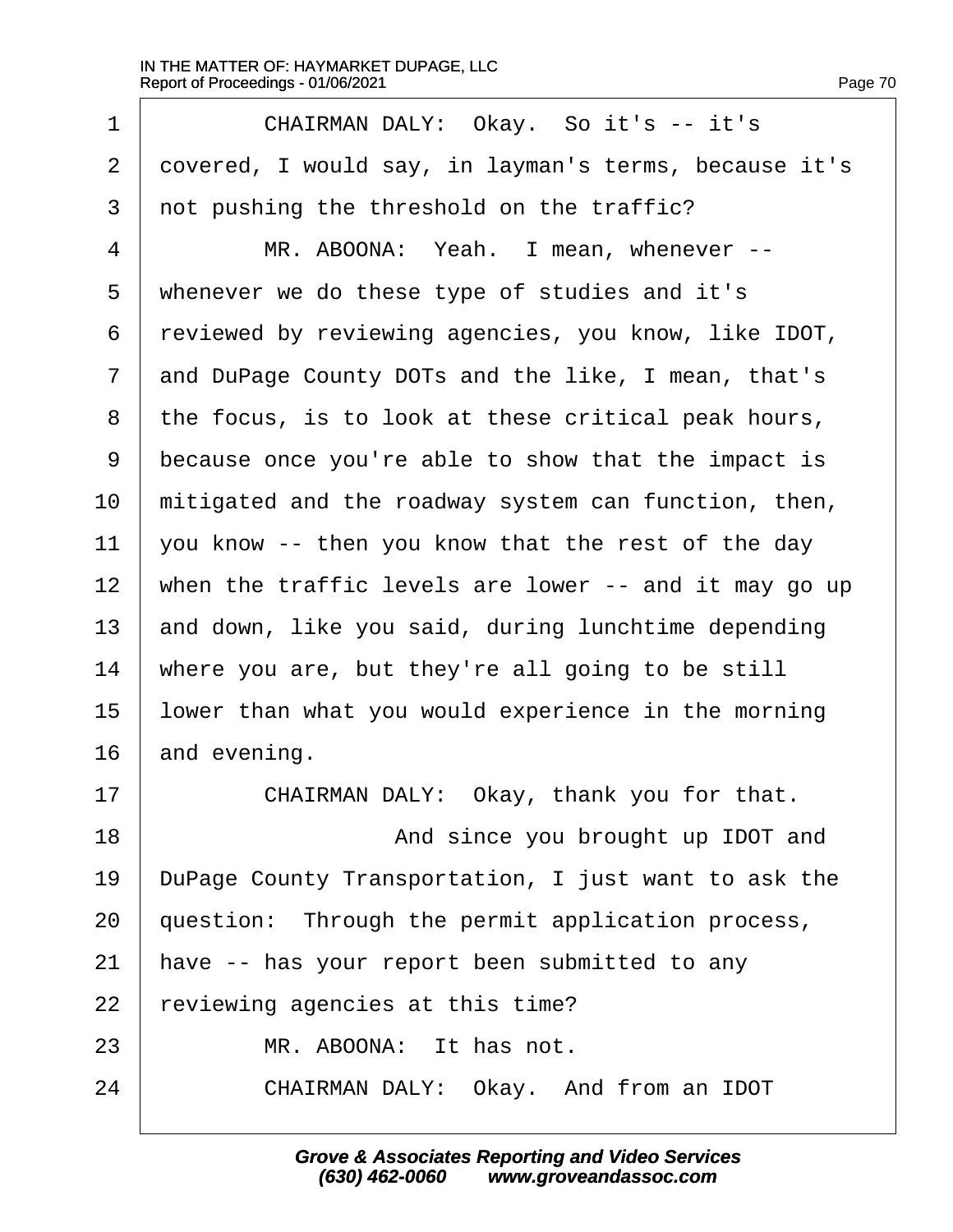1 CHAIRMAN DALY: Okay. So it's -- it's
2 covered, I would say, in layman's terms, because it's
3 not pushing the threshold on the traffic?
4 MR. ABOONA: Yeah. I mean, whenever --
5 whenever we do these type of studies and it's
6 reviewed by reviewing agencies, you know, like IDOT,
7 and DuPage County DOTs and the like, I mean, that's
8 the focus, is to look at these critical peak hours,
9 because once you're able to show that the impact is
10 mitigated and the roadway system can function, then,
11 you know -- then you know that the rest of the day
12 when the traffic levels are lower -- and it may go up
13 and down, like you said, during lunchtime depending
14 where you are, but they're all going to be still
15 lower than what you would experience in the morning
16 and evening.
17 CHAIRMAN DALY: Okay, thank you for that.
18 And since you brought up IDOT and
19 DuPage County Transportation, I just want to ask the
20 question: Through the permit application process,
21 have -- has your report been submitted to any
22 reviewing agencies at this time?
23 MR. ABOONA: It has not.
24 CHAIRMAN DALY: Okay. And from an IDOT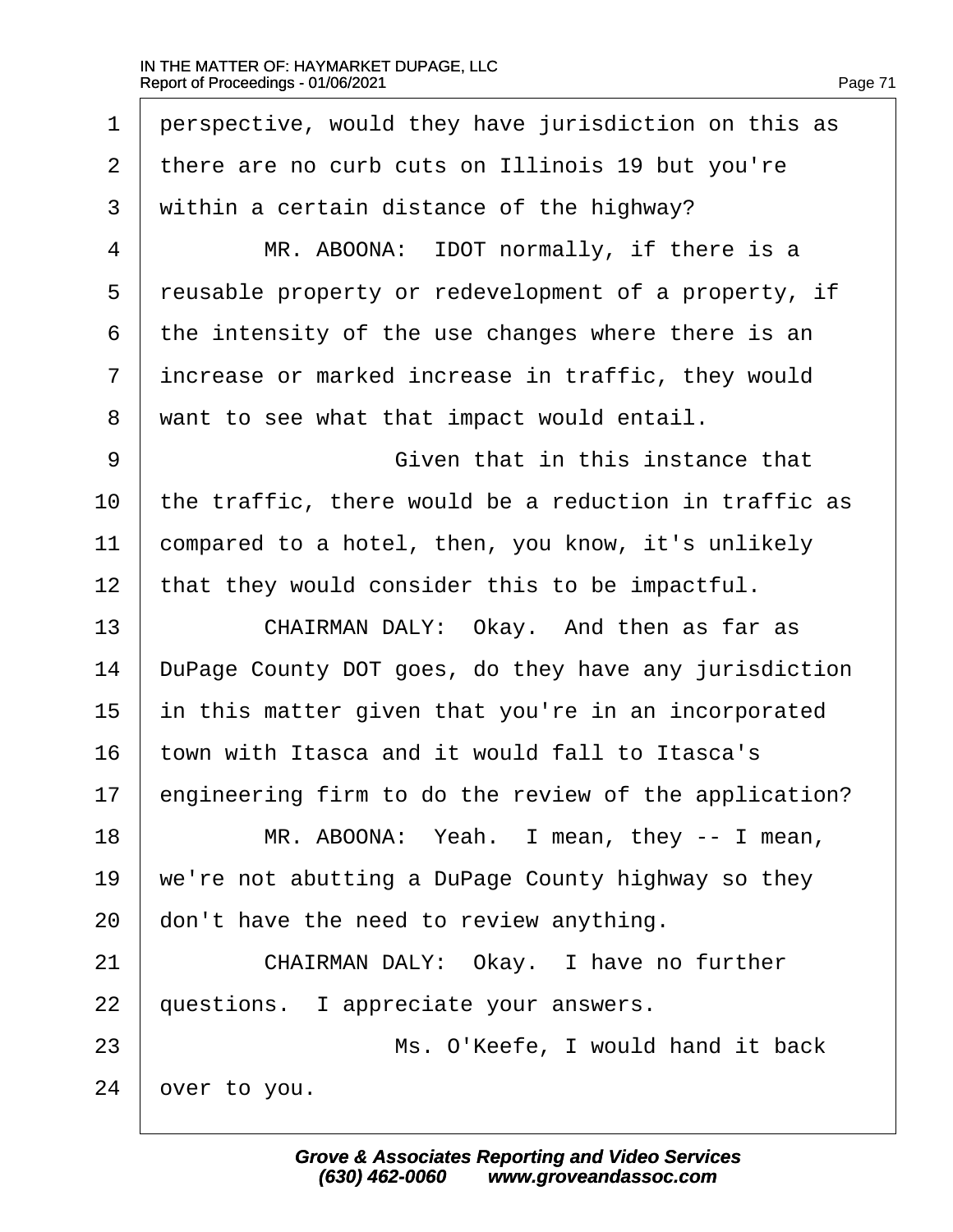perspective, would they have jurisdiction on this as there are no curb cuts on Illinois 19 but you're within a certain distance of the highway?

MR. ABOONA: IDOT normally, if there is a reusable property or redevelopment of a property, if the intensity of the use changes where there is an increase or marked increase in traffic, they would want to see what that impact would entail.

Given that in this instance that the traffic, there would be a reduction in traffic as compared to a hotel, then, you know, it's unlikely that they would consider this to be impactful.

CHAIRMAN DALY: Okay. And then as far as DuPage County DOT goes, do they have any jurisdiction in this matter given that you're in an incorporated town with Itasca and it would fall to Itasca's engineering firm to do the review of the application?

MR. ABOONA: Yeah. I mean, they -- I mean, we're not abutting a DuPage County highway so they don't have the need to review anything.

CHAIRMAN DALY: Okay. I have no further questions. I appreciate your answers.

Ms. O'Keefe, I would hand it back over to you.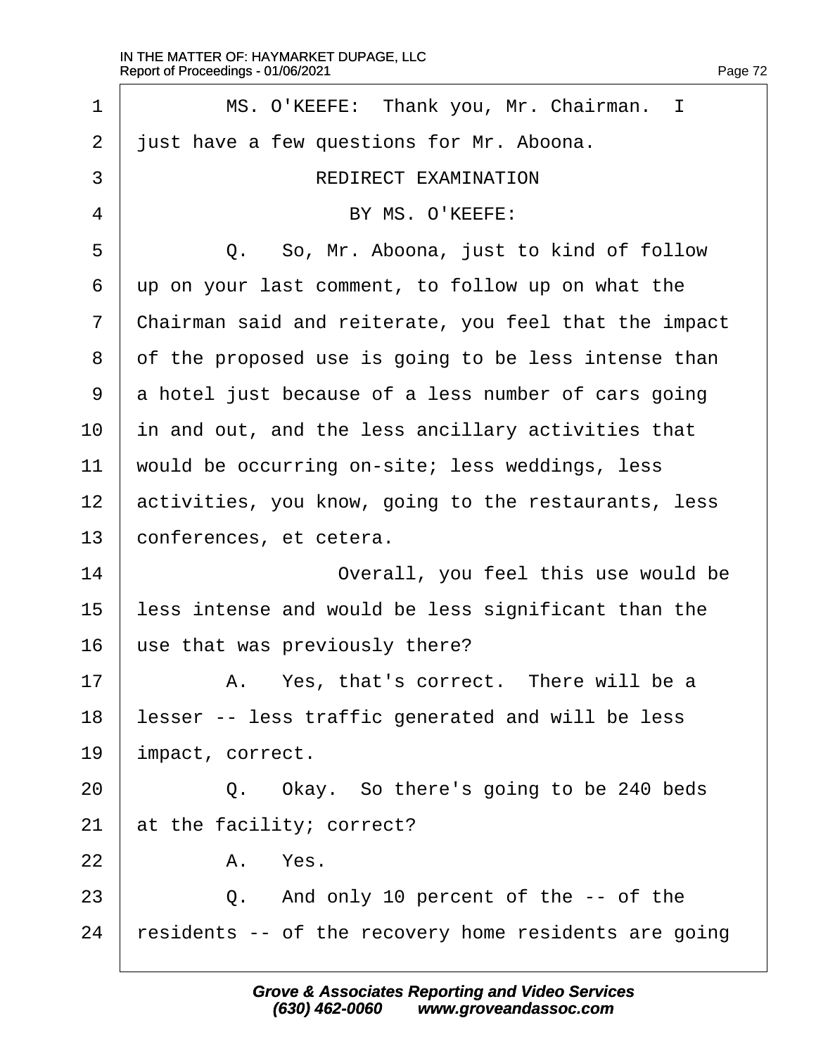MS. O'KEEFE: Thank you, Mr. Chairman. I just have a few questions for Mr. Aboona.

REDIRECT EXAMINATION

BY MS. O'KEEFE:

Q. So, Mr. Aboona, just to kind of follow up on your last comment, to follow up on what the Chairman said and reiterate, you feel that the impact of the proposed use is going to be less intense than a hotel just because of a less number of cars going in and out, and the less ancillary activities that would be occurring on-site; less weddings, less activities, you know, going to the restaurants, less conferences, et cetera.

Overall, you feel this use would be less intense and would be less significant than the use that was previously there?

A. Yes, that's correct. There will be a lesser -- less traffic generated and will be less impact, correct.

Q. Okay. So there's going to be 240 beds at the facility; correct?

A. Yes.

Q. And only 10 percent of the -- of the residents -- of the recovery home residents are going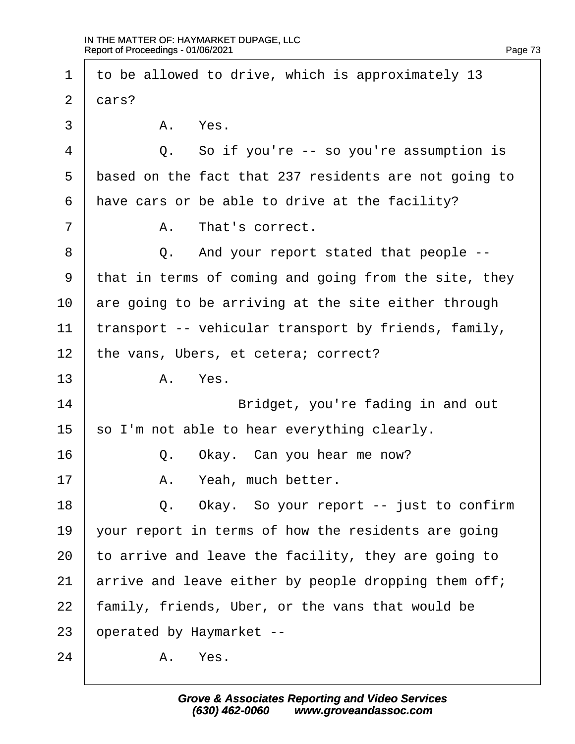1 to be allowed to drive, which is approximately 13
2 cars?
3 A. Yes.
4 Q. So if you're -- so you're assumption is
5 based on the fact that 237 residents are not going to
6 have cars or be able to drive at the facility?
7 A. That's correct.
8 Q. And your report stated that people --
9 that in terms of coming and going from the site, they
10 are going to be arriving at the site either through
11 transport -- vehicular transport by friends, family,
12 the vans, Ubers, et cetera; correct?
13 A. Yes.
14 Bridget, you're fading in and out
15 so I'm not able to hear everything clearly.
16 Q. Okay. Can you hear me now?
17 A. Yeah, much better.
18 Q. Okay. So your report -- just to confirm
19 your report in terms of how the residents are going
20 to arrive and leave the facility, they are going to
21 arrive and leave either by people dropping them off;
22 family, friends, Uber, or the vans that would be
23 operated by Haymarket --
24 A. Yes.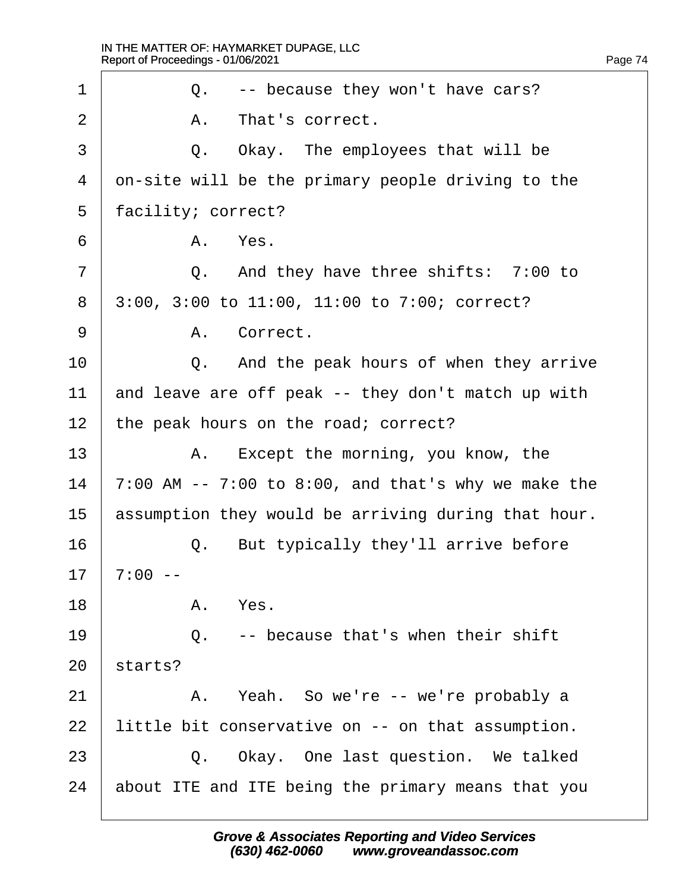1 Q. -- because they won't have cars?

2 A. That's correct.

3 Q. Okay. The employees that will be

4 on-site will be the primary people driving to the

5 facility; correct?

6 A. Yes.

7 Q. And they have three shifts: 7:00 to

8 3:00, 3:00 to 11:00, 11:00 to 7:00; correct?

9 A. Correct.

10 Q. And the peak hours of when they arrive

11 and leave are off peak -- they don't match up with

12 the peak hours on the road; correct?

13 A. Except the morning, you know, the

14 7:00 AM -- 7:00 to 8:00, and that's why we make the

15 assumption they would be arriving during that hour.

16 Q. But typically they'll arrive before

17 7:00 --

18 A. Yes.

19 Q. -- because that's when their shift

20 starts?

21 A. Yeah. So we're -- we're probably a

22 little bit conservative on -- on that assumption.

23 Q. Okay. One last question. We talked

24 about ITE and ITE being the primary means that you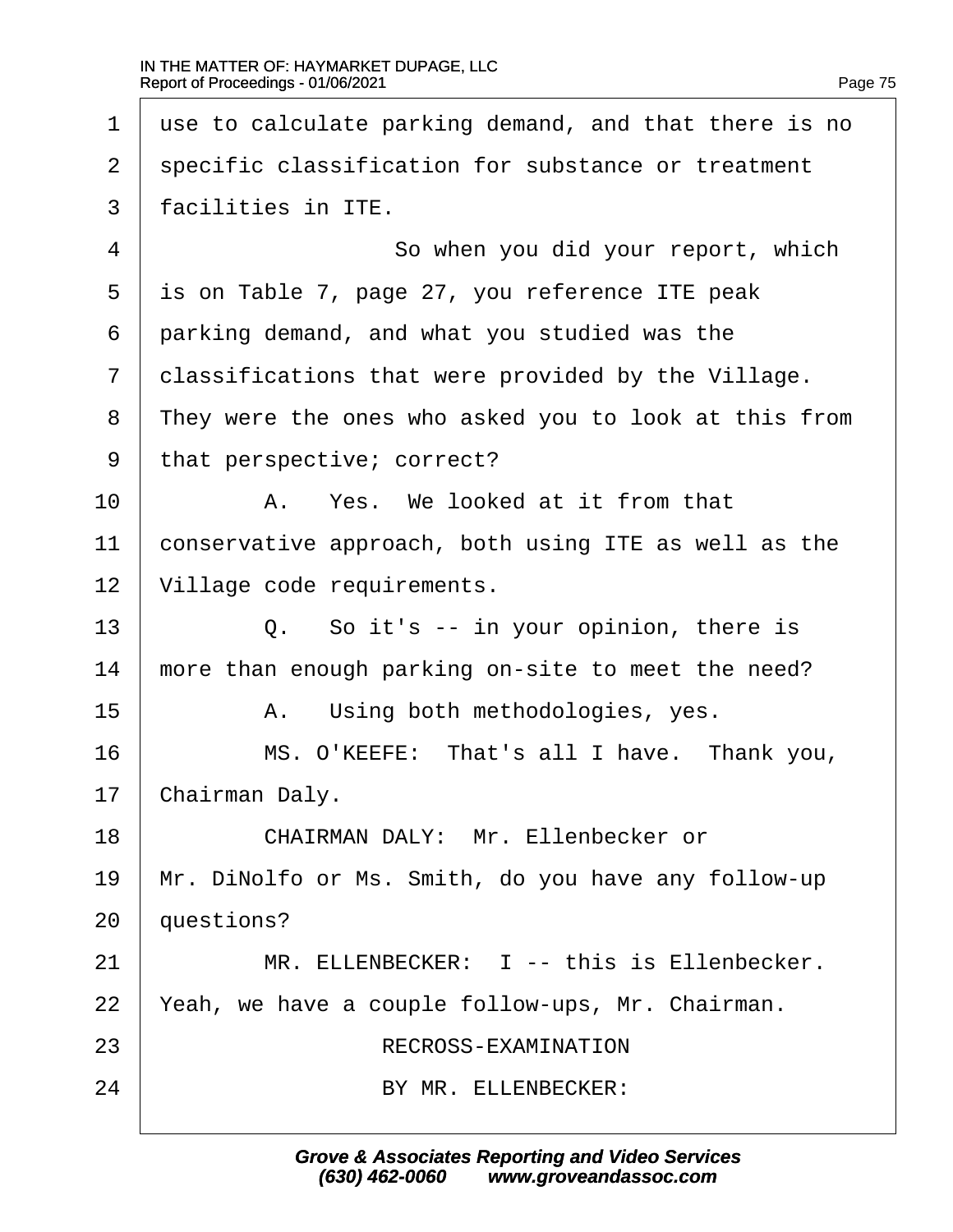use to calculate parking demand, and that there is no specific classification for substance or treatment facilities in ITE.

So when you did your report, which is on Table 7, page 27, you reference ITE peak parking demand, and what you studied was the classifications that were provided by the Village. They were the ones who asked you to look at this from that perspective; correct?

A. Yes. We looked at it from that conservative approach, both using ITE as well as the Village code requirements.

Q. So it's -- in your opinion, there is more than enough parking on-site to meet the need?

A. Using both methodologies, yes.

MS. O'KEEFE: That's all I have. Thank you, Chairman Daly.

CHAIRMAN DALY: Mr. Ellenbecker or Mr. DiNolfo or Ms. Smith, do you have any follow-up questions?

MR. ELLENBECKER: I -- this is Ellenbecker. Yeah, we have a couple follow-ups, Mr. Chairman.

RECROSS-EXAMINATION

BY MR. ELLENBECKER: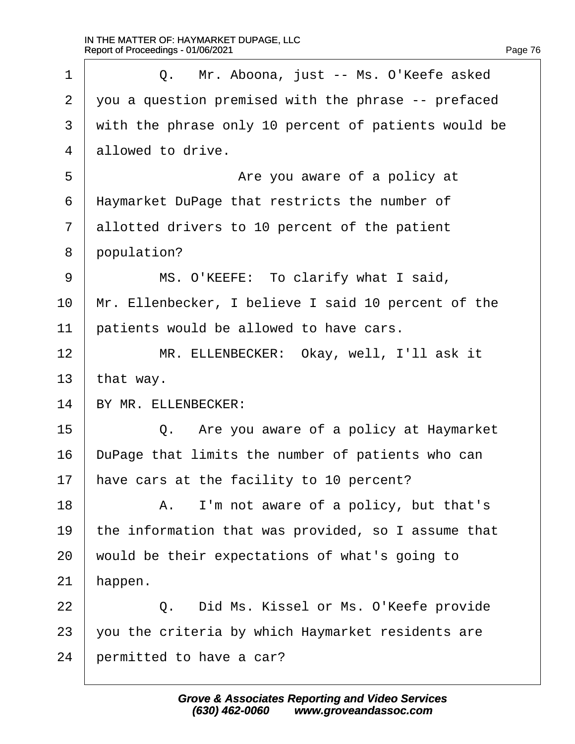1 Q. Mr. Aboona, just -- Ms. O'Keefe asked
2 you a question premised with the phrase -- prefaced
3 with the phrase only 10 percent of patients would be
4 allowed to drive.
5 Are you aware of a policy at
6 Haymarket DuPage that restricts the number of
7 allotted drivers to 10 percent of the patient
8 population?
9 MS. O'KEEFE: To clarify what I said,
10 Mr. Ellenbecker, I believe I said 10 percent of the
11 patients would be allowed to have cars.
12 MR. ELLENBECKER: Okay, well, I'll ask it
13 that way.
14 BY MR. ELLENBECKER:
15 Q. Are you aware of a policy at Haymarket
16 DuPage that limits the number of patients who can
17 have cars at the facility to 10 percent?
18 A. I'm not aware of a policy, but that's
19 the information that was provided, so I assume that
20 would be their expectations of what's going to
21 happen.
22 Q. Did Ms. Kissel or Ms. O'Keefe provide
23 you the criteria by which Haymarket residents are
24 permitted to have a car?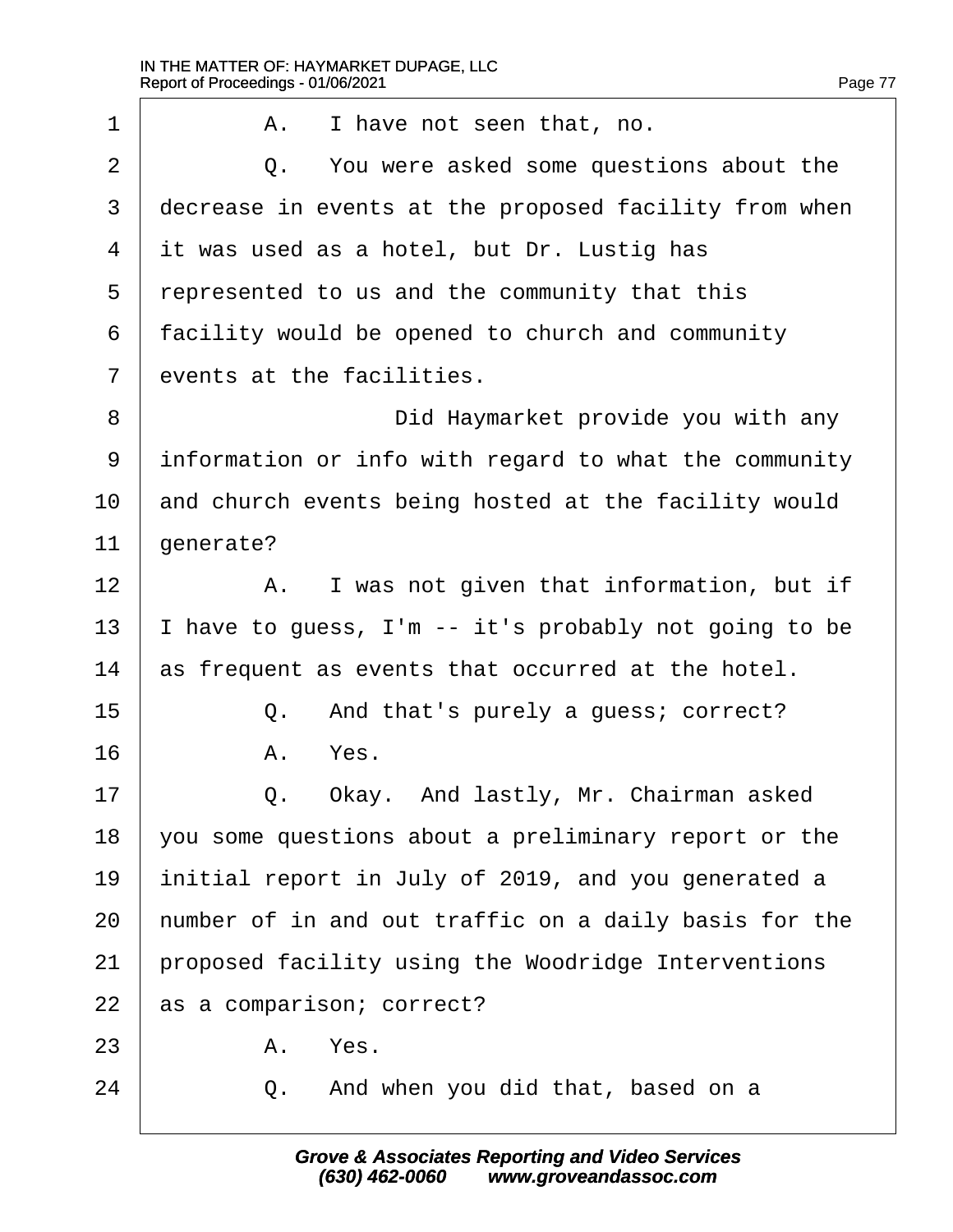1 A. I have not seen that, no.

2 Q. You were asked some questions about the

3 decrease in events at the proposed facility from when

4 it was used as a hotel, but Dr. Lustig has

5 represented to us and the community that this

6 facility would be opened to church and community

7 events at the facilities.

8 Did Haymarket provide you with any

9 information or info with regard to what the community

10 and church events being hosted at the facility would

11 generate?

12 A. I was not given that information, but if

13 I have to guess, I'm -- it's probably not going to be

14 as frequent as events that occurred at the hotel.

15 Q. And that's purely a guess; correct?

16 A. Yes.

17 Q. Okay. And lastly, Mr. Chairman asked

18 you some questions about a preliminary report or the

19 initial report in July of 2019, and you generated a

20 number of in and out traffic on a daily basis for the

21 proposed facility using the Woodridge Interventions

22 as a comparison; correct?

23 A. Yes.

24 Q. And when you did that, based on a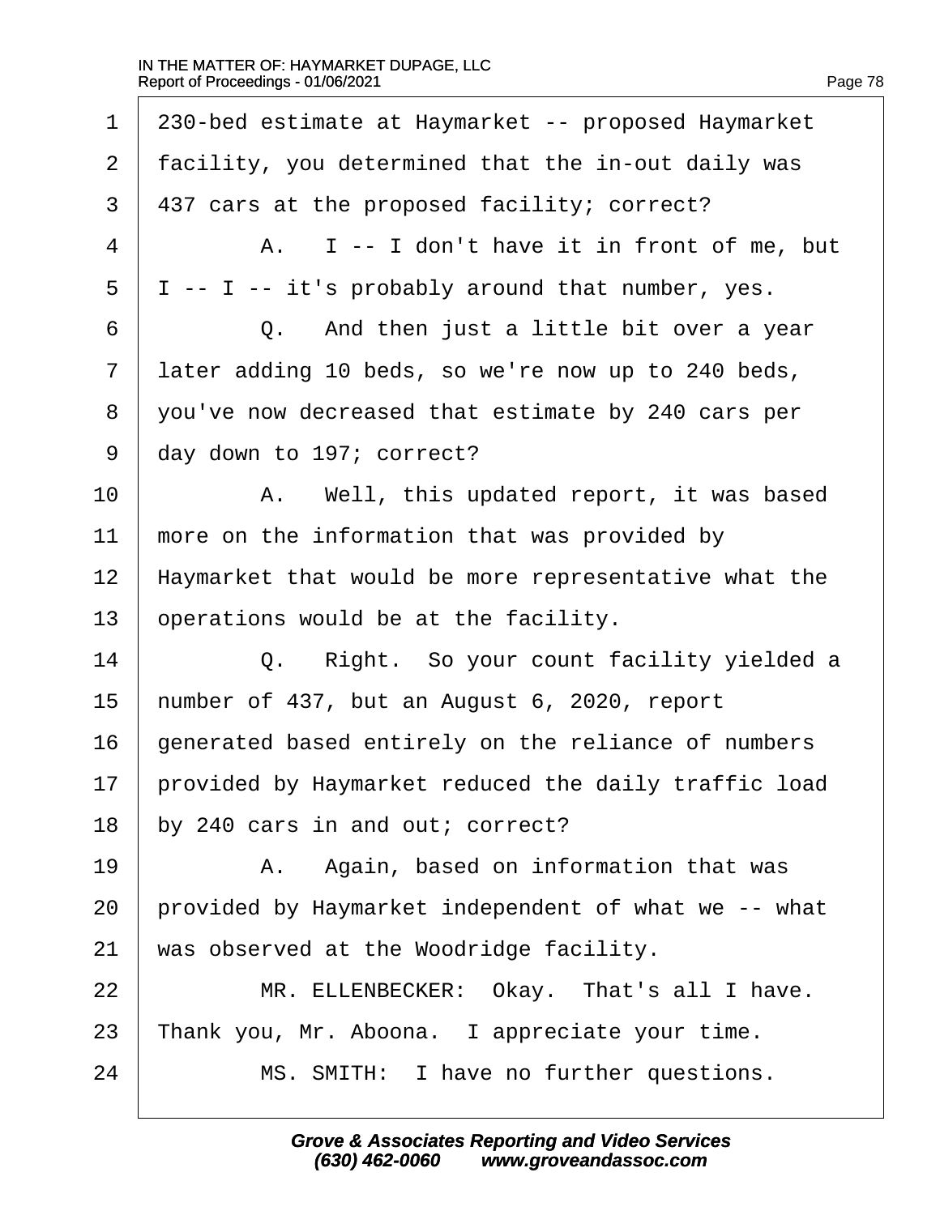1 230-bed estimate at Haymarket -- proposed Haymarket
2 facility, you determined that the in-out daily was
3 437 cars at the proposed facility; correct?
4 A. I -- I don't have it in front of me, but
5 I -- I -- it's probably around that number, yes.
6 Q. And then just a little bit over a year
7 later adding 10 beds, so we're now up to 240 beds,
8 you've now decreased that estimate by 240 cars per
9 day down to 197; correct?
10 A. Well, this updated report, it was based
11 more on the information that was provided by
12 Haymarket that would be more representative what the
13 operations would be at the facility.
14 Q. Right. So your count facility yielded a
15 number of 437, but an August 6, 2020, report
16 generated based entirely on the reliance of numbers
17 provided by Haymarket reduced the daily traffic load
18 by 240 cars in and out; correct?
19 A. Again, based on information that was
20 provided by Haymarket independent of what we -- what
21 was observed at the Woodridge facility.
22 MR. ELLENBECKER: Okay. That's all I have.
23 Thank you, Mr. Aboona. I appreciate your time.
24 MS. SMITH: I have no further questions.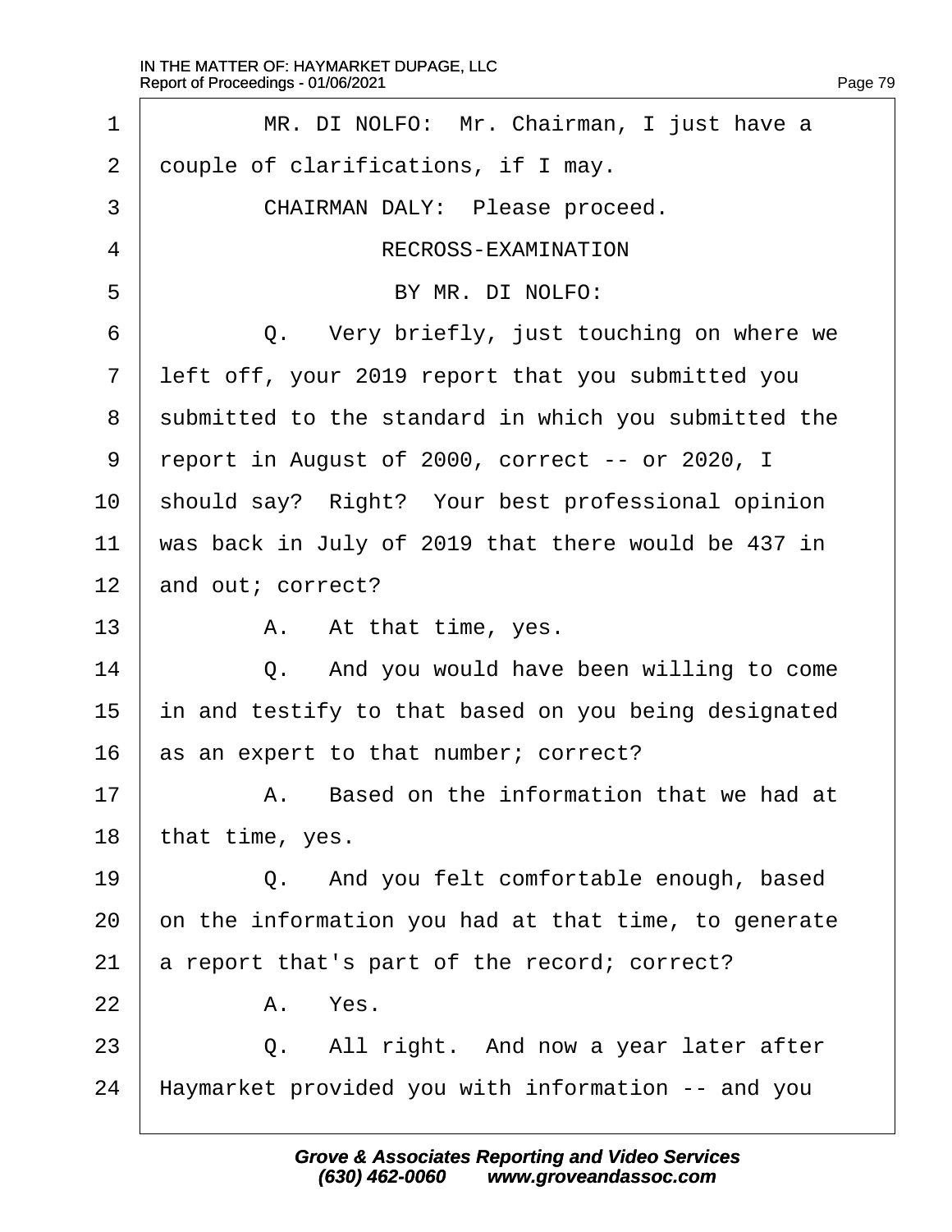MR. DI NOLFO: Mr. Chairman, I just have a couple of clarifications, if I may.

CHAIRMAN DALY: Please proceed.

RECROSS-EXAMINATION

BY MR. DI NOLFO:

Q. Very briefly, just touching on where we left off, your 2019 report that you submitted you submitted to the standard in which you submitted the report in August of 2000, correct -- or 2020, I should say? Right? Your best professional opinion was back in July of 2019 that there would be 437 in and out; correct?

A. At that time, yes.

Q. And you would have been willing to come in and testify to that based on you being designated as an expert to that number; correct?

A. Based on the information that we had at that time, yes.

Q. And you felt comfortable enough, based on the information you had at that time, to generate a report that's part of the record; correct?

A. Yes.

Q. All right. And now a year later after Haymarket provided you with information -- and you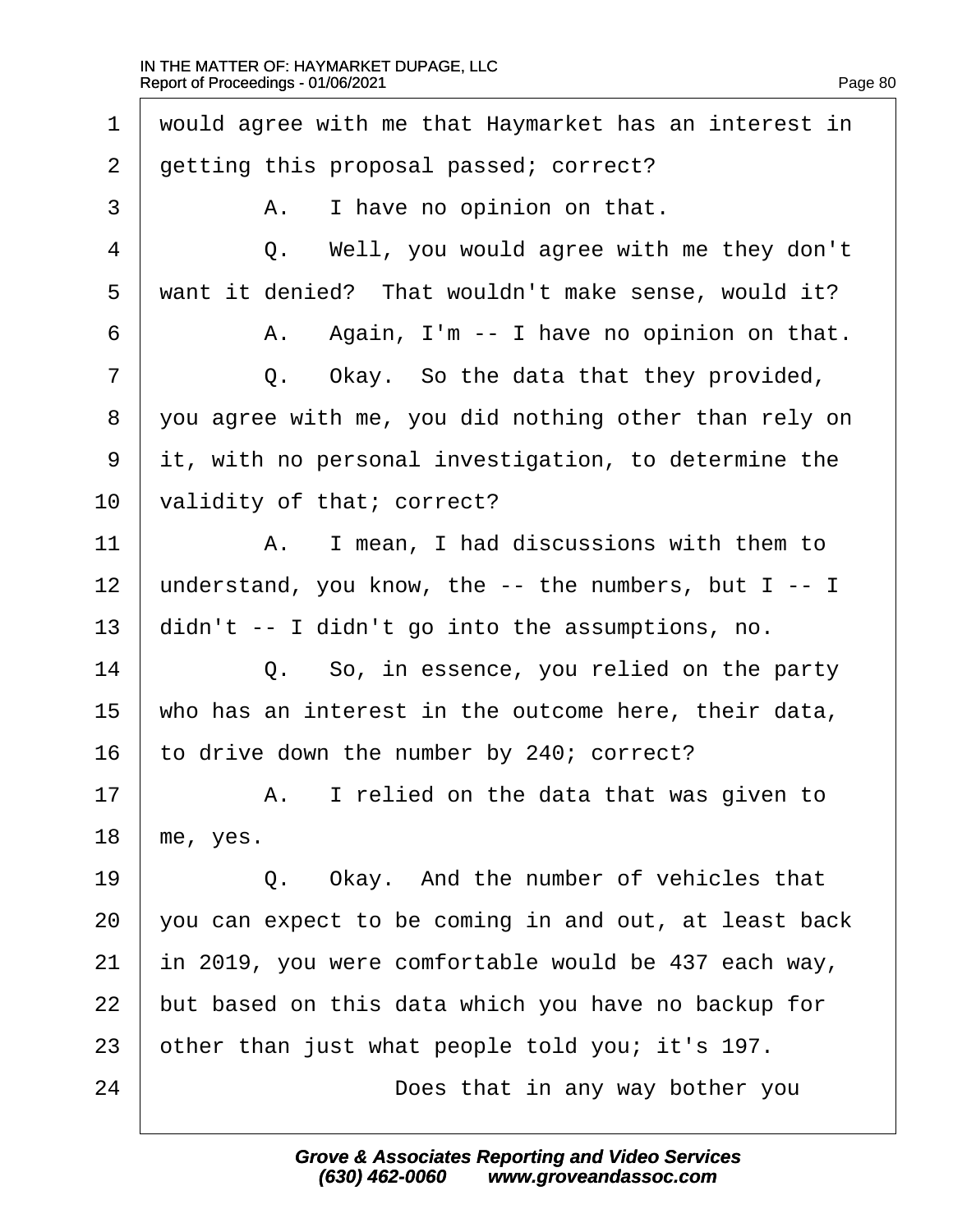1 would agree with me that Haymarket has an interest in
2 getting this proposal passed; correct?
3 A. I have no opinion on that.
4 Q. Well, you would agree with me they don't
5 want it denied? That wouldn't make sense, would it?
6 A. Again, I'm -- I have no opinion on that.
7 Q. Okay. So the data that they provided,
8 you agree with me, you did nothing other than rely on
9 it, with no personal investigation, to determine the
10 validity of that; correct?
11 A. I mean, I had discussions with them to
12 understand, you know, the -- the numbers, but I -- I
13 didn't -- I didn't go into the assumptions, no.
14 Q. So, in essence, you relied on the party
15 who has an interest in the outcome here, their data,
16 to drive down the number by 240; correct?
17 A. I relied on the data that was given to
18 me, yes.
19 Q. Okay. And the number of vehicles that
20 you can expect to be coming in and out, at least back
21 in 2019, you were comfortable would be 437 each way,
22 but based on this data which you have no backup for
23 other than just what people told you; it's 197.
24 Does that in any way bother you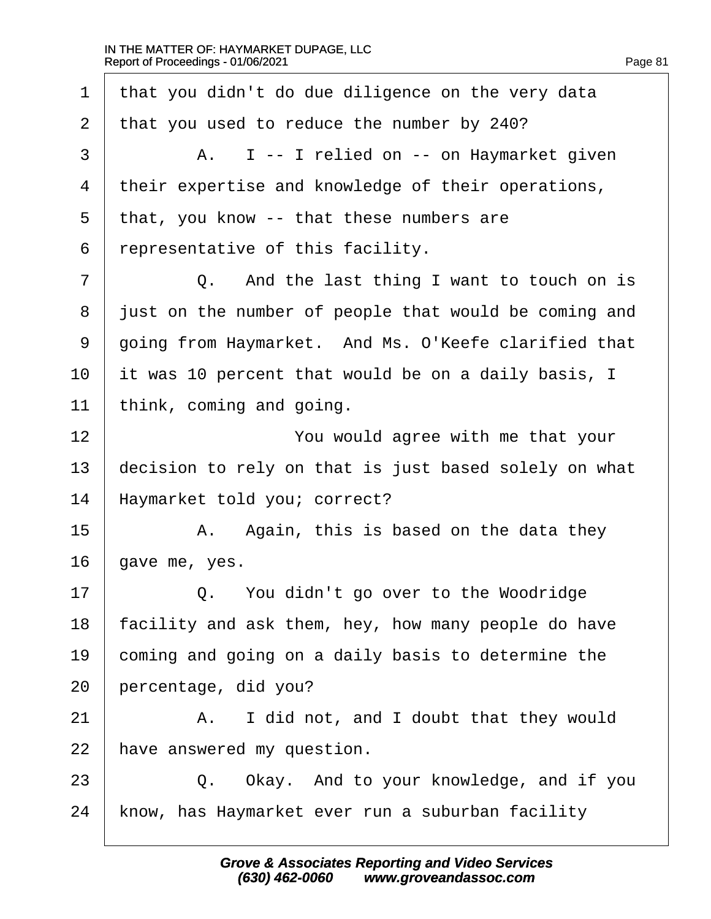1 that you didn't do due diligence on the very data
2 that you used to reduce the number by 240?
3 A. I -- I relied on -- on Haymarket given
4 their expertise and knowledge of their operations,
5 that, you know -- that these numbers are
6 representative of this facility.
7 Q. And the last thing I want to touch on is
8 just on the number of people that would be coming and
9 going from Haymarket. And Ms. O'Keefe clarified that
10 it was 10 percent that would be on a daily basis, I
11 think, coming and going.
12 You would agree with me that your
13 decision to rely on that is just based solely on what
14 Haymarket told you; correct?
15 A. Again, this is based on the data they
16 gave me, yes.
17 Q. You didn't go over to the Woodridge
18 facility and ask them, hey, how many people do have
19 coming and going on a daily basis to determine the
20 percentage, did you?
21 A. I did not, and I doubt that they would
22 have answered my question.
23 Q. Okay. And to your knowledge, and if you
24 know, has Haymarket ever run a suburban facility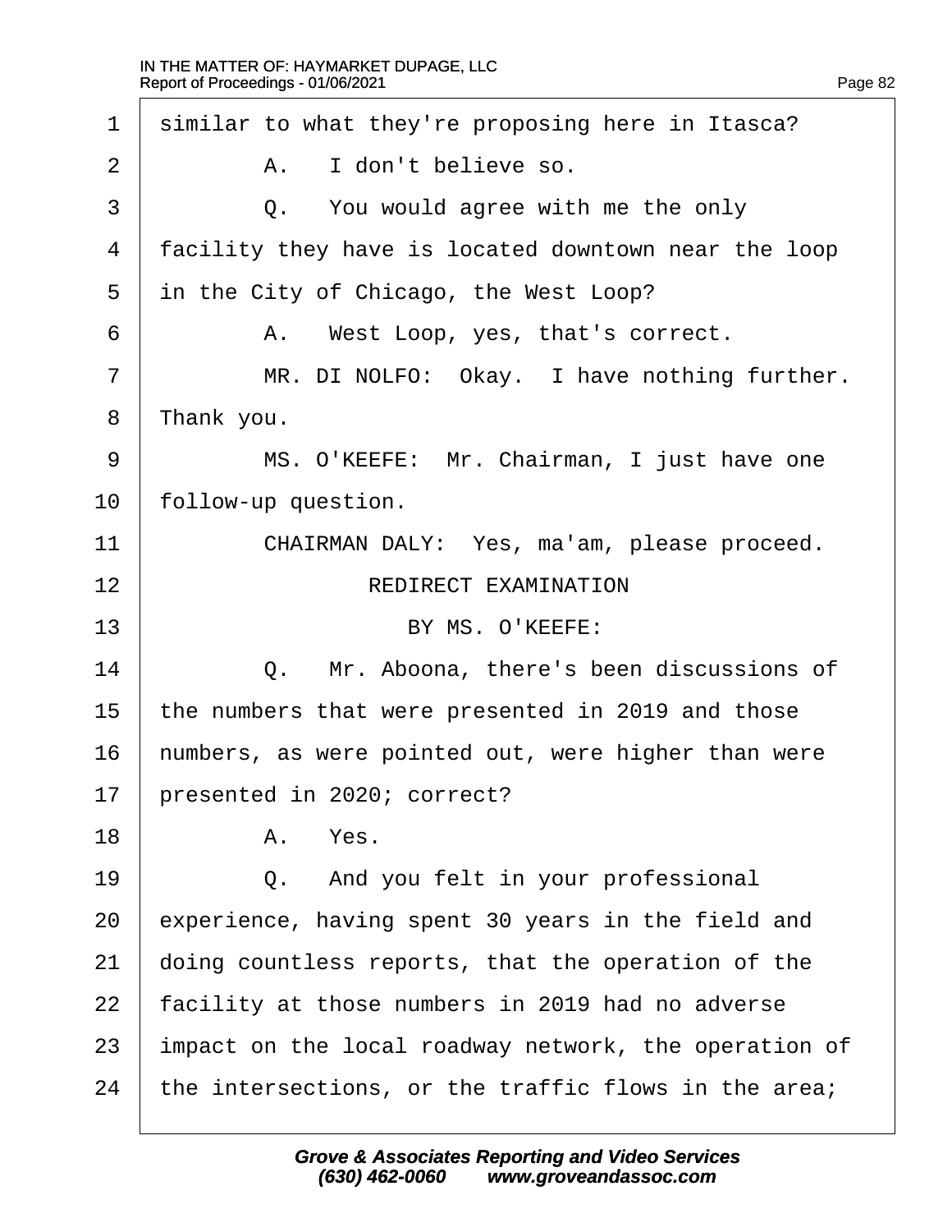1 similar to what they're proposing here in Itasca?

2 A. I don't believe so.

3 Q. You would agree with me the only

4 facility they have is located downtown near the loop

5 in the City of Chicago, the West Loop?

6 A. West Loop, yes, that's correct.

7 MR. DI NOLFO: Okay. I have nothing further.

8 Thank you.

9 MS. O'KEEFE: Mr. Chairman, I just have one

10 follow-up question.

11 CHAIRMAN DALY: Yes, ma'am, please proceed.

12 REDIRECT EXAMINATION

13 BY MS. O'KEEFE:

14 Q. Mr. Aboona, there's been discussions of

15 the numbers that were presented in 2019 and those

16 numbers, as were pointed out, were higher than were

17 presented in 2020; correct?

18 A. Yes.

19 Q. And you felt in your professional

20 experience, having spent 30 years in the field and

21 doing countless reports, that the operation of the

22 facility at those numbers in 2019 had no adverse

23 impact on the local roadway network, the operation of

24 the intersections, or the traffic flows in the area;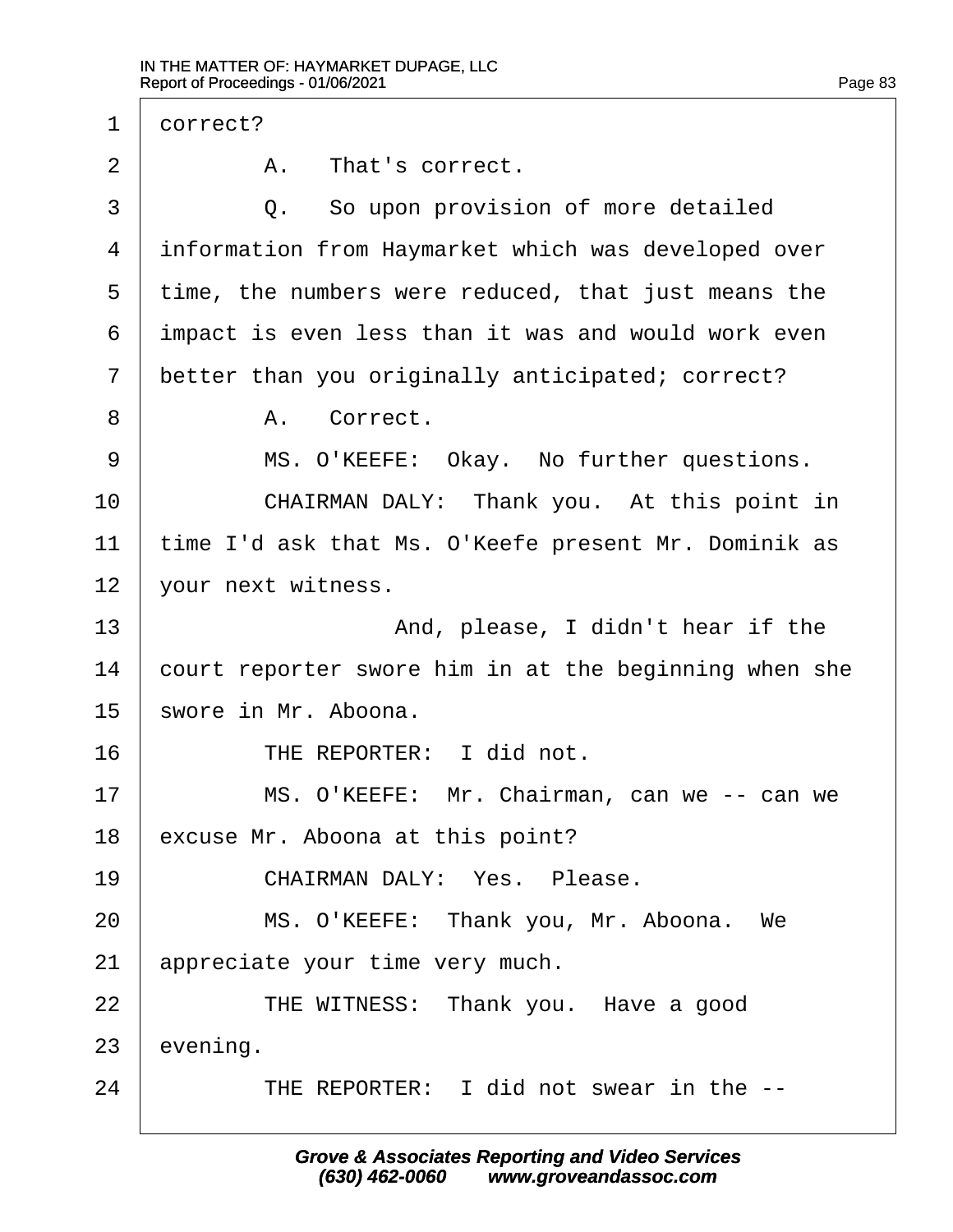1 correct?

2 A. That's correct.

3 Q. So upon provision of more detailed

4 information from Haymarket which was developed over

5 time, the numbers were reduced, that just means the

6 impact is even less than it was and would work even

7 better than you originally anticipated; correct?

8 A. Correct.

9 MS. O'KEEFE: Okay. No further questions.

10 CHAIRMAN DALY: Thank you. At this point in

11 time I'd ask that Ms. O'Keefe present Mr. Dominik as

12 your next witness.

13 And, please, I didn't hear if the

14 court reporter swore him in at the beginning when she

15 swore in Mr. Aboona.

16 THE REPORTER: I did not.

17 MS. O'KEEFE: Mr. Chairman, can we -- can we

18 excuse Mr. Aboona at this point?

19 CHAIRMAN DALY: Yes. Please.

20 MS. O'KEEFE: Thank you, Mr. Aboona. We

21 appreciate your time very much.

22 THE WITNESS: Thank you. Have a good

23 evening.

24 THE REPORTER: I did not swear in the --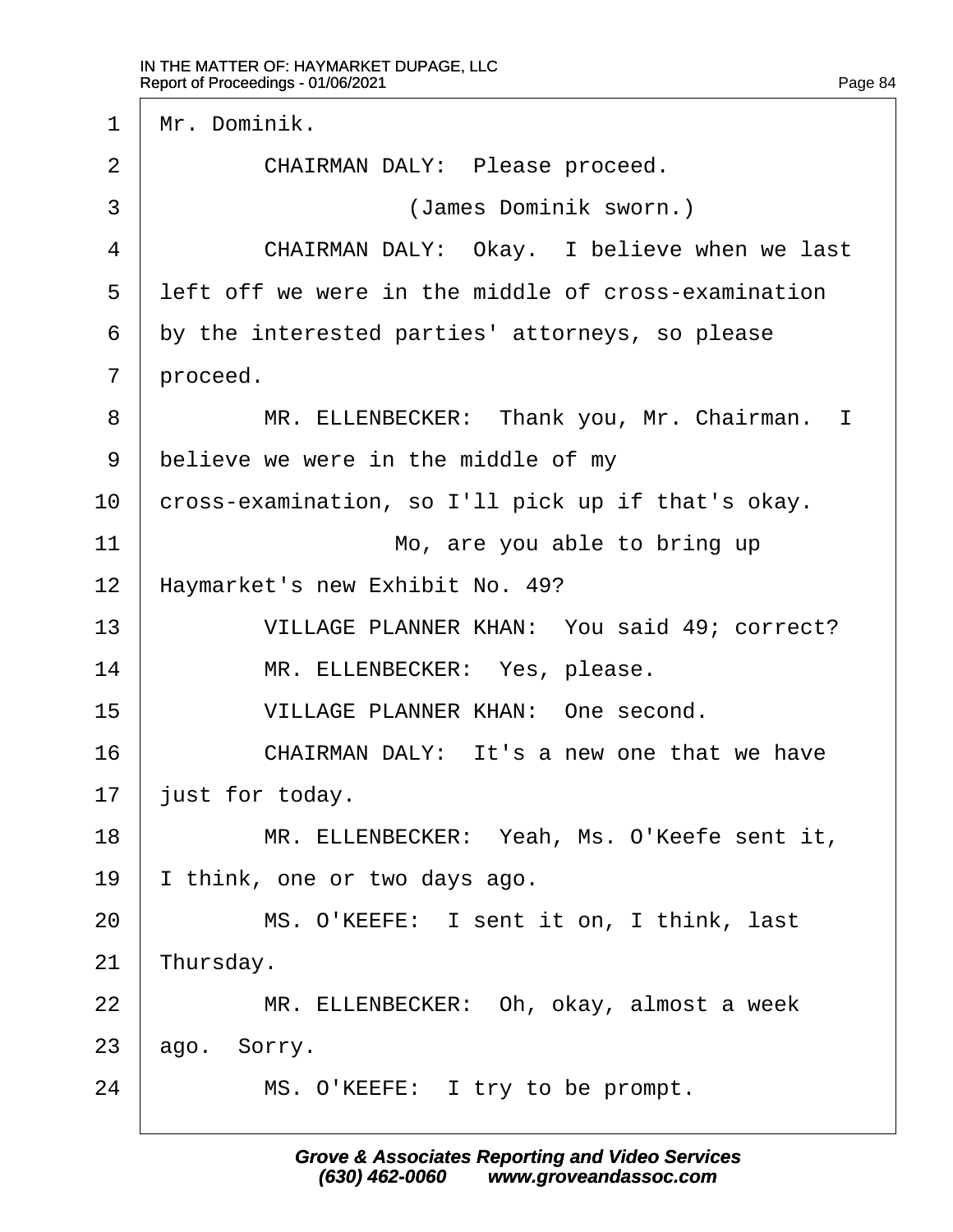1 Mr. Dominik.

2 CHAIRMAN DALY: Please proceed.

3 (James Dominik sworn.)

4 CHAIRMAN DALY: Okay. I believe when we last

5 left off we were in the middle of cross-examination

6 by the interested parties' attorneys, so please

7 proceed.

8 MR. ELLENBECKER: Thank you, Mr. Chairman. I

9 believe we were in the middle of my

10 cross-examination, so I'll pick up if that's okay.

11 Mo, are you able to bring up

12 Haymarket's new Exhibit No. 49?

13 VILLAGE PLANNER KHAN: You said 49; correct?

14 MR. ELLENBECKER: Yes, please.

15 VILLAGE PLANNER KHAN: One second.

16 CHAIRMAN DALY: It's a new one that we have

17 just for today.

18 MR. ELLENBECKER: Yeah, Ms. O'Keefe sent it,

19 I think, one or two days ago.

20 MS. O'KEEFE: I sent it on, I think, last

21 Thursday.

22 MR. ELLENBECKER: Oh, okay, almost a week

23 ago. Sorry.

24 MS. O'KEEFE: I try to be prompt.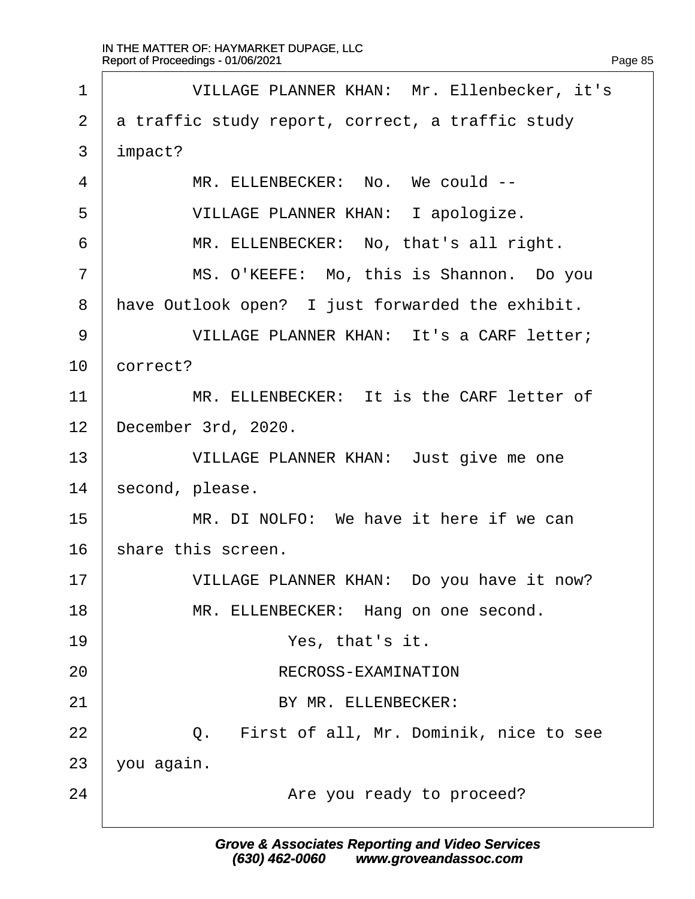VILLAGE PLANNER KHAN: Mr. Ellenbecker, it's a traffic study report, correct, a traffic study impact?

MR. ELLENBECKER: No. We could --

VILLAGE PLANNER KHAN: I apologize.

MR. ELLENBECKER: No, that's all right.

MS. O'KEEFE: Mo, this is Shannon. Do you have Outlook open? I just forwarded the exhibit.

VILLAGE PLANNER KHAN: It's a CARF letter; correct?

MR. ELLENBECKER: It is the CARF letter of December 3rd, 2020.

VILLAGE PLANNER KHAN: Just give me one second, please.

MR. DI NOLFO: We have it here if we can share this screen.

VILLAGE PLANNER KHAN: Do you have it now?

MR. ELLENBECKER: Hang on one second.

Yes, that's it.

RECROSS-EXAMINATION

BY MR. ELLENBECKER:

Q. First of all, Mr. Dominik, nice to see you again.

Are you ready to proceed?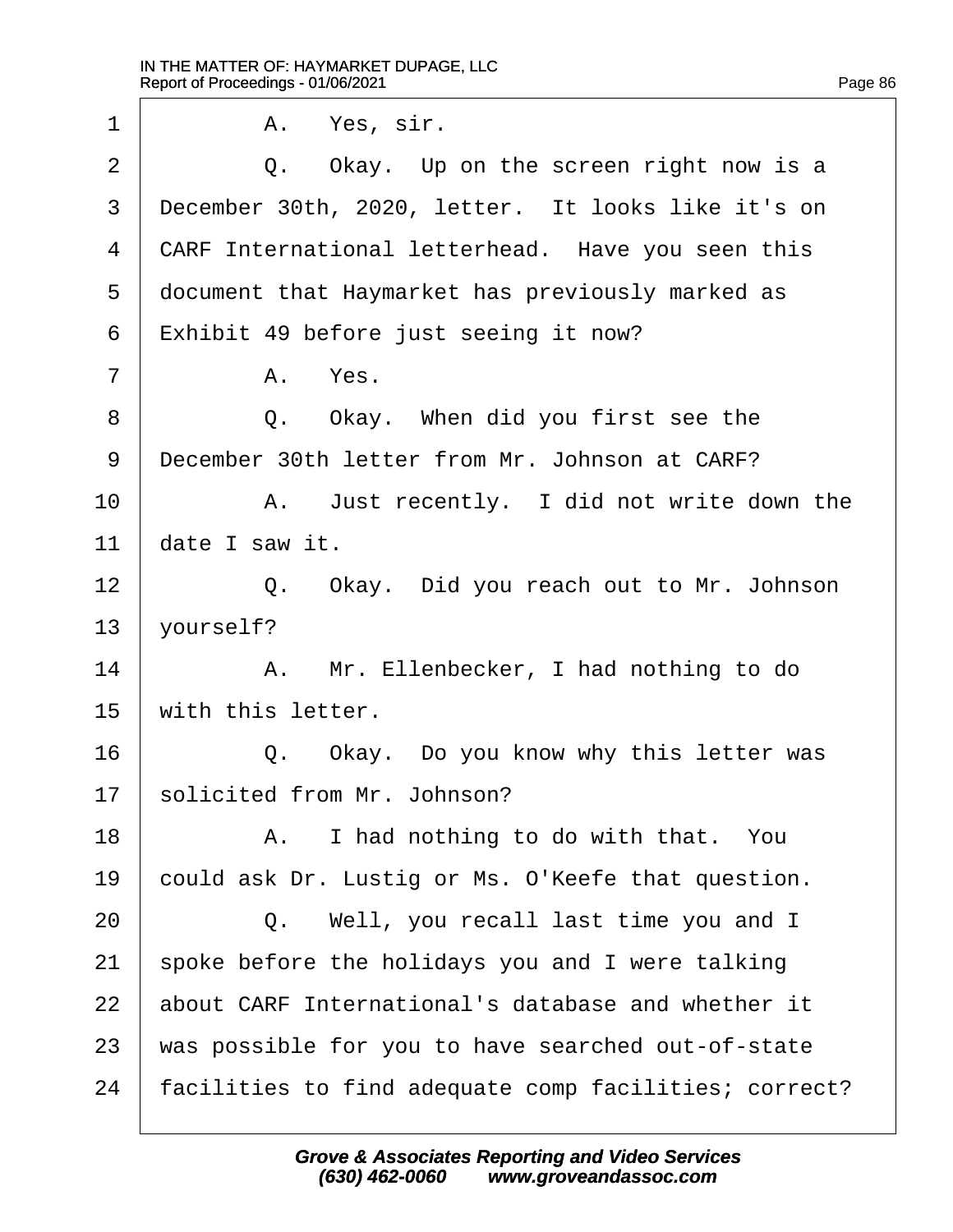1 A. Yes, sir.

2 Q. Okay. Up on the screen right now is a

3 December 30th, 2020, letter. It looks like it's on

4 CARF International letterhead. Have you seen this

5 document that Haymarket has previously marked as

6 Exhibit 49 before just seeing it now?

7 A. Yes.

8 Q. Okay. When did you first see the

9 December 30th letter from Mr. Johnson at CARF?

10 A. Just recently. I did not write down the

11 date I saw it.

12 Q. Okay. Did you reach out to Mr. Johnson

13 yourself?

14 A. Mr. Ellenbecker, I had nothing to do

15 with this letter.

16 Q. Okay. Do you know why this letter was

17 solicited from Mr. Johnson?

18 A. I had nothing to do with that. You

19 could ask Dr. Lustig or Ms. O'Keefe that question.

20 Q. Well, you recall last time you and I

21 spoke before the holidays you and I were talking

22 about CARF International's database and whether it

23 was possible for you to have searched out-of-state

24 facilities to find adequate comp facilities; correct?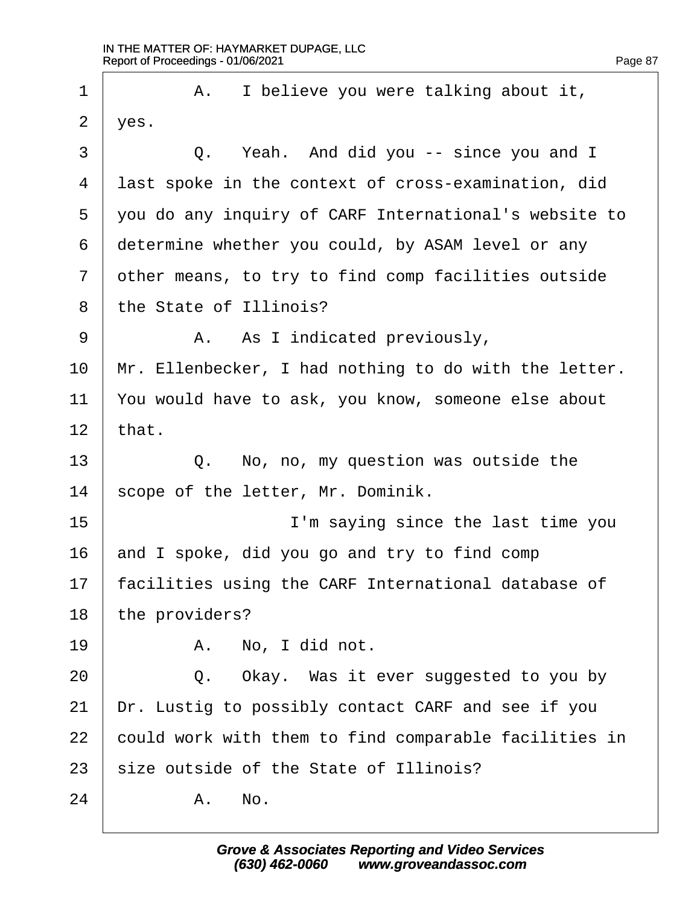1 A. I believe you were talking about it,
2 yes.
3 Q. Yeah. And did you -- since you and I
4 last spoke in the context of cross-examination, did
5 you do any inquiry of CARF International's website to
6 determine whether you could, by ASAM level or any
7 other means, to try to find comp facilities outside
8 the State of Illinois?
9 A. As I indicated previously,
10 Mr. Ellenbecker, I had nothing to do with the letter.
11 You would have to ask, you know, someone else about
12 that.
13 Q. No, no, my question was outside the
14 scope of the letter, Mr. Dominik.
15 I'm saying since the last time you
16 and I spoke, did you go and try to find comp
17 facilities using the CARF International database of
18 the providers?
19 A. No, I did not.
20 Q. Okay. Was it ever suggested to you by
21 Dr. Lustig to possibly contact CARF and see if you
22 could work with them to find comparable facilities in
23 size outside of the State of Illinois?
24 A. No.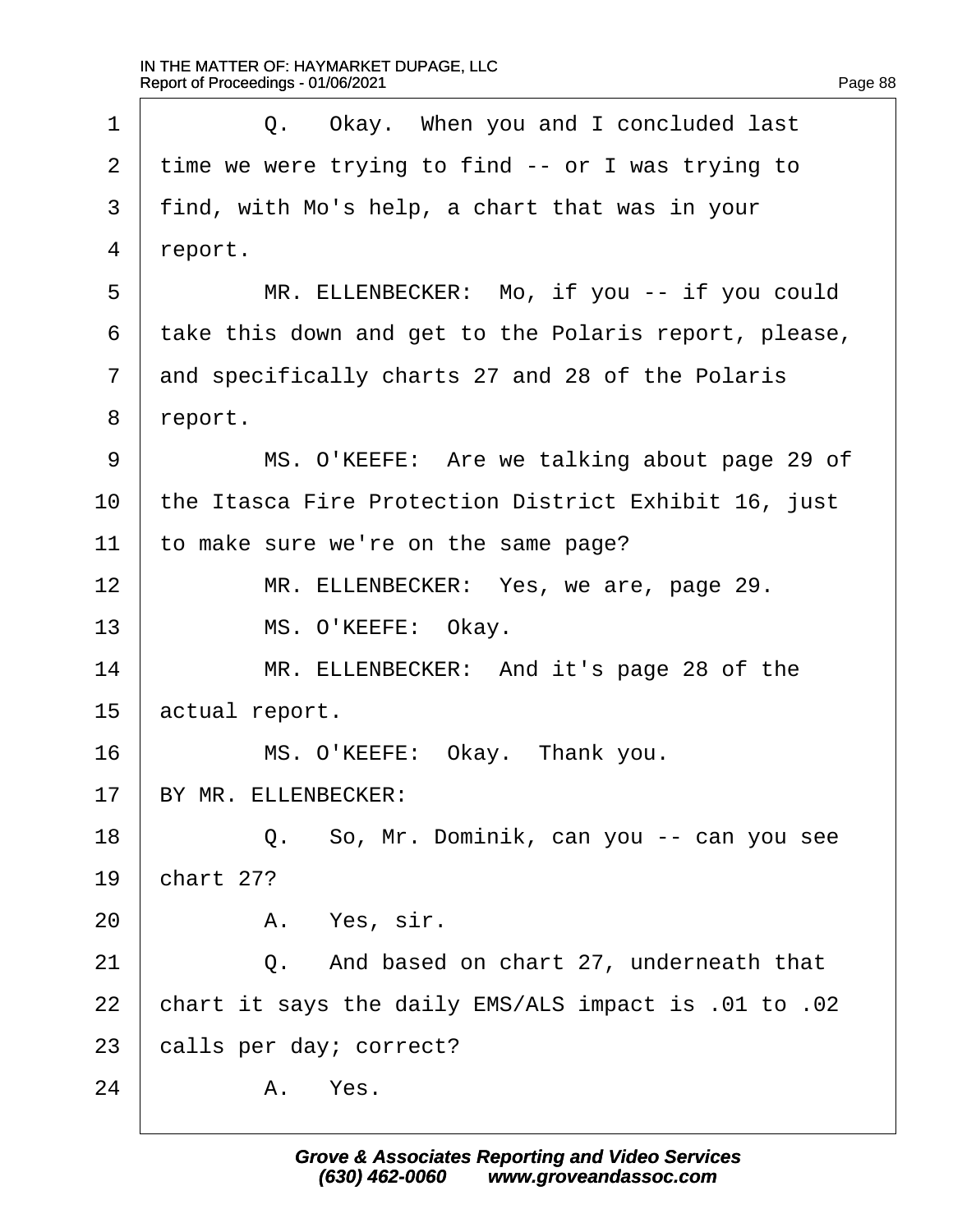Q. Okay. When you and I concluded last time we were trying to find -- or I was trying to find, with Mo's help, a chart that was in your report.

MR. ELLENBECKER: Mo, if you -- if you could take this down and get to the Polaris report, please, and specifically charts 27 and 28 of the Polaris report.

MS. O'KEEFE: Are we talking about page 29 of the Itasca Fire Protection District Exhibit 16, just to make sure we're on the same page?

MR. ELLENBECKER: Yes, we are, page 29.

MS. O'KEEFE: Okay.

MR. ELLENBECKER: And it's page 28 of the actual report.

MS. O'KEEFE: Okay. Thank you.

BY MR. ELLENBECKER:

Q. So, Mr. Dominik, can you -- can you see chart 27?

A. Yes, sir.

Q. And based on chart 27, underneath that chart it says the daily EMS/ALS impact is .01 to .02 calls per day; correct?

A. Yes.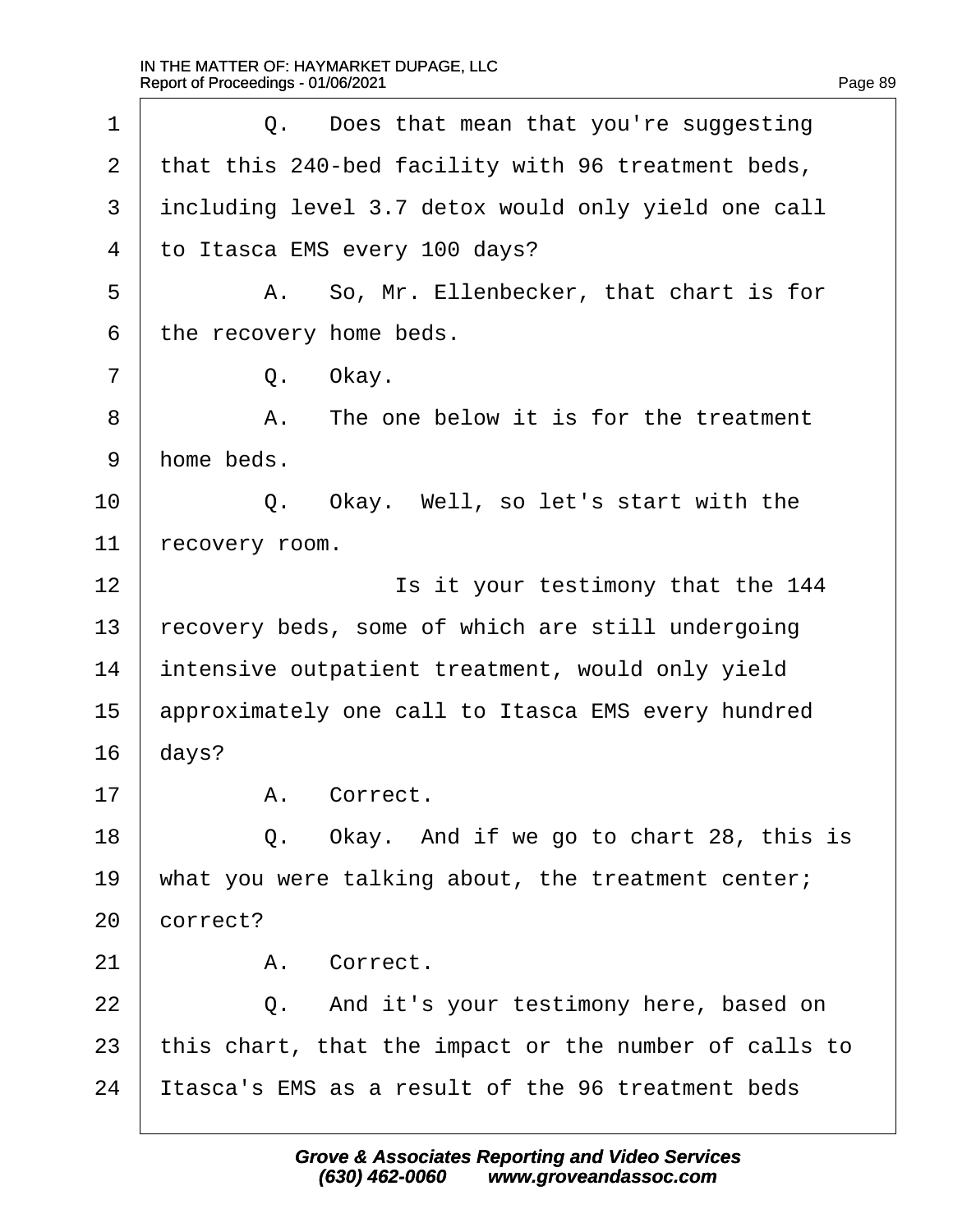1 Q. Does that mean that you're suggesting
2 that this 240-bed facility with 96 treatment beds,
3 including level 3.7 detox would only yield one call
4 to Itasca EMS every 100 days?
5 A. So, Mr. Ellenbecker, that chart is for
6 the recovery home beds.
7 Q. Okay.
8 A. The one below it is for the treatment
9 home beds.
10 Q. Okay. Well, so let's start with the
11 recovery room.
12 Is it your testimony that the 144
13 recovery beds, some of which are still undergoing
14 intensive outpatient treatment, would only yield
15 approximately one call to Itasca EMS every hundred
16 days?
17 A. Correct.
18 Q. Okay. And if we go to chart 28, this is
19 what you were talking about, the treatment center;
20 correct?
21 A. Correct.
22 Q. And it's your testimony here, based on
23 this chart, that the impact or the number of calls to
24 Itasca's EMS as a result of the 96 treatment beds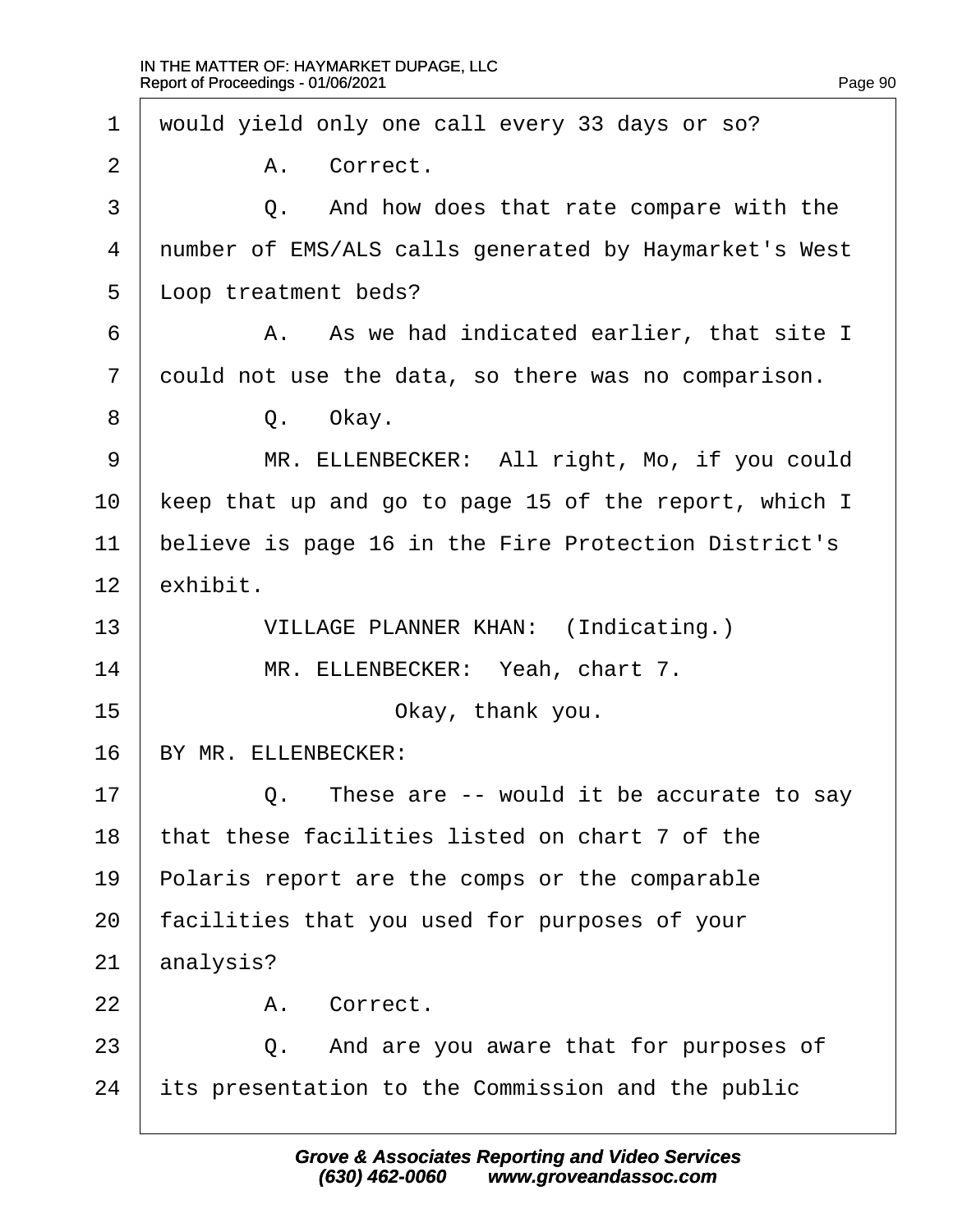1 would yield only one call every 33 days or so?

2 A. Correct.

3 Q. And how does that rate compare with the

4 number of EMS/ALS calls generated by Haymarket's West

5 Loop treatment beds?

6 A. As we had indicated earlier, that site I

7 could not use the data, so there was no comparison.

8 Q. Okay.

9 MR. ELLENBECKER: All right, Mo, if you could

10 keep that up and go to page 15 of the report, which I

11 believe is page 16 in the Fire Protection District's

12 exhibit.

13 VILLAGE PLANNER KHAN: (Indicating.)

14 MR. ELLENBECKER: Yeah, chart 7.

15 Okay, thank you.

16 BY MR. ELLENBECKER:

17 Q. These are -- would it be accurate to say

18 that these facilities listed on chart 7 of the

19 Polaris report are the comps or the comparable

20 facilities that you used for purposes of your

21 analysis?

22 A. Correct.

23 Q. And are you aware that for purposes of

24 its presentation to the Commission and the public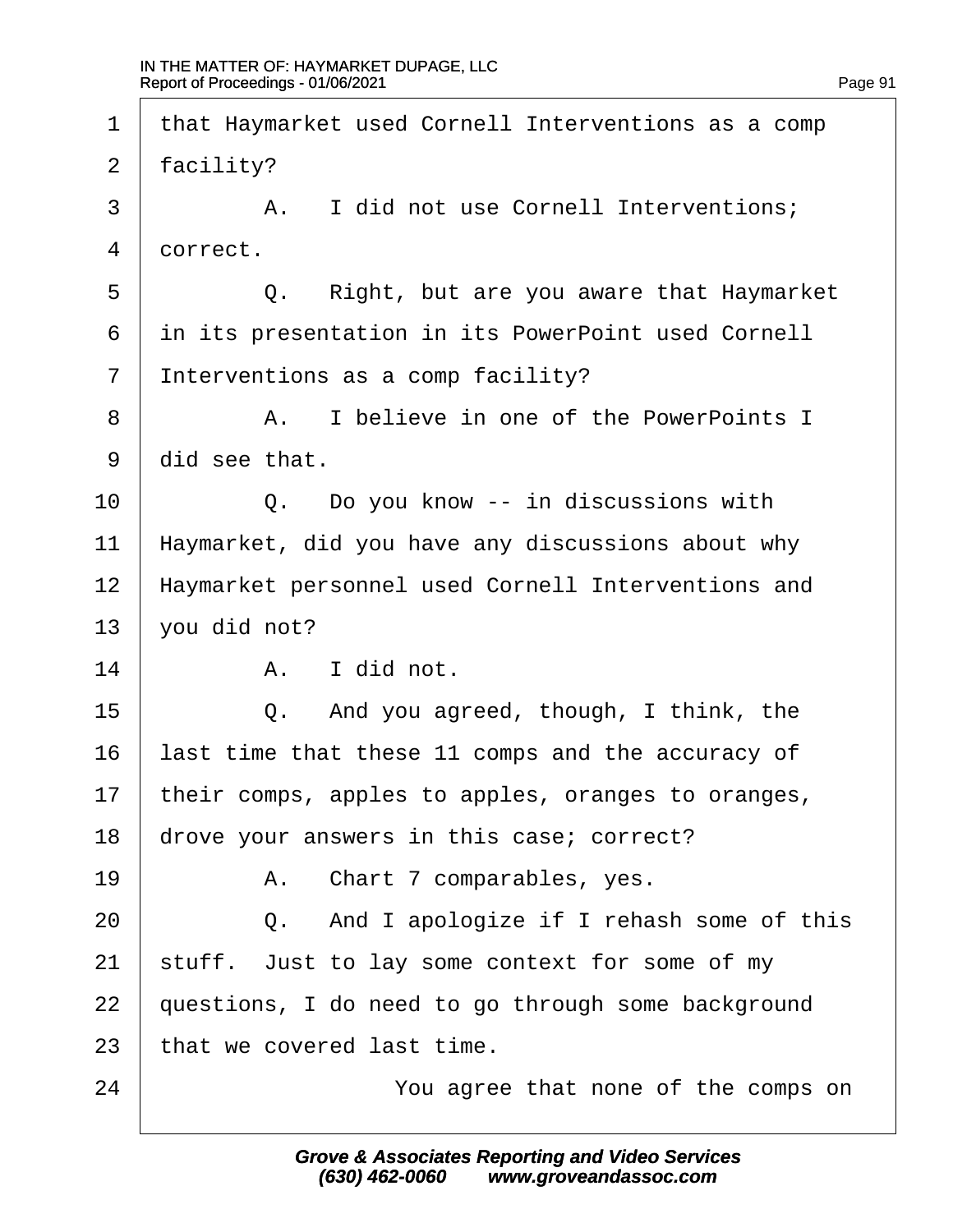1 that Haymarket used Cornell Interventions as a comp
2 facility?
3 A. I did not use Cornell Interventions;
4 correct.
5 Q. Right, but are you aware that Haymarket
6 in its presentation in its PowerPoint used Cornell
7 Interventions as a comp facility?
8 A. I believe in one of the PowerPoints I
9 did see that.
10 Q. Do you know -- in discussions with
11 Haymarket, did you have any discussions about why
12 Haymarket personnel used Cornell Interventions and
13 you did not?
14 A. I did not.
15 Q. And you agreed, though, I think, the
16 last time that these 11 comps and the accuracy of
17 their comps, apples to apples, oranges to oranges,
18 drove your answers in this case; correct?
19 A. Chart 7 comparables, yes.
20 Q. And I apologize if I rehash some of this
21 stuff. Just to lay some context for some of my
22 questions, I do need to go through some background
23 that we covered last time.
24 You agree that none of the comps on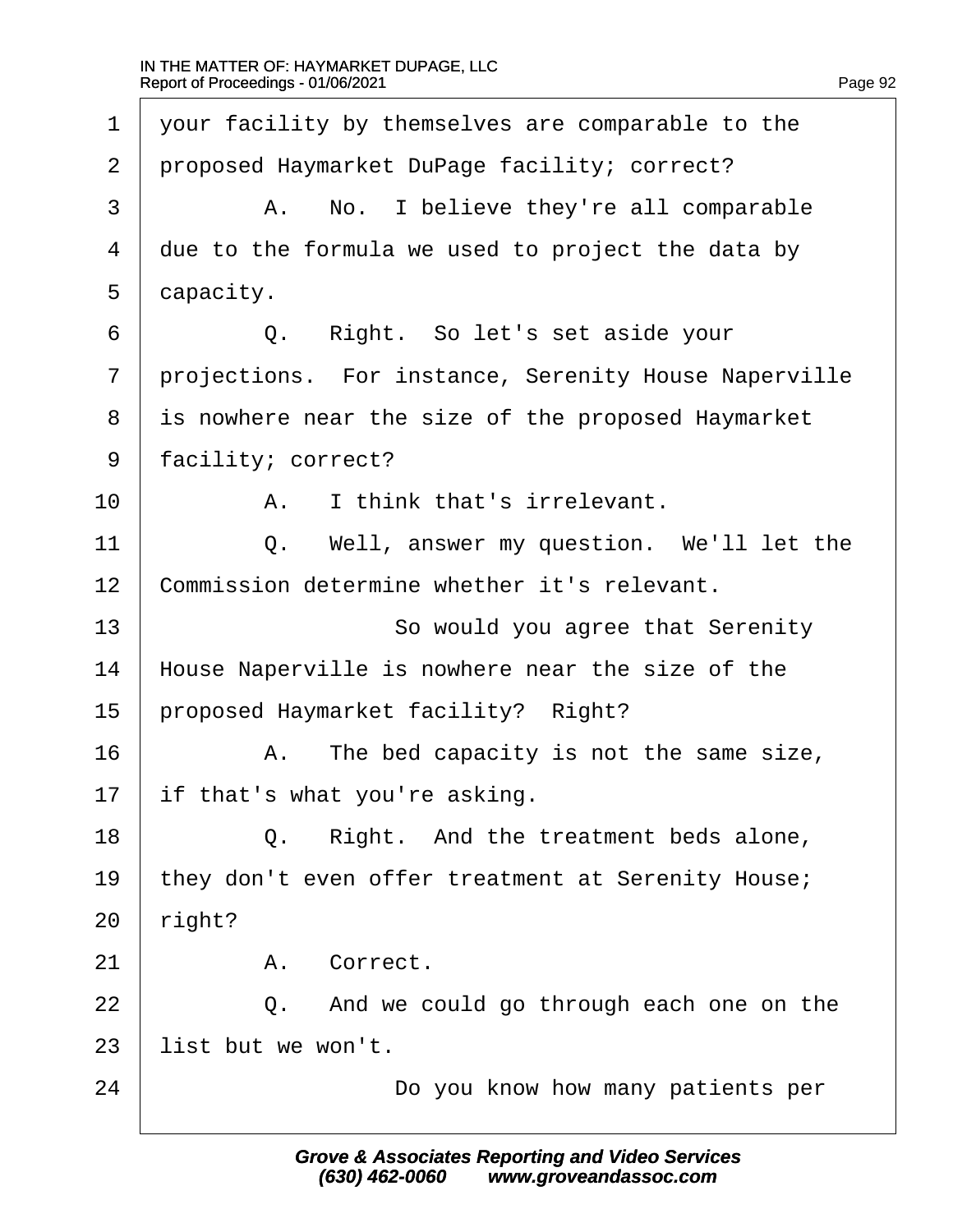your facility by themselves are comparable to the proposed Haymarket DuPage facility; correct?

A. No. I believe they're all comparable due to the formula we used to project the data by capacity.

Q. Right. So let's set aside your projections. For instance, Serenity House Naperville is nowhere near the size of the proposed Haymarket facility; correct?

A. I think that's irrelevant.

Q. Well, answer my question. We'll let the Commission determine whether it's relevant.

So would you agree that Serenity House Naperville is nowhere near the size of the proposed Haymarket facility? Right?

A. The bed capacity is not the same size, if that's what you're asking.

Q. Right. And the treatment beds alone, they don't even offer treatment at Serenity House; right?

A. Correct.

Q. And we could go through each one on the list but we won't.

Do you know how many patients per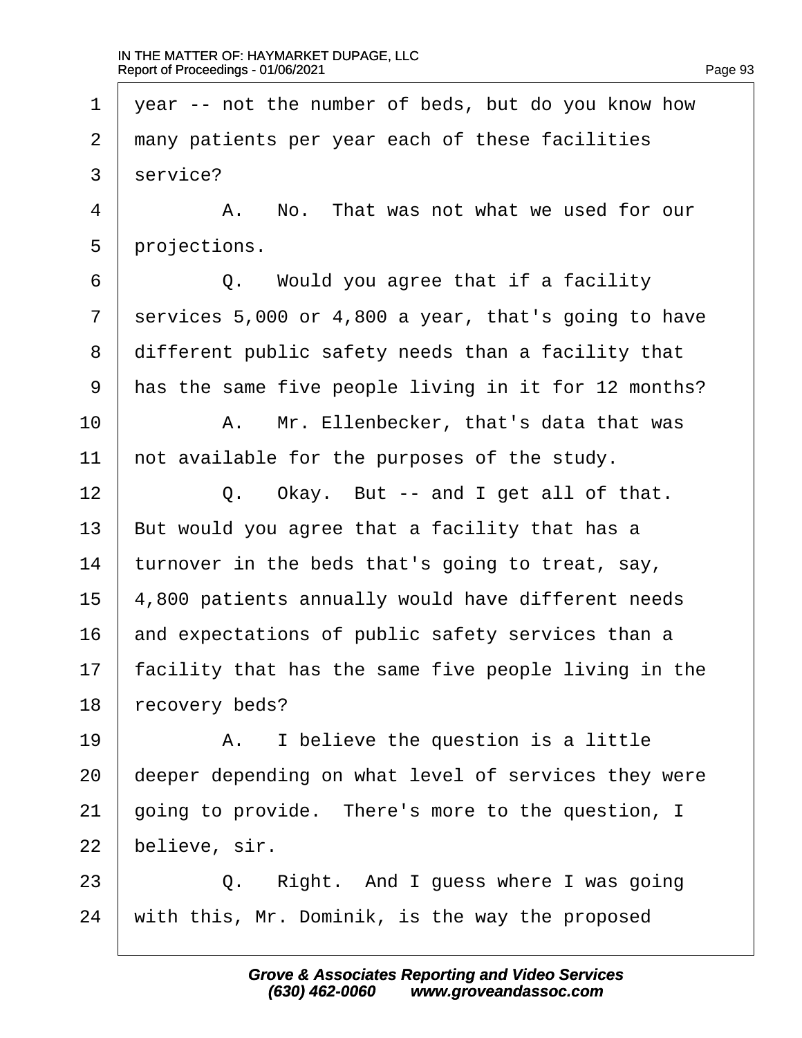1 year -- not the number of beds, but do you know how
2 many patients per year each of these facilities
3 service?
4 A. No. That was not what we used for our
5 projections.
6 Q. Would you agree that if a facility
7 services 5,000 or 4,800 a year, that's going to have
8 different public safety needs than a facility that
9 has the same five people living in it for 12 months?
10 A. Mr. Ellenbecker, that's data that was
11 not available for the purposes of the study.
12 Q. Okay. But -- and I get all of that.
13 But would you agree that a facility that has a
14 turnover in the beds that's going to treat, say,
15 4,800 patients annually would have different needs
16 and expectations of public safety services than a
17 facility that has the same five people living in the
18 recovery beds?
19 A. I believe the question is a little
20 deeper depending on what level of services they were
21 going to provide. There's more to the question, I
22 believe, sir.
23 Q. Right. And I guess where I was going
24 with this, Mr. Dominik, is the way the proposed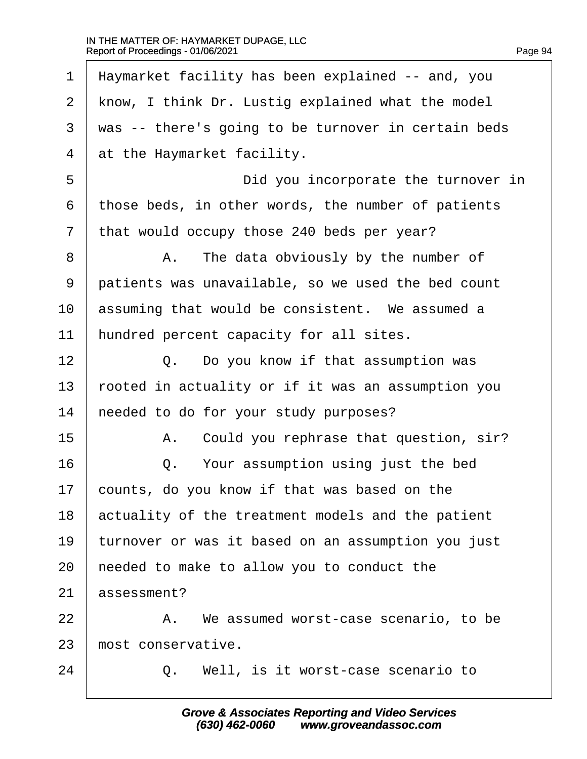1 Haymarket facility has been explained -- and, you
2 know, I think Dr. Lustig explained what the model
3 was -- there's going to be turnover in certain beds
4 at the Haymarket facility.

5 Did you incorporate the turnover in
6 those beds, in other words, the number of patients
7 that would occupy those 240 beds per year?

8 A. The data obviously by the number of
9 patients was unavailable, so we used the bed count
10 assuming that would be consistent. We assumed a
11 hundred percent capacity for all sites.

12 Q. Do you know if that assumption was
13 rooted in actuality or if it was an assumption you
14 needed to do for your study purposes?

15 A. Could you rephrase that question, sir?

16 Q. Your assumption using just the bed
17 counts, do you know if that was based on the
18 actuality of the treatment models and the patient
19 turnover or was it based on an assumption you just
20 needed to make to allow you to conduct the
21 assessment?

22 A. We assumed worst-case scenario, to be
23 most conservative.

24 Q. Well, is it worst-case scenario to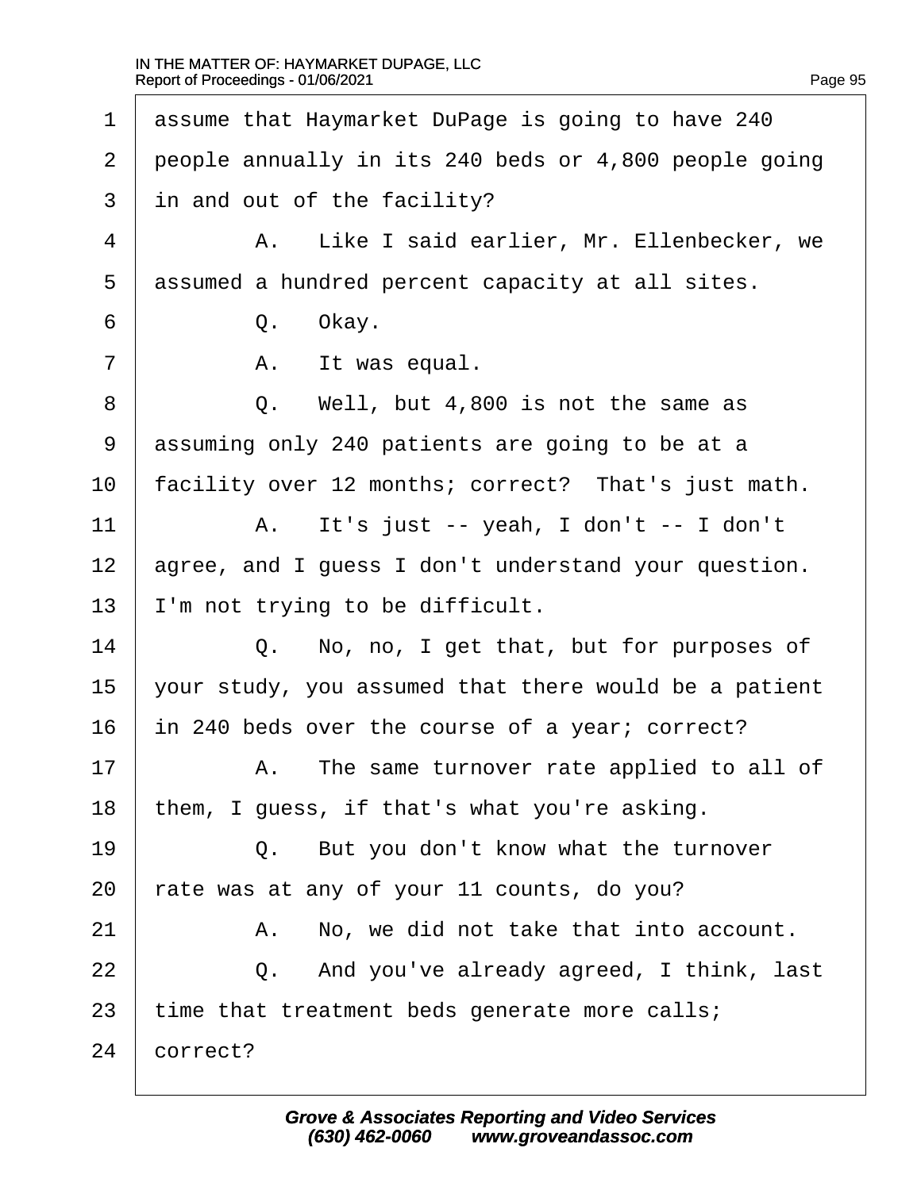1 assume that Haymarket DuPage is going to have 240
2 people annually in its 240 beds or 4,800 people going
3 in and out of the facility?
4 A. Like I said earlier, Mr. Ellenbecker, we
5 assumed a hundred percent capacity at all sites.
6 Q. Okay.
7 A. It was equal.
8 Q. Well, but 4,800 is not the same as
9 assuming only 240 patients are going to be at a
10 facility over 12 months; correct? That's just math.
11 A. It's just -- yeah, I don't -- I don't
12 agree, and I guess I don't understand your question.
13 I'm not trying to be difficult.
14 Q. No, no, I get that, but for purposes of
15 your study, you assumed that there would be a patient
16 in 240 beds over the course of a year; correct?
17 A. The same turnover rate applied to all of
18 them, I guess, if that's what you're asking.
19 Q. But you don't know what the turnover
20 rate was at any of your 11 counts, do you?
21 A. No, we did not take that into account.
22 Q. And you've already agreed, I think, last
23 time that treatment beds generate more calls;
24 correct?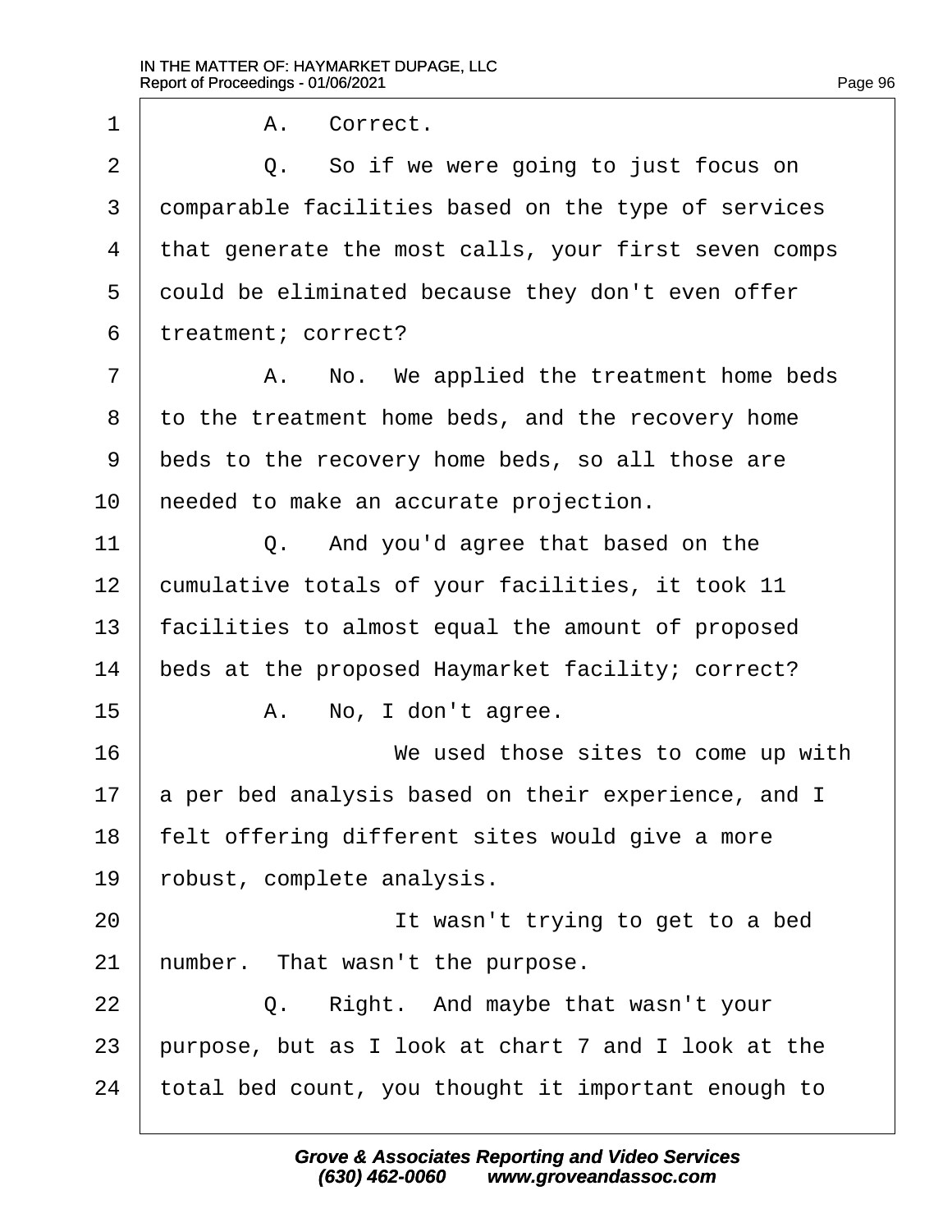A. Correct.

Q. So if we were going to just focus on comparable facilities based on the type of services that generate the most calls, your first seven comps could be eliminated because they don't even offer treatment; correct?

A. No. We applied the treatment home beds to the treatment home beds, and the recovery home beds to the recovery home beds, so all those are needed to make an accurate projection.

Q. And you'd agree that based on the cumulative totals of your facilities, it took 11 facilities to almost equal the amount of proposed beds at the proposed Haymarket facility; correct?

A. No, I don't agree.

We used those sites to come up with a per bed analysis based on their experience, and I felt offering different sites would give a more robust, complete analysis.

It wasn't trying to get to a bed number. That wasn't the purpose.

Q. Right. And maybe that wasn't your purpose, but as I look at chart 7 and I look at the total bed count, you thought it important enough to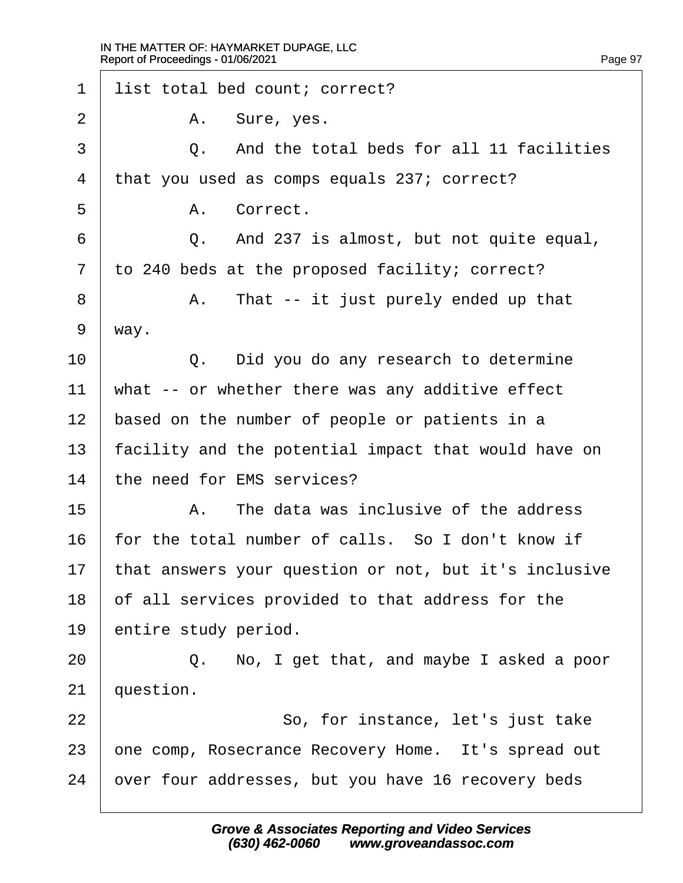1 list total bed count; correct?

2 A. Sure, yes.

3 Q. And the total beds for all 11 facilities

4 that you used as comps equals 237; correct?

5 A. Correct.

6 Q. And 237 is almost, but not quite equal,

7 to 240 beds at the proposed facility; correct?

8 A. That -- it just purely ended up that

9 way.

10 Q. Did you do any research to determine

11 what -- or whether there was any additive effect

12 based on the number of people or patients in a

13 facility and the potential impact that would have on

14 the need for EMS services?

15 A. The data was inclusive of the address

16 for the total number of calls. So I don't know if

17 that answers your question or not, but it's inclusive

18 of all services provided to that address for the

19 entire study period.

20 Q. No, I get that, and maybe I asked a poor

21 question.

22 So, for instance, let's just take

23 one comp, Rosecrance Recovery Home. It's spread out

24 over four addresses, but you have 16 recovery beds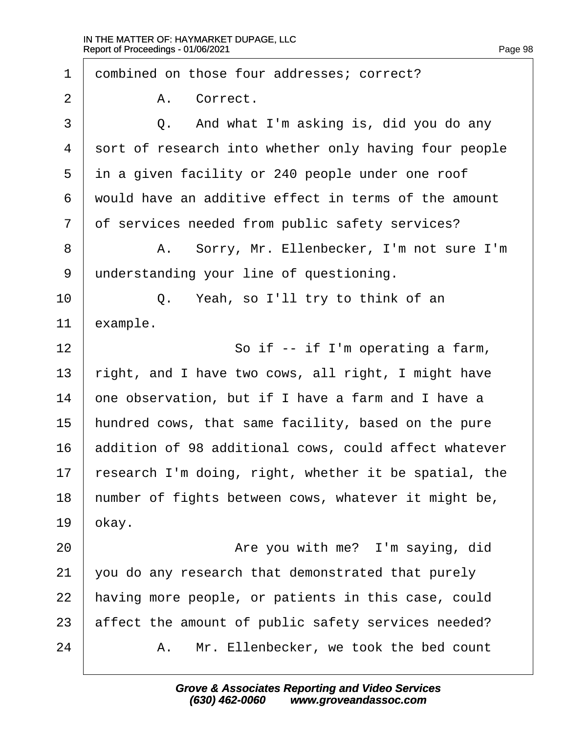1 combined on those four addresses; correct?

2 A. Correct.

3 Q. And what I'm asking is, did you do any

4 sort of research into whether only having four people

5 in a given facility or 240 people under one roof

6 would have an additive effect in terms of the amount

7 of services needed from public safety services?

8 A. Sorry, Mr. Ellenbecker, I'm not sure I'm

9 understanding your line of questioning.

10 Q. Yeah, so I'll try to think of an

11 example.

12 So if -- if I'm operating a farm,

13 right, and I have two cows, all right, I might have

14 one observation, but if I have a farm and I have a

15 hundred cows, that same facility, based on the pure

16 addition of 98 additional cows, could affect whatever

17 research I'm doing, right, whether it be spatial, the

18 number of fights between cows, whatever it might be,

19 okay.

20 Are you with me? I'm saying, did

21 you do any research that demonstrated that purely

22 having more people, or patients in this case, could

23 affect the amount of public safety services needed?

24 A. Mr. Ellenbecker, we took the bed count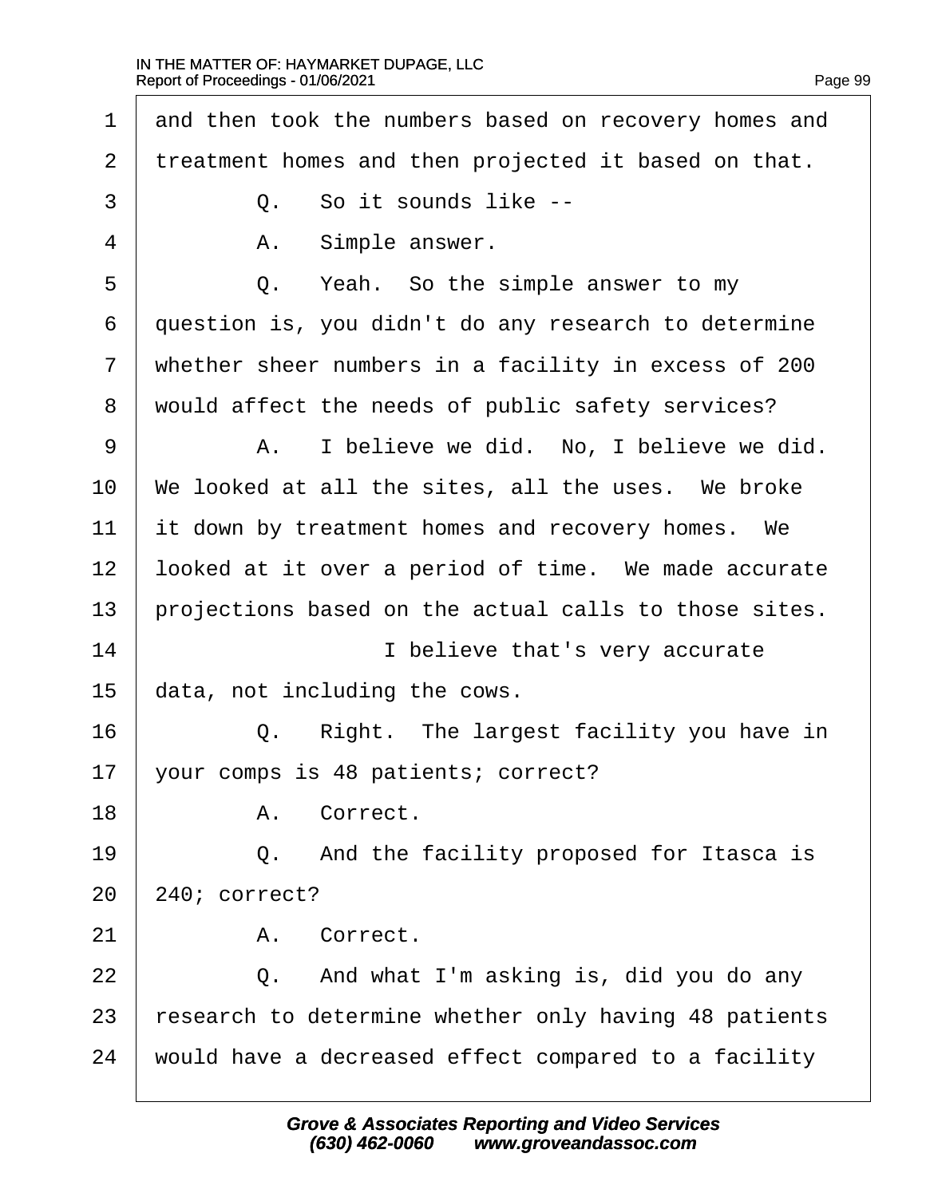1 and then took the numbers based on recovery homes and
2 treatment homes and then projected it based on that.
3 Q. So it sounds like --
4 A. Simple answer.
5 Q. Yeah. So the simple answer to my
6 question is, you didn't do any research to determine
7 whether sheer numbers in a facility in excess of 200
8 would affect the needs of public safety services?
9 A. I believe we did. No, I believe we did.
10 We looked at all the sites, all the uses. We broke
11 it down by treatment homes and recovery homes. We
12 looked at it over a period of time. We made accurate
13 projections based on the actual calls to those sites.
14 I believe that's very accurate
15 data, not including the cows.
16 Q. Right. The largest facility you have in
17 your comps is 48 patients; correct?
18 A. Correct.
19 Q. And the facility proposed for Itasca is
20 240; correct?
21 A. Correct.
22 Q. And what I'm asking is, did you do any
23 research to determine whether only having 48 patients
24 would have a decreased effect compared to a facility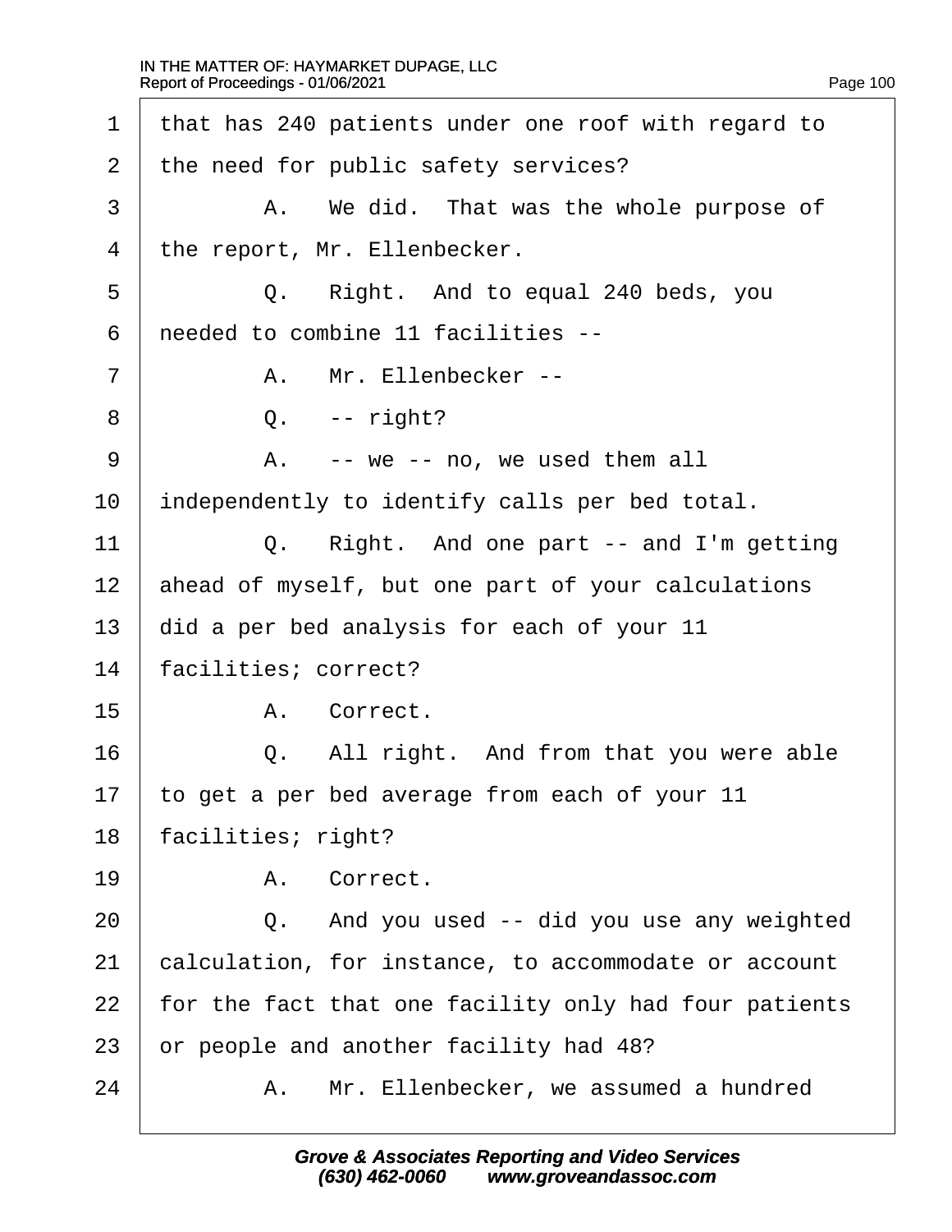1 that has 240 patients under one roof with regard to
2 the need for public safety services?
3 A. We did. That was the whole purpose of
4 the report, Mr. Ellenbecker.
5 Q. Right. And to equal 240 beds, you
6 needed to combine 11 facilities --
7 A. Mr. Ellenbecker --
8 Q. -- right?
9 A. -- we -- no, we used them all
10 independently to identify calls per bed total.
11 Q. Right. And one part -- and I'm getting
12 ahead of myself, but one part of your calculations
13 did a per bed analysis for each of your 11
14 facilities; correct?
15 A. Correct.
16 Q. All right. And from that you were able
17 to get a per bed average from each of your 11
18 facilities; right?
19 A. Correct.
20 Q. And you used -- did you use any weighted
21 calculation, for instance, to accommodate or account
22 for the fact that one facility only had four patients
23 or people and another facility had 48?
24 A. Mr. Ellenbecker, we assumed a hundred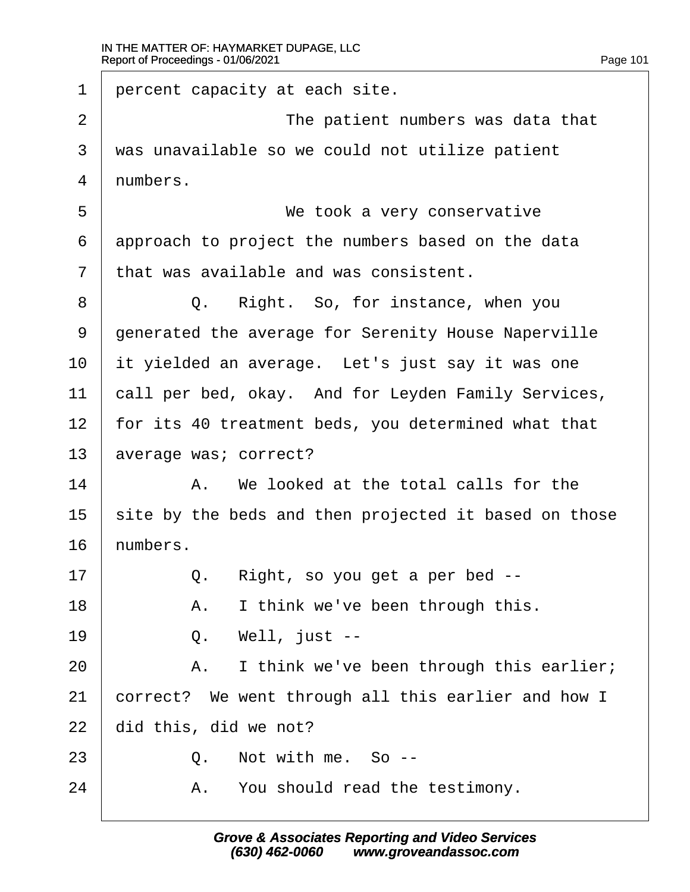1 percent capacity at each site.

2 The patient numbers was data that

3 was unavailable so we could not utilize patient

4 numbers.

5 We took a very conservative

6 approach to project the numbers based on the data

7 that was available and was consistent.

8 Q. Right. So, for instance, when you

9 generated the average for Serenity House Naperville

10 it yielded an average. Let's just say it was one

11 call per bed, okay. And for Leyden Family Services,

12 for its 40 treatment beds, you determined what that

13 average was; correct?

14 A. We looked at the total calls for the

15 site by the beds and then projected it based on those

16 numbers.

17 Q. Right, so you get a per bed --

18 A. I think we've been through this.

19 Q. Well, just --

20 A. I think we've been through this earlier;

21 correct? We went through all this earlier and how I

22 did this, did we not?

23 Q. Not with me. So --

24 A. You should read the testimony.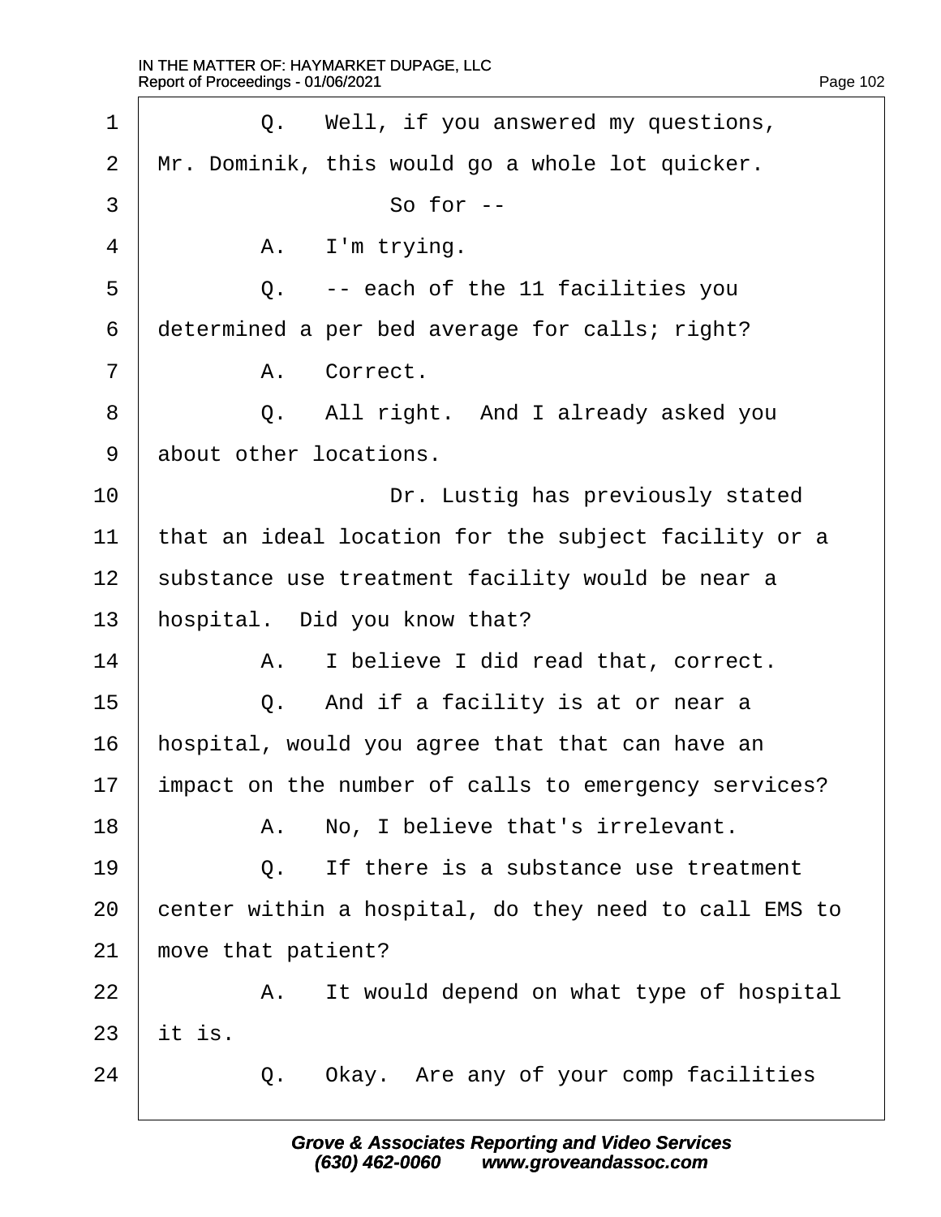1 Q. Well, if you answered my questions,
2 Mr. Dominik, this would go a whole lot quicker.
3 So for --
4 A. I'm trying.
5 Q. -- each of the 11 facilities you
6 determined a per bed average for calls; right?
7 A. Correct.
8 Q. All right. And I already asked you
9 about other locations.
10 Dr. Lustig has previously stated
11 that an ideal location for the subject facility or a
12 substance use treatment facility would be near a
13 hospital. Did you know that?
14 A. I believe I did read that, correct.
15 Q. And if a facility is at or near a
16 hospital, would you agree that that can have an
17 impact on the number of calls to emergency services?
18 A. No, I believe that's irrelevant.
19 Q. If there is a substance use treatment
20 center within a hospital, do they need to call EMS to
21 move that patient?
22 A. It would depend on what type of hospital
23 it is.
24 Q. Okay. Are any of your comp facilities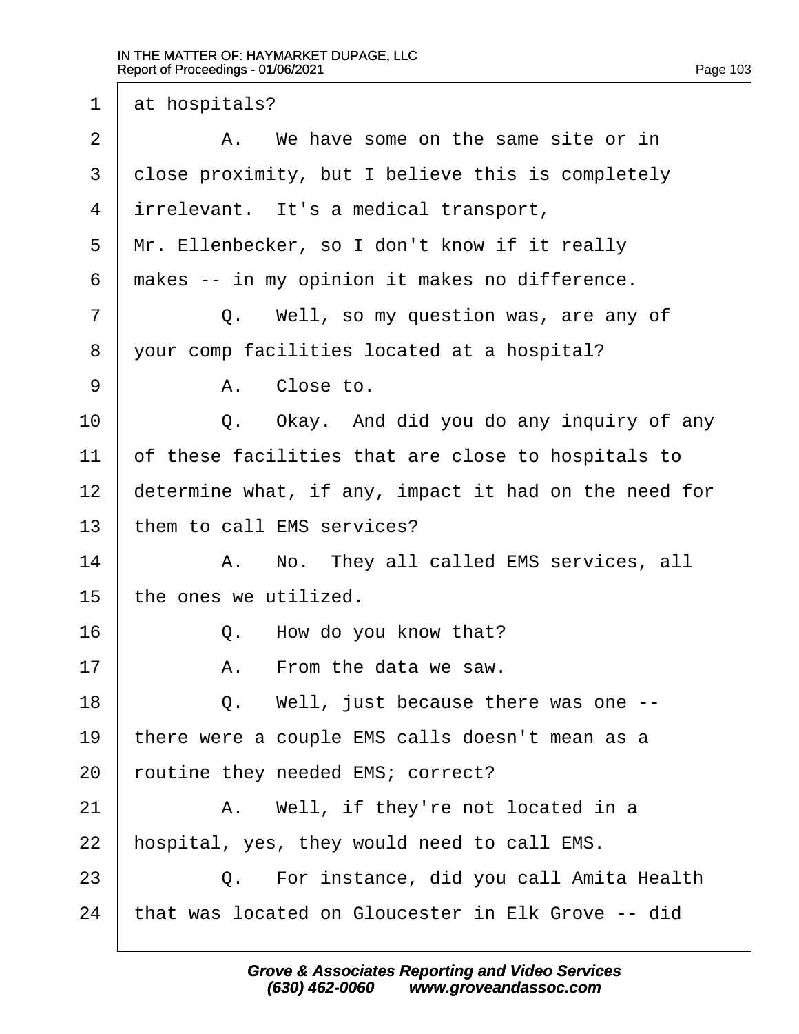1 at hospitals?

2 A. We have some on the same site or in

3 close proximity, but I believe this is completely

4 irrelevant. It's a medical transport,

5 Mr. Ellenbecker, so I don't know if it really

6 makes -- in my opinion it makes no difference.

7 Q. Well, so my question was, are any of

8 your comp facilities located at a hospital?

9 A. Close to.

10 Q. Okay. And did you do any inquiry of any

11 of these facilities that are close to hospitals to

12 determine what, if any, impact it had on the need for

13 them to call EMS services?

14 A. No. They all called EMS services, all

15 the ones we utilized.

16 Q. How do you know that?

17 A. From the data we saw.

18 Q. Well, just because there was one --

19 there were a couple EMS calls doesn't mean as a

20 routine they needed EMS; correct?

21 A. Well, if they're not located in a

22 hospital, yes, they would need to call EMS.

23 Q. For instance, did you call Amita Health

24 that was located on Gloucester in Elk Grove -- did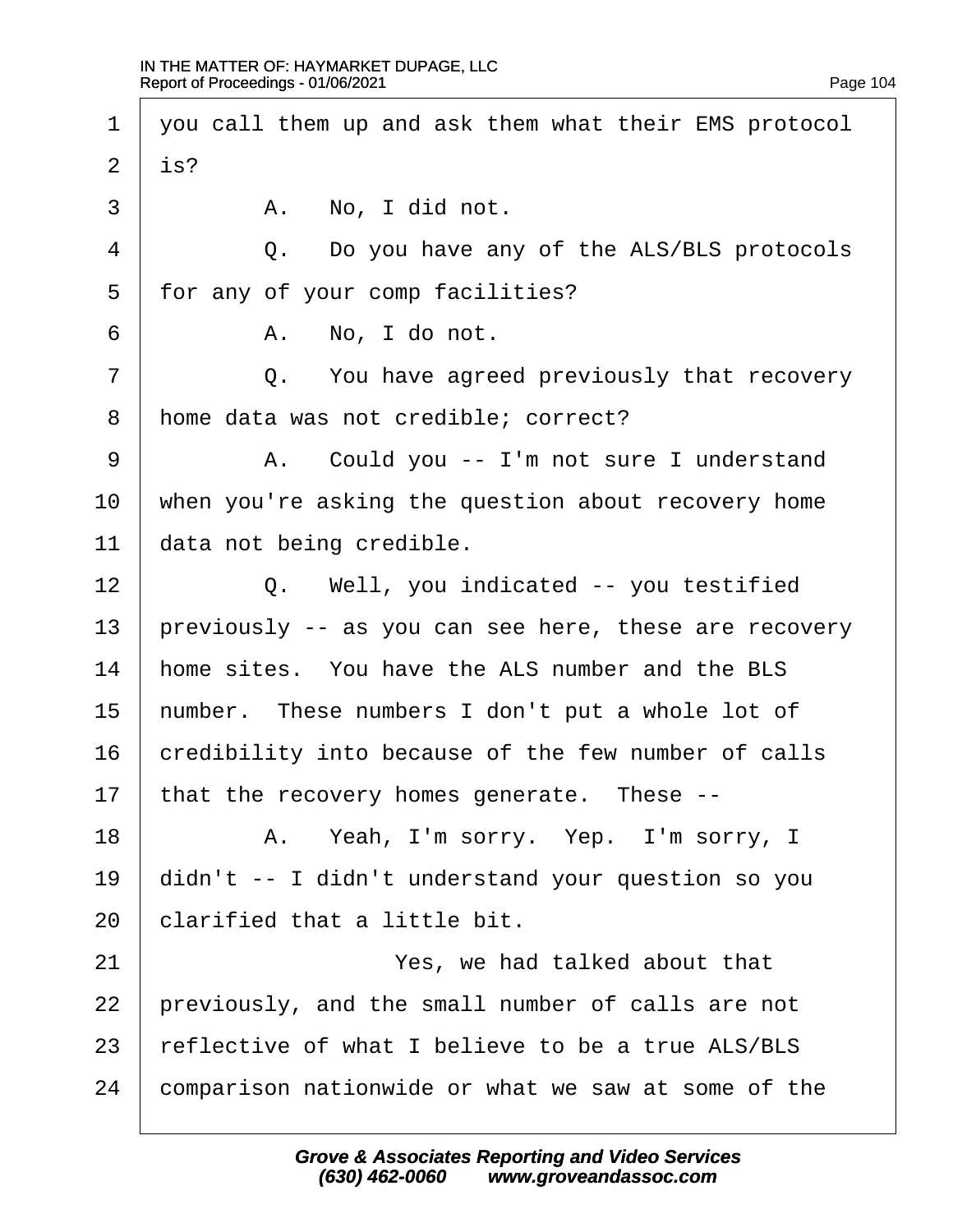1 you call them up and ask them what their EMS protocol
2 is?
3 A. No, I did not.
4 Q. Do you have any of the ALS/BLS protocols
5 for any of your comp facilities?
6 A. No, I do not.
7 Q. You have agreed previously that recovery
8 home data was not credible; correct?
9 A. Could you -- I'm not sure I understand
10 when you're asking the question about recovery home
11 data not being credible.
12 Q. Well, you indicated -- you testified
13 previously -- as you can see here, these are recovery
14 home sites. You have the ALS number and the BLS
15 number. These numbers I don't put a whole lot of
16 credibility into because of the few number of calls
17 that the recovery homes generate. These --
18 A. Yeah, I'm sorry. Yep. I'm sorry, I
19 didn't -- I didn't understand your question so you
20 clarified that a little bit.
21 Yes, we had talked about that
22 previously, and the small number of calls are not
23 reflective of what I believe to be a true ALS/BLS
24 comparison nationwide or what we saw at some of the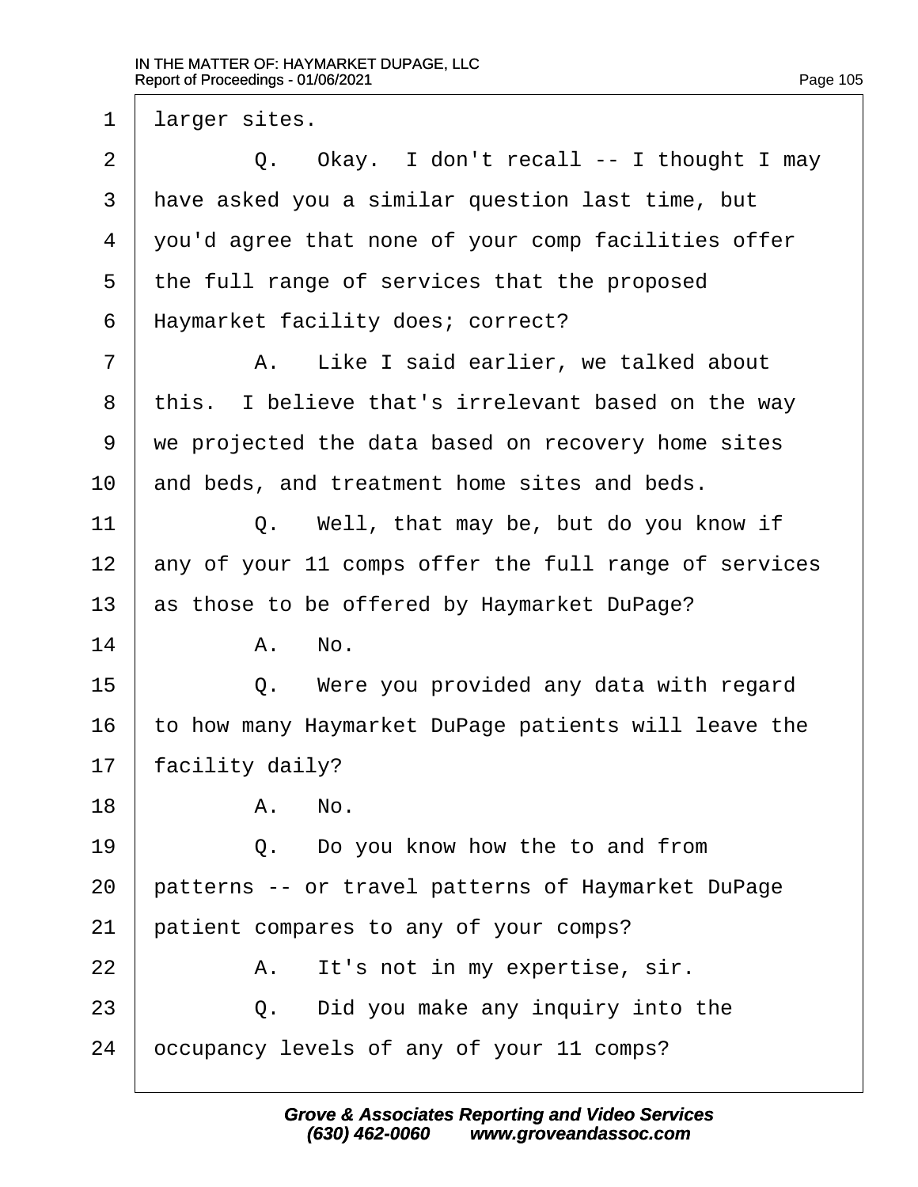1 larger sites.

2 Q. Okay. I don't recall -- I thought I may

3 have asked you a similar question last time, but

4 you'd agree that none of your comp facilities offer

5 the full range of services that the proposed

6 Haymarket facility does; correct?

7 A. Like I said earlier, we talked about

8 this. I believe that's irrelevant based on the way

9 we projected the data based on recovery home sites

10 and beds, and treatment home sites and beds.

11 Q. Well, that may be, but do you know if

12 any of your 11 comps offer the full range of services

13 as those to be offered by Haymarket DuPage?

14 A. No.

15 Q. Were you provided any data with regard

16 to how many Haymarket DuPage patients will leave the

17 facility daily?

18 A. No.

19 Q. Do you know how the to and from

20 patterns -- or travel patterns of Haymarket DuPage

21 patient compares to any of your comps?

22 A. It's not in my expertise, sir.

23 Q. Did you make any inquiry into the

24 occupancy levels of any of your 11 comps?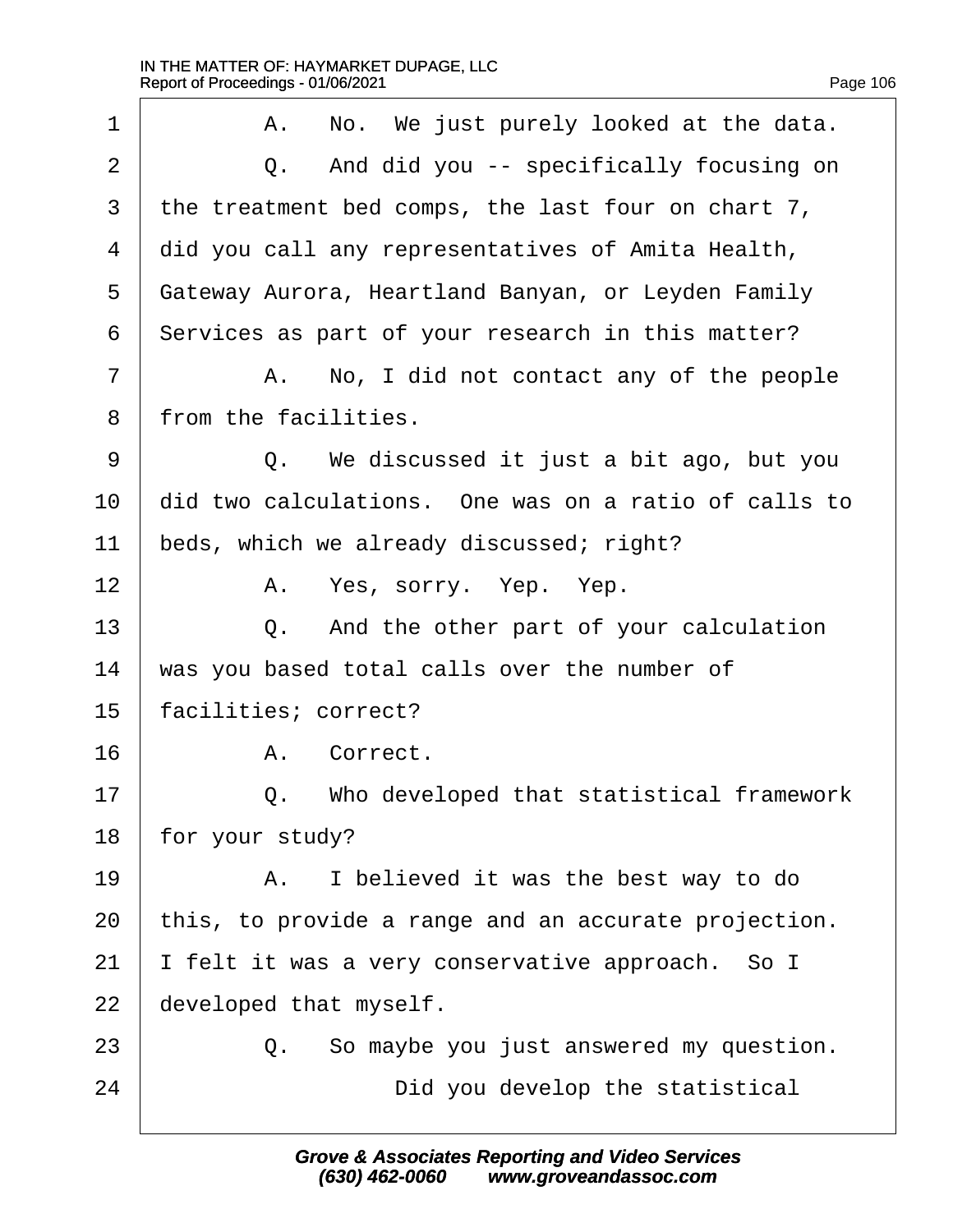1 A. No. We just purely looked at the data.

2 Q. And did you -- specifically focusing on

3 the treatment bed comps, the last four on chart 7,

4 did you call any representatives of Amita Health,

5 Gateway Aurora, Heartland Banyan, or Leyden Family

6 Services as part of your research in this matter?

7 A. No, I did not contact any of the people

8 from the facilities.

9 Q. We discussed it just a bit ago, but you

10 did two calculations. One was on a ratio of calls to

11 beds, which we already discussed; right?

12 A. Yes, sorry. Yep. Yep.

13 Q. And the other part of your calculation

14 was you based total calls over the number of

15 facilities; correct?

16 A. Correct.

17 Q. Who developed that statistical framework

18 for your study?

19 A. I believed it was the best way to do

20 this, to provide a range and an accurate projection.

21 I felt it was a very conservative approach. So I

22 developed that myself.

23 Q. So maybe you just answered my question.

24 Did you develop the statistical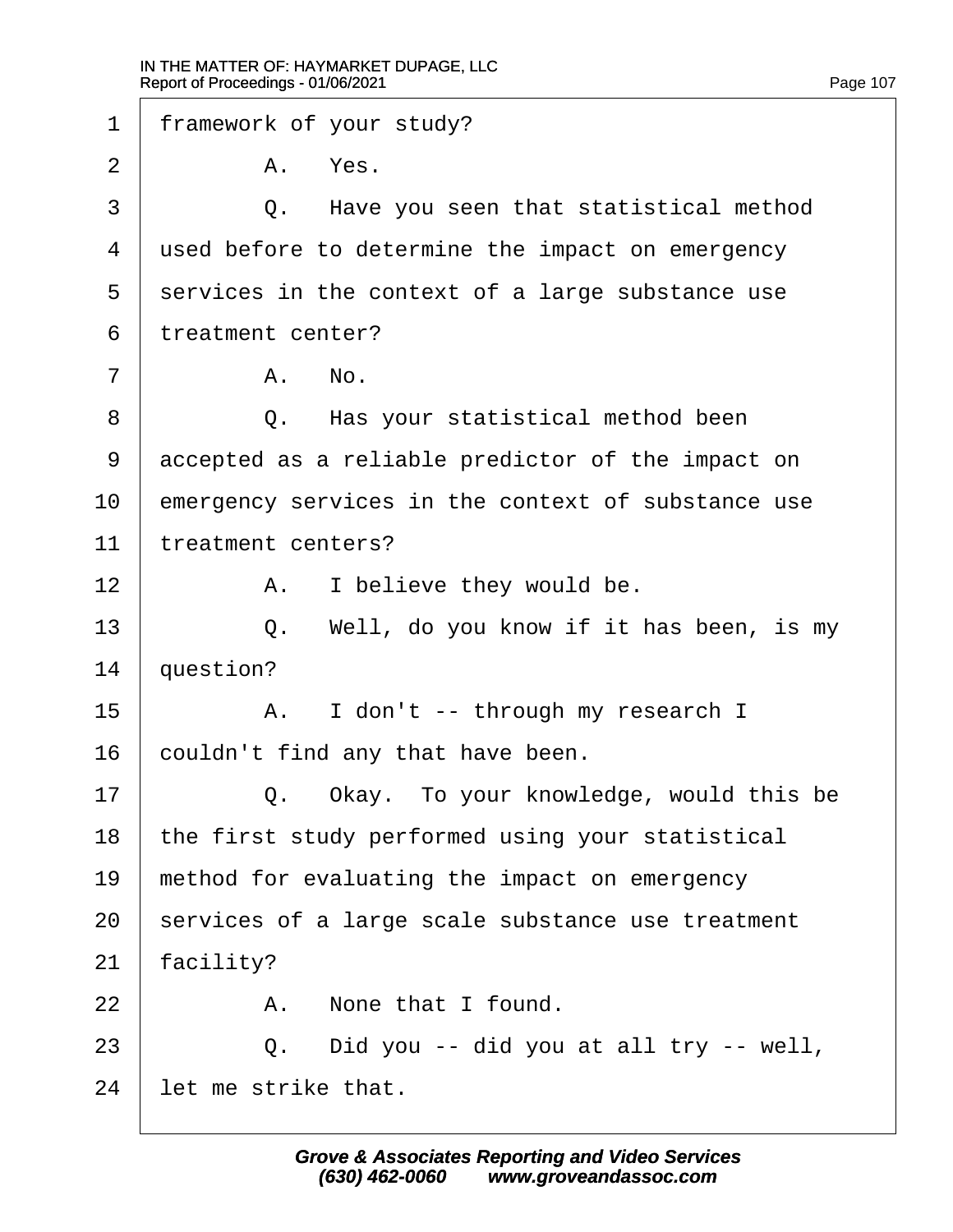1 framework of your study?

2 A. Yes.

3 Q. Have you seen that statistical method

4 used before to determine the impact on emergency

5 services in the context of a large substance use

6 treatment center?

7 A. No.

8 Q. Has your statistical method been

9 accepted as a reliable predictor of the impact on

10 emergency services in the context of substance use

11 treatment centers?

12 A. I believe they would be.

13 Q. Well, do you know if it has been, is my

14 question?

15 A. I don't -- through my research I

16 couldn't find any that have been.

17 Q. Okay. To your knowledge, would this be

18 the first study performed using your statistical

19 method for evaluating the impact on emergency

20 services of a large scale substance use treatment

21 facility?

22 A. None that I found.

23 Q. Did you -- did you at all try -- well,

24 let me strike that.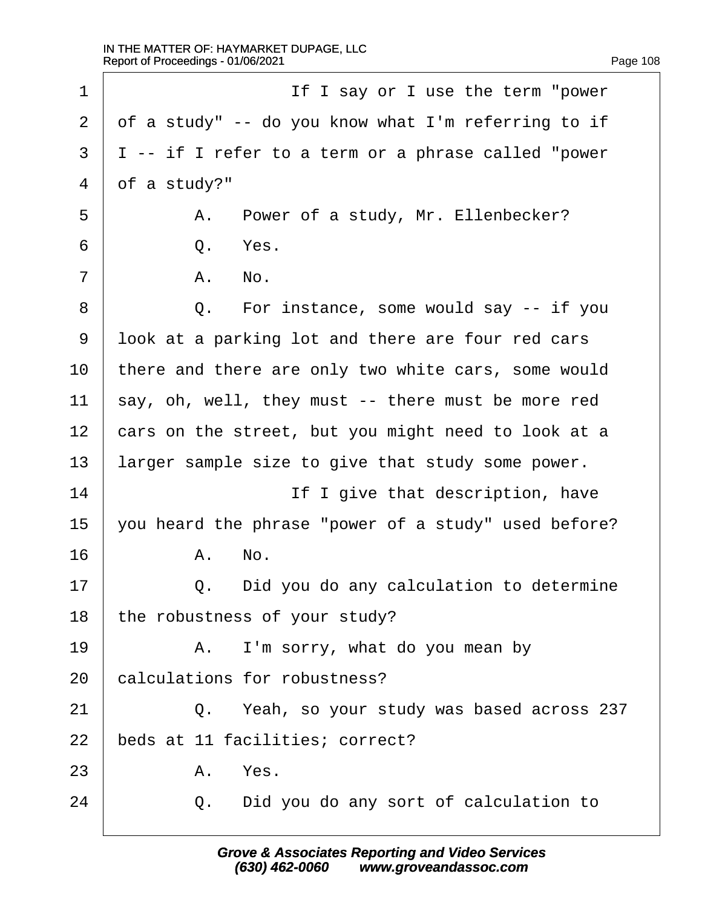1 If I say or I use the term "power
2 of a study" -- do you know what I'm referring to if
3 I -- if I refer to a term or a phrase called "power
4 of a study?"
5 A. Power of a study, Mr. Ellenbecker?
6 Q. Yes.
7 A. No.
8 Q. For instance, some would say -- if you
9 look at a parking lot and there are four red cars
10 there and there are only two white cars, some would
11 say, oh, well, they must -- there must be more red
12 cars on the street, but you might need to look at a
13 larger sample size to give that study some power.
14 If I give that description, have
15 you heard the phrase "power of a study" used before?
16 A. No.
17 Q. Did you do any calculation to determine
18 the robustness of your study?
19 A. I'm sorry, what do you mean by
20 calculations for robustness?
21 Q. Yeah, so your study was based across 237
22 beds at 11 facilities; correct?
23 A. Yes.
24 Q. Did you do any sort of calculation to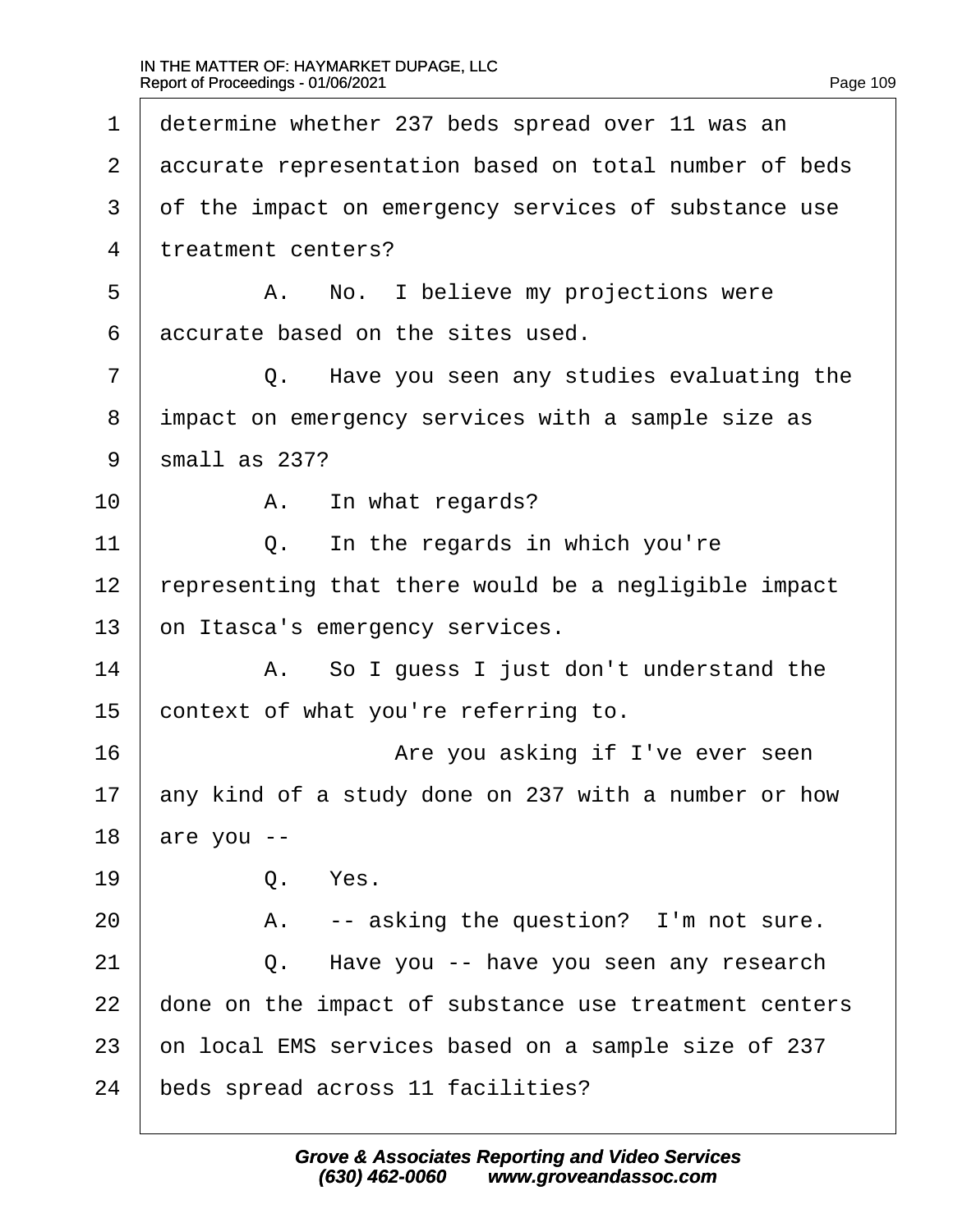1 determine whether 237 beds spread over 11 was an
2 accurate representation based on total number of beds
3 of the impact on emergency services of substance use
4 treatment centers?

5 A. No. I believe my projections were
6 accurate based on the sites used.

7 Q. Have you seen any studies evaluating the
8 impact on emergency services with a sample size as
9 small as 237?

10 A. In what regards?

11 Q. In the regards in which you're
12 representing that there would be a negligible impact
13 on Itasca's emergency services.

14 A. So I guess I just don't understand the
15 context of what you're referring to.

16 Are you asking if I've ever seen
17 any kind of a study done on 237 with a number or how
18 are you --

19 Q. Yes.

20 A. -- asking the question? I'm not sure.

21 Q. Have you -- have you seen any research
22 done on the impact of substance use treatment centers
23 on local EMS services based on a sample size of 237
24 beds spread across 11 facilities?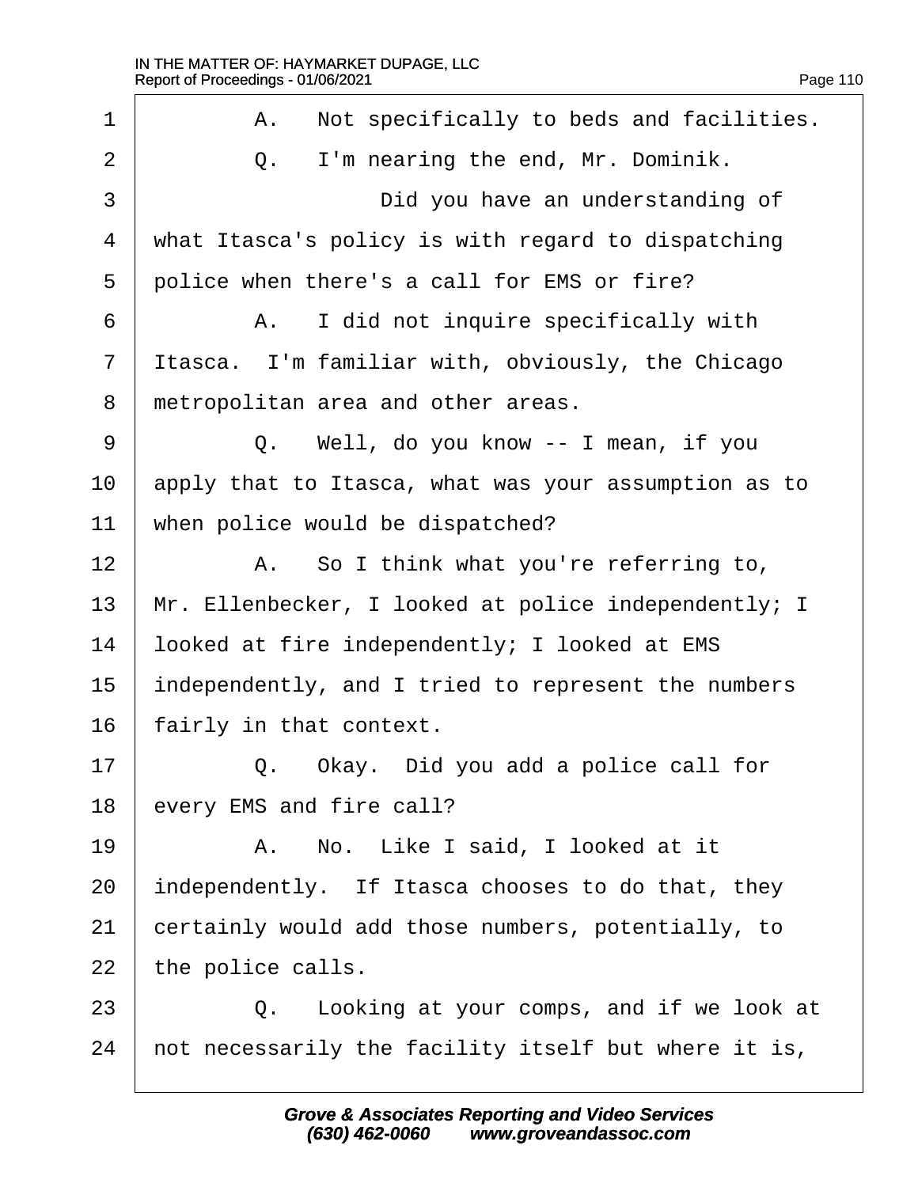1 A. Not specifically to beds and facilities.

2 Q. I'm nearing the end, Mr. Dominik.

3 Did you have an understanding of

4 what Itasca's policy is with regard to dispatching

5 police when there's a call for EMS or fire?

6 A. I did not inquire specifically with

7 Itasca. I'm familiar with, obviously, the Chicago

8 metropolitan area and other areas.

9 Q. Well, do you know -- I mean, if you

10 apply that to Itasca, what was your assumption as to

11 when police would be dispatched?

12 A. So I think what you're referring to,

13 Mr. Ellenbecker, I looked at police independently; I

14 looked at fire independently; I looked at EMS

15 independently, and I tried to represent the numbers

16 fairly in that context.

17 Q. Okay. Did you add a police call for

18 every EMS and fire call?

19 A. No. Like I said, I looked at it

20 independently. If Itasca chooses to do that, they

21 certainly would add those numbers, potentially, to

22 the police calls.

23 Q. Looking at your comps, and if we look at

24 not necessarily the facility itself but where it is,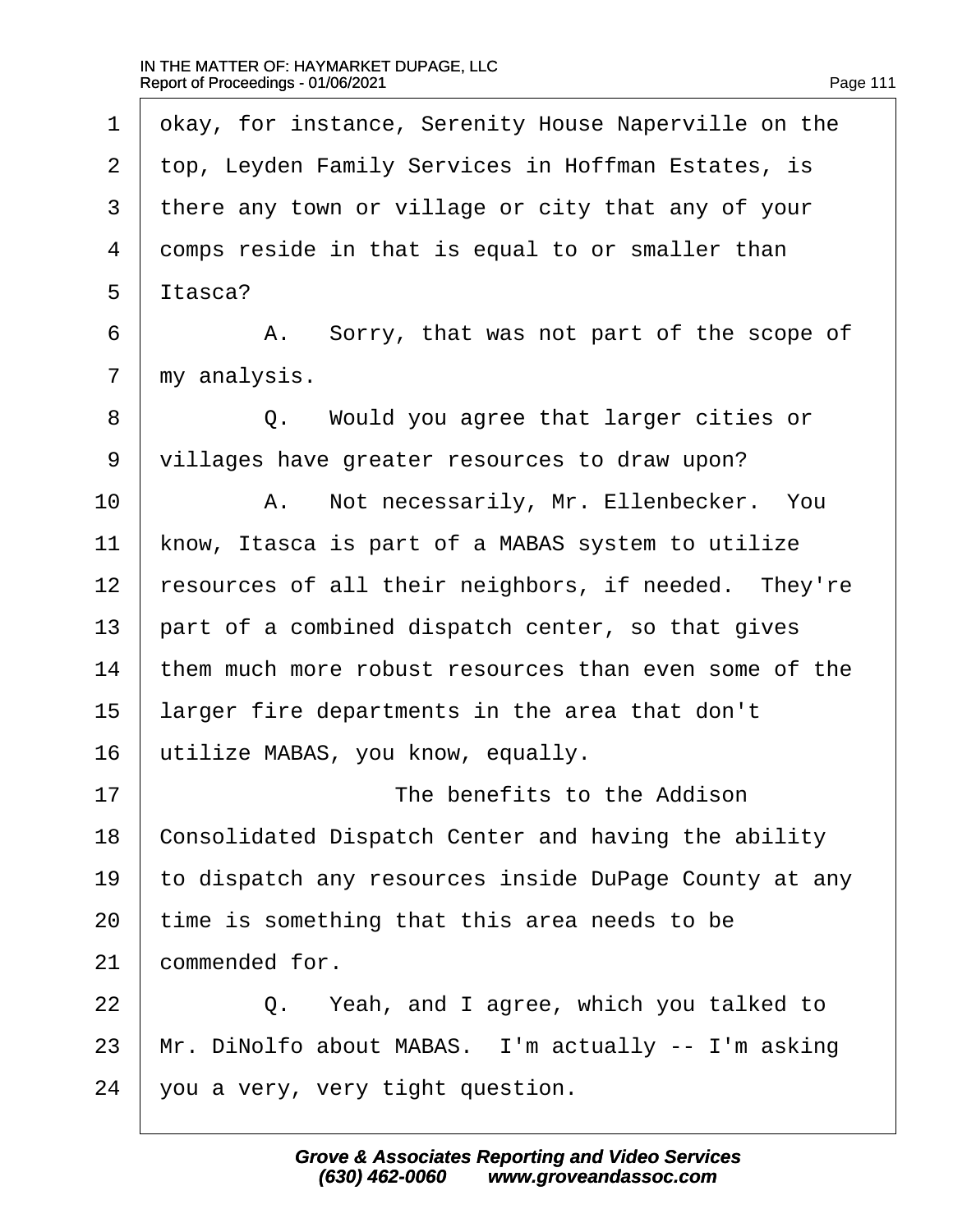1 okay, for instance, Serenity House Naperville on the
2 top, Leyden Family Services in Hoffman Estates, is
3 there any town or village or city that any of your
4 comps reside in that is equal to or smaller than
5 Itasca?

6 A. Sorry, that was not part of the scope of
7 my analysis.

8 Q. Would you agree that larger cities or
9 villages have greater resources to draw upon?

10 A. Not necessarily, Mr. Ellenbecker. You
11 know, Itasca is part of a MABAS system to utilize
12 resources of all their neighbors, if needed. They're
13 part of a combined dispatch center, so that gives
14 them much more robust resources than even some of the
15 larger fire departments in the area that don't
16 utilize MABAS, you know, equally.

17 The benefits to the Addison
18 Consolidated Dispatch Center and having the ability
19 to dispatch any resources inside DuPage County at any
20 time is something that this area needs to be
21 commended for.

22 Q. Yeah, and I agree, which you talked to
23 Mr. DiNolfo about MABAS. I'm actually -- I'm asking
24 you a very, very tight question.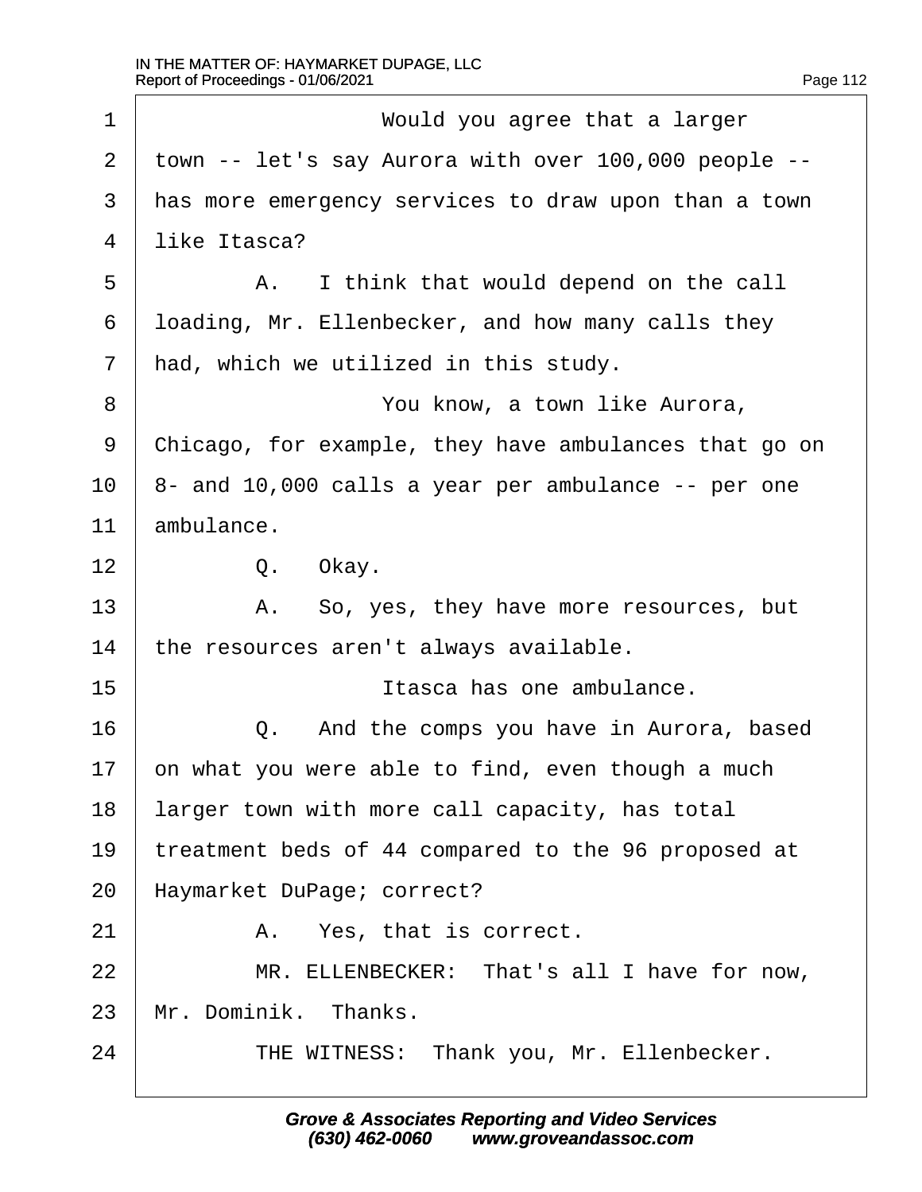1 Would you agree that a larger
2 town -- let's say Aurora with over 100,000 people --
3 has more emergency services to draw upon than a town
4 like Itasca?
5 A. I think that would depend on the call
6 loading, Mr. Ellenbecker, and how many calls they
7 had, which we utilized in this study.
8 You know, a town like Aurora,
9 Chicago, for example, they have ambulances that go on
10 8- and 10,000 calls a year per ambulance -- per one
11 ambulance.
12 Q. Okay.
13 A. So, yes, they have more resources, but
14 the resources aren't always available.
15 Itasca has one ambulance.
16 Q. And the comps you have in Aurora, based
17 on what you were able to find, even though a much
18 larger town with more call capacity, has total
19 treatment beds of 44 compared to the 96 proposed at
20 Haymarket DuPage; correct?
21 A. Yes, that is correct.
22 MR. ELLENBECKER: That's all I have for now,
23 Mr. Dominik. Thanks.
24 THE WITNESS: Thank you, Mr. Ellenbecker.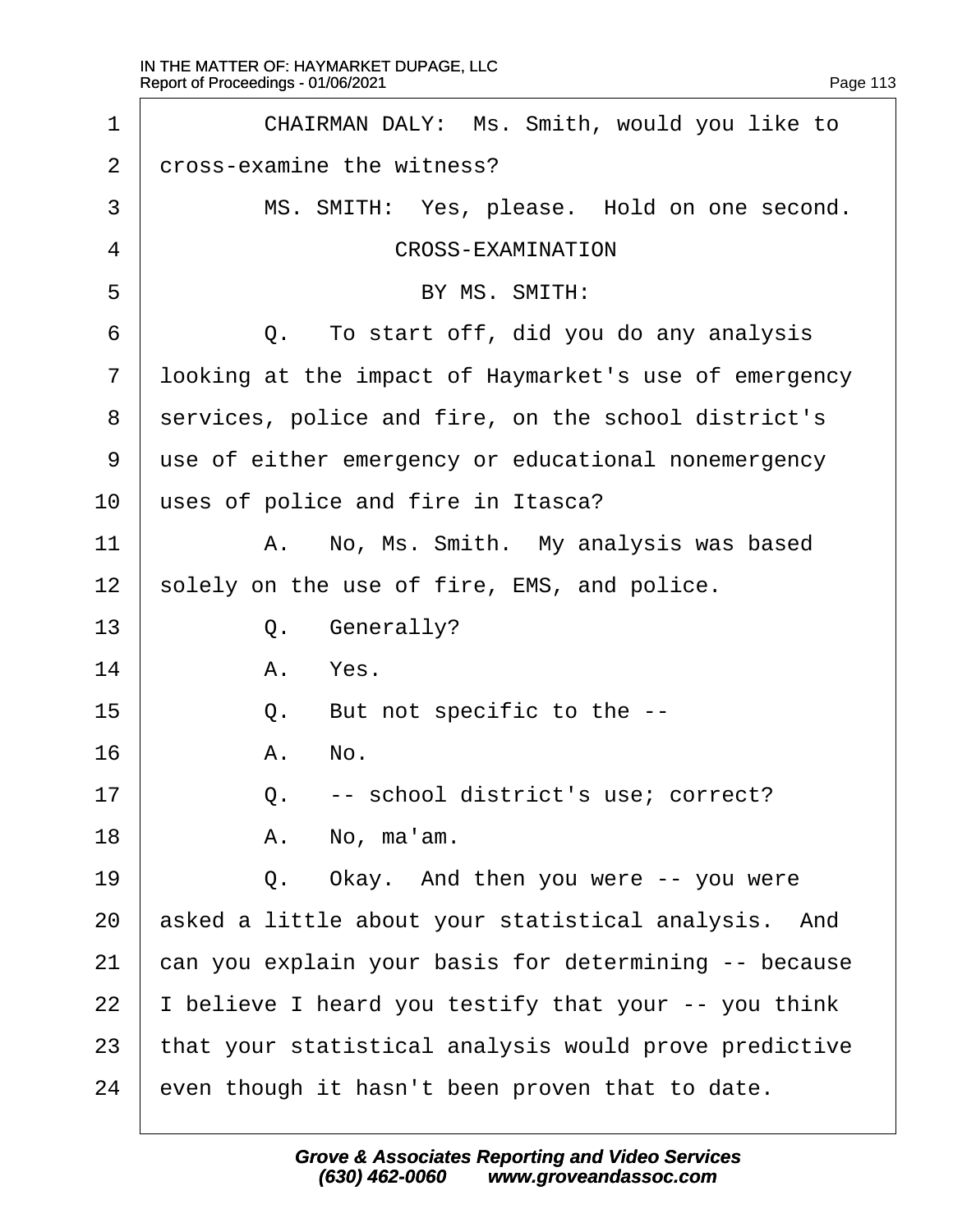1 CHAIRMAN DALY: Ms. Smith, would you like to
2 cross-examine the witness?
3 MS. SMITH: Yes, please. Hold on one second.
4 CROSS-EXAMINATION
5 BY MS. SMITH:
6 Q. To start off, did you do any analysis
7 looking at the impact of Haymarket's use of emergency
8 services, police and fire, on the school district's
9 use of either emergency or educational nonemergency
10 uses of police and fire in Itasca?
11 A. No, Ms. Smith. My analysis was based
12 solely on the use of fire, EMS, and police.
13 Q. Generally?
14 A. Yes.
15 Q. But not specific to the --
16 A. No.
17 Q. -- school district's use; correct?
18 A. No, ma'am.
19 Q. Okay. And then you were -- you were
20 asked a little about your statistical analysis. And
21 can you explain your basis for determining -- because
22 I believe I heard you testify that your -- you think
23 that your statistical analysis would prove predictive
24 even though it hasn't been proven that to date.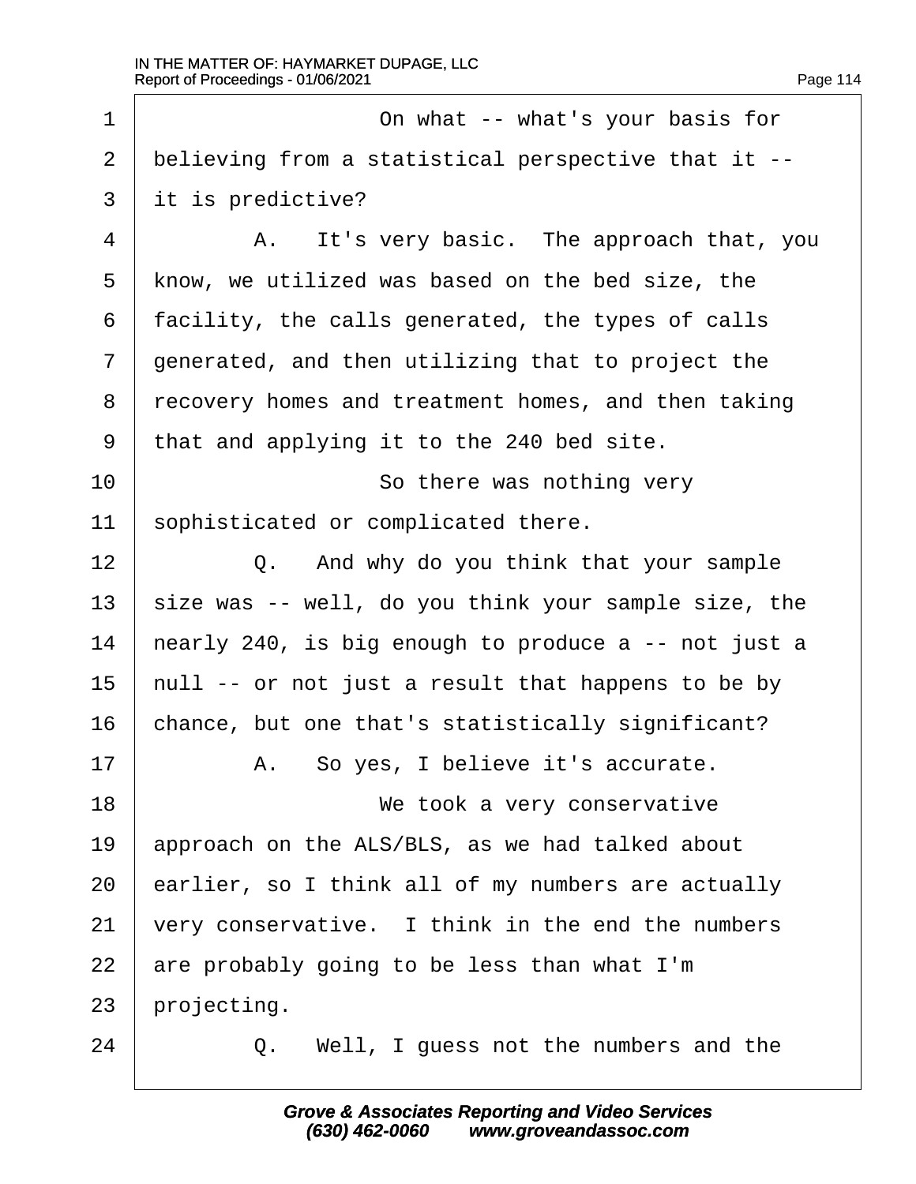1 On what -- what's your basis for
2 believing from a statistical perspective that it --
3 it is predictive?
4 A. It's very basic. The approach that, you
5 know, we utilized was based on the bed size, the
6 facility, the calls generated, the types of calls
7 generated, and then utilizing that to project the
8 recovery homes and treatment homes, and then taking
9 that and applying it to the 240 bed site.
10 So there was nothing very
11 sophisticated or complicated there.
12 Q. And why do you think that your sample
13 size was -- well, do you think your sample size, the
14 nearly 240, is big enough to produce a -- not just a
15 null -- or not just a result that happens to be by
16 chance, but one that's statistically significant?
17 A. So yes, I believe it's accurate.
18 We took a very conservative
19 approach on the ALS/BLS, as we had talked about
20 earlier, so I think all of my numbers are actually
21 very conservative. I think in the end the numbers
22 are probably going to be less than what I'm
23 projecting.
24 Q. Well, I guess not the numbers and the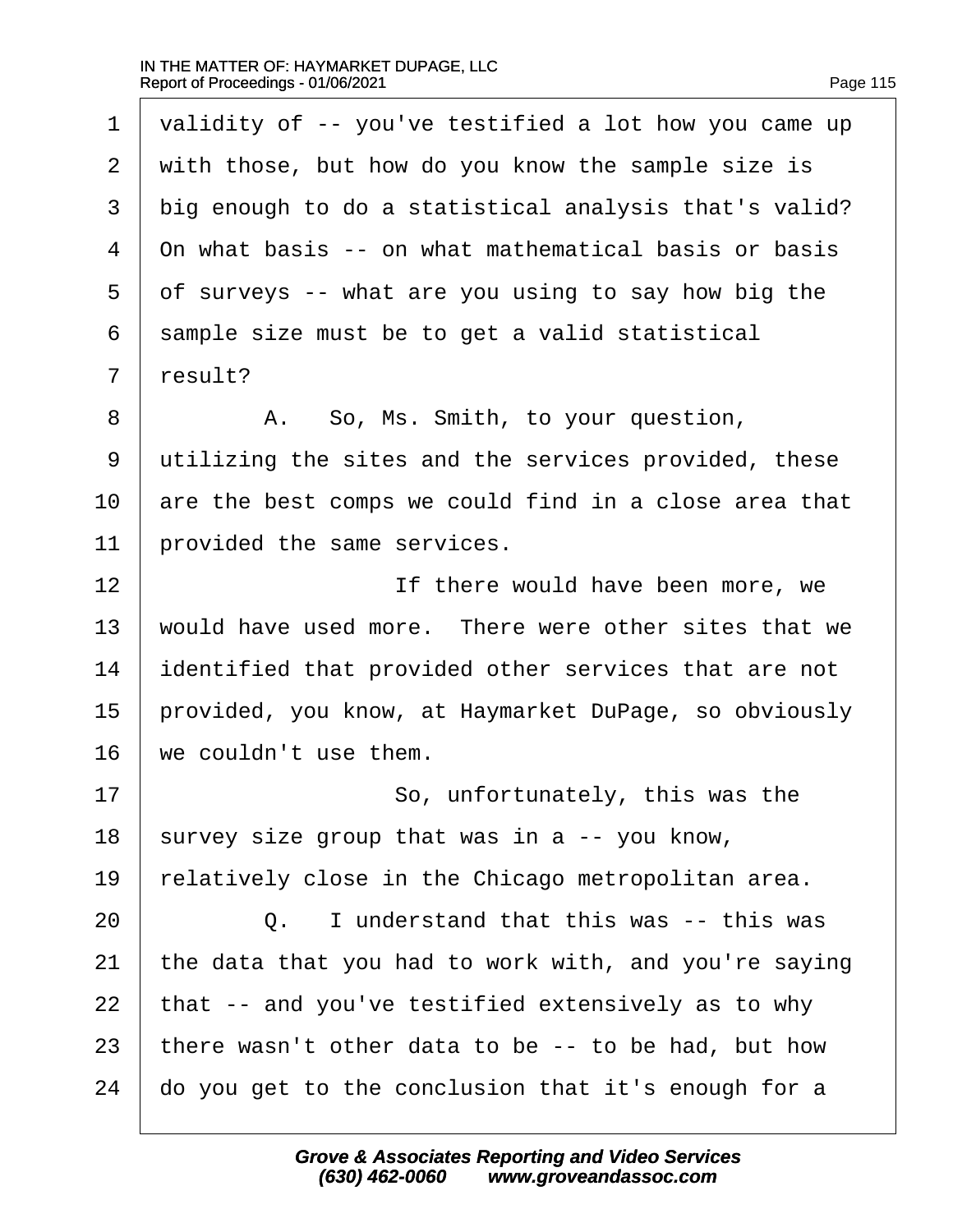1 validity of -- you've testified a lot how you came up
2 with those, but how do you know the sample size is
3 big enough to do a statistical analysis that's valid?
4 On what basis -- on what mathematical basis or basis
5 of surveys -- what are you using to say how big the
6 sample size must be to get a valid statistical
7 result?

8 A. So, Ms. Smith, to your question,
9 utilizing the sites and the services provided, these
10 are the best comps we could find in a close area that
11 provided the same services.

12 If there would have been more, we
13 would have used more. There were other sites that we
14 identified that provided other services that are not
15 provided, you know, at Haymarket DuPage, so obviously
16 we couldn't use them.

17 So, unfortunately, this was the
18 survey size group that was in a -- you know,
19 relatively close in the Chicago metropolitan area.

20 Q. I understand that this was -- this was
21 the data that you had to work with, and you're saying
22 that -- and you've testified extensively as to why
23 there wasn't other data to be -- to be had, but how
24 do you get to the conclusion that it's enough for a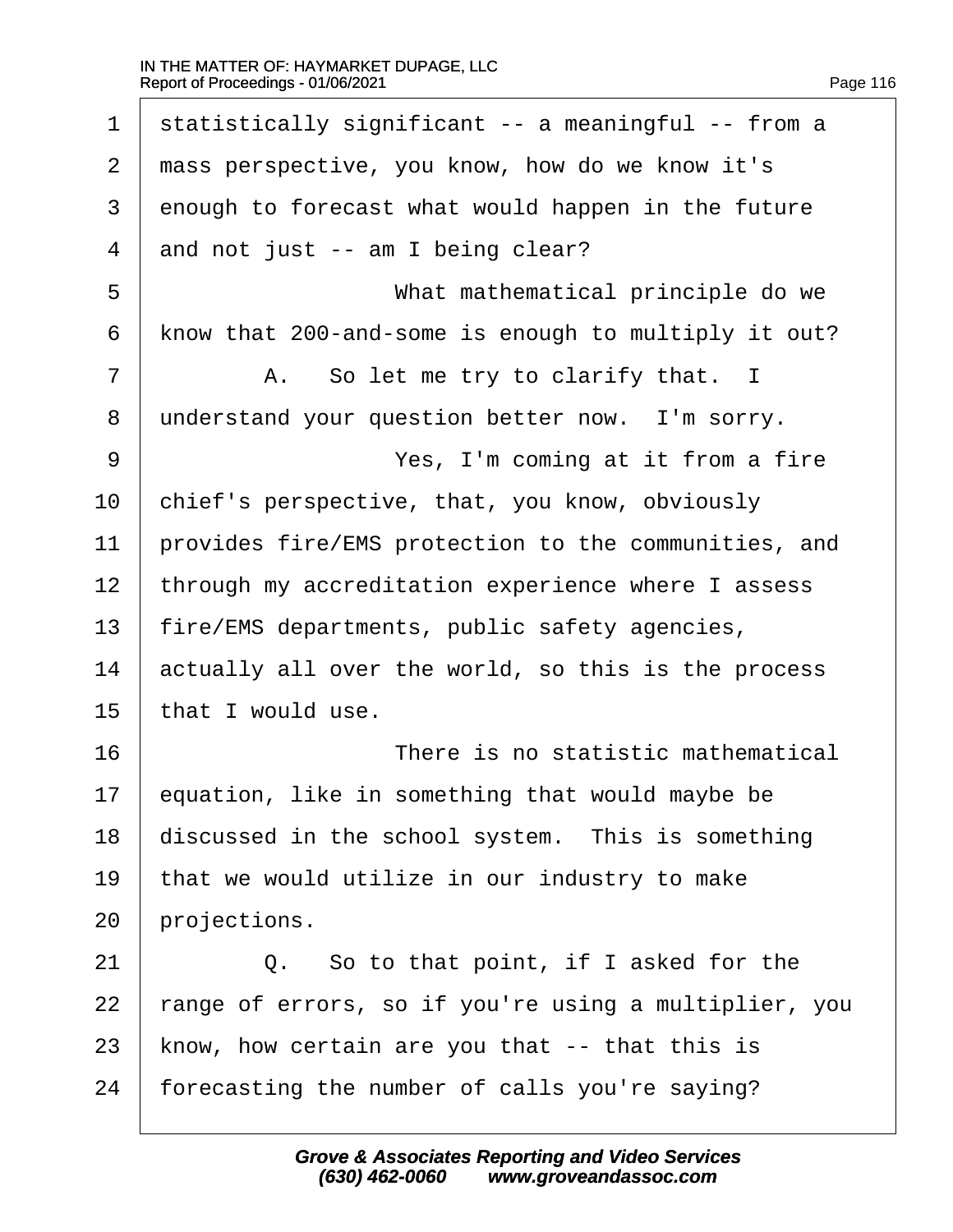1 statistically significant -- a meaningful -- from a
2 mass perspective, you know, how do we know it's
3 enough to forecast what would happen in the future
4 and not just -- am I being clear?
5 What mathematical principle do we
6 know that 200-and-some is enough to multiply it out?
7 A. So let me try to clarify that. I
8 understand your question better now. I'm sorry.
9 Yes, I'm coming at it from a fire
10 chief's perspective, that, you know, obviously
11 provides fire/EMS protection to the communities, and
12 through my accreditation experience where I assess
13 fire/EMS departments, public safety agencies,
14 actually all over the world, so this is the process
15 that I would use.
16 There is no statistic mathematical
17 equation, like in something that would maybe be
18 discussed in the school system. This is something
19 that we would utilize in our industry to make
20 projections.
21 Q. So to that point, if I asked for the
22 range of errors, so if you're using a multiplier, you
23 know, how certain are you that -- that this is
24 forecasting the number of calls you're saying?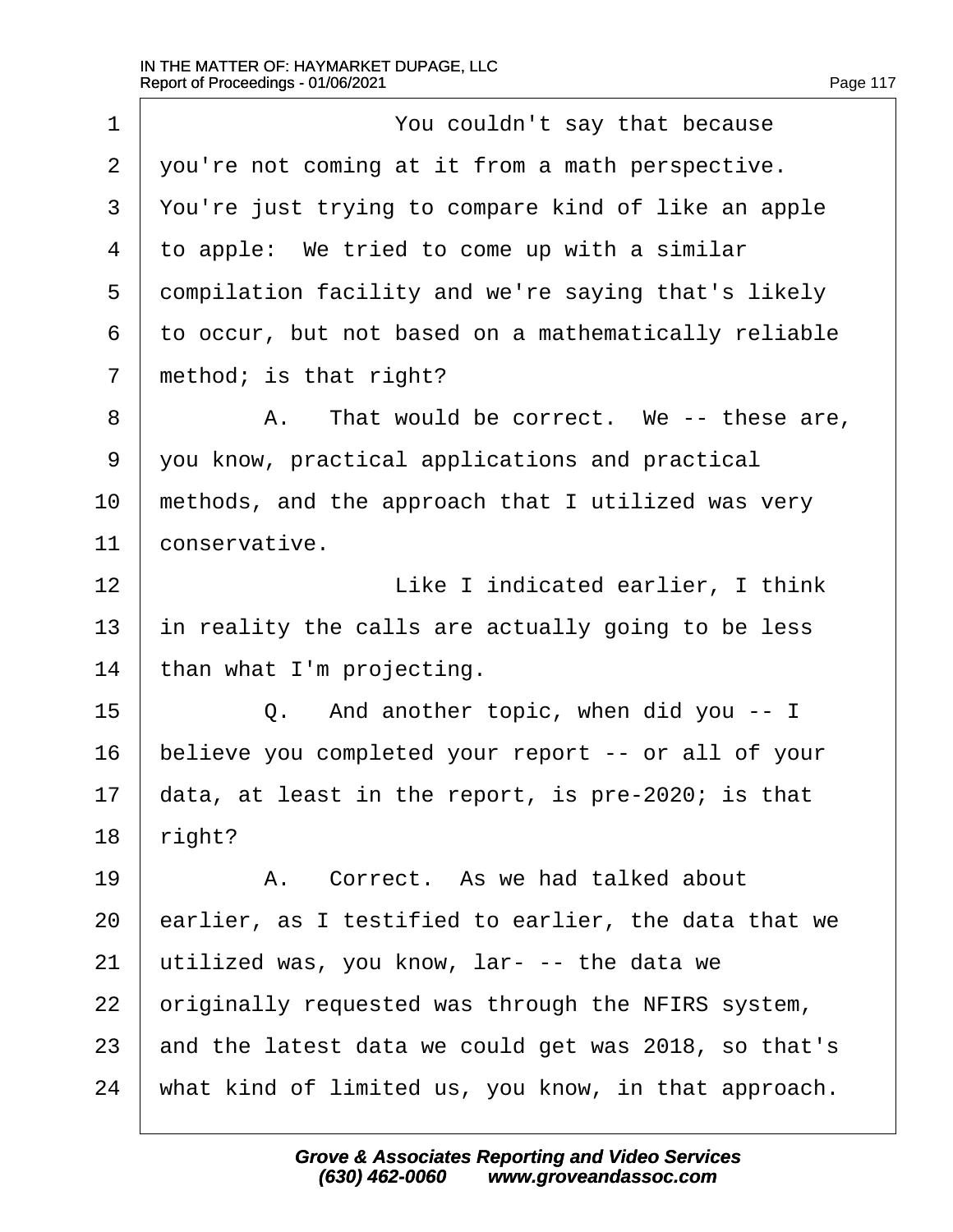1 You couldn't say that because
2 you're not coming at it from a math perspective.
3 You're just trying to compare kind of like an apple
4 to apple: We tried to come up with a similar
5 compilation facility and we're saying that's likely
6 to occur, but not based on a mathematically reliable
7 method; is that right?
8 A. That would be correct. We -- these are,
9 you know, practical applications and practical
10 methods, and the approach that I utilized was very
11 conservative.
12 Like I indicated earlier, I think
13 in reality the calls are actually going to be less
14 than what I'm projecting.
15 Q. And another topic, when did you -- I
16 believe you completed your report -- or all of your
17 data, at least in the report, is pre-2020; is that
18 right?
19 A. Correct. As we had talked about
20 earlier, as I testified to earlier, the data that we
21 utilized was, you know, lar- -- the data we
22 originally requested was through the NFIRS system,
23 and the latest data we could get was 2018, so that's
24 what kind of limited us, you know, in that approach.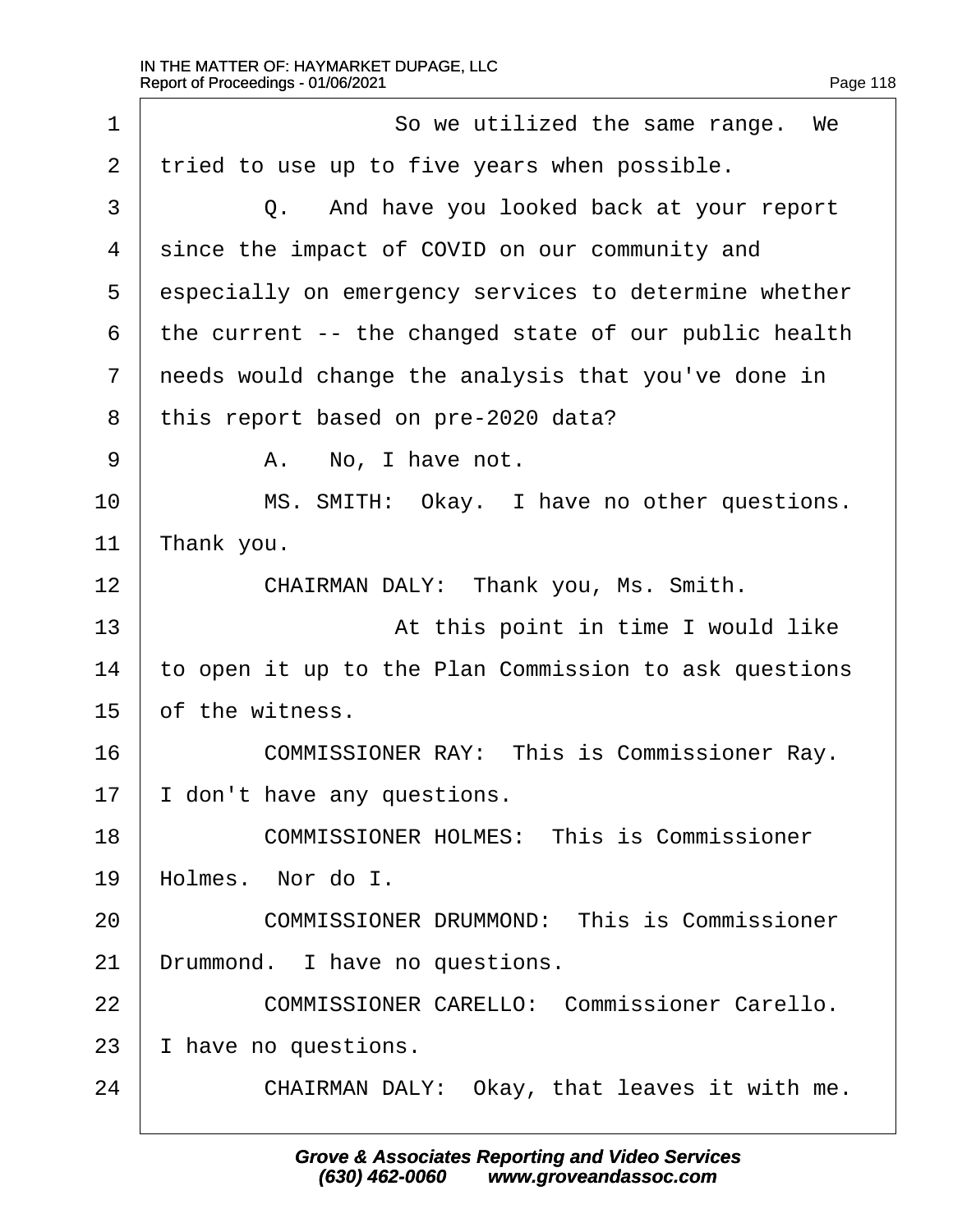1 So we utilized the same range. We
2 tried to use up to five years when possible.
3 Q. And have you looked back at your report
4 since the impact of COVID on our community and
5 especially on emergency services to determine whether
6 the current -- the changed state of our public health
7 needs would change the analysis that you've done in
8 this report based on pre-2020 data?
9 A. No, I have not.
10 MS. SMITH: Okay. I have no other questions.
11 Thank you.
12 CHAIRMAN DALY: Thank you, Ms. Smith.
13 At this point in time I would like
14 to open it up to the Plan Commission to ask questions
15 of the witness.
16 COMMISSIONER RAY: This is Commissioner Ray.
17 I don't have any questions.
18 COMMISSIONER HOLMES: This is Commissioner
19 Holmes. Nor do I.
20 COMMISSIONER DRUMMOND: This is Commissioner
21 Drummond. I have no questions.
22 COMMISSIONER CARELLO: Commissioner Carello.
23 I have no questions.
24 CHAIRMAN DALY: Okay, that leaves it with me.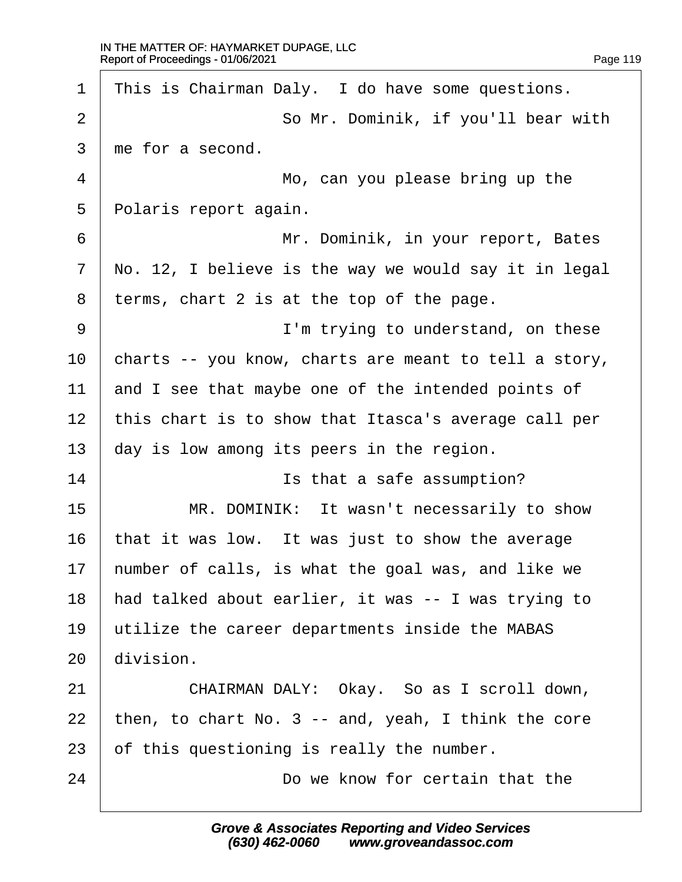This is Chairman Daly. I do have some questions.

So Mr. Dominik, if you'll bear with me for a second.

Mo, can you please bring up the Polaris report again.

Mr. Dominik, in your report, Bates No. 12, I believe is the way we would say it in legal terms, chart 2 is at the top of the page.

I'm trying to understand, on these charts -- you know, charts are meant to tell a story, and I see that maybe one of the intended points of this chart is to show that Itasca's average call per day is low among its peers in the region.

Is that a safe assumption?

MR. DOMINIK: It wasn't necessarily to show that it was low. It was just to show the average number of calls, is what the goal was, and like we had talked about earlier, it was -- I was trying to utilize the career departments inside the MABAS division.

CHAIRMAN DALY: Okay. So as I scroll down, then, to chart No. 3 -- and, yeah, I think the core of this questioning is really the number.

Do we know for certain that the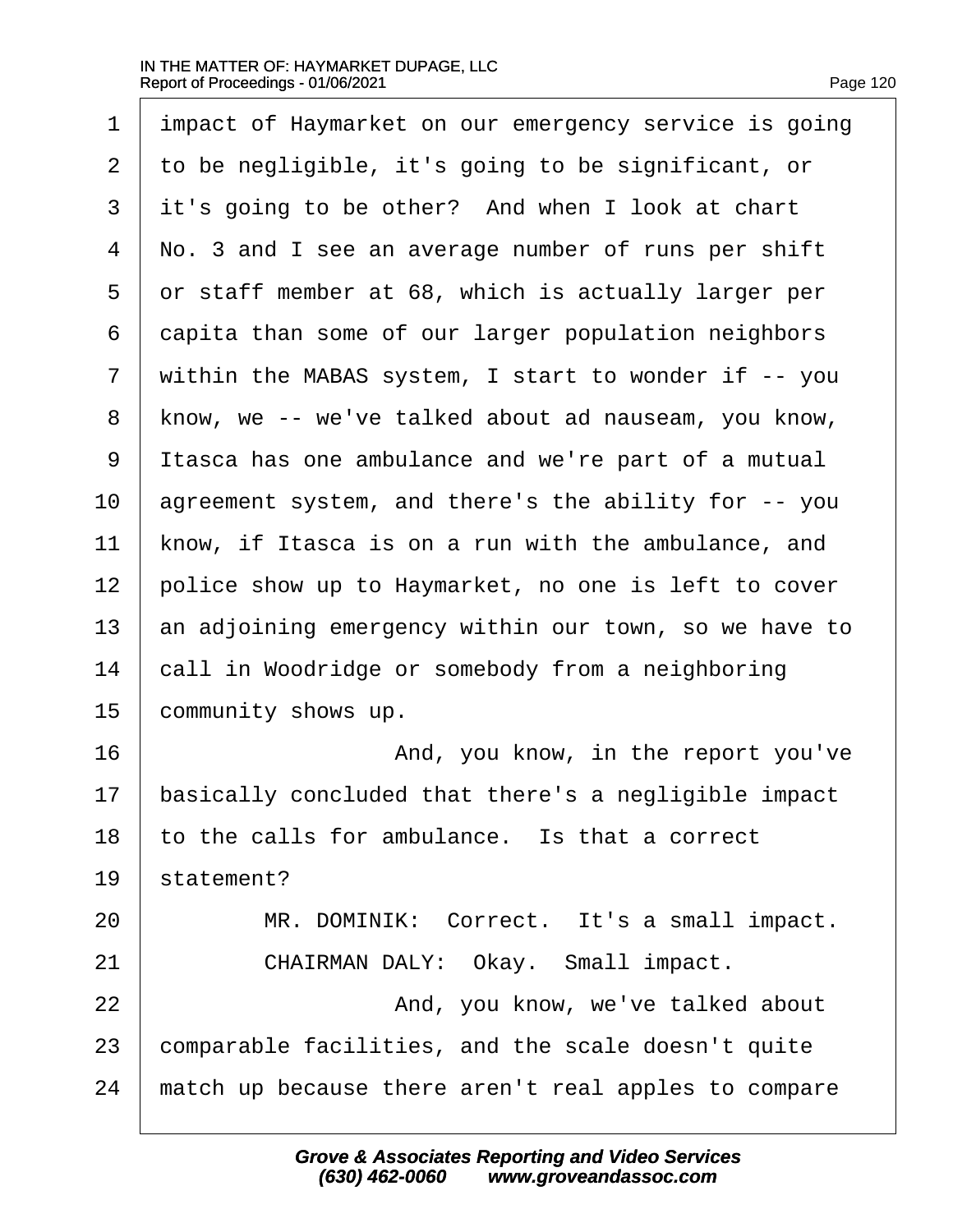1 impact of Haymarket on our emergency service is going
2 to be negligible, it's going to be significant, or
3 it's going to be other? And when I look at chart
4 No. 3 and I see an average number of runs per shift
5 or staff member at 68, which is actually larger per
6 capita than some of our larger population neighbors
7 within the MABAS system, I start to wonder if -- you
8 know, we -- we've talked about ad nauseam, you know,
9 Itasca has one ambulance and we're part of a mutual
10 agreement system, and there's the ability for -- you
11 know, if Itasca is on a run with the ambulance, and
12 police show up to Haymarket, no one is left to cover
13 an adjoining emergency within our town, so we have to
14 call in Woodridge or somebody from a neighboring
15 community shows up.
16 And, you know, in the report you've
17 basically concluded that there's a negligible impact
18 to the calls for ambulance. Is that a correct
19 statement?
20 MR. DOMINIK: Correct. It's a small impact.
21 CHAIRMAN DALY: Okay. Small impact.
22 And, you know, we've talked about
23 comparable facilities, and the scale doesn't quite
24 match up because there aren't real apples to compare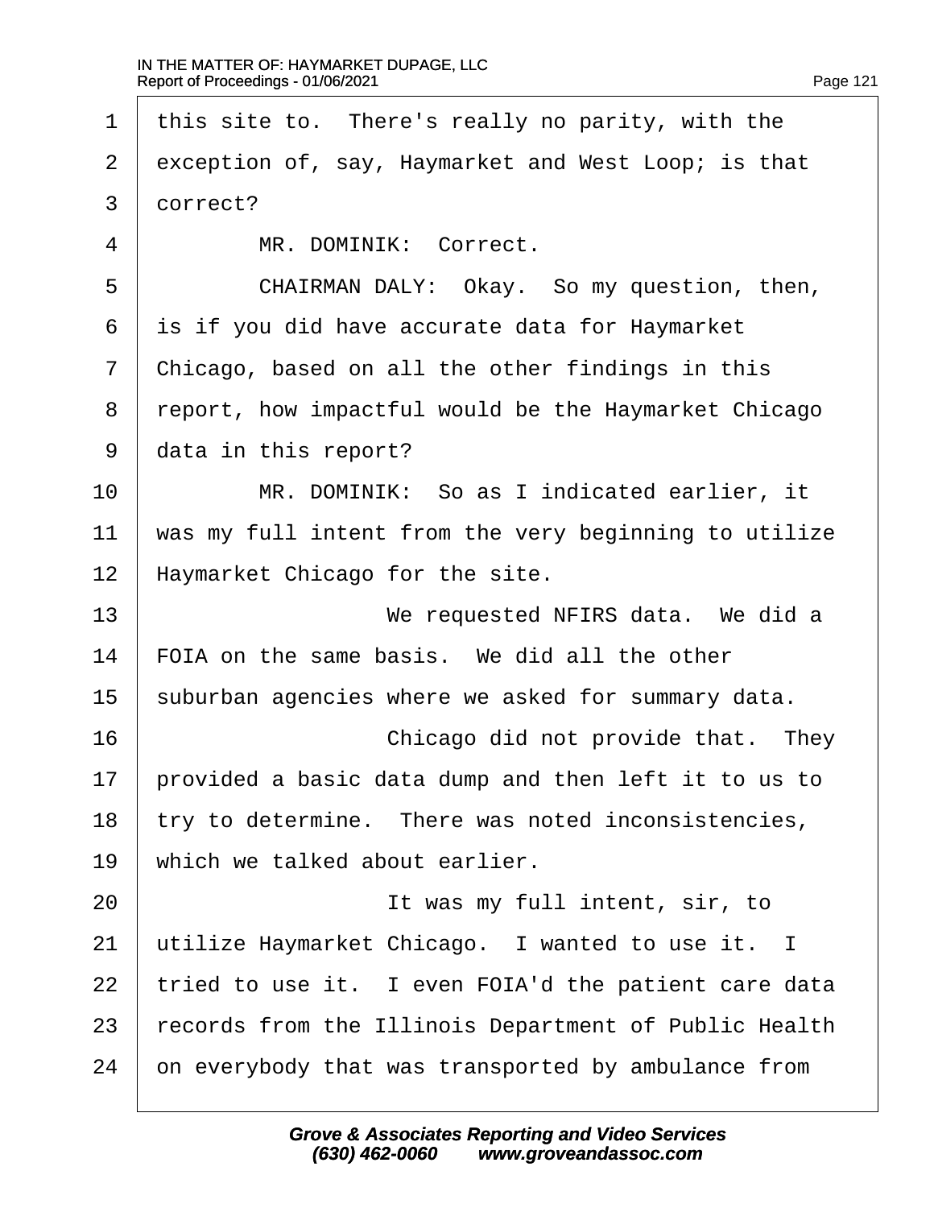1 this site to. There's really no parity, with the
2 exception of, say, Haymarket and West Loop; is that
3 correct?
4 MR. DOMINIK: Correct.
5 CHAIRMAN DALY: Okay. So my question, then,
6 is if you did have accurate data for Haymarket
7 Chicago, based on all the other findings in this
8 report, how impactful would be the Haymarket Chicago
9 data in this report?
10 MR. DOMINIK: So as I indicated earlier, it
11 was my full intent from the very beginning to utilize
12 Haymarket Chicago for the site.
13 We requested NFIRS data. We did a
14 FOIA on the same basis. We did all the other
15 suburban agencies where we asked for summary data.
16 Chicago did not provide that. They
17 provided a basic data dump and then left it to us to
18 try to determine. There was noted inconsistencies,
19 which we talked about earlier.
20 It was my full intent, sir, to
21 utilize Haymarket Chicago. I wanted to use it. I
22 tried to use it. I even FOIA'd the patient care data
23 records from the Illinois Department of Public Health
24 on everybody that was transported by ambulance from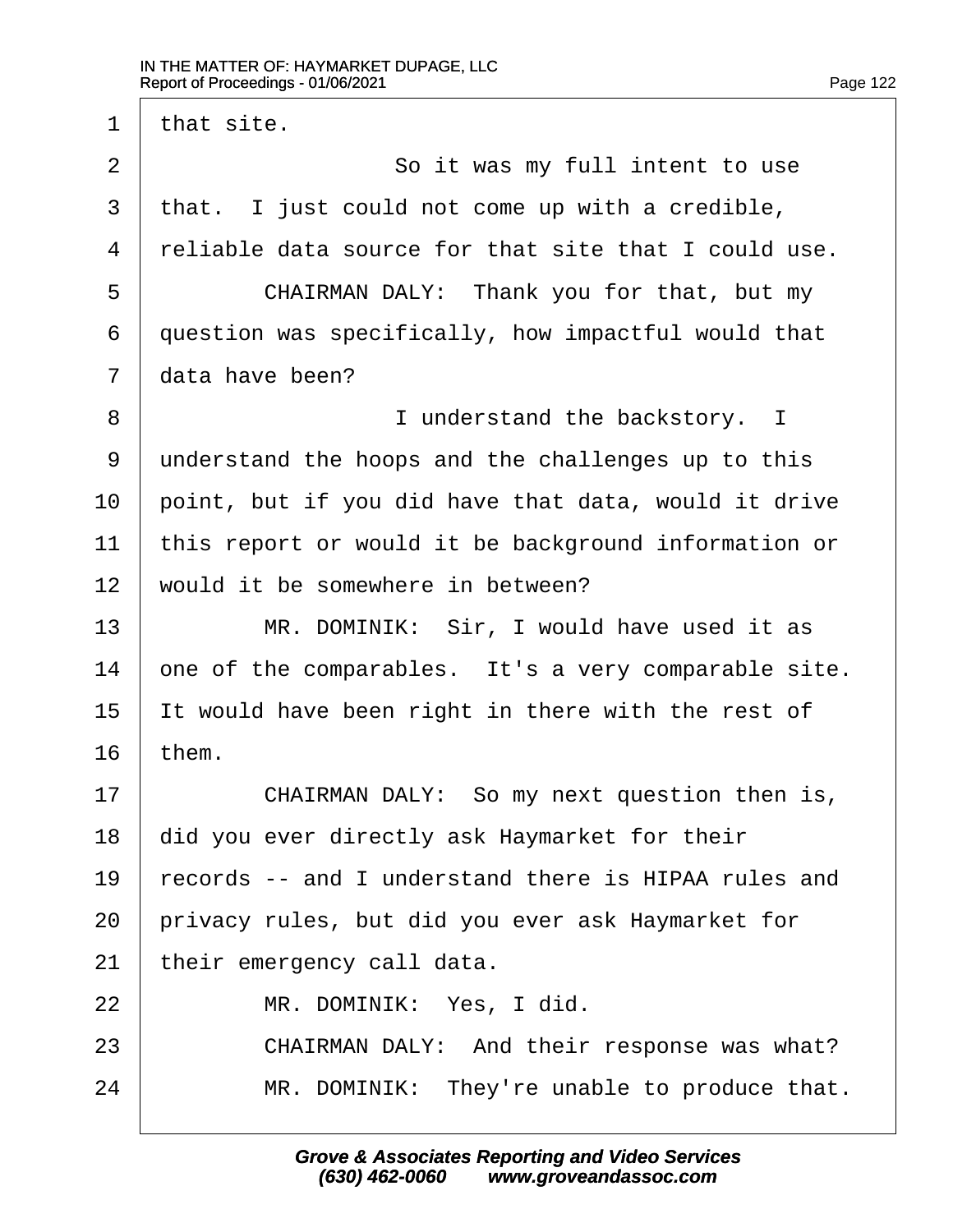that site.

So it was my full intent to use that. I just could not come up with a credible, reliable data source for that site that I could use.

CHAIRMAN DALY: Thank you for that, but my question was specifically, how impactful would that data have been?

I understand the backstory. I understand the hoops and the challenges up to this point, but if you did have that data, would it drive this report or would it be background information or would it be somewhere in between?

MR. DOMINIK: Sir, I would have used it as one of the comparables. It's a very comparable site. It would have been right in there with the rest of them.

CHAIRMAN DALY: So my next question then is, did you ever directly ask Haymarket for their records -- and I understand there is HIPAA rules and privacy rules, but did you ever ask Haymarket for their emergency call data.

MR. DOMINIK: Yes, I did.

CHAIRMAN DALY: And their response was what?

MR. DOMINIK: They're unable to produce that.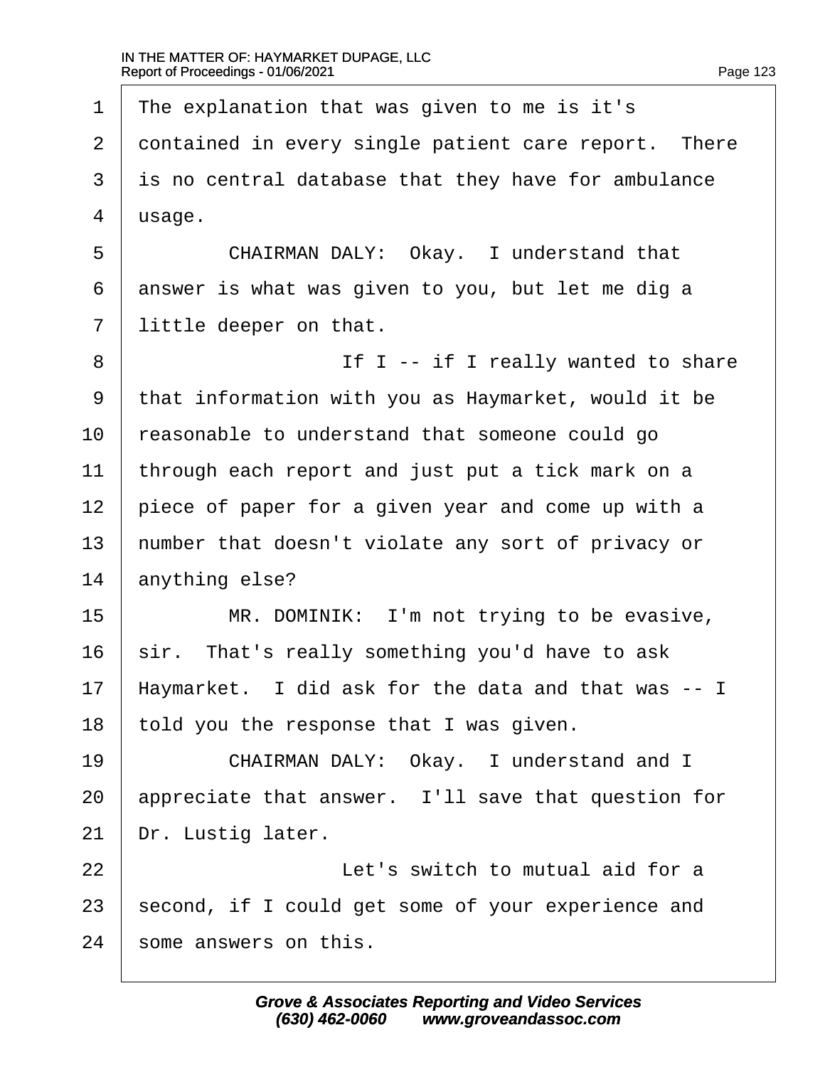1 The explanation that was given to me is it's
2 contained in every single patient care report. There
3 is no central database that they have for ambulance
4 usage.

5 CHAIRMAN DALY: Okay. I understand that
6 answer is what was given to you, but let me dig a
7 little deeper on that.

8 If I -- if I really wanted to share
9 that information with you as Haymarket, would it be
10 reasonable to understand that someone could go
11 through each report and just put a tick mark on a
12 piece of paper for a given year and come up with a
13 number that doesn't violate any sort of privacy or
14 anything else?

15 MR. DOMINIK: I'm not trying to be evasive,
16 sir. That's really something you'd have to ask
17 Haymarket. I did ask for the data and that was -- I
18 told you the response that I was given.

19 CHAIRMAN DALY: Okay. I understand and I
20 appreciate that answer. I'll save that question for
21 Dr. Lustig later.

22 Let's switch to mutual aid for a
23 second, if I could get some of your experience and
24 some answers on this.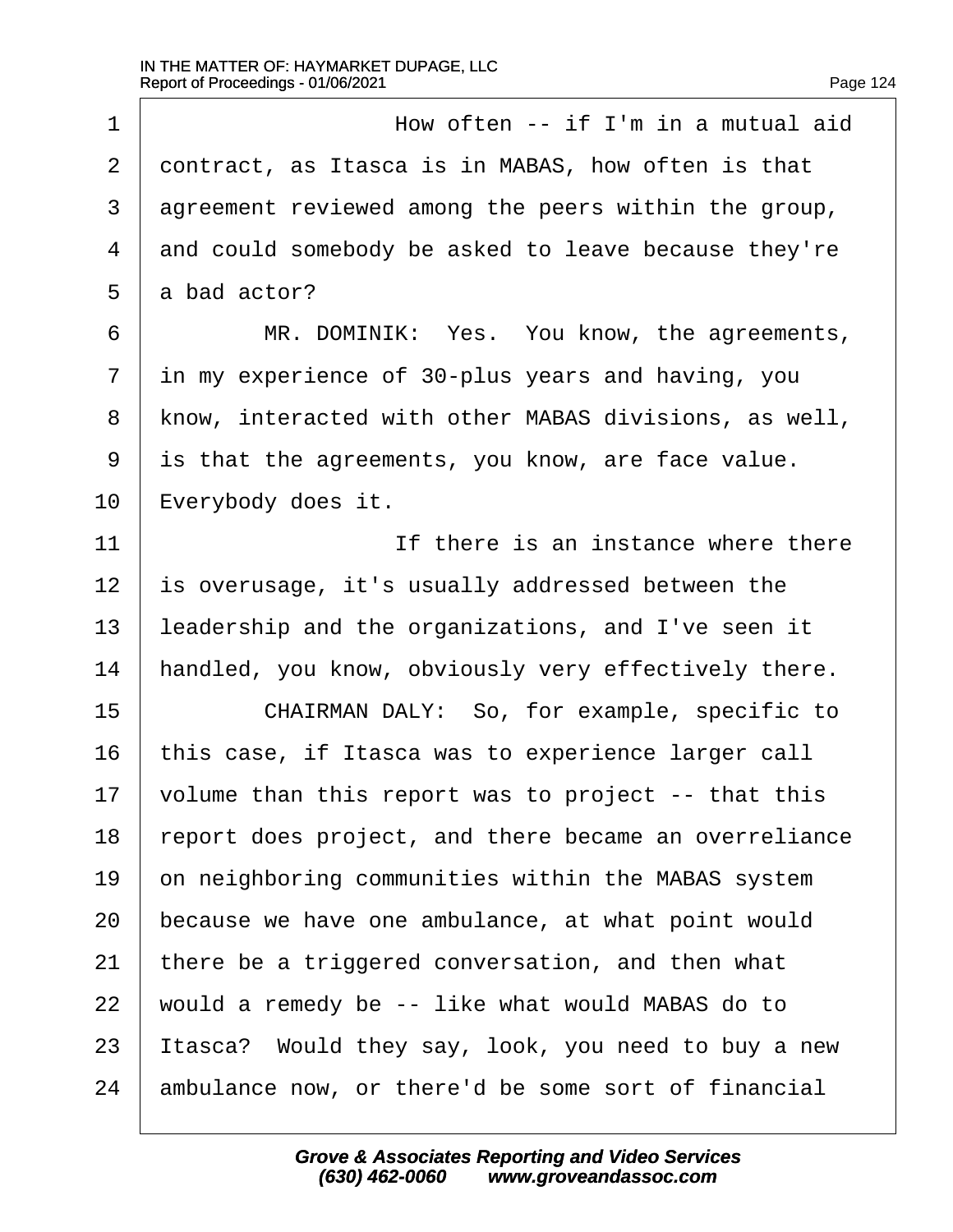How often -- if I'm in a mutual aid contract, as Itasca is in MABAS, how often is that agreement reviewed among the peers within the group, and could somebody be asked to leave because they're a bad actor?

MR. DOMINIK: Yes. You know, the agreements, in my experience of 30-plus years and having, you know, interacted with other MABAS divisions, as well, is that the agreements, you know, are face value. Everybody does it.

If there is an instance where there is overusage, it's usually addressed between the leadership and the organizations, and I've seen it handled, you know, obviously very effectively there.

CHAIRMAN DALY: So, for example, specific to this case, if Itasca was to experience larger call volume than this report was to project -- that this report does project, and there became an overreliance on neighboring communities within the MABAS system because we have one ambulance, at what point would there be a triggered conversation, and then what would a remedy be -- like what would MABAS do to Itasca? Would they say, look, you need to buy a new ambulance now, or there'd be some sort of financial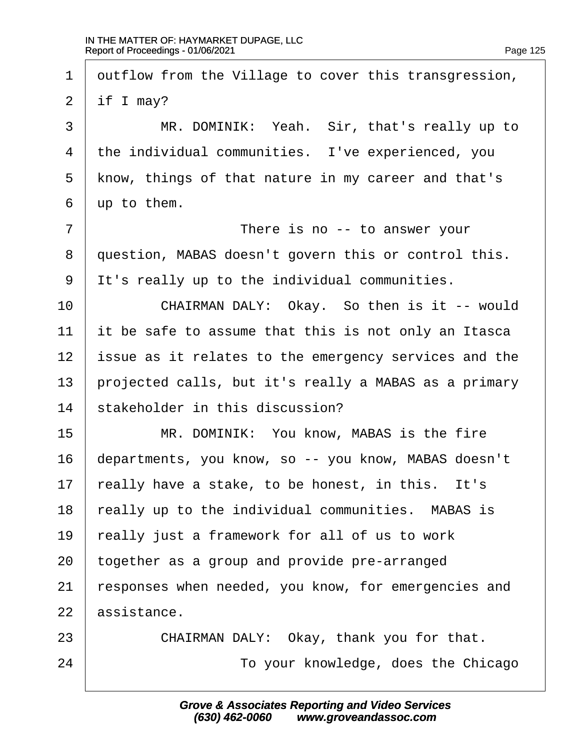1 outflow from the Village to cover this transgression,

2 if I may?

3 MR. DOMINIK: Yeah. Sir, that's really up to

4 the individual communities. I've experienced, you

5 know, things of that nature in my career and that's

6 up to them.

7 There is no -- to answer your

8 question, MABAS doesn't govern this or control this.

9 It's really up to the individual communities.

10 CHAIRMAN DALY: Okay. So then is it -- would

11 it be safe to assume that this is not only an Itasca

12 issue as it relates to the emergency services and the

13 projected calls, but it's really a MABAS as a primary

14 stakeholder in this discussion?

15 MR. DOMINIK: You know, MABAS is the fire

16 departments, you know, so -- you know, MABAS doesn't

17 really have a stake, to be honest, in this. It's

18 really up to the individual communities. MABAS is

19 really just a framework for all of us to work

20 together as a group and provide pre-arranged

21 responses when needed, you know, for emergencies and

22 assistance.

23 CHAIRMAN DALY: Okay, thank you for that.

24 To your knowledge, does the Chicago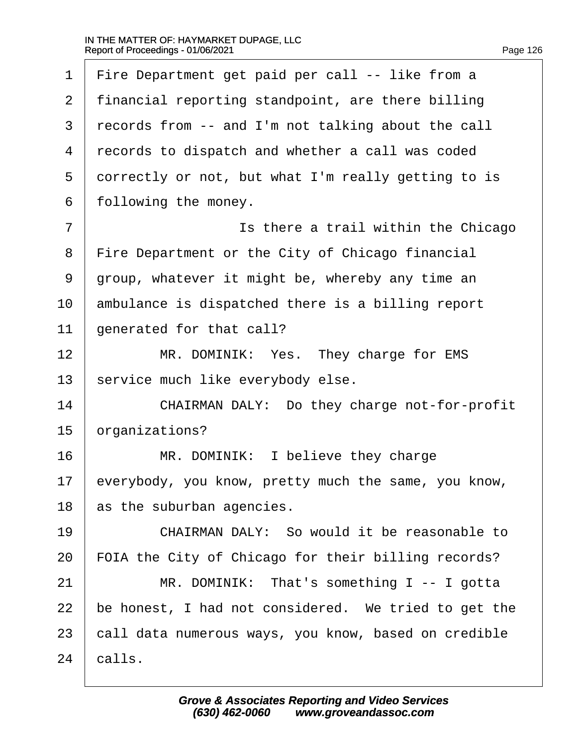1 Fire Department get paid per call -- like from a
2 financial reporting standpoint, are there billing
3 records from -- and I'm not talking about the call
4 records to dispatch and whether a call was coded
5 correctly or not, but what I'm really getting to is
6 following the money.

7 Is there a trail within the Chicago
8 Fire Department or the City of Chicago financial
9 group, whatever it might be, whereby any time an
10 ambulance is dispatched there is a billing report
11 generated for that call?

12 MR. DOMINIK: Yes. They charge for EMS
13 service much like everybody else.

14 CHAIRMAN DALY: Do they charge not-for-profit
15 organizations?

16 MR. DOMINIK: I believe they charge
17 everybody, you know, pretty much the same, you know,
18 as the suburban agencies.

19 CHAIRMAN DALY: So would it be reasonable to
20 FOIA the City of Chicago for their billing records?

21 MR. DOMINIK: That's something I -- I gotta
22 be honest, I had not considered. We tried to get the
23 call data numerous ways, you know, based on credible
24 calls.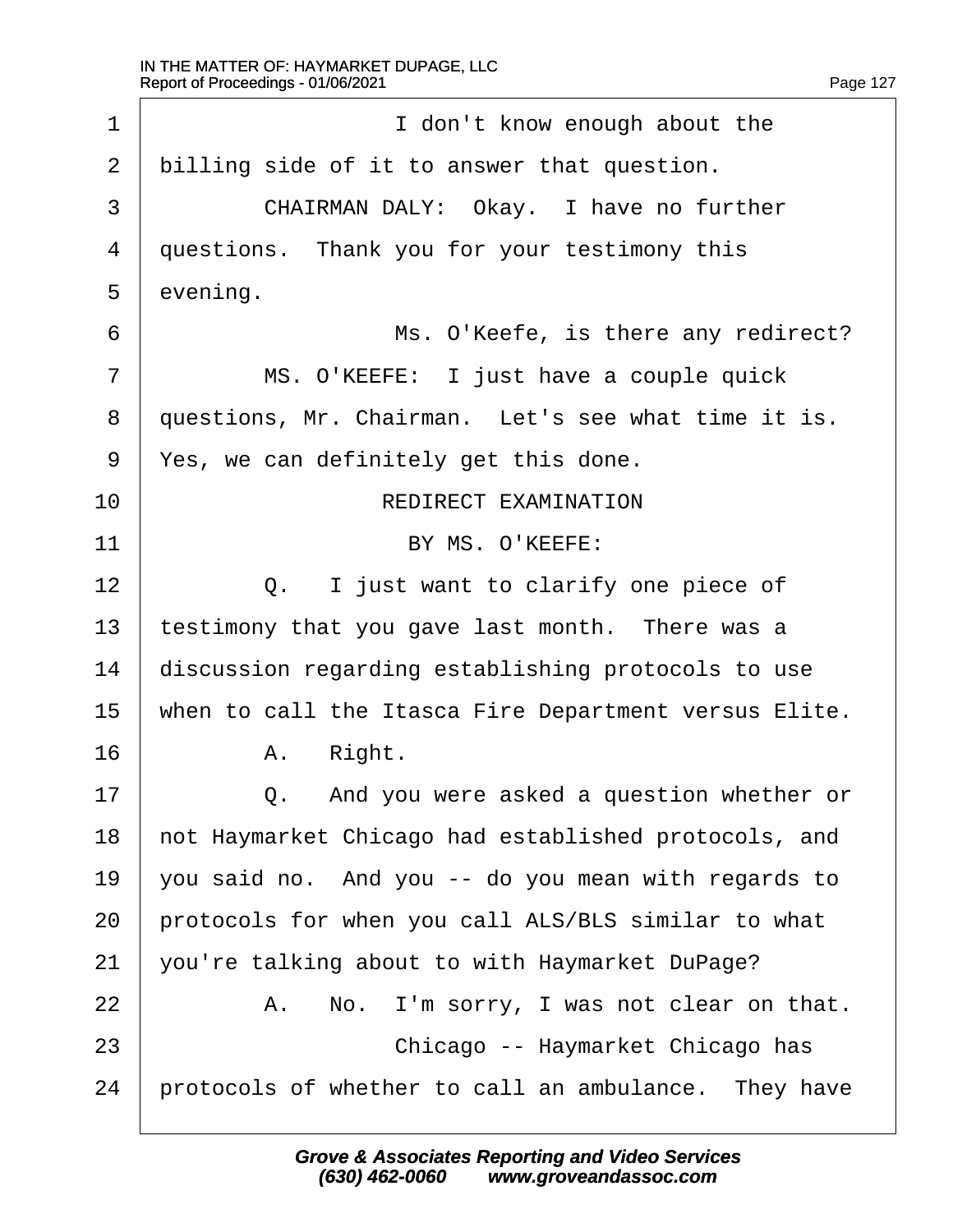1 I don't know enough about the
2 billing side of it to answer that question.
3 CHAIRMAN DALY: Okay. I have no further
4 questions. Thank you for your testimony this
5 evening.
6 Ms. O'Keefe, is there any redirect?
7 MS. O'KEEFE: I just have a couple quick
8 questions, Mr. Chairman. Let's see what time it is.
9 Yes, we can definitely get this done.
10 REDIRECT EXAMINATION
11 BY MS. O'KEEFE:
12 Q. I just want to clarify one piece of
13 testimony that you gave last month. There was a
14 discussion regarding establishing protocols to use
15 when to call the Itasca Fire Department versus Elite.
16 A. Right.
17 Q. And you were asked a question whether or
18 not Haymarket Chicago had established protocols, and
19 you said no. And you -- do you mean with regards to
20 protocols for when you call ALS/BLS similar to what
21 you're talking about to with Haymarket DuPage?
22 A. No. I'm sorry, I was not clear on that.
23 Chicago -- Haymarket Chicago has
24 protocols of whether to call an ambulance. They have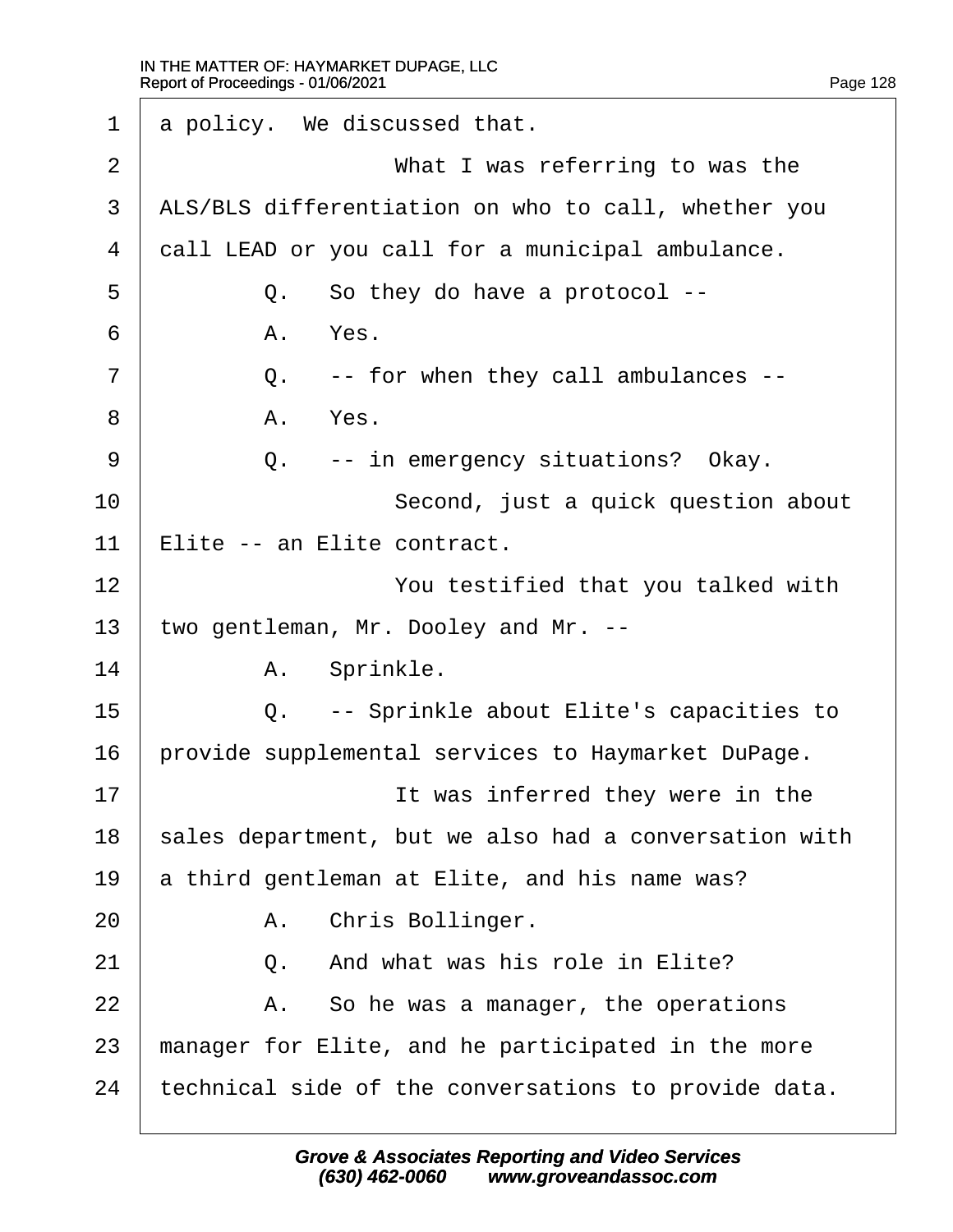1 a policy. We discussed that.

2 What I was referring to was the

3 ALS/BLS differentiation on who to call, whether you

4 call LEAD or you call for a municipal ambulance.

5 Q. So they do have a protocol --

6 A. Yes.

7 Q. -- for when they call ambulances --

8 A. Yes.

9 Q. -- in emergency situations? Okay.

10 Second, just a quick question about

11 Elite -- an Elite contract.

12 You testified that you talked with

13 two gentleman, Mr. Dooley and Mr. --

14 A. Sprinkle.

15 Q. -- Sprinkle about Elite's capacities to

16 provide supplemental services to Haymarket DuPage.

17 It was inferred they were in the

18 sales department, but we also had a conversation with

19 a third gentleman at Elite, and his name was?

20 A. Chris Bollinger.

21 Q. And what was his role in Elite?

22 A. So he was a manager, the operations

23 manager for Elite, and he participated in the more

24 technical side of the conversations to provide data.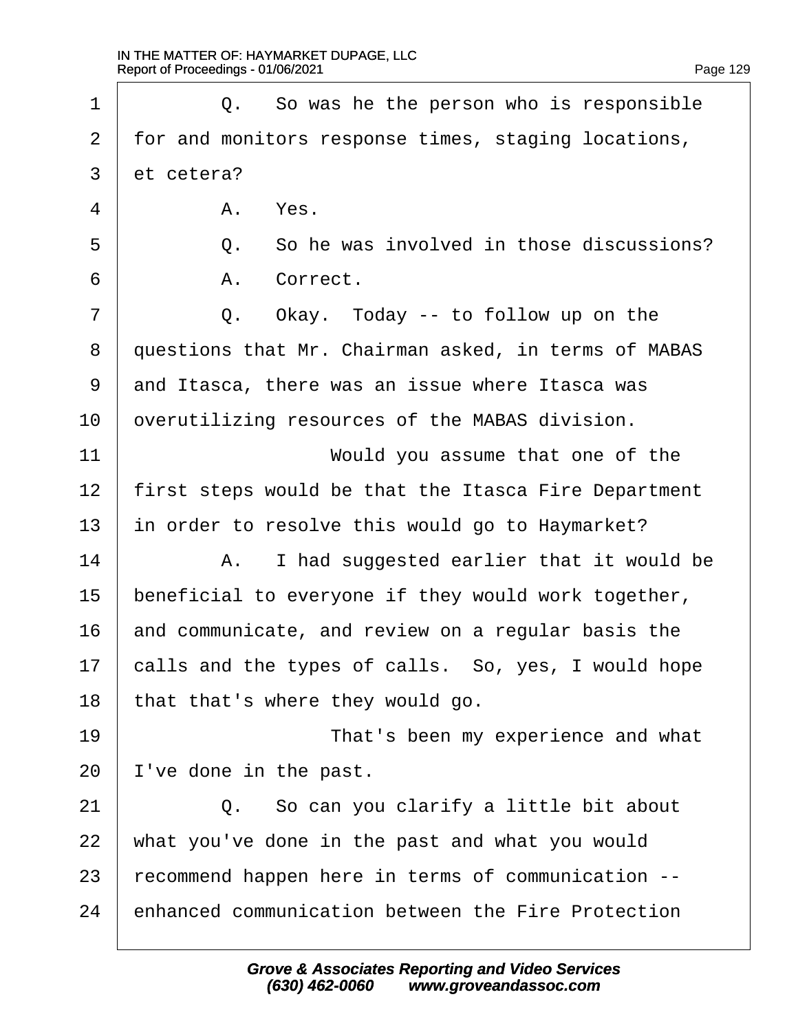1 Q. So was he the person who is responsible
2 for and monitors response times, staging locations,
3 et cetera?
4 A. Yes.
5 Q. So he was involved in those discussions?
6 A. Correct.
7 Q. Okay. Today -- to follow up on the
8 questions that Mr. Chairman asked, in terms of MABAS
9 and Itasca, there was an issue where Itasca was
10 overutilizing resources of the MABAS division.
11 Would you assume that one of the
12 first steps would be that the Itasca Fire Department
13 in order to resolve this would go to Haymarket?
14 A. I had suggested earlier that it would be
15 beneficial to everyone if they would work together,
16 and communicate, and review on a regular basis the
17 calls and the types of calls. So, yes, I would hope
18 that that's where they would go.
19 That's been my experience and what
20 I've done in the past.
21 Q. So can you clarify a little bit about
22 what you've done in the past and what you would
23 recommend happen here in terms of communication --
24 enhanced communication between the Fire Protection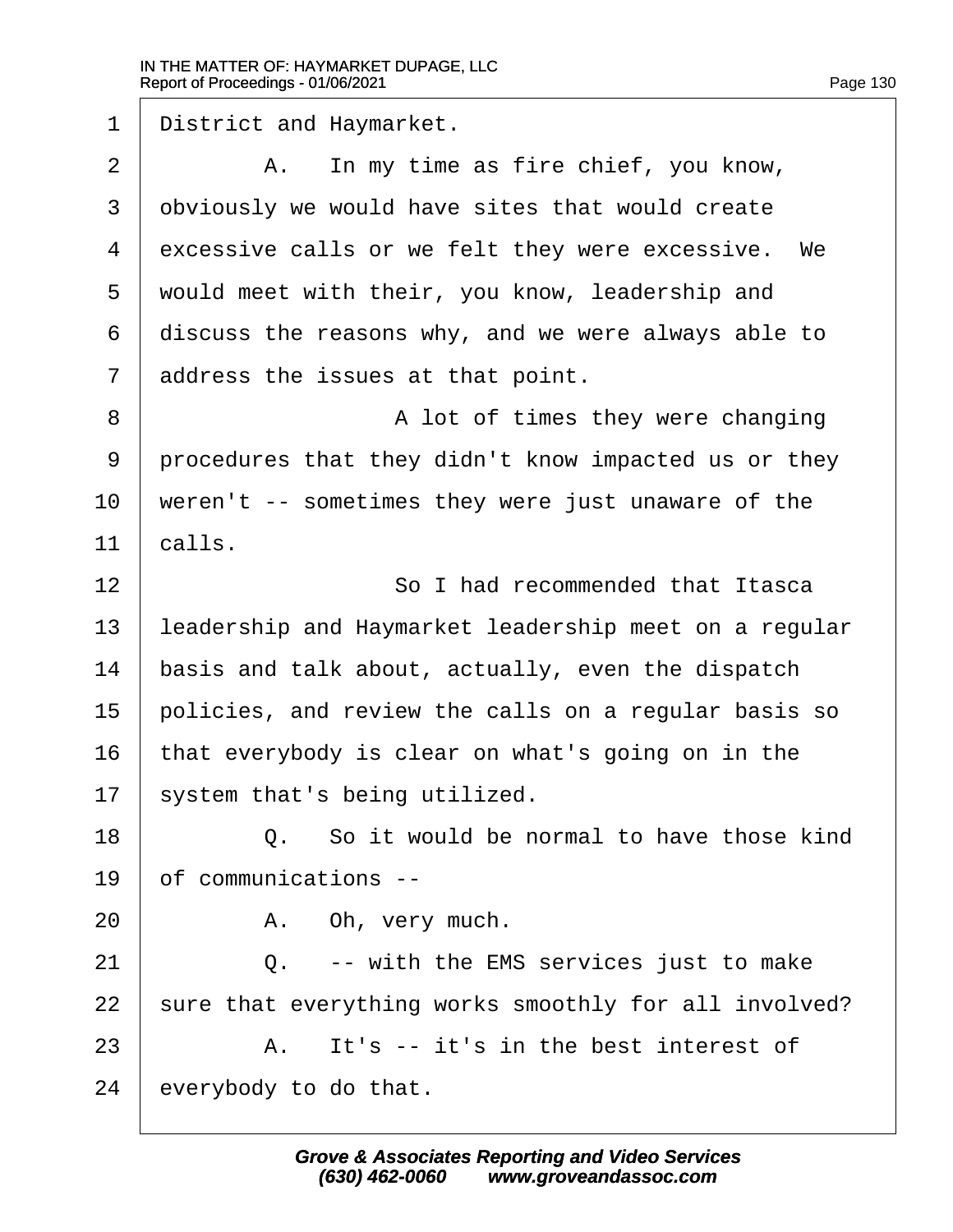1 District and Haymarket.

2 A. In my time as fire chief, you know,

3 obviously we would have sites that would create

4 excessive calls or we felt they were excessive. We

5 would meet with their, you know, leadership and

6 discuss the reasons why, and we were always able to

7 address the issues at that point.

8 A lot of times they were changing

9 procedures that they didn't know impacted us or they

10 weren't -- sometimes they were just unaware of the

11 calls.

12 So I had recommended that Itasca

13 leadership and Haymarket leadership meet on a regular

14 basis and talk about, actually, even the dispatch

15 policies, and review the calls on a regular basis so

16 that everybody is clear on what's going on in the

17 system that's being utilized.

18 Q. So it would be normal to have those kind

19 of communications --

20 A. Oh, very much.

21 Q. -- with the EMS services just to make

22 sure that everything works smoothly for all involved?

23 A. It's -- it's in the best interest of

24 everybody to do that.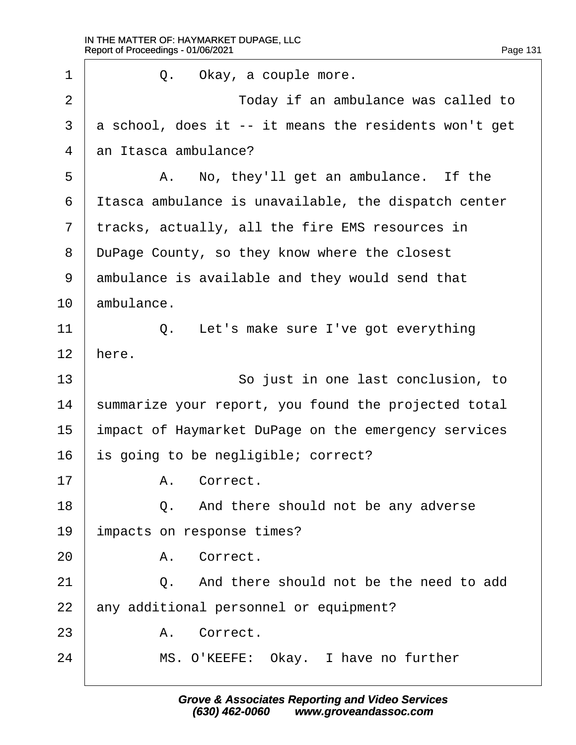1 Q. Okay, a couple more.

2 Today if an ambulance was called to

3 a school, does it -- it means the residents won't get

4 an Itasca ambulance?

5 A. No, they'll get an ambulance. If the

6 Itasca ambulance is unavailable, the dispatch center

7 tracks, actually, all the fire EMS resources in

8 DuPage County, so they know where the closest

9 ambulance is available and they would send that

10 ambulance.

11 Q. Let's make sure I've got everything

12 here.

13 So just in one last conclusion, to

14 summarize your report, you found the projected total

15 impact of Haymarket DuPage on the emergency services

16 is going to be negligible; correct?

17 A. Correct.

18 Q. And there should not be any adverse

19 impacts on response times?

20 A. Correct.

21 Q. And there should not be the need to add

22 any additional personnel or equipment?

23 A. Correct.

24 MS. O'KEEFE: Okay. I have no further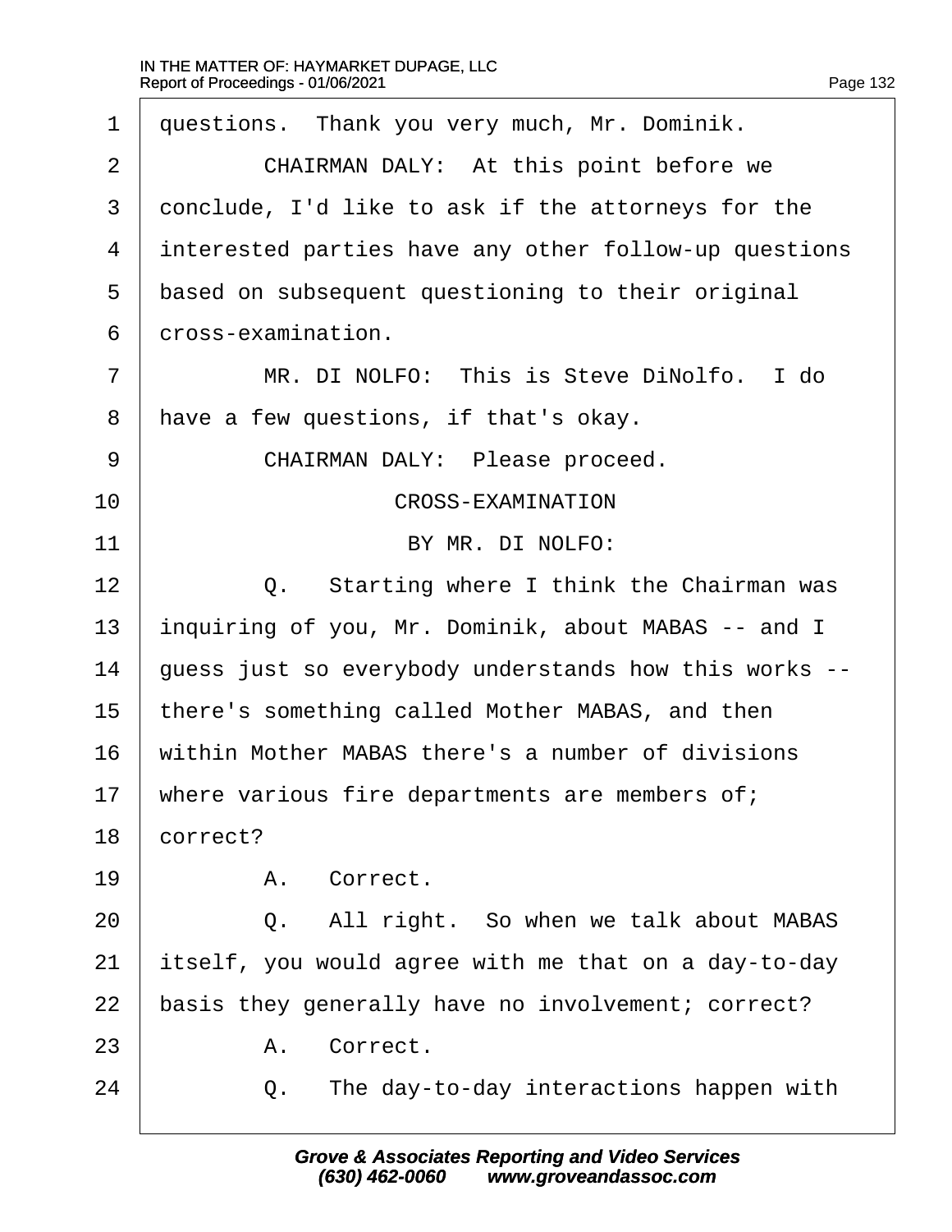questions. Thank you very much, Mr. Dominik.

CHAIRMAN DALY: At this point before we conclude, I'd like to ask if the attorneys for the interested parties have any other follow-up questions based on subsequent questioning to their original cross-examination.

MR. DI NOLFO: This is Steve DiNolfo. I do have a few questions, if that's okay.

CHAIRMAN DALY: Please proceed.

CROSS-EXAMINATION

BY MR. DI NOLFO:

Q. Starting where I think the Chairman was inquiring of you, Mr. Dominik, about MABAS -- and I guess just so everybody understands how this works -- there's something called Mother MABAS, and then within Mother MABAS there's a number of divisions where various fire departments are members of; correct?

A. Correct.

Q. All right. So when we talk about MABAS itself, you would agree with me that on a day-to-day basis they generally have no involvement; correct?

A. Correct.

Q. The day-to-day interactions happen with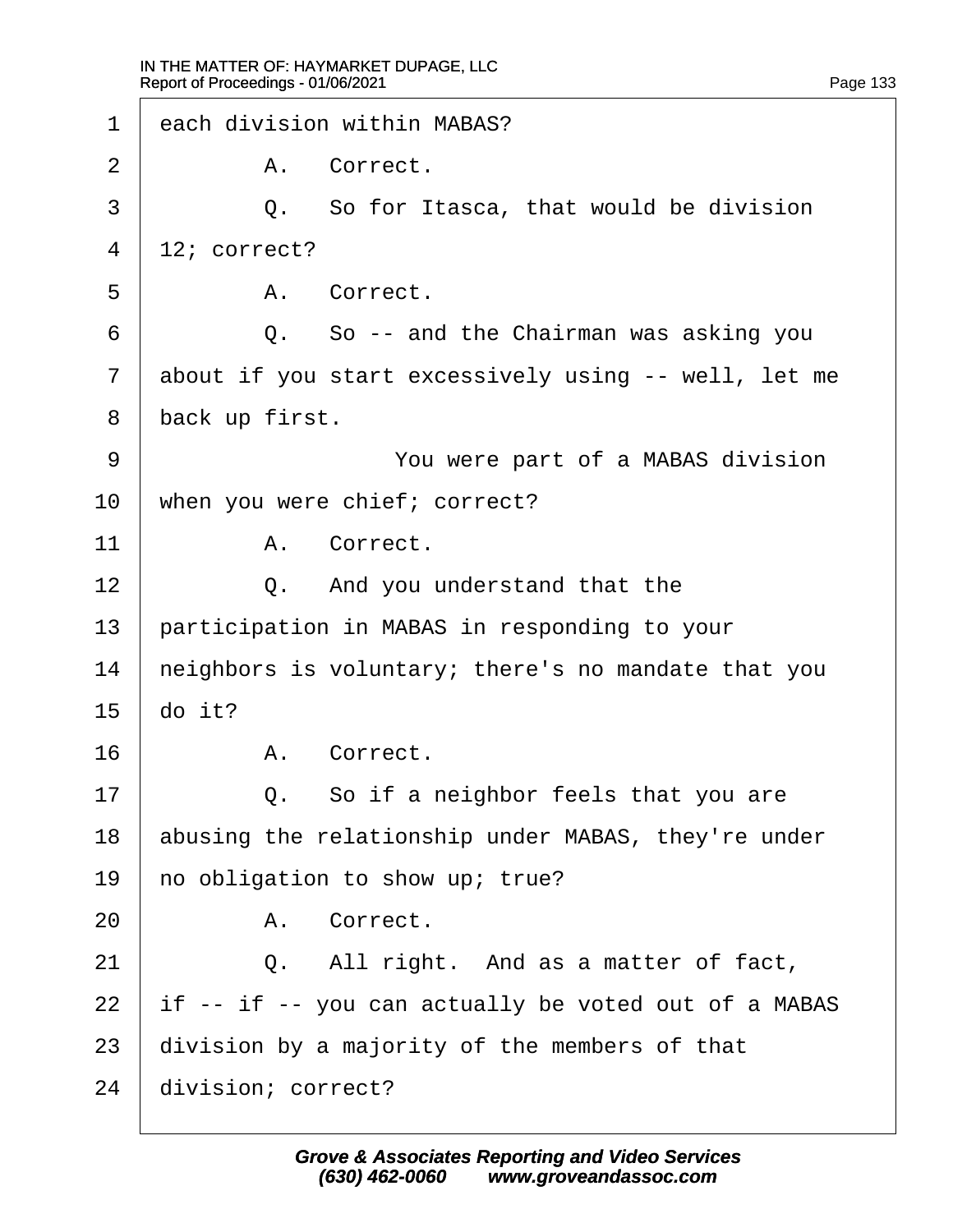1 each division within MABAS?

2 A. Correct.

3 Q. So for Itasca, that would be division

4 12; correct?

5 A. Correct.

6 Q. So -- and the Chairman was asking you

7 about if you start excessively using -- well, let me

8 back up first.

9 You were part of a MABAS division

10 when you were chief; correct?

11 A. Correct.

12 Q. And you understand that the

13 participation in MABAS in responding to your

14 neighbors is voluntary; there's no mandate that you

15 do it?

16 A. Correct.

17 Q. So if a neighbor feels that you are

18 abusing the relationship under MABAS, they're under

19 no obligation to show up; true?

20 A. Correct.

21 Q. All right. And as a matter of fact,

22 if -- if -- you can actually be voted out of a MABAS

23 division by a majority of the members of that

24 division; correct?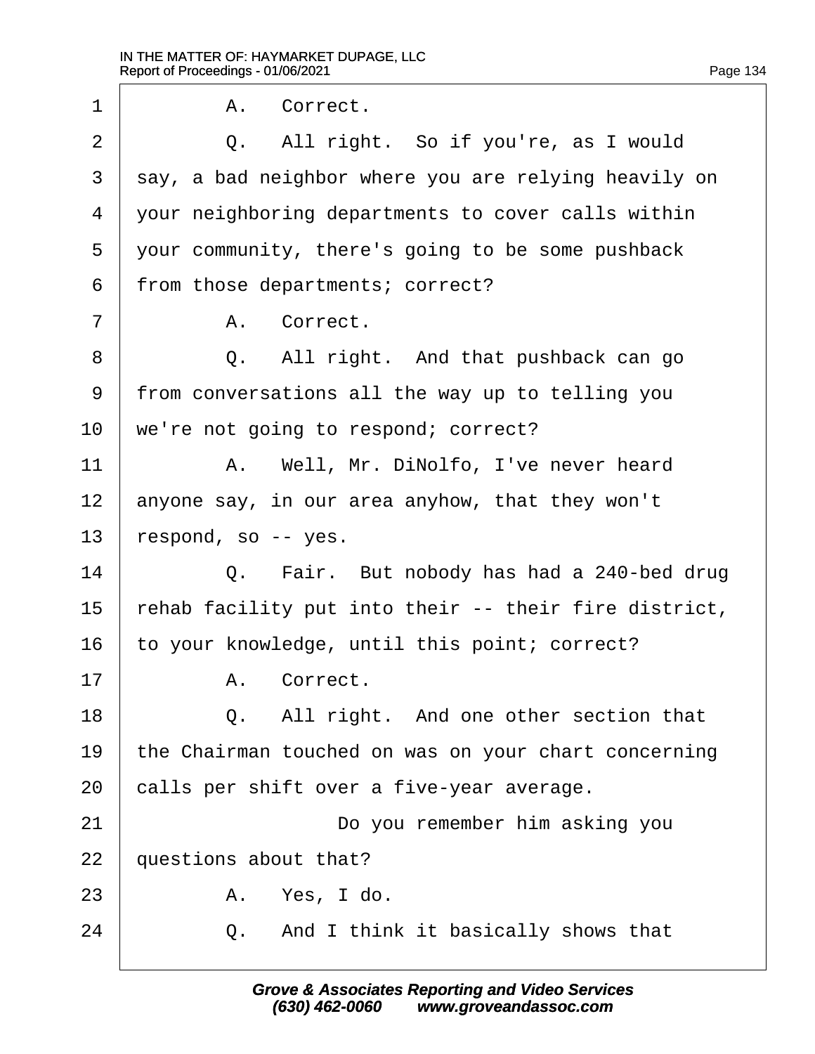1 A. Correct.

2 Q. All right. So if you're, as I would

3 say, a bad neighbor where you are relying heavily on

4 your neighboring departments to cover calls within

5 your community, there's going to be some pushback

6 from those departments; correct?

7 A. Correct.

8 Q. All right. And that pushback can go

9 from conversations all the way up to telling you

10 we're not going to respond; correct?

11 A. Well, Mr. DiNolfo, I've never heard

12 anyone say, in our area anyhow, that they won't

13 respond, so -- yes.

14 Q. Fair. But nobody has had a 240-bed drug

15 rehab facility put into their -- their fire district,

16 to your knowledge, until this point; correct?

17 A. Correct.

18 Q. All right. And one other section that

19 the Chairman touched on was on your chart concerning

20 calls per shift over a five-year average.

21 Do you remember him asking you

22 questions about that?

23 A. Yes, I do.

24 Q. And I think it basically shows that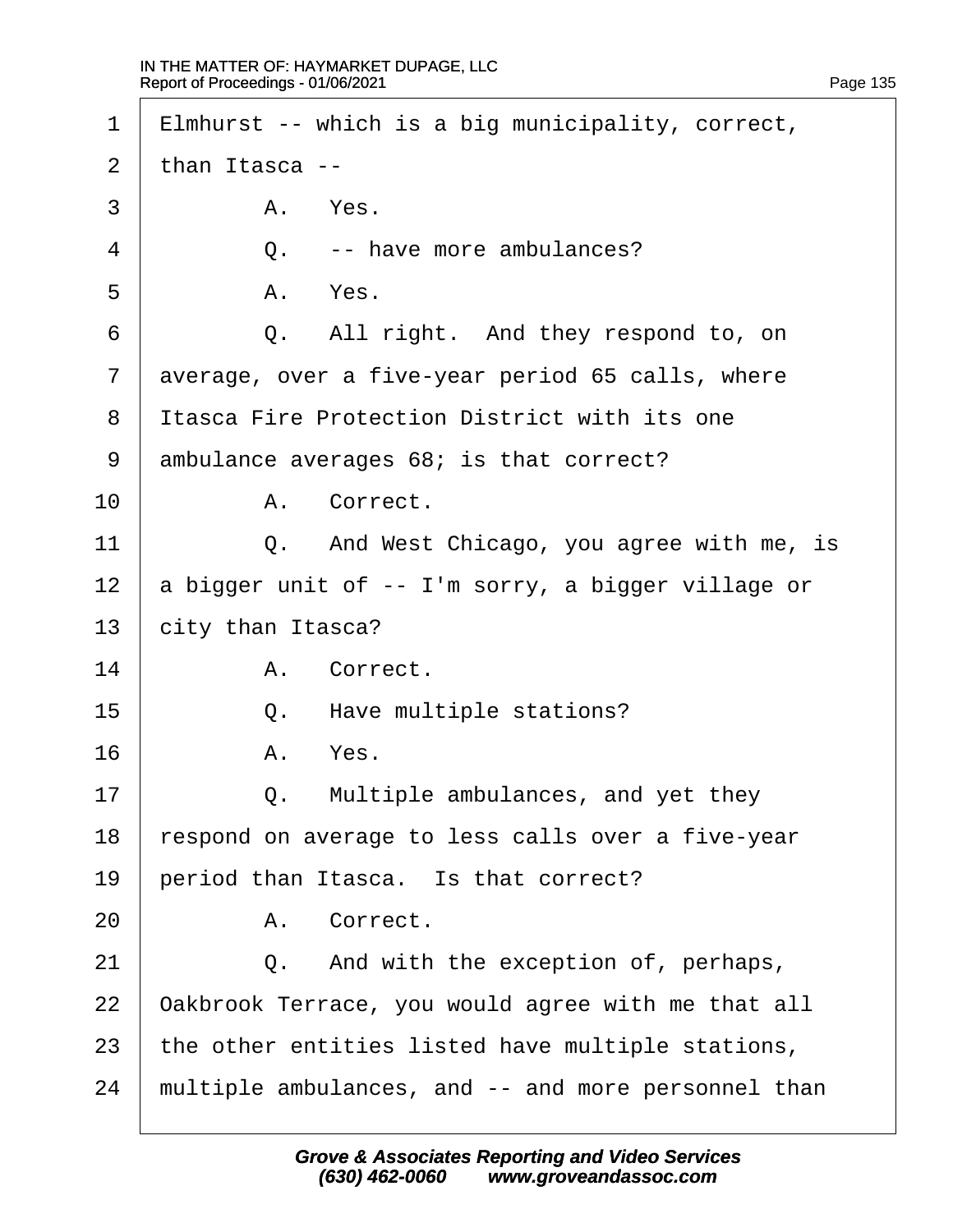1 Elmhurst -- which is a big municipality, correct,

2 than Itasca --

3 A. Yes.

4 Q. -- have more ambulances?

5 A. Yes.

6 Q. All right. And they respond to, on

7 average, over a five-year period 65 calls, where

8 Itasca Fire Protection District with its one

9 ambulance averages 68; is that correct?

10 A. Correct.

11 Q. And West Chicago, you agree with me, is

12 a bigger unit of -- I'm sorry, a bigger village or

13 city than Itasca?

14 A. Correct.

15 Q. Have multiple stations?

16 A. Yes.

17 Q. Multiple ambulances, and yet they

18 respond on average to less calls over a five-year

19 period than Itasca. Is that correct?

20 A. Correct.

21 Q. And with the exception of, perhaps,

22 Oakbrook Terrace, you would agree with me that all

23 the other entities listed have multiple stations,

24 multiple ambulances, and -- and more personnel than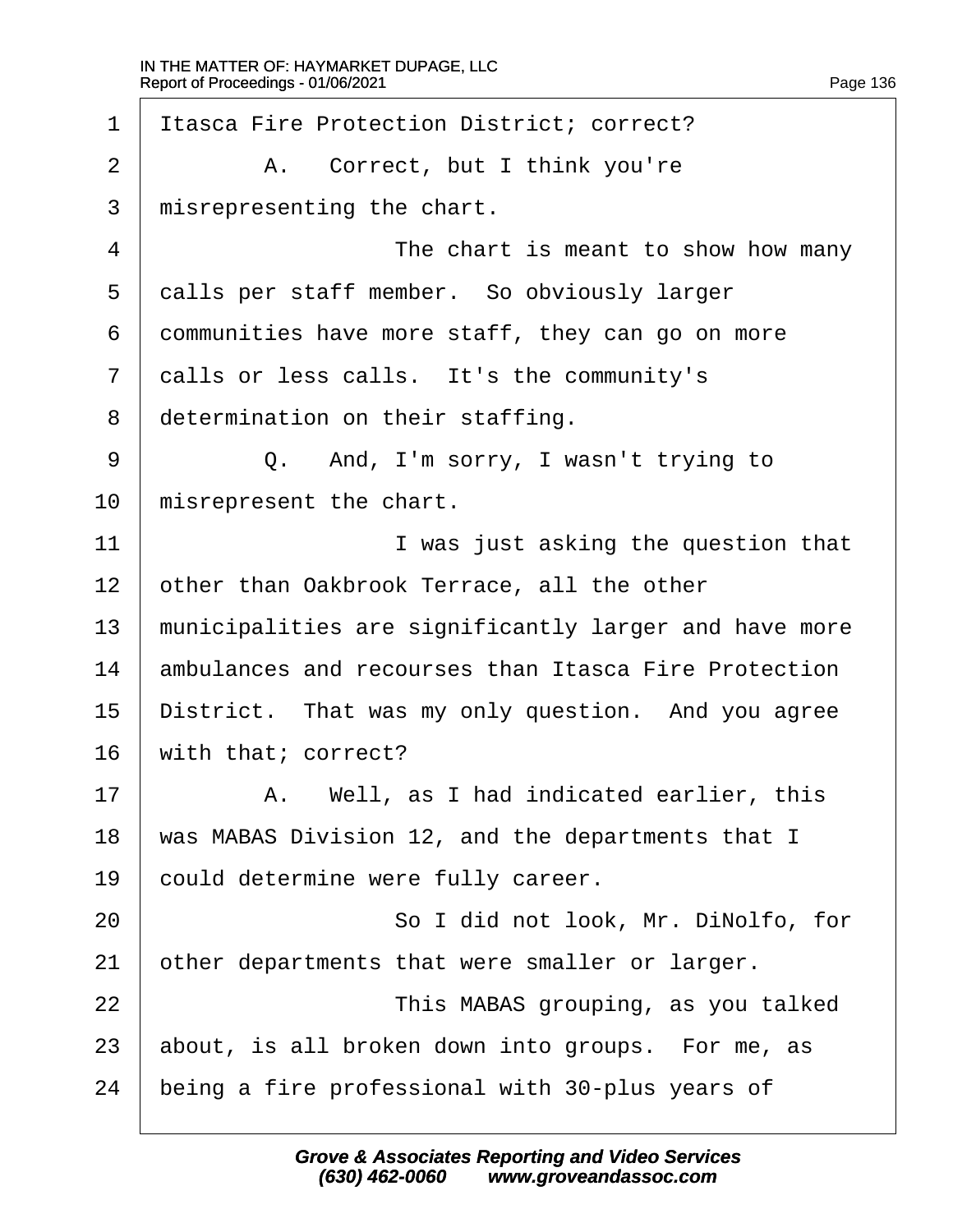1 Itasca Fire Protection District; correct?

2 A. Correct, but I think you're

3 misrepresenting the chart.

4 The chart is meant to show how many

5 calls per staff member. So obviously larger

6 communities have more staff, they can go on more

7 calls or less calls. It's the community's

8 determination on their staffing.

9 Q. And, I'm sorry, I wasn't trying to

10 misrepresent the chart.

11 I was just asking the question that

12 other than Oakbrook Terrace, all the other

13 municipalities are significantly larger and have more

14 ambulances and recourses than Itasca Fire Protection

15 District. That was my only question. And you agree

16 with that; correct?

17 A. Well, as I had indicated earlier, this

18 was MABAS Division 12, and the departments that I

19 could determine were fully career.

20 So I did not look, Mr. DiNolfo, for

21 other departments that were smaller or larger.

22 This MABAS grouping, as you talked

23 about, is all broken down into groups. For me, as

24 being a fire professional with 30-plus years of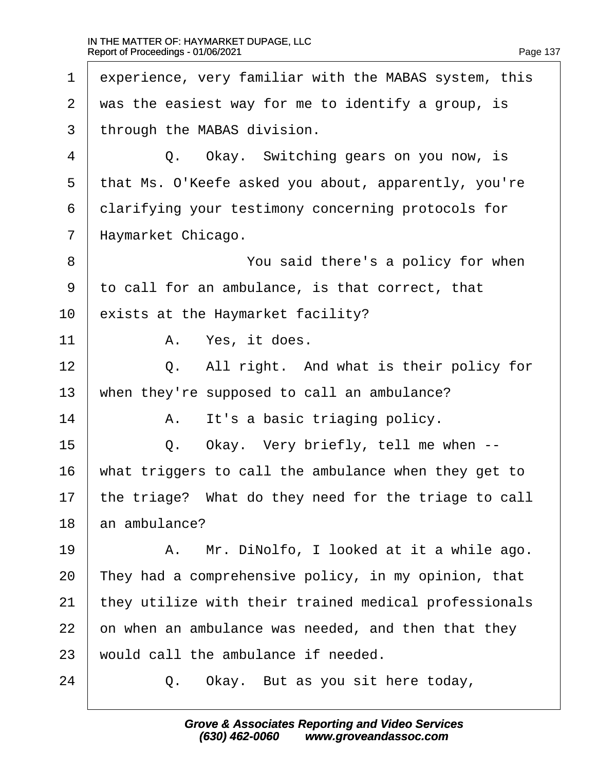1 experience, very familiar with the MABAS system, this
2 was the easiest way for me to identify a group, is
3 through the MABAS division.

4 Q. Okay. Switching gears on you now, is
5 that Ms. O'Keefe asked you about, apparently, you're
6 clarifying your testimony concerning protocols for
7 Haymarket Chicago.

8 You said there's a policy for when
9 to call for an ambulance, is that correct, that
10 exists at the Haymarket facility?

11 A. Yes, it does.

12 Q. All right. And what is their policy for
13 when they're supposed to call an ambulance?

14 A. It's a basic triaging policy.

15 Q. Okay. Very briefly, tell me when --
16 what triggers to call the ambulance when they get to
17 the triage? What do they need for the triage to call
18 an ambulance?

19 A. Mr. DiNolfo, I looked at it a while ago.
20 They had a comprehensive policy, in my opinion, that
21 they utilize with their trained medical professionals
22 on when an ambulance was needed, and then that they
23 would call the ambulance if needed.

24 Q. Okay. But as you sit here today,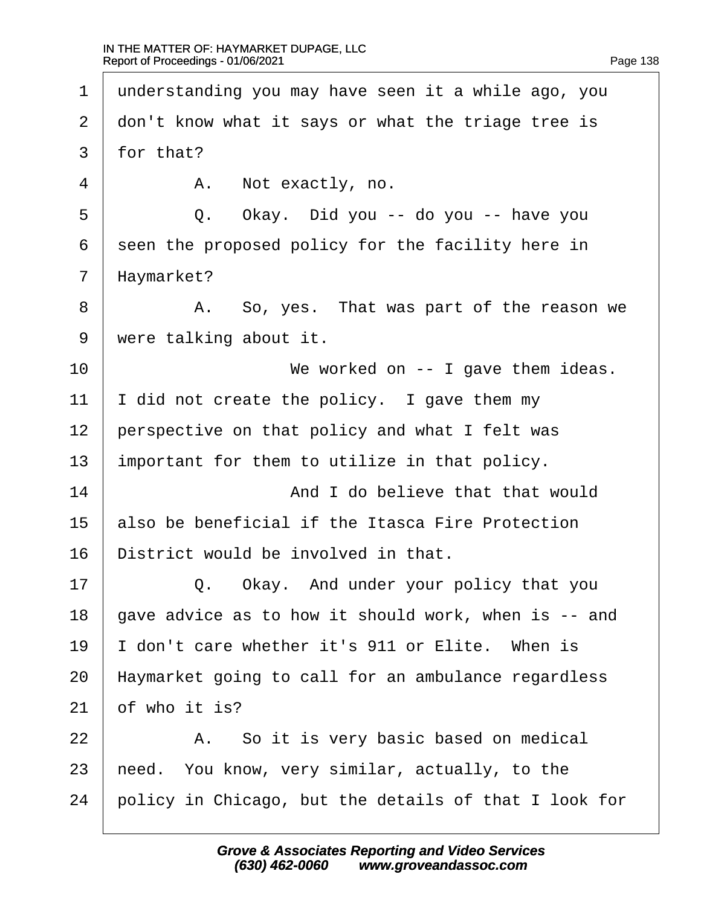1 understanding you may have seen it a while ago, you
2 don't know what it says or what the triage tree is
3 for that?

4 A. Not exactly, no.

5 Q. Okay. Did you -- do you -- have you
6 seen the proposed policy for the facility here in
7 Haymarket?

8 A. So, yes. That was part of the reason we
9 were talking about it.

10 We worked on -- I gave them ideas.
11 I did not create the policy. I gave them my
12 perspective on that policy and what I felt was
13 important for them to utilize in that policy.

14 And I do believe that that would
15 also be beneficial if the Itasca Fire Protection
16 District would be involved in that.

17 Q. Okay. And under your policy that you
18 gave advice as to how it should work, when is -- and
19 I don't care whether it's 911 or Elite. When is
20 Haymarket going to call for an ambulance regardless
21 of who it is?

22 A. So it is very basic based on medical
23 need. You know, very similar, actually, to the
24 policy in Chicago, but the details of that I look for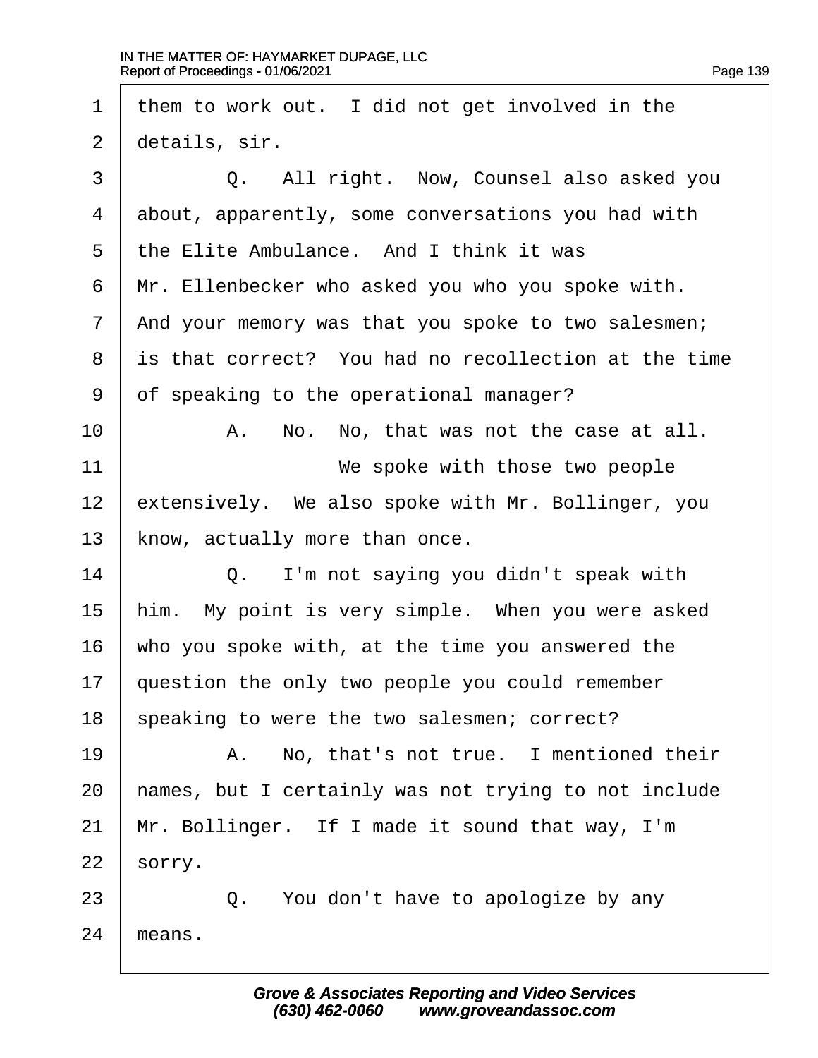1 them to work out. I did not get involved in the
2 details, sir.
3 Q. All right. Now, Counsel also asked you
4 about, apparently, some conversations you had with
5 the Elite Ambulance. And I think it was
6 Mr. Ellenbecker who asked you who you spoke with.
7 And your memory was that you spoke to two salesmen;
8 is that correct? You had no recollection at the time
9 of speaking to the operational manager?
10 A. No. No, that was not the case at all.
11 We spoke with those two people
12 extensively. We also spoke with Mr. Bollinger, you
13 know, actually more than once.
14 Q. I'm not saying you didn't speak with
15 him. My point is very simple. When you were asked
16 who you spoke with, at the time you answered the
17 question the only two people you could remember
18 speaking to were the two salesmen; correct?
19 A. No, that's not true. I mentioned their
20 names, but I certainly was not trying to not include
21 Mr. Bollinger. If I made it sound that way, I'm
22 sorry.
23 Q. You don't have to apologize by any
24 means.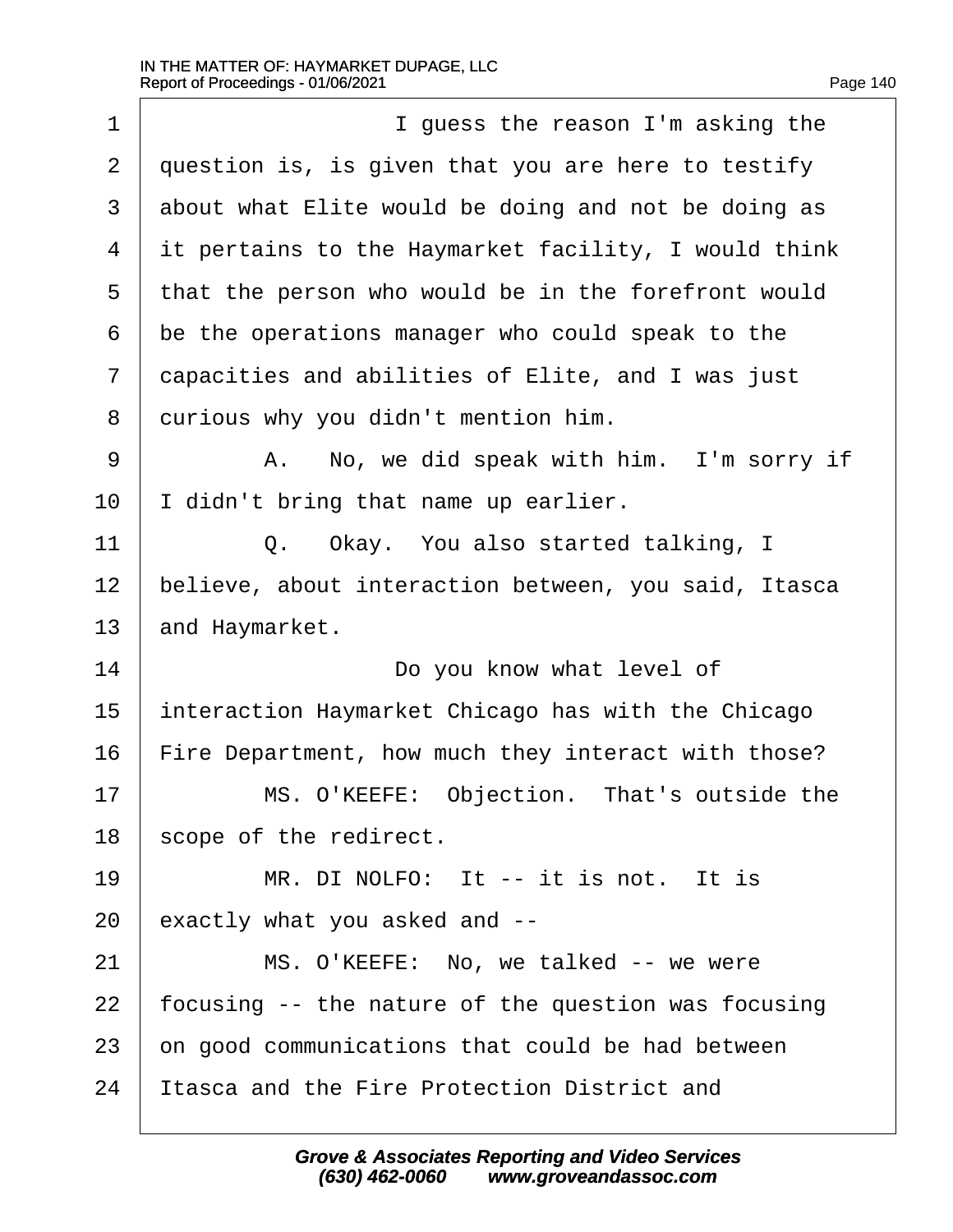I guess the reason I'm asking the question is, is given that you are here to testify about what Elite would be doing and not be doing as it pertains to the Haymarket facility, I would think that the person who would be in the forefront would be the operations manager who could speak to the capacities and abilities of Elite, and I was just curious why you didn't mention him.

A. No, we did speak with him. I'm sorry if I didn't bring that name up earlier.

Q. Okay. You also started talking, I believe, about interaction between, you said, Itasca and Haymarket.

Do you know what level of interaction Haymarket Chicago has with the Chicago Fire Department, how much they interact with those?

MS. O'KEEFE: Objection. That's outside the scope of the redirect.

MR. DI NOLFO: It -- it is not. It is exactly what you asked and --

MS. O'KEEFE: No, we talked -- we were focusing -- the nature of the question was focusing on good communications that could be had between Itasca and the Fire Protection District and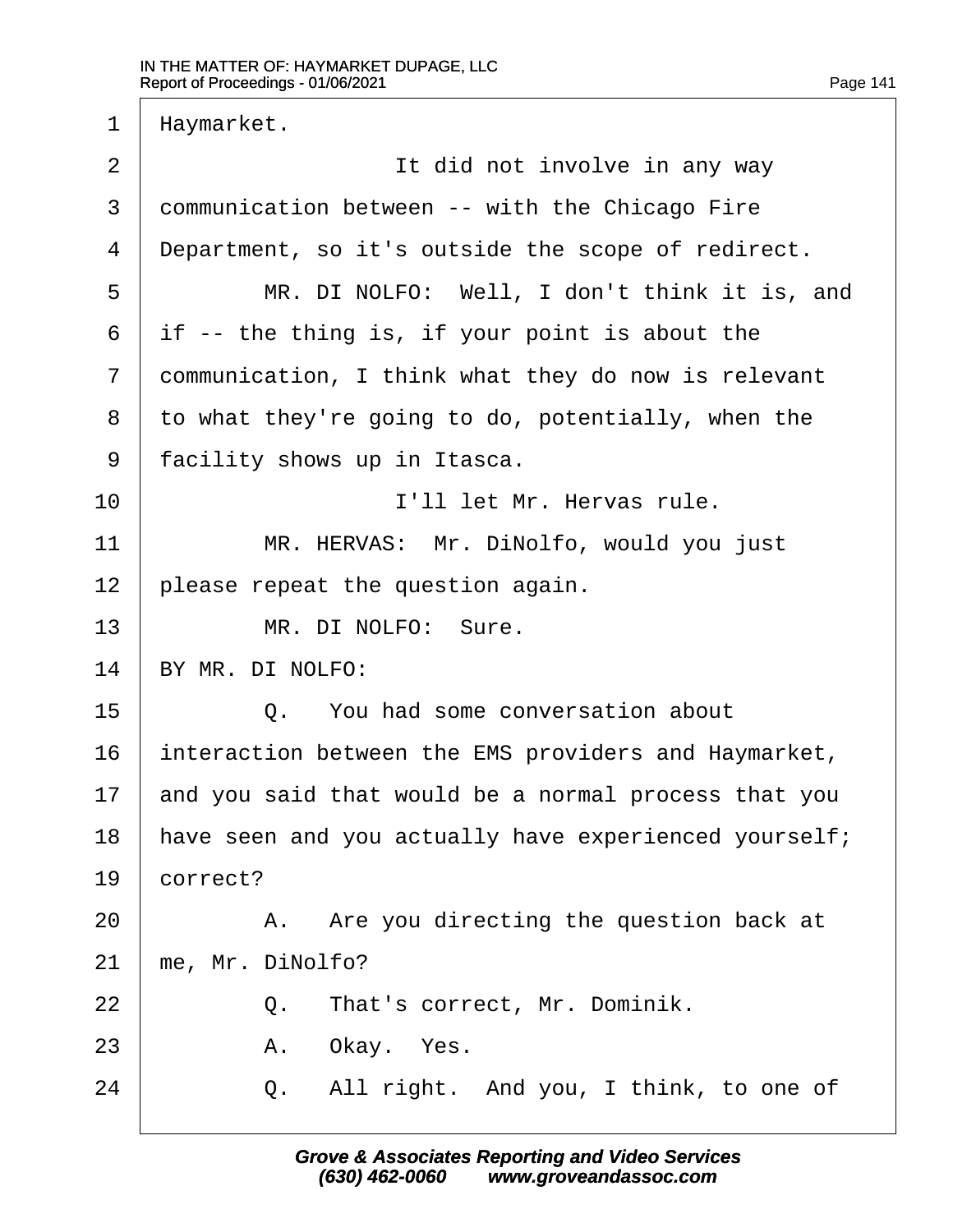1 Haymarket.

2 It did not involve in any way

3 communication between -- with the Chicago Fire

4 Department, so it's outside the scope of redirect.

5 MR. DI NOLFO: Well, I don't think it is, and

6 if -- the thing is, if your point is about the

7 communication, I think what they do now is relevant

8 to what they're going to do, potentially, when the

9 facility shows up in Itasca.

10 I'll let Mr. Hervas rule.

11 MR. HERVAS: Mr. DiNolfo, would you just

12 please repeat the question again.

13 MR. DI NOLFO: Sure.

14 BY MR. DI NOLFO:

15 Q. You had some conversation about

16 interaction between the EMS providers and Haymarket,

17 and you said that would be a normal process that you

18 have seen and you actually have experienced yourself;

19 correct?

20 A. Are you directing the question back at

21 me, Mr. DiNolfo?

22 Q. That's correct, Mr. Dominik.

23 A. Okay. Yes.

24 Q. All right. And you, I think, to one of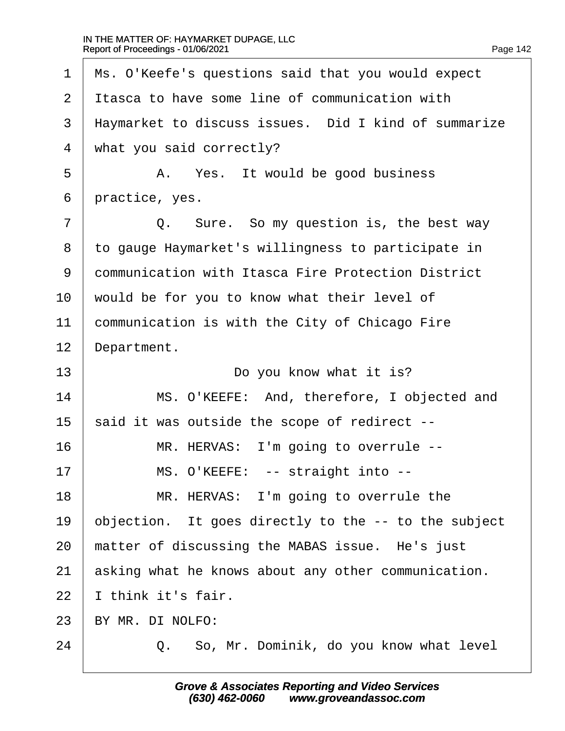Ms. O'Keefe's questions said that you would expect Itasca to have some line of communication with Haymarket to discuss issues. Did I kind of summarize what you said correctly?

A. Yes. It would be good business practice, yes.

Q. Sure. So my question is, the best way to gauge Haymarket's willingness to participate in communication with Itasca Fire Protection District would be for you to know what their level of communication is with the City of Chicago Fire Department.

Do you know what it is?

MS. O'KEEFE: And, therefore, I objected and said it was outside the scope of redirect --

MR. HERVAS: I'm going to overrule --

MS. O'KEEFE: -- straight into --

MR. HERVAS: I'm going to overrule the objection. It goes directly to the -- to the subject matter of discussing the MABAS issue. He's just asking what he knows about any other communication. I think it's fair.

BY MR. DI NOLFO:

Q. So, Mr. Dominik, do you know what level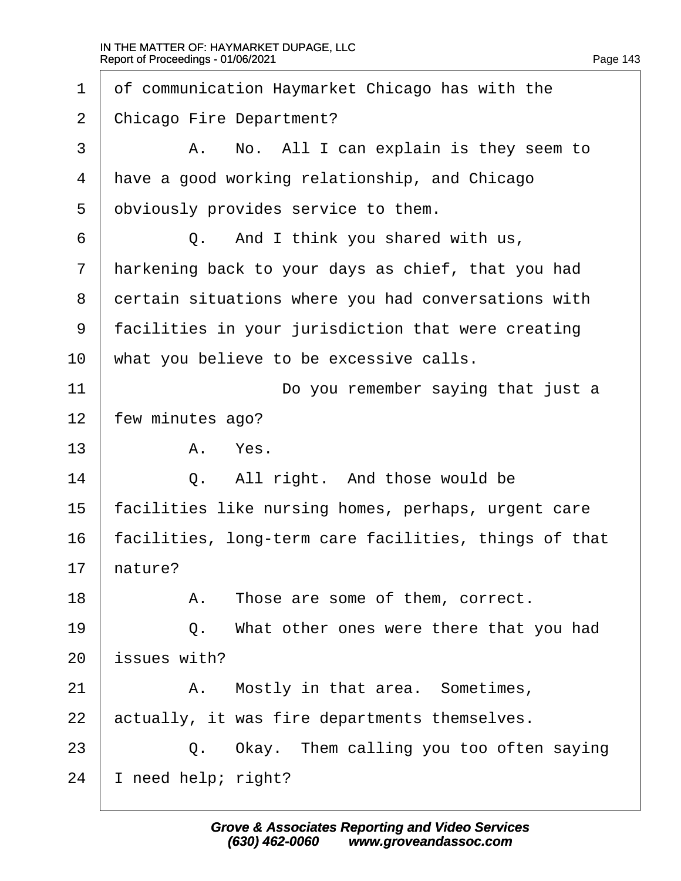1 of communication Haymarket Chicago has with the

2 Chicago Fire Department?

3 A. No. All I can explain is they seem to

4 have a good working relationship, and Chicago

5 obviously provides service to them.

6 Q. And I think you shared with us,

7 harkening back to your days as chief, that you had

8 certain situations where you had conversations with

9 facilities in your jurisdiction that were creating

10 what you believe to be excessive calls.

11 Do you remember saying that just a

12 few minutes ago?

13 A. Yes.

14 Q. All right. And those would be

15 facilities like nursing homes, perhaps, urgent care

16 facilities, long-term care facilities, things of that

17 nature?

18 A. Those are some of them, correct.

19 Q. What other ones were there that you had

20 issues with?

21 A. Mostly in that area. Sometimes,

22 actually, it was fire departments themselves.

23 Q. Okay. Them calling you too often saying

24 I need help; right?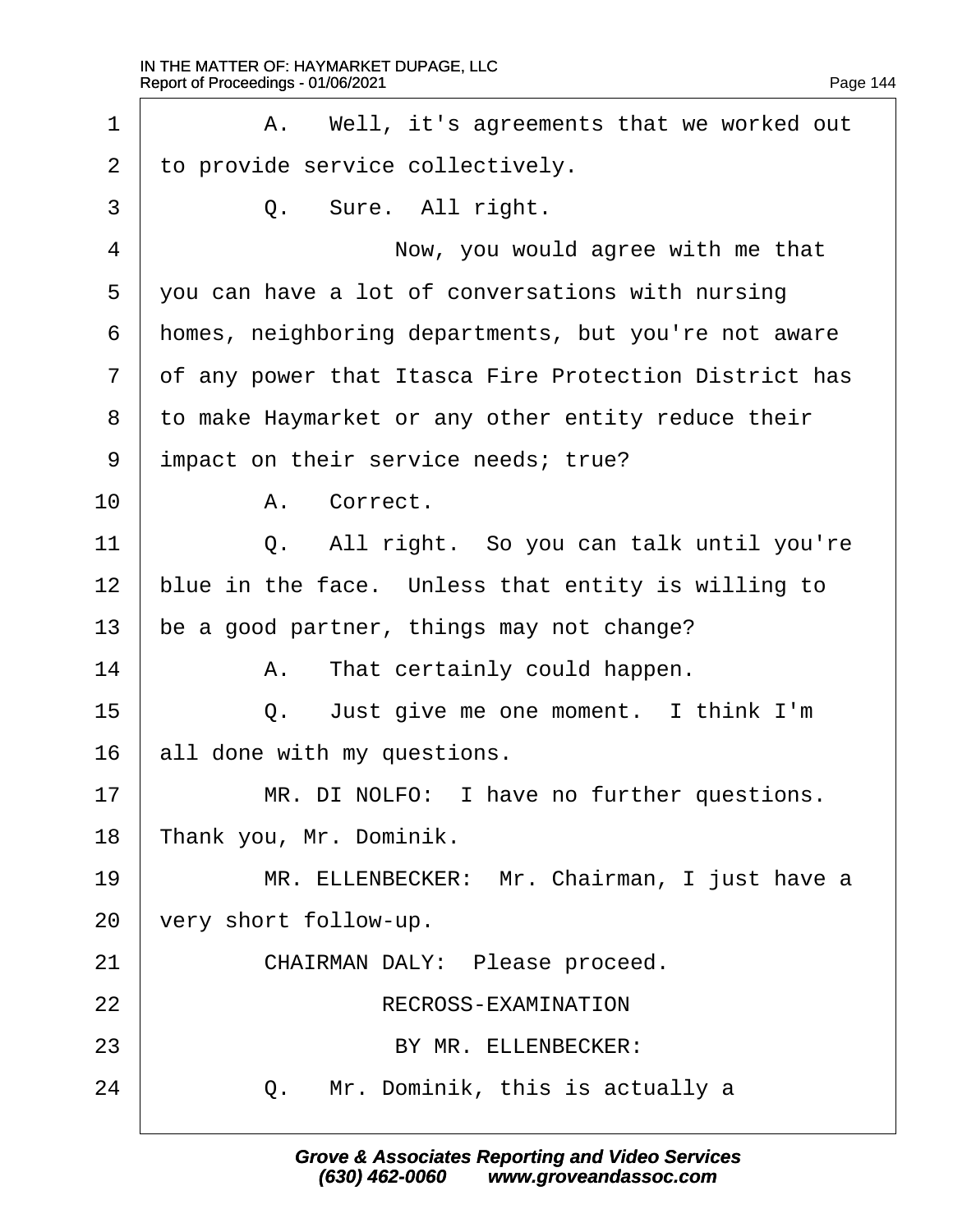1 A. Well, it's agreements that we worked out
2 to provide service collectively.
3 Q. Sure. All right.
4 Now, you would agree with me that
5 you can have a lot of conversations with nursing
6 homes, neighboring departments, but you're not aware
7 of any power that Itasca Fire Protection District has
8 to make Haymarket or any other entity reduce their
9 impact on their service needs; true?
10 A. Correct.
11 Q. All right. So you can talk until you're
12 blue in the face. Unless that entity is willing to
13 be a good partner, things may not change?
14 A. That certainly could happen.
15 Q. Just give me one moment. I think I'm
16 all done with my questions.
17 MR. DI NOLFO: I have no further questions.
18 Thank you, Mr. Dominik.
19 MR. ELLENBECKER: Mr. Chairman, I just have a
20 very short follow-up.
21 CHAIRMAN DALY: Please proceed.
22 RECROSS-EXAMINATION
23 BY MR. ELLENBECKER:
24 Q. Mr. Dominik, this is actually a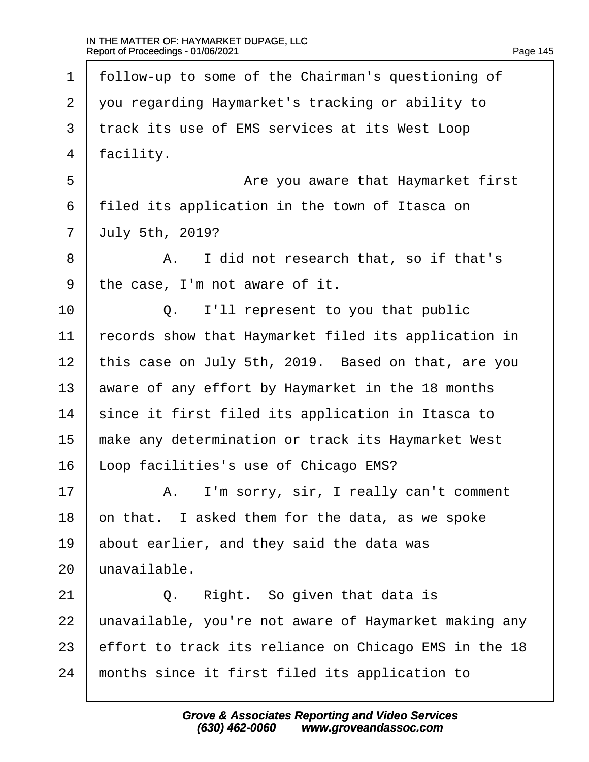1 follow-up to some of the Chairman's questioning of
2 you regarding Haymarket's tracking or ability to
3 track its use of EMS services at its West Loop
4 facility.
5 Are you aware that Haymarket first
6 filed its application in the town of Itasca on
7 July 5th, 2019?
8 A. I did not research that, so if that's
9 the case, I'm not aware of it.
10 Q. I'll represent to you that public
11 records show that Haymarket filed its application in
12 this case on July 5th, 2019. Based on that, are you
13 aware of any effort by Haymarket in the 18 months
14 since it first filed its application in Itasca to
15 make any determination or track its Haymarket West
16 Loop facilities's use of Chicago EMS?
17 A. I'm sorry, sir, I really can't comment
18 on that. I asked them for the data, as we spoke
19 about earlier, and they said the data was
20 unavailable.
21 Q. Right. So given that data is
22 unavailable, you're not aware of Haymarket making any
23 effort to track its reliance on Chicago EMS in the 18
24 months since it first filed its application to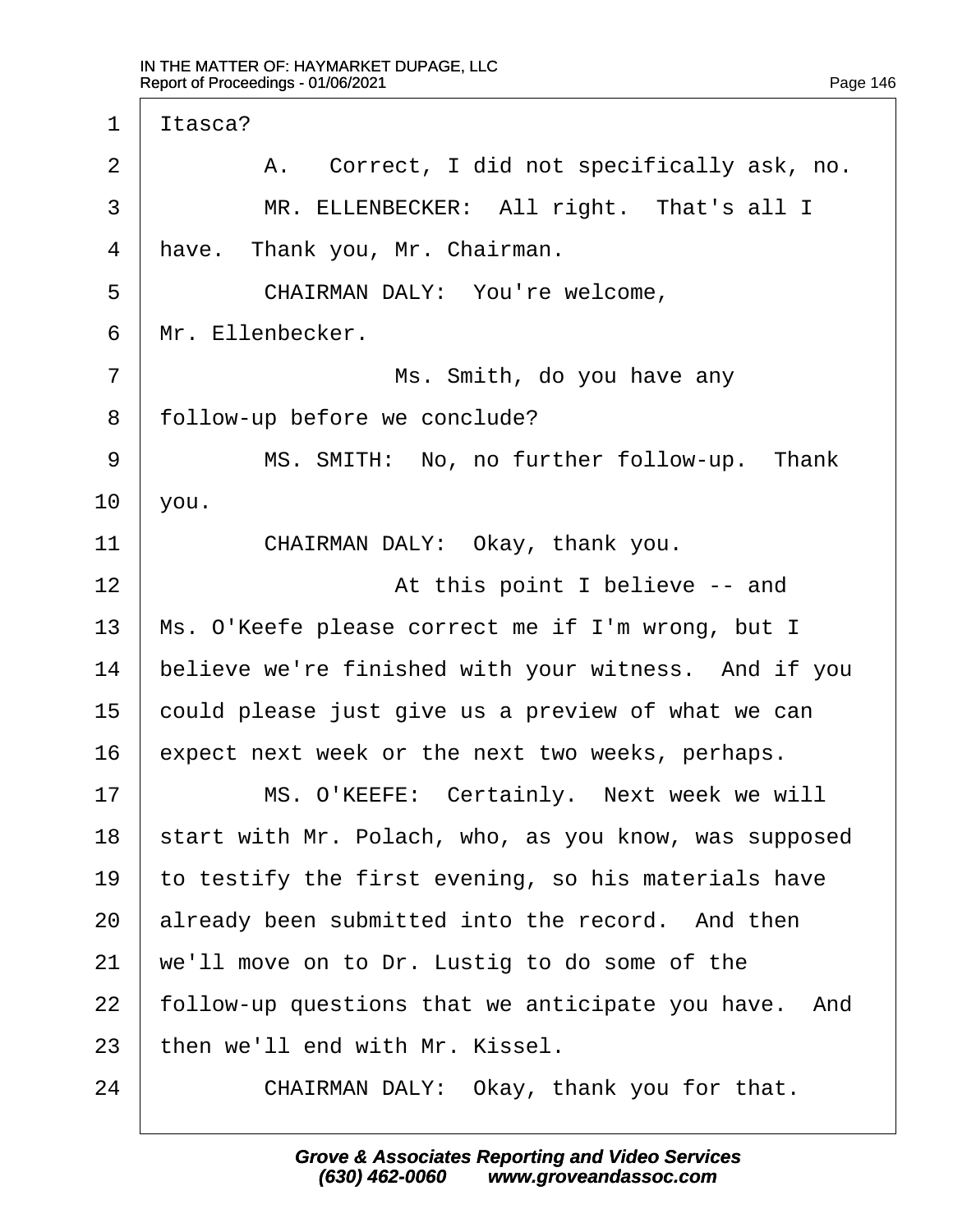1 Itasca?

2 A. Correct, I did not specifically ask, no.

3 MR. ELLENBECKER: All right. That's all I

4 have. Thank you, Mr. Chairman.

5 CHAIRMAN DALY: You're welcome,

6 Mr. Ellenbecker.

7 Ms. Smith, do you have any

8 follow-up before we conclude?

9 MS. SMITH: No, no further follow-up. Thank

10 you.

11 CHAIRMAN DALY: Okay, thank you.

12 At this point I believe -- and

13 Ms. O'Keefe please correct me if I'm wrong, but I

14 believe we're finished with your witness. And if you

15 could please just give us a preview of what we can

16 expect next week or the next two weeks, perhaps.

17 MS. O'KEEFE: Certainly. Next week we will

18 start with Mr. Polach, who, as you know, was supposed

19 to testify the first evening, so his materials have

20 already been submitted into the record. And then

21 we'll move on to Dr. Lustig to do some of the

22 follow-up questions that we anticipate you have. And

23 then we'll end with Mr. Kissel.

24 CHAIRMAN DALY: Okay, thank you for that.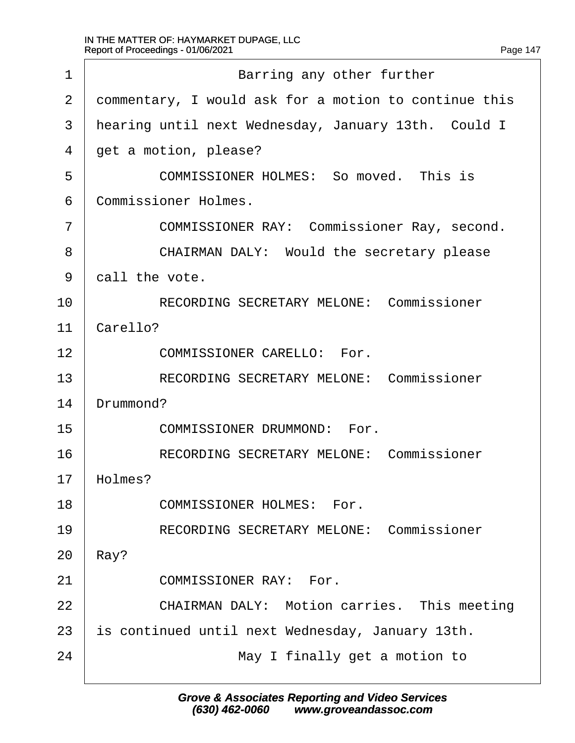1 Barring any other further
2 commentary, I would ask for a motion to continue this
3 hearing until next Wednesday, January 13th. Could I
4 get a motion, please?
5 COMMISSIONER HOLMES: So moved. This is
6 Commissioner Holmes.
7 COMMISSIONER RAY: Commissioner Ray, second.
8 CHAIRMAN DALY: Would the secretary please
9 call the vote.
10 RECORDING SECRETARY MELONE: Commissioner
11 Carello?
12 COMMISSIONER CARELLO: For.
13 RECORDING SECRETARY MELONE: Commissioner
14 Drummond?
15 COMMISSIONER DRUMMOND: For.
16 RECORDING SECRETARY MELONE: Commissioner
17 Holmes?
18 COMMISSIONER HOLMES: For.
19 RECORDING SECRETARY MELONE: Commissioner
20 Ray?
21 COMMISSIONER RAY: For.
22 CHAIRMAN DALY: Motion carries. This meeting
23 is continued until next Wednesday, January 13th.
24 May I finally get a motion to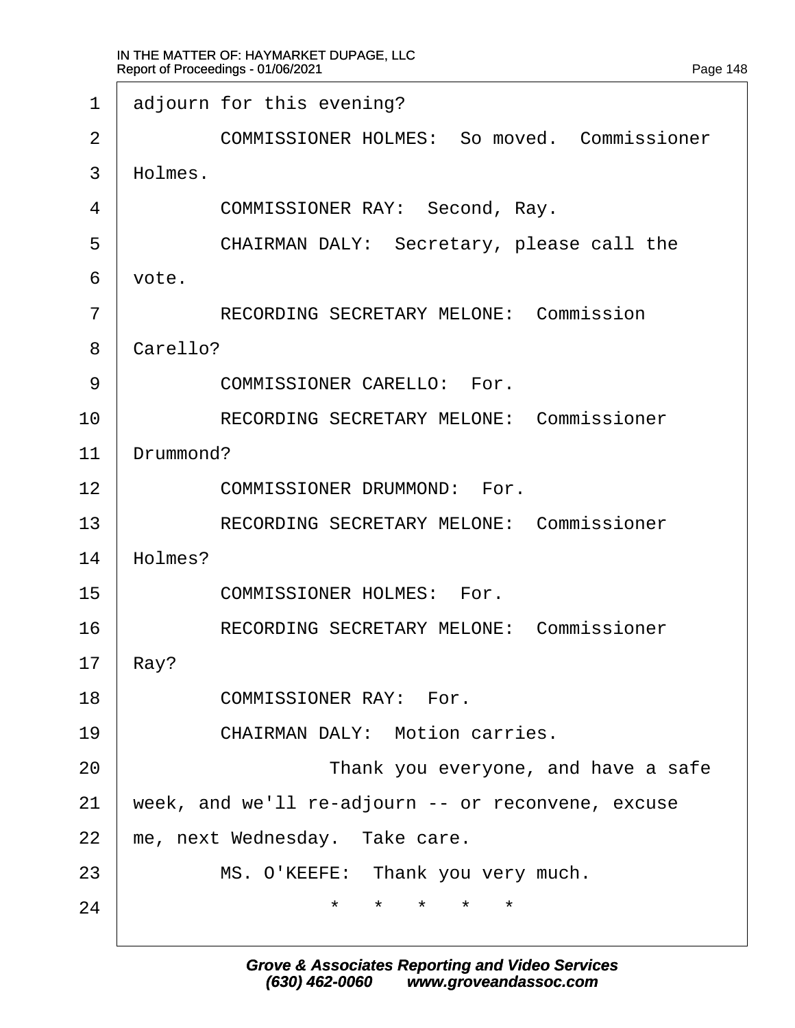1 adjourn for this evening?

2 COMMISSIONER HOLMES: So moved. Commissioner

3 Holmes.

4 COMMISSIONER RAY: Second, Ray.

5 CHAIRMAN DALY: Secretary, please call the

6 vote.

7 RECORDING SECRETARY MELONE: Commission

8 Carello?

9 COMMISSIONER CARELLO: For.

10 RECORDING SECRETARY MELONE: Commissioner

11 Drummond?

12 COMMISSIONER DRUMMOND: For.

13 RECORDING SECRETARY MELONE: Commissioner

14 Holmes?

15 COMMISSIONER HOLMES: For.

16 RECORDING SECRETARY MELONE: Commissioner

17 Ray?

18 COMMISSIONER RAY: For.

19 CHAIRMAN DALY: Motion carries.

20 Thank you everyone, and have a safe

21 week, and we'll re-adjourn -- or reconvene, excuse

22 me, next Wednesday. Take care.

23 MS. O'KEEFE: Thank you very much.

24 * * * * *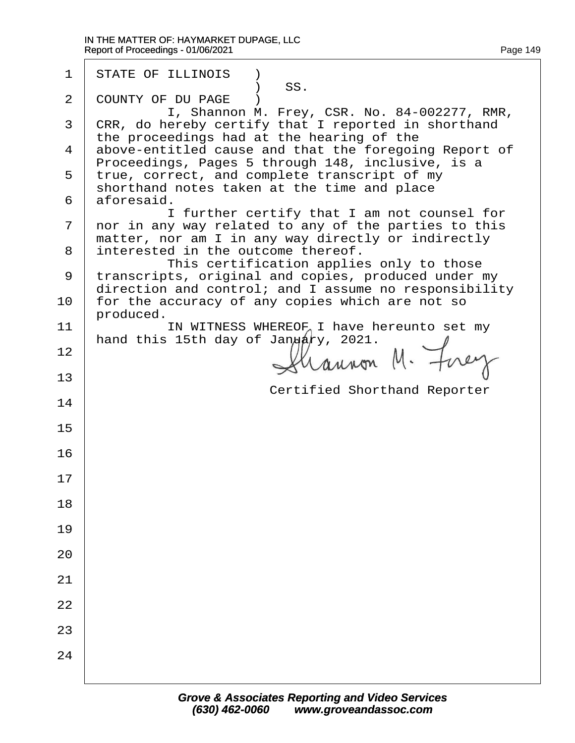STATE OF ILLINOIS )
) SS.
COUNTY OF DU PAGE )

I, Shannon M. Frey, CSR. No. 84-002277, RMR, CRR, do hereby certify that I reported in shorthand the proceedings had at the hearing of the above-entitled cause and that the foregoing Report of Proceedings, Pages 5 through 148, inclusive, is a true, correct, and complete transcript of my shorthand notes taken at the time and place aforesaid.

I further certify that I am not counsel for nor in any way related to any of the parties to this matter, nor am I in any way directly or indirectly interested in the outcome thereof.

This certification applies only to those transcripts, original and copies, produced under my direction and control; and I assume no responsibility for the accuracy of any copies which are not so produced.

IN WITNESS WHEREOF I have hereunto set my hand this 15th day of January, 2021.

Shannon M. Frey

Certified Shorthand Reporter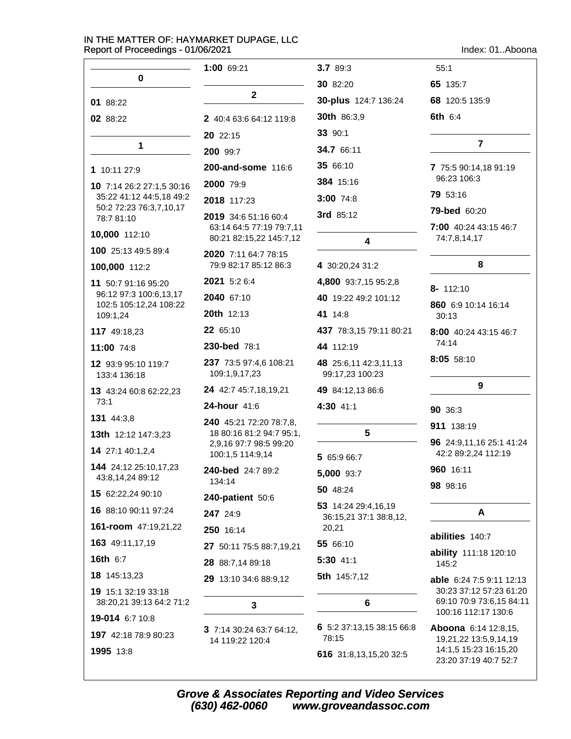### 0

**01** 88:22

**02** 88:22

### 1

**1** 10:11 27:9

**10** 7:14 26:2 27:1,5 30:16 35:22 41:12 44:5,18 49:2 50:2 72:23 76:3,7,10,17 78:7 81:10

**10,000** 112:10

**100** 25:13 49:5 89:4

**100,000** 112:2

**11** 50:7 91:16 95:20 96:12 97:3 100:6,13,17 102:5 105:12,24 108:22 109:1,24

**117** 49:18,23

**11:00** 74:8

**12** 93:9 95:10 119:7 133:4 136:18

**13** 43:24 60:8 62:22,23 73:1

**131** 44:3,8

**13th** 12:12 147:3,23

**14** 27:1 40:1,2,4

**144** 24:12 25:10,17,23 43:8,14,24 89:12

**15** 62:22,24 90:10

**16** 88:10 90:11 97:24

**161-room** 47:19,21,22

**163** 49:11,17,19

**16th** 6:7

**18** 145:13,23

**19** 15:1 32:19 33:18 38:20,21 39:13 64:2 71:2

**19-014** 6:7 10:8

**197** 42:18 78:9 80:23

**1995** 13:8

**1:00** 69:21

### 2

**2** 40:4 63:6 64:12 119:8

**20** 22:15

**200** 99:7

**200-and-some** 116:6

**2000** 79:9

**2018** 117:23

**2019** 34:6 51:16 60:4 63:14 64:5 77:19 79:7,11 80:21 82:15,22 145:7,12

**2020** 7:11 64:7 78:15 79:9 82:17 85:12 86:3

**2021** 5:2 6:4

**2040** 67:10

**20th** 12:13

**22** 65:10

**230-bed** 78:1

**237** 73:5 97:4,6 108:21 109:1,9,17,23

**24** 42:7 45:7,18,19,21

**24-hour** 41:6

**240** 45:21 72:20 78:7,8, 18 80:16 81:2 94:7 95:1, 2,9,16 97:7 98:5 99:20 100:1,5 114:9,14

**240-bed** 24:7 89:2 134:14

**240-patient** 50:6

**247** 24:9

**250** 16:14

**27** 50:11 75:5 88:7,19,21

**28** 88:7,14 89:18

**29** 13:10 34:6 88:9,12

### 3

**3** 7:14 30:24 63:7 64:12, 14 119:22 120:4

**3.7** 89:3

**30** 82:20

**30-plus** 124:7 136:24

**30th** 86:3,9

**33** 90:1

**34.7** 66:11

**35** 66:10

**384** 15:16

**3:00** 74:8

**3rd** 85:12

### 4

**4** 30:20,24 31:2

**4,800** 93:7,15 95:2,8

**40** 19:22 49:2 101:12

**41** 14:8

**437** 78:3,15 79:11 80:21

**44** 112:19

**48** 25:6,11 42:3,11,13 99:17,23 100:23

**49** 84:12,13 86:6

**4:30** 41:1

### 5

**5** 65:9 66:7

**5,000** 93:7

**50** 48:24

**53** 14:24 29:4,16,19 36:15,21 37:1 38:8,12, 20,21

**55** 66:10

**5:30** 41:1

**5th** 145:7,12

### 6

**6** 5:2 37:13,15 38:15 66:8 78:15

**616** 31:8,13,15,20 32:5 55:1

**65** 135:7

**68** 120:5 135:9

**6th** 6:4

### 7

**7** 75:5 90:14,18 91:19 96:23 106:3

**79** 53:16

**79-bed** 60:20

**7:00** 40:24 43:15 46:7 74:7,8,14,17

### 8

**8-** 112:10

**860** 6:9 10:14 16:14 30:13

**8:00** 40:24 43:15 46:7 74:14

**8:05** 58:10

### 9

**90** 36:3

**911** 138:19

**96** 24:9,11,16 25:1 41:24 42:2 89:2,24 112:19

**960** 16:11

**98** 98:16

### A

**abilities** 140:7

**ability** 111:18 120:10 145:2

**able** 6:24 7:5 9:11 12:13 30:23 37:12 57:23 61:20 69:10 70:9 73:6,15 84:11 100:16 112:17 130:6

**Aboona** 6:14 12:8,15, 19,21,22 13:5,9,14,19 14:1,5 15:23 16:15,20 23:20 37:19 40:7 52:7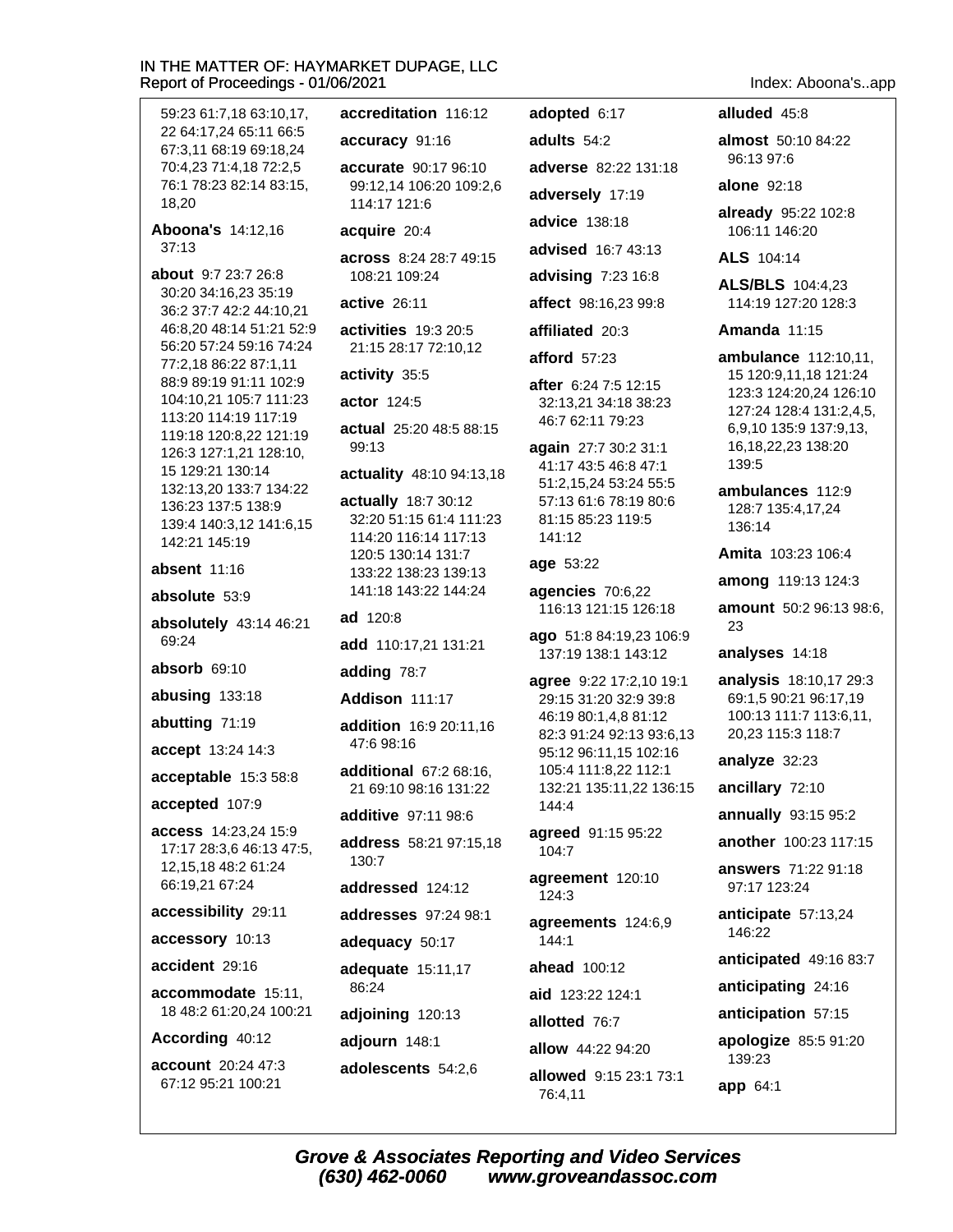59:23 61:7,18 63:10,17, 22 64:17,24 65:11 66:5 67:3,11 68:19 69:18,24 70:4,23 71:4,18 72:2,5 76:1 78:23 82:14 83:15, 18,20

**Aboona's** 14:12,16 37:13

**about** 9:7 23:7 26:8 30:20 34:16,23 35:19 36:2 37:7 42:2 44:10,21 46:8,20 48:14 51:21 52:9 56:20 57:24 59:16 74:24 77:2,18 86:22 87:1,11 88:9 89:19 91:11 102:9 104:10,21 105:7 111:23 113:20 114:19 117:19 119:18 120:8,22 121:19 126:3 127:1,21 128:10, 15 129:21 130:14 132:13,20 133:7 134:22 136:23 137:5 138:9 139:4 140:3,12 141:6,15 142:21 145:19

**absent** 11:16

**absolute** 53:9

**absolutely** 43:14 46:21 69:24

**absorb** 69:10

**abusing** 133:18

**abutting** 71:19

**accept** 13:24 14:3

**acceptable** 15:3 58:8

**accepted** 107:9

**access** 14:23,24 15:9 17:17 28:3,6 46:13 47:5, 12,15,18 48:2 61:24 66:19,21 67:24

**accessibility** 29:11

**accessory** 10:13

**accident** 29:16

**accommodate** 15:11, 18 48:2 61:20,24 100:21

**According** 40:12

**account** 20:24 47:3 67:12 95:21 100:21

**accreditation** 116:12

**accuracy** 91:16

**accurate** 90:17 96:10 99:12,14 106:20 109:2,6 114:17 121:6

**acquire** 20:4

**across** 8:24 28:7 49:15 108:21 109:24

**active** 26:11

**activities** 19:3 20:5 21:15 28:17 72:10,12

**activity** 35:5

**actor** 124:5

**actual** 25:20 48:5 88:15 99:13

**actuality** 48:10 94:13,18

**actually** 18:7 30:12 32:20 51:15 61:4 111:23 114:20 116:14 117:13 120:5 130:14 131:7 133:22 138:23 139:13 141:18 143:22 144:24

**ad** 120:8

**add** 110:17,21 131:21

**adding** 78:7

**Addison** 111:17

**addition** 16:9 20:11,16 47:6 98:16

**additional** 67:2 68:16, 21 69:10 98:16 131:22

**additive** 97:11 98:6

**address** 58:21 97:15,18 130:7

**addressed** 124:12

**addresses** 97:24 98:1

**adequacy** 50:17

**adequate** 15:11,17 86:24

**adjoining** 120:13

**adjourn** 148:1

**adolescents** 54:2,6

**adopted** 6:17

**adults** 54:2

**adverse** 82:22 131:18

**adversely** 17:19

**advice** 138:18

**advised** 16:7 43:13

**advising** 7:23 16:8

**affect** 98:16,23 99:8

**affiliated** 20:3

**afford** 57:23

**after** 6:24 7:5 12:15 32:13,21 34:18 38:23 46:7 62:11 79:23

**again** 27:7 30:2 31:1 41:17 43:5 46:8 47:1 51:2,15,24 53:24 55:5 57:13 61:6 78:19 80:6 81:15 85:23 119:5 141:12

**age** 53:22

**agencies** 70:6,22 116:13 121:15 126:18

**ago** 51:8 84:19,23 106:9 137:19 138:1 143:12

**agree** 9:22 17:2,10 19:1 29:15 31:20 32:9 39:8 46:19 80:1,4,8 81:12 82:3 91:24 92:13 93:6,13 95:12 96:11,15 102:16 105:4 111:8,22 112:1 132:21 135:11,22 136:15 144:4

**agreed** 91:15 95:22 104:7

**agreement** 120:10 124:3

**agreements** 124:6,9 144:1

**ahead** 100:12

**aid** 123:22 124:1

**allotted** 76:7

**allow** 44:22 94:20

**allowed** 9:15 23:1 73:1 76:4,11

**alluded** 45:8

**almost** 50:10 84:22 96:13 97:6

**alone** 92:18

**already** 95:22 102:8 106:11 146:20

**ALS** 104:14

**ALS/BLS** 104:4,23 114:19 127:20 128:3

**Amanda** 11:15

**ambulance** 112:10,11, 15 120:9,11,18 121:24 123:3 124:20,24 126:10 127:24 128:4 131:2,4,5, 6,9,10 135:9 137:9,13, 16,18,22,23 138:20 139:5

**ambulances** 112:9 128:7 135:4,17,24 136:14

**Amita** 103:23 106:4

**among** 119:13 124:3

**amount** 50:2 96:13 98:6, 23

**analyses** 14:18

**analysis** 18:10,17 29:3 69:1,5 90:21 96:17,19 100:13 111:7 113:6,11, 20,23 115:3 118:7

**analyze** 32:23

**ancillary** 72:10

**annually** 93:15 95:2

**another** 100:23 117:15

**answers** 71:22 91:18 97:17 123:24

**anticipate** 57:13,24 146:22

**anticipated** 49:16 83:7

**anticipating** 24:16

**anticipation** 57:15

**apologize** 85:5 91:20 139:23

**app** 64:1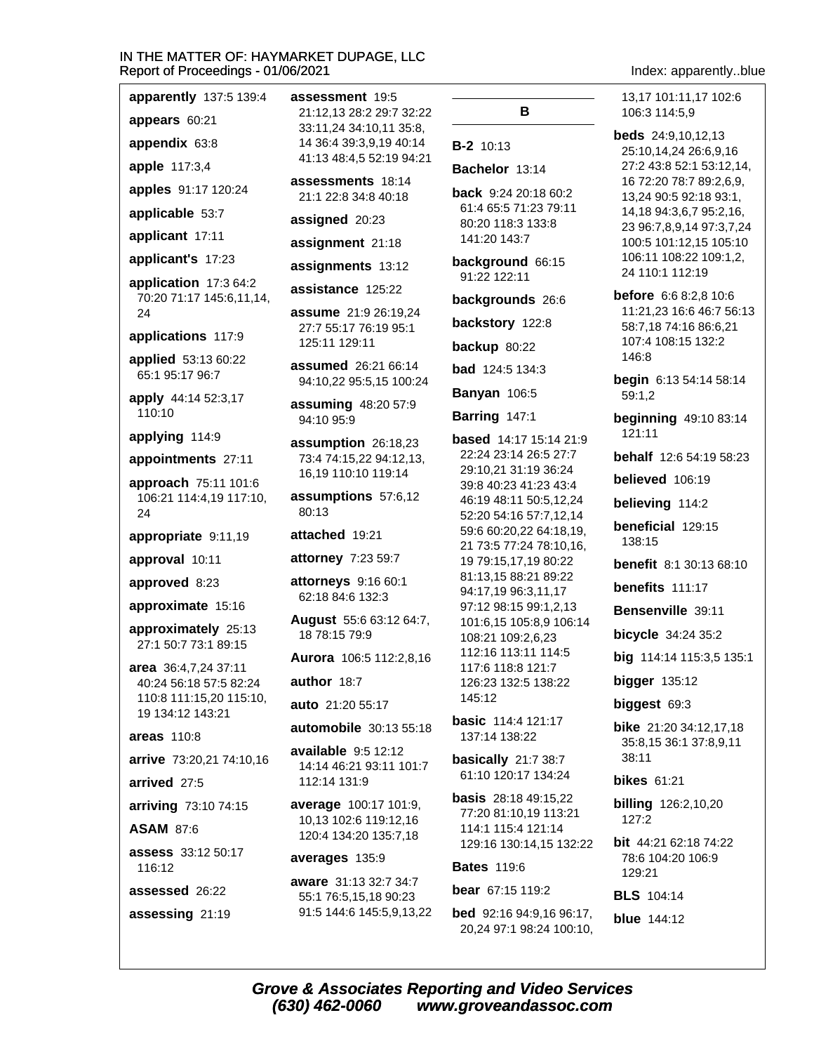**apparently** 137:5 139:4

**appears** 60:21

**appendix** 63:8

**apple** 117:3,4

**apples** 91:17 120:24

**applicable** 53:7

**applicant** 17:11

**applicant's** 17:23

**application** 17:3 64:2 70:20 71:17 145:6,11,14, 24

**applications** 117:9

**applied** 53:13 60:22 65:1 95:17 96:7

**apply** 44:14 52:3,17 110:10

**applying** 114:9

**appointments** 27:11

**approach** 75:11 101:6 106:21 114:4,19 117:10, 24

**appropriate** 9:11,19

**approval** 10:11

**approved** 8:23

**approximate** 15:16

**approximately** 25:13 27:1 50:7 73:1 89:15

**area** 36:4,7,24 37:11 40:24 56:18 57:5 82:24 110:8 111:15,20 115:10, 19 134:12 143:21

**areas** 110:8

**arrive** 73:20,21 74:10,16

**arrived** 27:5

**arriving** 73:10 74:15

**ASAM** 87:6

**assess** 33:12 50:17 116:12

**assessed** 26:22

**assessing** 21:19

**assessment** 19:5 21:12,13 28:2 29:7 32:22 33:11,24 34:10,11 35:8, 14 36:4 39:3,9,19 40:14 41:13 48:4,5 52:19 94:21

**assessments** 18:14 21:1 22:8 34:8 40:18

**assigned** 20:23

**assignment** 21:18

**assignments** 13:12

**assistance** 125:22

**assume** 21:9 26:19,24 27:7 55:17 76:19 95:1 125:11 129:11

**assumed** 26:21 66:14 94:10,22 95:5,15 100:24

**assuming** 48:20 57:9 94:10 95:9

**assumption** 26:18,23 73:4 74:15,22 94:12,13, 16,19 110:10 119:14

**assumptions** 57:6,12 80:13

**attached** 19:21

**attorney** 7:23 59:7

**attorneys** 9:16 60:1 62:18 84:6 132:3

**August** 55:6 63:12 64:7, 18 78:15 79:9

**Aurora** 106:5 112:2,8,16

**author** 18:7

**auto** 21:20 55:17

**automobile** 30:13 55:18

**available** 9:5 12:12 14:14 46:21 93:11 101:7 112:14 131:9

**average** 100:17 101:9, 10,13 102:6 119:12,16 120:4 134:20 135:7,18

**averages** 135:9

**aware** 31:13 32:7 34:7 55:1 76:5,15,18 90:23 91:5 144:6 145:5,9,13,22

## B

**B-2** 10:13

**Bachelor** 13:14

**back** 9:24 20:18 60:2 61:4 65:5 71:23 79:11 80:20 118:3 133:8 141:20 143:7

**background** 66:15 91:22 122:11

**backgrounds** 26:6

**backstory** 122:8

**backup** 80:22

**bad** 124:5 134:3

**Banyan** 106:5

**Barring** 147:1

**based** 14:17 15:14 21:9 22:24 23:14 26:5 27:7 29:10,21 31:19 36:24 39:8 40:23 41:23 43:4 46:19 48:11 50:5,12,24 52:20 54:16 57:7,12,14 59:6 60:20,22 64:18,19, 21 73:5 77:24 78:10,16, 19 79:15,17,19 80:22 81:13,15 88:21 89:22 94:17,19 96:3,11,17 97:12 98:15 99:1,2,13 101:6,15 105:8,9 106:14 108:21 109:2,6,23 112:16 113:11 114:5 117:6 118:8 121:7 126:23 132:5 138:22 145:12

**basic** 114:4 121:17 137:14 138:22

**basically** 21:7 38:7 61:10 120:17 134:24

**basis** 28:18 49:15,22 77:20 81:10,19 113:21 114:1 115:4 121:14 129:16 130:14,15 132:22

**Bates** 119:6

**bear** 67:15 119:2

**bed** 92:16 94:9,16 96:17, 20,24 97:1 98:24 100:10, 13,17 101:11,17 102:6 106:3 114:5,9

**beds** 24:9,10,12,13 25:10,14,24 26:6,9,16 27:2 43:8 52:1 53:12,14, 16 72:20 78:7 89:2,6,9, 13,24 90:5 92:18 93:1, 14,18 94:3,6,7 95:2,16, 23 96:7,8,9,14 97:3,7,24 100:5 101:12,15 105:10 106:11 108:22 109:1,2, 24 110:1 112:19

**before** 6:6 8:2,8 10:6 11:21,23 16:6 46:7 56:13 58:7,18 74:16 86:6,21 107:4 108:15 132:2 146:8

**begin** 6:13 54:14 58:14 59:1,2

**beginning** 49:10 83:14 121:11

**behalf** 12:6 54:19 58:23

**believed** 106:19

**believing** 114:2

**beneficial** 129:15 138:15

**benefit** 8:1 30:13 68:10

**benefits** 111:17

**Bensenville** 39:11

**bicycle** 34:24 35:2

**big** 114:14 115:3,5 135:1

**bigger** 135:12

**biggest** 69:3

**bike** 21:20 34:12,17,18 35:8,15 36:1 37:8,9,11 38:11

**bikes** 61:21

**billing** 126:2,10,20 127:2

**bit** 44:21 62:18 74:22 78:6 104:20 106:9 129:21

**BLS** 104:14

**blue** 144:12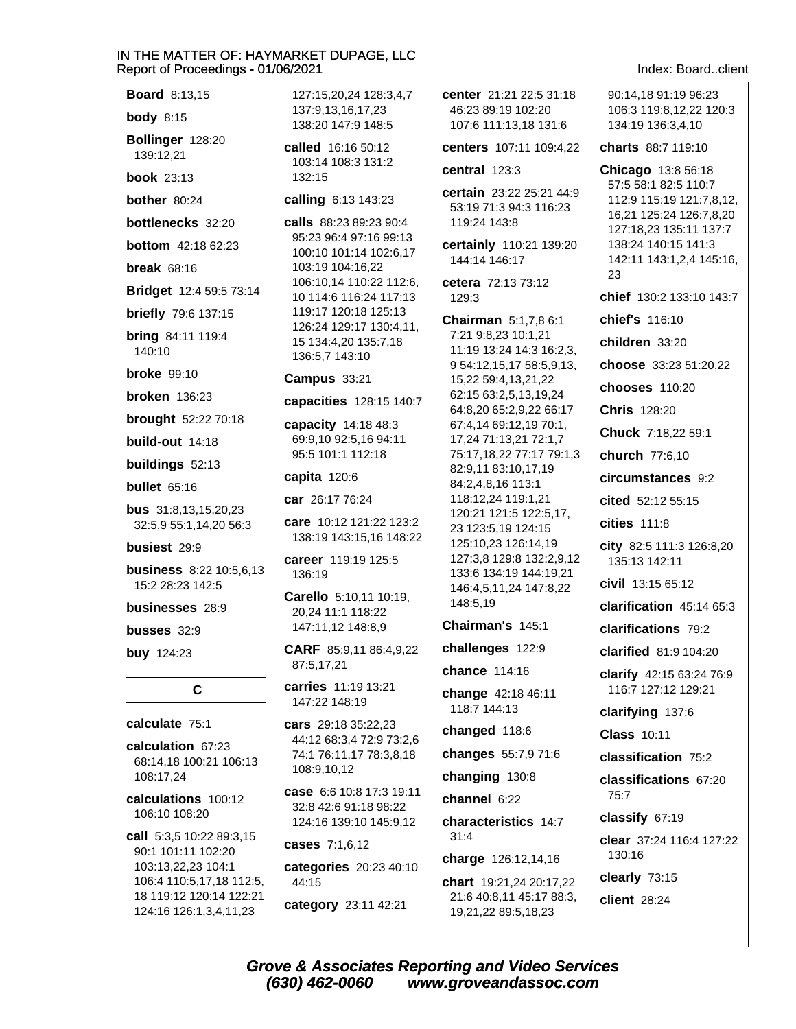**Board** 8:13,15

**body** 8:15

**Bollinger** 128:20 139:12,21

**book** 23:13

**bother** 80:24

**bottlenecks** 32:20

**bottom** 42:18 62:23

**break** 68:16

**Bridget** 12:4 59:5 73:14

**briefly** 79:6 137:15

**bring** 84:11 119:4 140:10

**broke** 99:10

**broken** 136:23

**brought** 52:22 70:18

**build-out** 14:18

**buildings** 52:13

**bullet** 65:16

**bus** 31:8,13,15,20,23 32:5,9 55:1,14,20 56:3

**busiest** 29:9

**business** 8:22 10:5,6,13 15:2 28:23 142:5

**businesses** 28:9

**busses** 32:9

**buy** 124:23

## C

**calculate** 75:1

**calculation** 67:23 68:14,18 100:21 106:13 108:17,24

**calculations** 100:12 106:10 108:20

**call** 5:3,5 10:22 89:3,15 90:1 101:11 102:20 103:13,22,23 104:1 106:4 110:5,17,18 112:5, 18 119:12 120:14 122:21 124:16 126:1,3,4,11,23 127:15,20,24 128:3,4,7 137:9,13,16,17,23 138:20 147:9 148:5

**called** 16:16 50:12 103:14 108:3 131:2 132:15

**calling** 6:13 143:23

**calls** 88:23 89:23 90:4 95:23 96:4 97:16 99:13 100:10 101:14 102:6,17 103:19 104:16,22 106:10,14 110:22 112:6, 10 114:6 116:24 117:13 119:17 120:18 125:13 126:24 129:17 130:4,11, 15 134:4,20 135:7,18 136:5,7 143:10

**Campus** 33:21

**capacities** 128:15 140:7

**capacity** 14:18 48:3 69:9,10 92:5,16 94:11 95:5 101:1 112:18

**capita** 120:6

**car** 26:17 76:24

**care** 10:12 121:22 123:2 138:19 143:15,16 148:22

**career** 119:19 125:5 136:19

**Carello** 5:10,11 10:19, 20,24 11:1 118:22 147:11,12 148:8,9

**CARF** 85:9,11 86:4,9,22 87:5,17,21

**carries** 11:19 13:21 147:22 148:19

**cars** 29:18 35:22,23 44:12 68:3,4 72:9 73:2,6 74:1 76:11,17 78:3,8,18 108:9,10,12

**case** 6:6 10:8 17:3 19:11 32:8 42:6 91:18 98:22 124:16 139:10 145:9,12

**cases** 7:1,6,12

**categories** 20:23 40:10 44:15

**category** 23:11 42:21

**center** 21:21 22:5 31:18 46:23 89:19 102:20 107:6 111:13,18 131:6

**centers** 107:11 109:4,22

**central** 123:3

**certain** 23:22 25:21 44:9 53:19 71:3 94:3 116:23 119:24 143:8

**certainly** 110:21 139:20 144:14 146:17

**cetera** 72:13 73:12 129:3

**Chairman** 5:1,7,8 6:1 7:21 9:8,23 10:1,21 11:19 13:24 14:3 16:2,3, 9 54:12,15,17 58:5,9,13, 15,22 59:4,13,21,22 62:15 63:2,5,13,19,24 64:8,20 65:2,9,22 66:17 67:4,14 69:12,19 70:1, 17,24 71:13,21 72:1,7 75:17,18,22 77:17 79:1,3 82:9,11 83:10,17,19 84:2,4,8,16 113:1 118:12,24 119:1,21 120:21 121:5 122:5,17, 23 123:5,19 124:15 125:10,23 126:14,19 127:3,8 129:8 132:2,9,12 133:6 134:19 144:19,21 146:4,5,11,24 147:8,22 148:5,19

**Chairman's** 145:1

**challenges** 122:9

**chance** 114:16

**change** 42:18 46:11 118:7 144:13

**changed** 118:6

**changes** 55:7,9 71:6

**changing** 130:8

**channel** 6:22

**characteristics** 14:7 31:4

**charge** 126:12,14,16

**chart** 19:21,24 20:17,22 21:6 40:8,11 45:17 88:3, 19,21,22 89:5,18,23 90:14,18 91:19 96:23 106:3 119:8,12,22 120:3 134:19 136:3,4,10

**charts** 88:7 119:10

**Chicago** 13:8 56:18 57:5 58:1 82:5 110:7 112:9 115:19 121:7,8,12, 16,21 125:24 126:7,8,20 127:18,23 135:11 137:7 138:24 140:15 141:3 142:11 143:1,2,4 145:16, 23

**chief** 130:2 133:10 143:7

**chief's** 116:10

**children** 33:20

**choose** 33:23 51:20,22

**chooses** 110:20

**Chris** 128:20

**Chuck** 7:18,22 59:1

**church** 77:6,10

**circumstances** 9:2

**cited** 52:12 55:15

**cities** 111:8

**city** 82:5 111:3 126:8,20 135:13 142:11

**civil** 13:15 65:12

**clarification** 45:14 65:3

**clarifications** 79:2

**clarified** 81:9 104:20

**clarify** 42:15 63:24 76:9 116:7 127:12 129:21

**clarifying** 137:6

**Class** 10:11

**classification** 75:2

**classifications** 67:20 75:7

**classify** 67:19

**clear** 37:24 116:4 127:22 130:16

**clearly** 73:15

**client** 28:24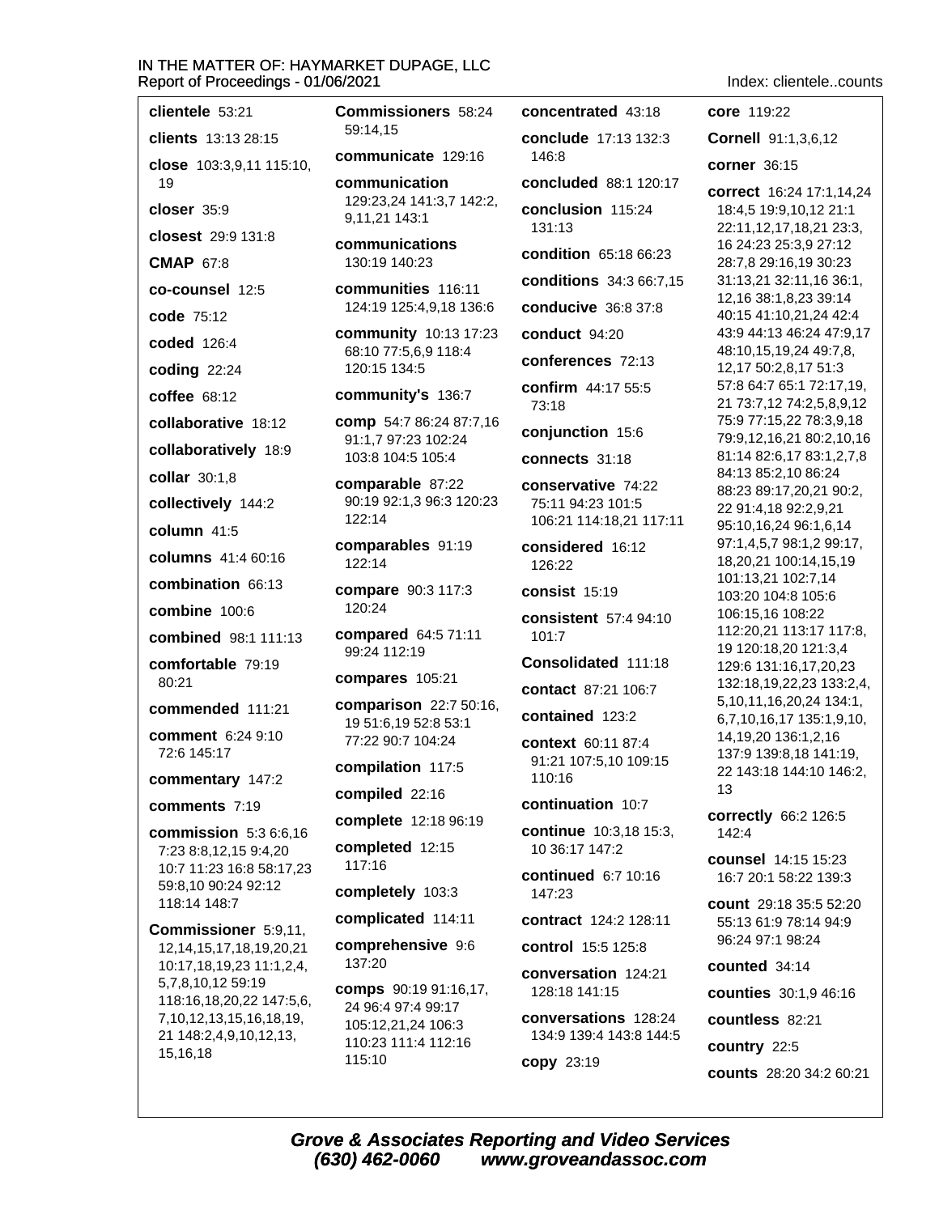**clientele** 53:21

**clients** 13:13 28:15

**close** 103:3,9,11 115:10, 19

**closer** 35:9

**closest** 29:9 131:8

**CMAP** 67:8

**co-counsel** 12:5

**code** 75:12

**coded** 126:4

**coding** 22:24

**coffee** 68:12

**collaborative** 18:12

**collaboratively** 18:9

**collar** 30:1,8

**collectively** 144:2

**column** 41:5

**columns** 41:4 60:16

**combination** 66:13

**combine** 100:6

**combined** 98:1 111:13

**comfortable** 79:19 80:21

**commended** 111:21

**comment** 6:24 9:10 72:6 145:17

**commentary** 147:2

**comments** 7:19

**commission** 5:3 6:6,16 7:23 8:8,12,15 9:4,20 10:7 11:23 16:8 58:17,23 59:8,10 90:24 92:12 118:14 148:7

**Commissioner** 5:9,11, 12,14,15,17,18,19,20,21 10:17,18,19,23 11:1,2,4, 5,7,8,10,12 59:19 118:16,18,20,22 147:5,6, 7,10,12,13,15,16,18,19, 21 148:2,4,9,10,12,13, 15,16,18

**Commissioners** 58:24 59:14,15

**communicate** 129:16

**communication** 129:23,24 141:3,7 142:2, 9,11,21 143:1

**communications** 130:19 140:23

**communities** 116:11 124:19 125:4,9,18 136:6

**community** 10:13 17:23 68:10 77:5,6,9 118:4 120:15 134:5

**community's** 136:7

**comp** 54:7 86:24 87:7,16 91:1,7 97:23 102:24 103:8 104:5 105:4

**comparable** 87:22 90:19 92:1,3 96:3 120:23 122:14

**comparables** 91:19 122:14

**compare** 90:3 117:3 120:24

**compared** 64:5 71:11 99:24 112:19

**compares** 105:21

**comparison** 22:7 50:16, 19 51:6,19 52:8 53:1 77:22 90:7 104:24

**compilation** 117:5

**compiled** 22:16

**complete** 12:18 96:19

**completed** 12:15 117:16

**completely** 103:3

**complicated** 114:11

**comprehensive** 9:6 137:20

**comps** 90:19 91:16,17, 24 96:4 97:4 99:17 105:12,21,24 106:3 110:23 111:4 112:16 115:10

**concentrated** 43:18

**conclude** 17:13 132:3 146:8

**concluded** 88:1 120:17

**conclusion** 115:24 131:13

**condition** 65:18 66:23

**conditions** 34:3 66:7,15

**conducive** 36:8 37:8

**conduct** 94:20

**conferences** 72:13

**confirm** 44:17 55:5 73:18

**conjunction** 15:6

**connects** 31:18

**conservative** 74:22 75:11 94:23 101:5 106:21 114:18,21 117:11

**considered** 16:12 126:22

**consist** 15:19

**consistent** 57:4 94:10 101:7

**Consolidated** 111:18

**contact** 87:21 106:7

**contained** 123:2

**context** 60:11 87:4 91:21 107:5,10 109:15 110:16

**continuation** 10:7

**continue** 10:3,18 15:3, 10 36:17 147:2

**continued** 6:7 10:16 147:23

**contract** 124:2 128:11

**control** 15:5 125:8

**conversation** 124:21 128:18 141:15

**conversations** 128:24 134:9 139:4 143:8 144:5

**copy** 23:19

**core** 119:22

**Cornell** 91:1,3,6,12

**corner** 36:15

**correct** 16:24 17:1,14,24 18:4,5 19:9,10,12 21:1 22:11,12,17,18,21 23:3, 16 24:23 25:3,9 27:12 28:7,8 29:16,19 30:23 31:13,21 32:11,16 36:1, 12,16 38:1,8,23 39:14 40:15 41:10,21,24 42:4 43:9 44:13 46:24 47:9,17 48:10,15,19,24 49:7,8, 12,17 50:2,8,17 51:3 57:8 64:7 65:1 72:17,19, 21 73:7,12 74:2,5,8,9,12 75:9 77:15,22 78:3,9,18 79:9,12,16,21 80:2,10,16 81:14 82:6,17 83:1,2,7,8 84:13 85:2,10 86:24 88:23 89:17,20,21 90:2, 22 91:4,18 92:2,9,21 95:10,16,24 96:1,6,14 97:1,4,5,7 98:1,2 99:17, 18,20,21 100:14,15,19 101:13,21 102:7,14 103:20 104:8 105:6 106:15,16 108:22 112:20,21 113:17 117:8, 19 120:18,20 121:3,4 129:6 131:16,17,20,23 132:18,19,22,23 133:2,4, 5,10,11,16,20,24 134:1, 6,7,10,16,17 135:1,9,10, 14,19,20 136:1,2,16 137:9 139:8,18 141:19, 22 143:18 144:10 146:2, 13

**correctly** 66:2 126:5 142:4

**counsel** 14:15 15:23 16:7 20:1 58:22 139:3

**count** 29:18 35:5 52:20 55:13 61:9 78:14 94:9 96:24 97:1 98:24

**counted** 34:14

**counties** 30:1,9 46:16

**countless** 82:21

**country** 22:5

**counts** 28:20 34:2 60:21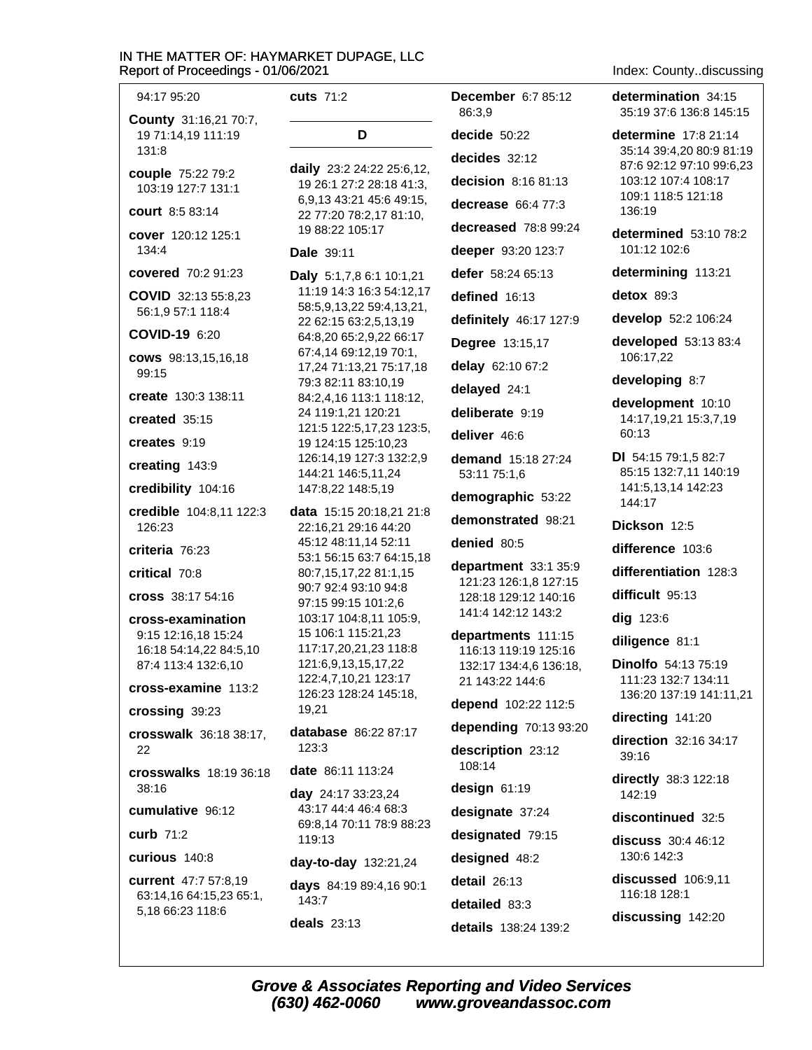94:17 95:20

**County** 31:16,21 70:7, 19 71:14,19 111:19 131:8

**couple** 75:22 79:2 103:19 127:7 131:1

**court** 8:5 83:14

**cover** 120:12 125:1 134:4

**covered** 70:2 91:23

**COVID** 32:13 55:8,23 56:1,9 57:1 118:4

**COVID-19** 6:20

**cows** 98:13,15,16,18 99:15

**create** 130:3 138:11

**created** 35:15

**creates** 9:19

**creating** 143:9

**credibility** 104:16

**credible** 104:8,11 122:3 126:23

**criteria** 76:23

**critical** 70:8

**cross** 38:17 54:16

**cross-examination** 9:15 12:16,18 15:24 16:18 54:14,22 84:5,10 87:4 113:4 132:6,10

**cross-examine** 113:2

**crossing** 39:23

**crosswalk** 36:18 38:17, 22

**crosswalks** 18:19 36:18 38:16

**cumulative** 96:12

**curb** 71:2

**curious** 140:8

**current** 47:7 57:8,19 63:14,16 64:15,23 65:1, 5,18 66:23 118:6

**cuts** 71:2

## D

**daily** 23:2 24:22 25:6,12, 19 26:1 27:2 28:18 41:3, 6,9,13 43:21 45:6 49:15, 22 77:20 78:2,17 81:10, 19 88:22 105:17

**Dale** 39:11

**Daly** 5:1,7,8 6:1 10:1,21 11:19 14:3 16:3 54:12,17 58:5,9,13,22 59:4,13,21, 22 62:15 63:2,5,13,19 64:8,20 65:2,9,22 66:17 67:4,14 69:12,19 70:1, 17,24 71:13,21 75:17,18 79:3 82:11 83:10,19 84:2,4,16 113:1 118:12, 24 119:1,21 120:21 121:5 122:5,17,23 123:5, 19 124:15 125:10,23 126:14,19 127:3 132:2,9 144:21 146:5,11,24 147:8,22 148:5,19

**data** 15:15 20:18,21 21:8 22:16,21 29:16 44:20 45:12 48:11,14 52:11 53:1 56:15 63:7 64:15,18 80:7,15,17,22 81:1,15 90:7 92:4 93:10 94:8 97:15 99:15 101:2,6 103:17 104:8,11 105:9, 15 106:1 115:21,23 117:17,20,21,23 118:8 121:6,9,13,15,17,22 122:4,7,10,21 123:17 126:23 128:24 145:18, 19,21

**database** 86:22 87:17 123:3

**date** 86:11 113:24

**day** 24:17 33:23,24 43:17 44:4 46:4 68:3 69:8,14 70:11 78:9 88:23 119:13

**day-to-day** 132:21,24

**days** 84:19 89:4,16 90:1 143:7

**deals** 23:13

**December** 6:7 85:12 86:3,9

**decide** 50:22

**decides** 32:12

**decision** 8:16 81:13

**decrease** 66:4 77:3

**decreased** 78:8 99:24

**deeper** 93:20 123:7

**defer** 58:24 65:13

**defined** 16:13

**definitely** 46:17 127:9

**Degree** 13:15,17

**delay** 62:10 67:2

**delayed** 24:1

**deliberate** 9:19

**deliver** 46:6

**demand** 15:18 27:24 53:11 75:1,6

**demographic** 53:22

**demonstrated** 98:21

**denied** 80:5

**department** 33:1 35:9 121:23 126:1,8 127:15 128:18 129:12 140:16 141:4 142:12 143:2

**departments** 111:15 116:13 119:19 125:16 132:17 134:4,6 136:18, 21 143:22 144:6

**depend** 102:22 112:5

**depending** 70:13 93:20

**description** 23:12 108:14

**design** 61:19

**designate** 37:24

**designated** 79:15

**designed** 48:2

**detail** 26:13

**detailed** 83:3

**details** 138:24 139:2

**determination** 34:15 35:19 37:6 136:8 145:15

**determine** 17:8 21:14 35:14 39:4,20 80:9 81:19 87:6 92:12 97:10 99:6,23 103:12 107:4 108:17 109:1 118:5 121:18 136:19

**determined** 53:10 78:2 101:12 102:6

**determining** 113:21

**detox** 89:3

**develop** 52:2 106:24

**developed** 53:13 83:4 106:17,22

**developing** 8:7

**development** 10:10 14:17,19,21 15:3,7,19 60:13

**DI** 54:15 79:1,5 82:7 85:15 132:7,11 140:19 141:5,13,14 142:23 144:17

**Dickson** 12:5

**difference** 103:6

**differentiation** 128:3

**difficult** 95:13

**dig** 123:6

**diligence** 81:1

**Dinolfo** 54:13 75:19 111:23 132:7 134:11 136:20 137:19 141:11,21

**directing** 141:20

**direction** 32:16 34:17 39:16

**directly** 38:3 122:18 142:19

**discontinued** 32:5

**discuss** 30:4 46:12 130:6 142:3

**discussed** 106:9,11 116:18 128:1

**discussing** 142:20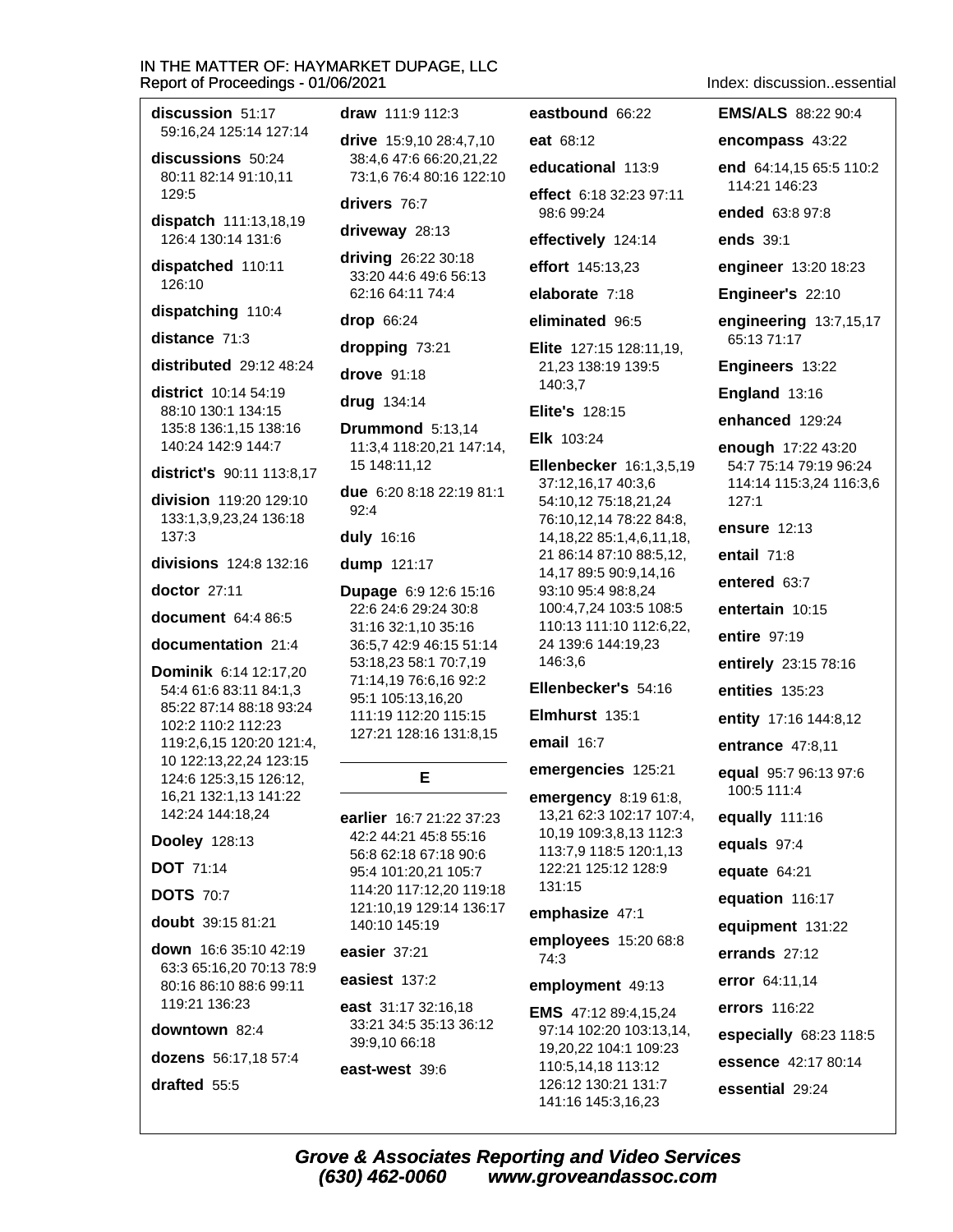**discussion** 51:17 59:16,24 125:14 127:14

**discussions** 50:24 80:11 82:14 91:10,11 129:5

**dispatch** 111:13,18,19 126:4 130:14 131:6

**dispatched** 110:11 126:10

**dispatching** 110:4

**distance** 71:3

**distributed** 29:12 48:24

**district** 10:14 54:19 88:10 130:1 134:15 135:8 136:1,15 138:16 140:24 142:9 144:7

**district's** 90:11 113:8,17

**division** 119:20 129:10 133:1,3,9,23,24 136:18 137:3

**divisions** 124:8 132:16

**doctor** 27:11

**document** 64:4 86:5

**documentation** 21:4

**Dominik** 6:14 12:17,20 54:4 61:6 83:11 84:1,3 85:22 87:14 88:18 93:24 102:2 110:2 112:23 119:2,6,15 120:20 121:4, 10 122:13,22,24 123:15 124:6 125:3,15 126:12, 16,21 132:1,13 141:22 142:24 144:18,24

**Dooley** 128:13

**DOT** 71:14

**DOTS** 70:7

**doubt** 39:15 81:21

**down** 16:6 35:10 42:19 63:3 65:16,20 70:13 78:9 80:16 86:10 88:6 99:11 119:21 136:23

**downtown** 82:4

**dozens** 56:17,18 57:4

**drafted** 55:5

**draw** 111:9 112:3

**drive** 15:9,10 28:4,7,10 38:4,6 47:6 66:20,21,22 73:1,6 76:4 80:16 122:10

**drivers** 76:7

**driveway** 28:13

**driving** 26:22 30:18 33:20 44:6 49:6 56:13 62:16 64:11 74:4

**drop** 66:24

**dropping** 73:21

**drove** 91:18

**drug** 134:14

**Drummond** 5:13,14 11:3,4 118:20,21 147:14, 15 148:11,12

**due** 6:20 8:18 22:19 81:1 92:4

**duly** 16:16

**dump** 121:17

**Dupage** 6:9 12:6 15:16 22:6 24:6 29:24 30:8 31:16 32:1,10 35:16 36:5,7 42:9 46:15 51:14 53:18,23 58:1 70:7,19 71:14,19 76:6,16 92:2 95:1 105:13,16,20 111:19 112:20 115:15 127:21 128:16 131:8,15

## E

**earlier** 16:7 21:22 37:23 42:2 44:21 45:8 55:16 56:8 62:18 67:18 90:6 95:4 101:20,21 105:7 114:20 117:12,20 119:18 121:10,19 129:14 136:17 140:10 145:19

**easier** 37:21

**easiest** 137:2

**east** 31:17 32:16,18 33:21 34:5 35:13 36:12 39:9,10 66:18

**east-west** 39:6

**eastbound** 66:22

**eat** 68:12

**educational** 113:9

**effect** 6:18 32:23 97:11 98:6 99:24

**effectively** 124:14

**effort** 145:13,23

**elaborate** 7:18

**eliminated** 96:5

**Elite** 127:15 128:11,19, 21,23 138:19 139:5 140:3,7

**Elite's** 128:15

**Elk** 103:24

**Ellenbecker** 16:1,3,5,19 37:12,16,17 40:3,6 54:10,12 75:18,21,24 76:10,12,14 78:22 84:8, 14,18,22 85:1,4,6,11,18, 21 86:14 87:10 88:5,12, 14,17 89:5 90:9,14,16 93:10 95:4 98:8,24 100:4,7,24 103:5 108:5 110:13 111:10 112:6,22, 24 139:6 144:19,23 146:3,6

**Ellenbecker's** 54:16

**Elmhurst** 135:1

**email** 16:7

**emergencies** 125:21

**emergency** 8:19 61:8, 13,21 62:3 102:17 107:4, 10,19 109:3,8,13 112:3 113:7,9 118:5 120:1,13 122:21 125:12 128:9 131:15

**emphasize** 47:1

**employees** 15:20 68:8 74:3

**employment** 49:13

**EMS** 47:12 89:4,15,24 97:14 102:20 103:13,14, 19,20,22 104:1 109:23 110:5,14,18 113:12 126:12 130:21 131:7 141:16 145:3,16,23

**EMS/ALS** 88:22 90:4

**encompass** 43:22

**end** 64:14,15 65:5 110:2 114:21 146:23

**ended** 63:8 97:8

**ends** 39:1

**engineer** 13:20 18:23

**engineering** 13:7,15,17 65:13 71:17

**Engineer's** 22:10

**Engineers** 13:22

**England** 13:16

**enhanced** 129:24

**enough** 17:22 43:20 54:7 75:14 79:19 96:24 114:14 115:3,24 116:3,6 127:1

**ensure** 12:13

**entail** 71:8

**entered** 63:7

**entertain** 10:15

**entire** 97:19

**entirely** 23:15 78:16

**entities** 135:23

**entity** 17:16 144:8,12

**entrance** 47:8,11

**equal** 95:7 96:13 97:6 100:5 111:4

**equally** 111:16

**equals** 97:4

**equate** 64:21

**equation** 116:17

**equipment** 131:22

**errands** 27:12

**error** 64:11,14

**errors** 116:22

**especially** 68:23 118:5

**essence** 42:17 80:14

**essential** 29:24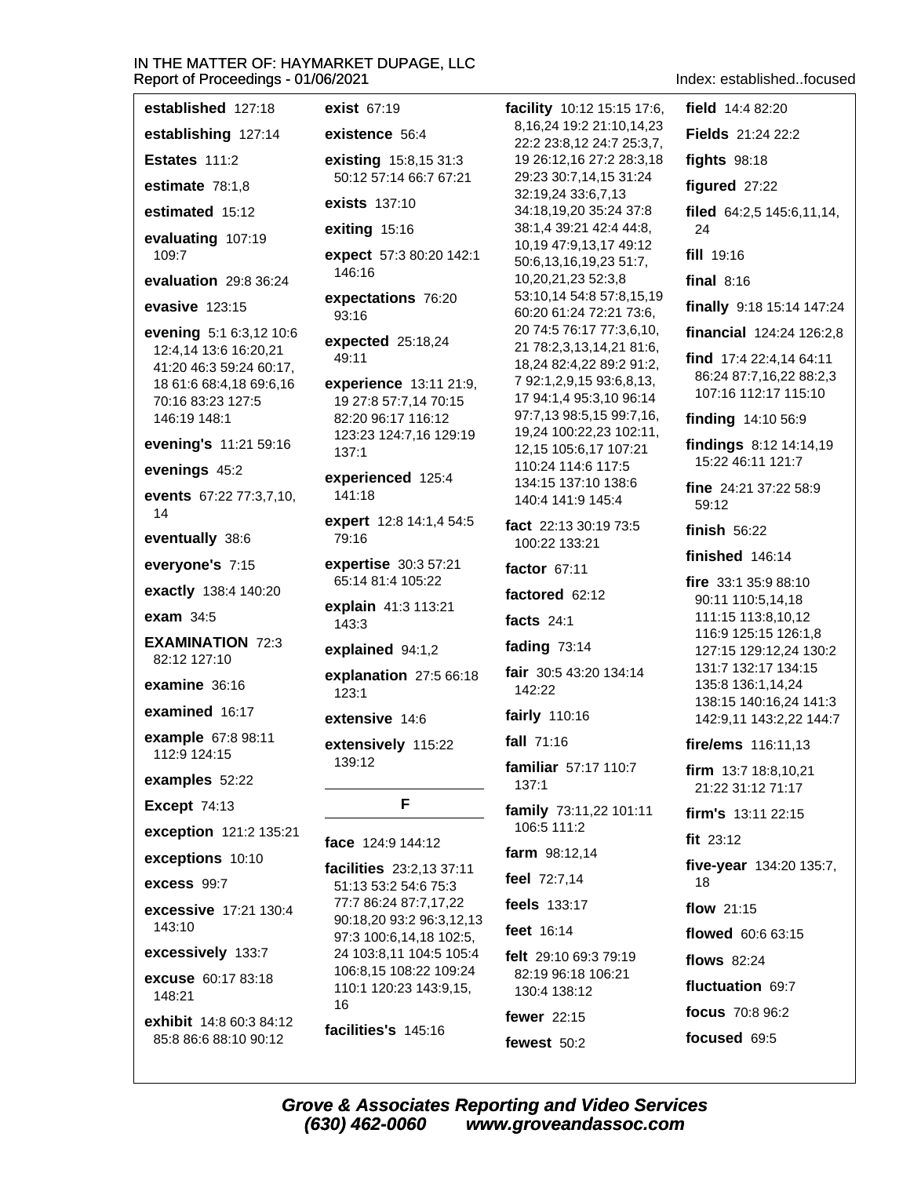**established** 127:18

**establishing** 127:14

**Estates** 111:2

**estimate** 78:1,8

**estimated** 15:12

**evaluating** 107:19 109:7

**evaluation** 29:8 36:24

**evasive** 123:15

**evening** 5:1 6:3,12 10:6 12:4,14 13:6 16:20,21 41:20 46:3 59:24 60:17, 18 61:6 68:4,18 69:6,16 70:16 83:23 127:5 146:19 148:1

**evening's** 11:21 59:16

**evenings** 45:2

**events** 67:22 77:3,7,10, 14

**eventually** 38:6

**everyone's** 7:15

**exactly** 138:4 140:20

**exam** 34:5

**EXAMINATION** 72:3 82:12 127:10

**examine** 36:16

**examined** 16:17

**example** 67:8 98:11 112:9 124:15

**examples** 52:22

**Except** 74:13

**exception** 121:2 135:21

**exceptions** 10:10

**excess** 99:7

**excessive** 17:21 130:4 143:10

**excessively** 133:7

**excuse** 60:17 83:18 148:21

**exhibit** 14:8 60:3 84:12 85:8 86:6 88:10 90:12

**exist** 67:19

**existence** 56:4

**existing** 15:8,15 31:3 50:12 57:14 66:7 67:21

**exists** 137:10

**exiting** 15:16

**expect** 57:3 80:20 142:1 146:16

**expectations** 76:20 93:16

**expected** 25:18,24 49:11

**experience** 13:11 21:9, 19 27:8 57:7,14 70:15 82:20 96:17 116:12 123:23 124:7,16 129:19 137:1

**experienced** 125:4 141:18

**expert** 12:8 14:1,4 54:5 79:16

**expertise** 30:3 57:21 65:14 81:4 105:22

**explain** 41:3 113:21 143:3

**explained** 94:1,2

**explanation** 27:5 66:18 123:1

**extensive** 14:6

**extensively** 115:22 139:12

## F

**face** 124:9 144:12

**facilities** 23:2,13 37:11 51:13 53:2 54:6 75:3 77:7 86:24 87:7,17,22 90:18,20 93:2 96:3,12,13 97:3 100:6,14,18 102:5, 24 103:8,11 104:5 105:4 106:8,15 108:22 109:24 110:1 120:23 143:9,15, 16

**facilities's** 145:16

**facility** 10:12 15:15 17:6, 8,16,24 19:2 21:10,14,23 22:2 23:8,12 24:7 25:3,7, 19 26:12,16 27:2 28:3,18 29:23 30:7,14,15 31:24 32:19,24 33:6,7,13 34:18,19,20 35:24 37:8 38:1,4 39:21 42:4 44:8, 10,19 47:9,13,17 49:12 50:6,13,16,19,23 51:7, 10,20,21,23 52:3,8 53:10,14 54:8 57:8,15,19 60:20 61:24 72:21 73:6, 20 74:5 76:17 77:3,6,10, 21 78:2,3,13,14,21 81:6, 18,24 82:4,22 89:2 91:2, 7 92:1,2,9,15 93:6,8,13, 17 94:1,4 95:3,10 96:14 97:7,13 98:5,15 99:7,16, 19,24 100:22,23 102:11, 12,15 105:6,17 107:21 110:24 114:6 117:5 134:15 137:10 138:6 140:4 141:9 145:4

**fact** 22:13 30:19 73:5 100:22 133:21

**factor** 67:11

**factored** 62:12

**facts** 24:1

**fading** 73:14

**fair** 30:5 43:20 134:14 142:22

**fairly** 110:16

**fall** 71:16

**familiar** 57:17 110:7 137:1

**family** 73:11,22 101:11 106:5 111:2

**farm** 98:12,14

**feel** 72:7,14

**feels** 133:17

**feet** 16:14

**felt** 29:10 69:3 79:19 82:19 96:18 106:21 130:4 138:12

**fewer** 22:15

**fewest** 50:2

**field** 14:4 82:20

**Fields** 21:24 22:2

**fights** 98:18

**figured** 27:22

**filed** 64:2,5 145:6,11,14, 24

**fill** 19:16

**final** 8:16

**finally** 9:18 15:14 147:24

**financial** 124:24 126:2,8

**find** 17:4 22:4,14 64:11 86:24 87:7,16,22 88:2,3 107:16 112:17 115:10

**finding** 14:10 56:9

**findings** 8:12 14:14,19 15:22 46:11 121:7

**fine** 24:21 37:22 58:9 59:12

**finish** 56:22

**finished** 146:14

**fire** 33:1 35:9 88:10 90:11 110:5,14,18 111:15 113:8,10,12 116:9 125:15 126:1,8 127:15 129:12,24 130:2 131:7 132:17 134:15 135:8 136:1,14,24 138:15 140:16,24 141:3 142:9,11 143:2,22 144:7

**fire/ems** 116:11,13

**firm** 13:7 18:8,10,21 21:22 31:12 71:17

**firm's** 13:11 22:15

**fit** 23:12

**five-year** 134:20 135:7, 18

**flow** 21:15

**flowed** 60:6 63:15

**flows** 82:24

**fluctuation** 69:7

**focus** 70:8 96:2

**focused** 69:5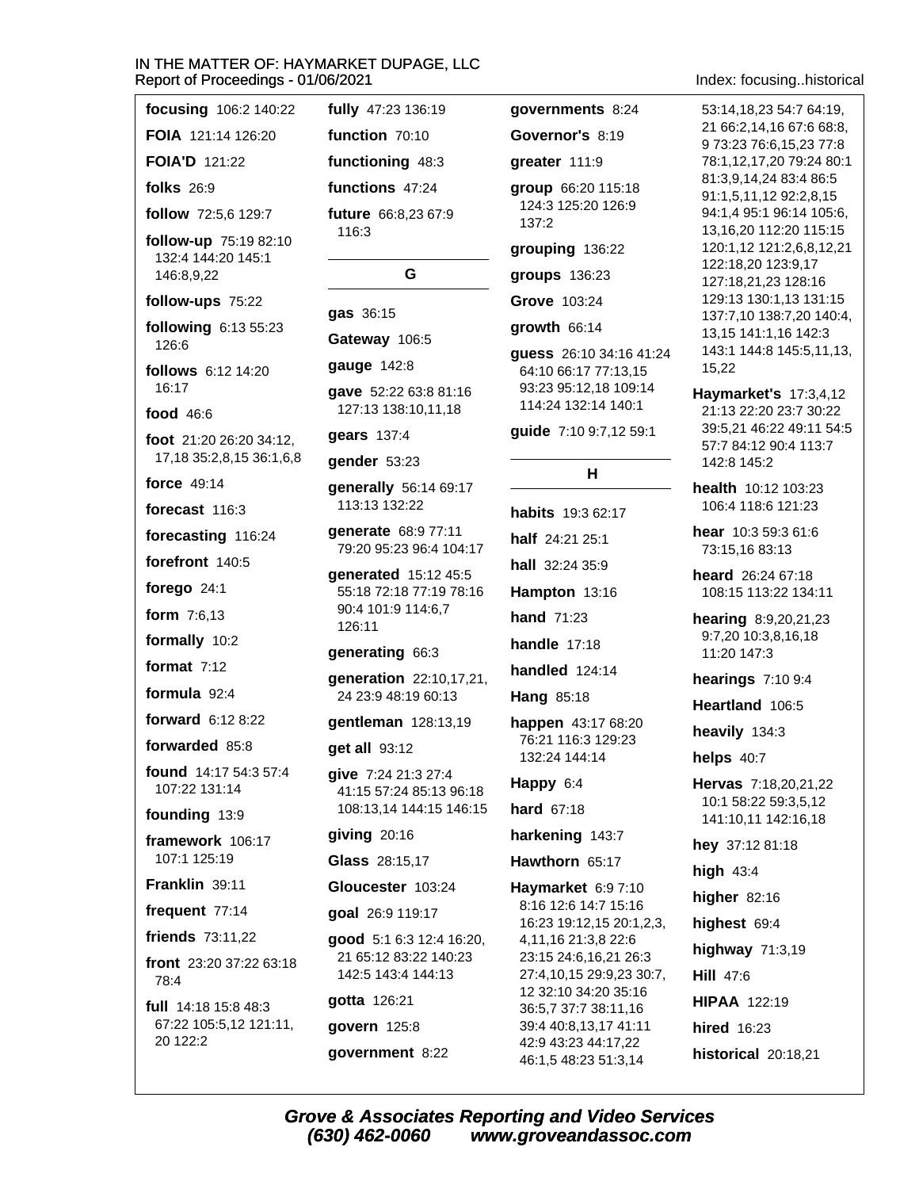**focusing** 106:2 140:22

**FOIA** 121:14 126:20

**FOIA'D** 121:22

**folks** 26:9

**follow** 72:5,6 129:7

**follow-up** 75:19 82:10 132:4 144:20 145:1 146:8,9,22

**follow-ups** 75:22

**following** 6:13 55:23 126:6

**follows** 6:12 14:20 16:17

**food** 46:6

**foot** 21:20 26:20 34:12, 17,18 35:2,8,15 36:1,6,8

**force** 49:14

**forecast** 116:3

**forecasting** 116:24

**forefront** 140:5

**forego** 24:1

**form** 7:6,13

**formally** 10:2

**format** 7:12

**formula** 92:4

**forward** 6:12 8:22

**forwarded** 85:8

**found** 14:17 54:3 57:4 107:22 131:14

**founding** 13:9

**framework** 106:17 107:1 125:19

**Franklin** 39:11

**frequent** 77:14

**friends** 73:11,22

**front** 23:20 37:22 63:18 78:4

**full** 14:18 15:8 48:3 67:22 105:5,12 121:11, 20 122:2

**fully** 47:23 136:19

**function** 70:10

**functioning** 48:3

**functions** 47:24

**future** 66:8,23 67:9 116:3

## G

**gas** 36:15

**Gateway** 106:5

**gauge** 142:8

**gave** 52:22 63:8 81:16 127:13 138:10,11,18

**gears** 137:4

**gender** 53:23

**generally** 56:14 69:17 113:13 132:22

**generate** 68:9 77:11 79:20 95:23 96:4 104:17

**generated** 15:12 45:5 55:18 72:18 77:19 78:16 90:4 101:9 114:6,7 126:11

**generating** 66:3

**generation** 22:10,17,21, 24 23:9 48:19 60:13

**gentleman** 128:13,19

**get all** 93:12

**give** 7:24 21:3 27:4 41:15 57:24 85:13 96:18 108:13,14 144:15 146:15

**giving** 20:16

**Glass** 28:15,17

**Gloucester** 103:24

**goal** 26:9 119:17

**good** 5:1 6:3 12:4 16:20, 21 65:12 83:22 140:23 142:5 143:4 144:13

**gotta** 126:21

**govern** 125:8

**government** 8:22

**governments** 8:24

**Governor's** 8:19

**greater** 111:9

**group** 66:20 115:18 124:3 125:20 126:9 137:2

**grouping** 136:22

**groups** 136:23

**Grove** 103:24

**growth** 66:14

**guess** 26:10 34:16 41:24 64:10 66:17 77:13,15 93:23 95:12,18 109:14 114:24 132:14 140:1

**guide** 7:10 9:7,12 59:1

## H

**habits** 19:3 62:17

**half** 24:21 25:1

**hall** 32:24 35:9

**Hampton** 13:16

**hand** 71:23

**handle** 17:18

**handled** 124:14

**Hang** 85:18

**happen** 43:17 68:20 76:21 116:3 129:23 132:24 144:14

**Happy** 6:4

**hard** 67:18

**harkening** 143:7

**Hawthorn** 65:17

**Haymarket** 6:9 7:10 8:16 12:6 14:7 15:16 16:23 19:12,15 20:1,2,3, 4,11,16 21:3,8 22:6 23:15 24:6,16,21 26:3 27:4,10,15 29:9,23 30:7, 12 32:10 34:20 35:16 36:5,7 37:7 38:11,16 39:4 40:8,13,17 41:11 42:9 43:23 44:17,22 46:1,5 48:23 51:3,14 53:14,18,23 54:7 64:19, 21 66:2,14,16 67:6 68:8, 9 73:23 76:6,15,23 77:8 78:1,12,17,20 79:24 80:1 81:3,9,14,24 83:4 86:5 91:1,5,11,12 92:2,8,15 94:1,4 95:1 96:14 105:6, 13,16,20 112:20 115:15 120:1,12 121:2,6,8,12,21 122:18,20 123:9,17 127:18,21,23 128:16 129:13 130:1,13 131:15 137:7,10 138:7,20 140:4, 13,15 141:1,16 142:3 143:1 144:8 145:5,11,13, 15,22

**Haymarket's** 17:3,4,12 21:13 22:20 23:7 30:22 39:5,21 46:22 49:11 54:5 57:7 84:12 90:4 113:7 142:8 145:2

**health** 10:12 103:23 106:4 118:6 121:23

**hear** 10:3 59:3 61:6 73:15,16 83:13

**heard** 26:24 67:18 108:15 113:22 134:11

**hearing** 8:9,20,21,23 9:7,20 10:3,8,16,18 11:20 147:3

**hearings** 7:10 9:4

**Heartland** 106:5

**heavily** 134:3

**helps** 40:7

**Hervas** 7:18,20,21,22 10:1 58:22 59:3,5,12 141:10,11 142:16,18

**hey** 37:12 81:18

**high** 43:4

**higher** 82:16

**highest** 69:4

**highway** 71:3,19

**Hill** 47:6

**HIPAA** 122:19

**hired** 16:23

**historical** 20:18,21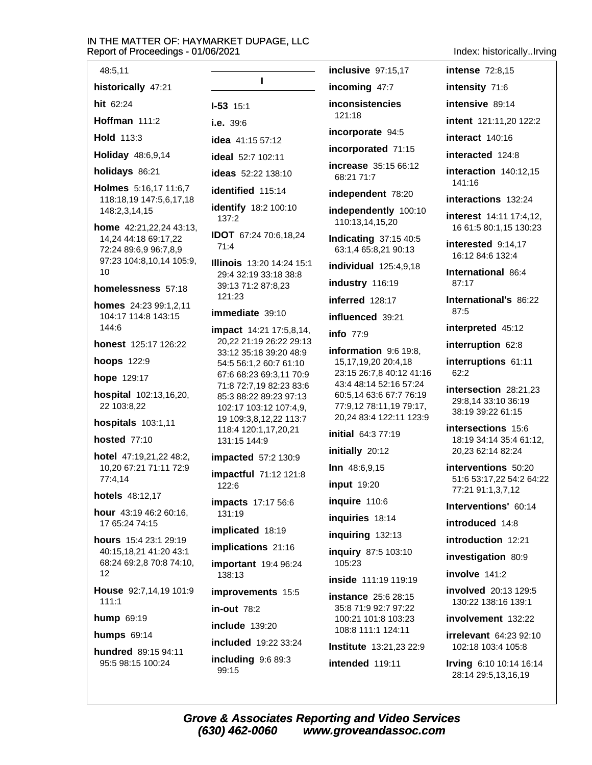48:5,11

**historically** 47:21

**hit** 62:24

**Hoffman** 111:2

**Hold** 113:3

**Holiday** 48:6,9,14

**holidays** 86:21

**Holmes** 5:16,17 11:6,7 118:18,19 147:5,6,17,18 148:2,3,14,15

**home** 42:21,22,24 43:13, 14,24 44:18 69:17,22 72:24 89:6,9 96:7,8,9 97:23 104:8,10,14 105:9, 10

**homelessness** 57:18

**homes** 24:23 99:1,2,11 104:17 114:8 143:15 144:6

**honest** 125:17 126:22

**hoops** 122:9

**hope** 129:17

**hospital** 102:13,16,20, 22 103:8,22

**hospitals** 103:1,11

**hosted** 77:10

**hotel** 47:19,21,22 48:2, 10,20 67:21 71:11 72:9 77:4,14

**hotels** 48:12,17

**hour** 43:19 46:2 60:16, 17 65:24 74:15

**hours** 15:4 23:1 29:19 40:15,18,21 41:20 43:1 68:24 69:2,8 70:8 74:10, 12

**House** 92:7,14,19 101:9 111:1

**hump** 69:19

**humps** 69:14

**hundred** 89:15 94:11 95:5 98:15 100:24

## I

**I-53** 15:1

**i.e.** 39:6

**idea** 41:15 57:12

**ideal** 52:7 102:11

**ideas** 52:22 138:10

**identified** 115:14

**identify** 18:2 100:10 137:2

**IDOT** 67:24 70:6,18,24 71:4

**Illinois** 13:20 14:24 15:1 29:4 32:19 33:18 38:8 39:13 71:2 87:8,23 121:23

**immediate** 39:10

**impact** 14:21 17:5,8,14, 20,22 21:19 26:22 29:13 33:12 35:18 39:20 48:9 54:5 56:1,2 60:7 61:10 67:6 68:23 69:3,11 70:9 71:8 72:7,19 82:23 83:6 85:3 88:22 89:23 97:13 102:17 103:12 107:4,9, 19 109:3,8,12,22 113:7 118:4 120:1,17,20,21 131:15 144:9

**impacted** 57:2 130:9

**impactful** 71:12 121:8 122:6

**impacts** 17:17 56:6 131:19

**implicated** 18:19

**implications** 21:16

**important** 19:4 96:24 138:13

**improvements** 15:5

**in-out** 78:2

**include** 139:20

**included** 19:22 33:24

**including** 9:6 89:3 99:15

**inclusive** 97:15,17

**incoming** 47:7

**inconsistencies** 121:18

**incorporate** 94:5

**incorporated** 71:15

**increase** 35:15 66:12 68:21 71:7

**independent** 78:20

**independently** 100:10 110:13,14,15,20

**Indicating** 37:15 40:5 63:1,4 65:8,21 90:13

**individual** 125:4,9,18

**industry** 116:19

**inferred** 128:17

**influenced** 39:21

**info** 77:9

**information** 9:6 19:8, 15,17,19,20 20:4,18 23:15 26:7,8 40:12 41:16 43:4 48:14 52:16 57:24 60:5,14 63:6 67:7 76:19 77:9,12 78:11,19 79:17, 20,24 83:4 122:11 123:9

**initial** 64:3 77:19

**initially** 20:12

**Inn** 48:6,9,15

**input** 19:20

**inquire** 110:6

**inquiries** 18:14

**inquiring** 132:13

**inquiry** 87:5 103:10 105:23

**inside** 111:19 119:19

**instance** 25:6 28:15 35:8 71:9 92:7 97:22 100:21 101:8 103:23 108:8 111:1 124:11

**Institute** 13:21,23 22:9

**intended** 119:11

**intense** 72:8,15

**intensity** 71:6

**intensive** 89:14

**intent** 121:11,20 122:2

**interact** 140:16

**interacted** 124:8

**interaction** 140:12,15 141:16

**interactions** 132:24

**interest** 14:11 17:4,12, 16 61:5 80:1,15 130:23

**interested** 9:14,17 16:12 84:6 132:4

**International** 86:4 87:17

**International's** 86:22 87:5

**interpreted** 45:12

**interruption** 62:8

**interruptions** 61:11 62:2

**intersection** 28:21,23 29:8,14 33:10 36:19 38:19 39:22 61:15

**intersections** 15:6 18:19 34:14 35:4 61:12, 20,23 62:14 82:24

**interventions** 50:20 51:6 53:17,22 54:2 64:22 77:21 91:1,3,7,12

**Interventions'** 60:14

**introduced** 14:8

**introduction** 12:21

**investigation** 80:9

**involve** 141:2

**involved** 20:13 129:5 130:22 138:16 139:1

**involvement** 132:22

**irrelevant** 64:23 92:10 102:18 103:4 105:8

**Irving** 6:10 10:14 16:14 28:14 29:5,13,16,19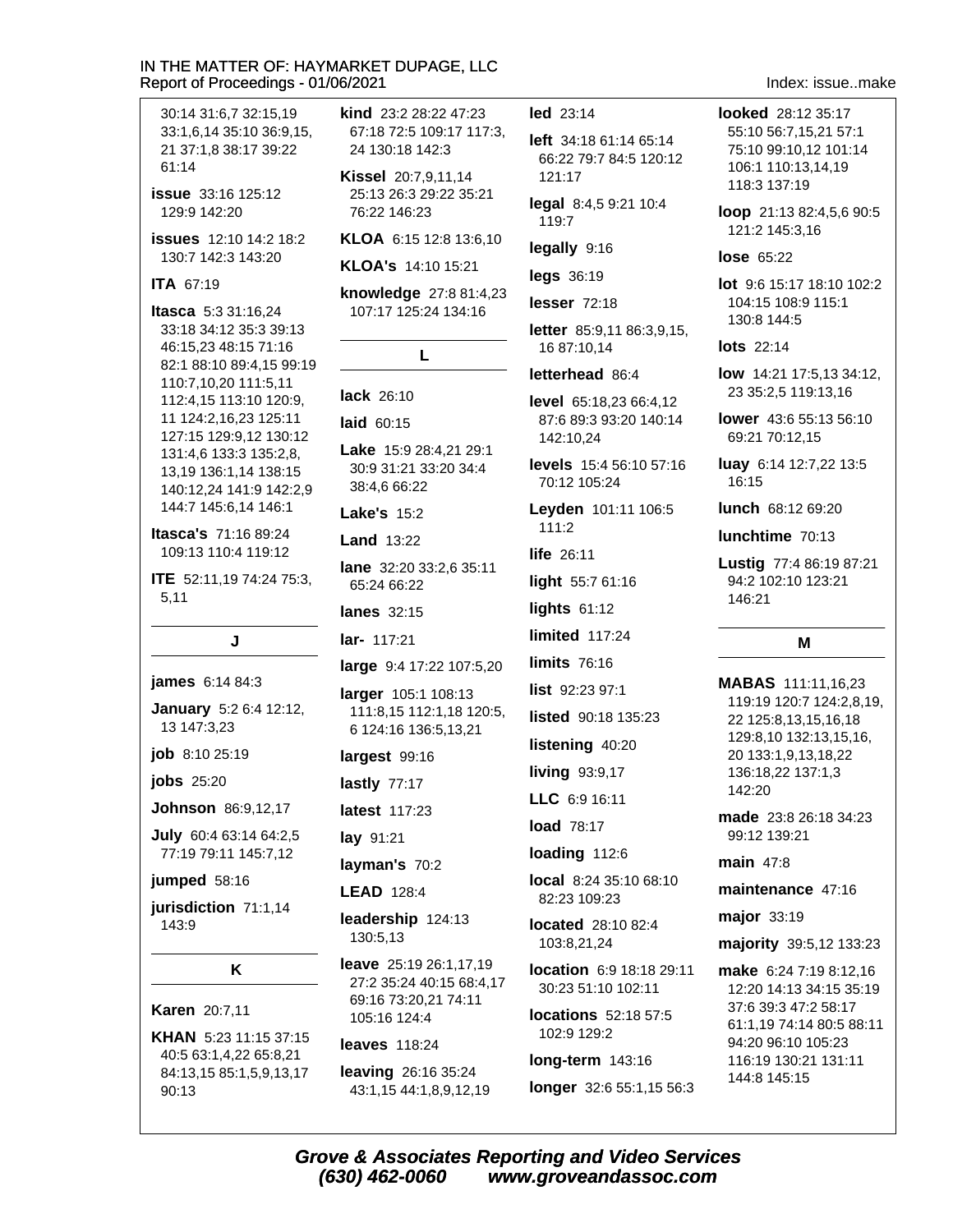30:14 31:6,7 32:15,19 33:1,6,14 35:10 36:9,15, 21 37:1,8 38:17 39:22 61:14

**issue** 33:16 125:12 129:9 142:20

**issues** 12:10 14:2 18:2 130:7 142:3 143:20

**ITA** 67:19

**Itasca** 5:3 31:16,24 33:18 34:12 35:3 39:13 46:15,23 48:15 71:16 82:1 88:10 89:4,15 99:19 110:7,10,20 111:5,11 112:4,15 113:10 120:9, 11 124:2,16,23 125:11 127:15 129:9,12 130:12 131:4,6 133:3 135:2,8, 13,19 136:1,14 138:15 140:12,24 141:9 142:2,9 144:7 145:6,14 146:1

**Itasca's** 71:16 89:24 109:13 110:4 119:12

**ITE** 52:11,19 74:24 75:3, 5,11

## J

**james** 6:14 84:3

**January** 5:2 6:4 12:12, 13 147:3,23

**job** 8:10 25:19

**jobs** 25:20

**Johnson** 86:9,12,17

**July** 60:4 63:14 64:2,5 77:19 79:11 145:7,12

**jumped** 58:16

**jurisdiction** 71:1,14 143:9

## K

**Karen** 20:7,11

**KHAN** 5:23 11:15 37:15 40:5 63:1,4,22 65:8,21 84:13,15 85:1,5,9,13,17 90:13

**kind** 23:2 28:22 47:23 67:18 72:5 109:17 117:3, 24 130:18 142:3

**Kissel** 20:7,9,11,14 25:13 26:3 29:22 35:21 76:22 146:23

**KLOA** 6:15 12:8 13:6,10

**KLOA's** 14:10 15:21

**knowledge** 27:8 81:4,23 107:17 125:24 134:16

## L

**lack** 26:10

**laid** 60:15

**Lake** 15:9 28:4,21 29:1 30:9 31:21 33:20 34:4 38:4,6 66:22

**Lake's** 15:2

**Land** 13:22

**lane** 32:20 33:2,6 35:11 65:24 66:22

**lanes** 32:15

**lar-** 117:21

**large** 9:4 17:22 107:5,20

**larger** 105:1 108:13 111:8,15 112:1,18 120:5, 6 124:16 136:5,13,21

**largest** 99:16

**lastly** 77:17

**latest** 117:23

**lay** 91:21

**layman's** 70:2

**LEAD** 128:4

**leadership** 124:13 130:5,13

**leave** 25:19 26:1,17,19 27:2 35:24 40:15 68:4,17 69:16 73:20,21 74:11 105:16 124:4

**leaves** 118:24

**leaving** 26:16 35:24 43:1,15 44:1,8,9,12,19

**led** 23:14

**left** 34:18 61:14 65:14 66:22 79:7 84:5 120:12 121:17

**legal** 8:4,5 9:21 10:4 119:7

**legally** 9:16

**legs** 36:19

**lesser** 72:18

**letter** 85:9,11 86:3,9,15, 16 87:10,14

**letterhead** 86:4

**level** 65:18,23 66:4,12 87:6 89:3 93:20 140:14 142:10,24

**levels** 15:4 56:10 57:16 70:12 105:24

**Leyden** 101:11 106:5 111:2

**life** 26:11

**light** 55:7 61:16

**lights** 61:12

**limited** 117:24

**limits** 76:16

**list** 92:23 97:1

**listed** 90:18 135:23

**listening** 40:20

**living** 93:9,17

**LLC** 6:9 16:11

**load** 78:17

**loading** 112:6

**local** 8:24 35:10 68:10 82:23 109:23

**located** 28:10 82:4 103:8,21,24

**location** 6:9 18:18 29:11 30:23 51:10 102:11

**locations** 52:18 57:5 102:9 129:2

**long-term** 143:16

**longer** 32:6 55:1,15 56:3

**looked** 28:12 35:17 55:10 56:7,15,21 57:1 75:10 99:10,12 101:14 106:1 110:13,14,19 118:3 137:19

**loop** 21:13 82:4,5,6 90:5 121:2 145:3,16

**lose** 65:22

**lot** 9:6 15:17 18:10 102:2 104:15 108:9 115:1 130:8 144:5

**lots** 22:14

**low** 14:21 17:5,13 34:12, 23 35:2,5 119:13,16

**lower** 43:6 55:13 56:10 69:21 70:12,15

**luay** 6:14 12:7,22 13:5 16:15

**lunch** 68:12 69:20

**lunchtime** 70:13

**Lustig** 77:4 86:19 87:21 94:2 102:10 123:21 146:21

## M

**MABAS** 111:11,16,23 119:19 120:7 124:2,8,19, 22 125:8,13,15,16,18 129:8,10 132:13,15,16, 20 133:1,9,13,18,22 136:18,22 137:1,3 142:20

**made** 23:8 26:18 34:23 99:12 139:21

**main** 47:8

**maintenance** 47:16

**major** 33:19

**majority** 39:5,12 133:23

**make** 6:24 7:19 8:12,16 12:20 14:13 34:15 35:19 37:6 39:3 47:2 58:17 61:1,19 74:14 80:5 88:11 94:20 96:10 105:23 116:19 130:21 131:11 144:8 145:15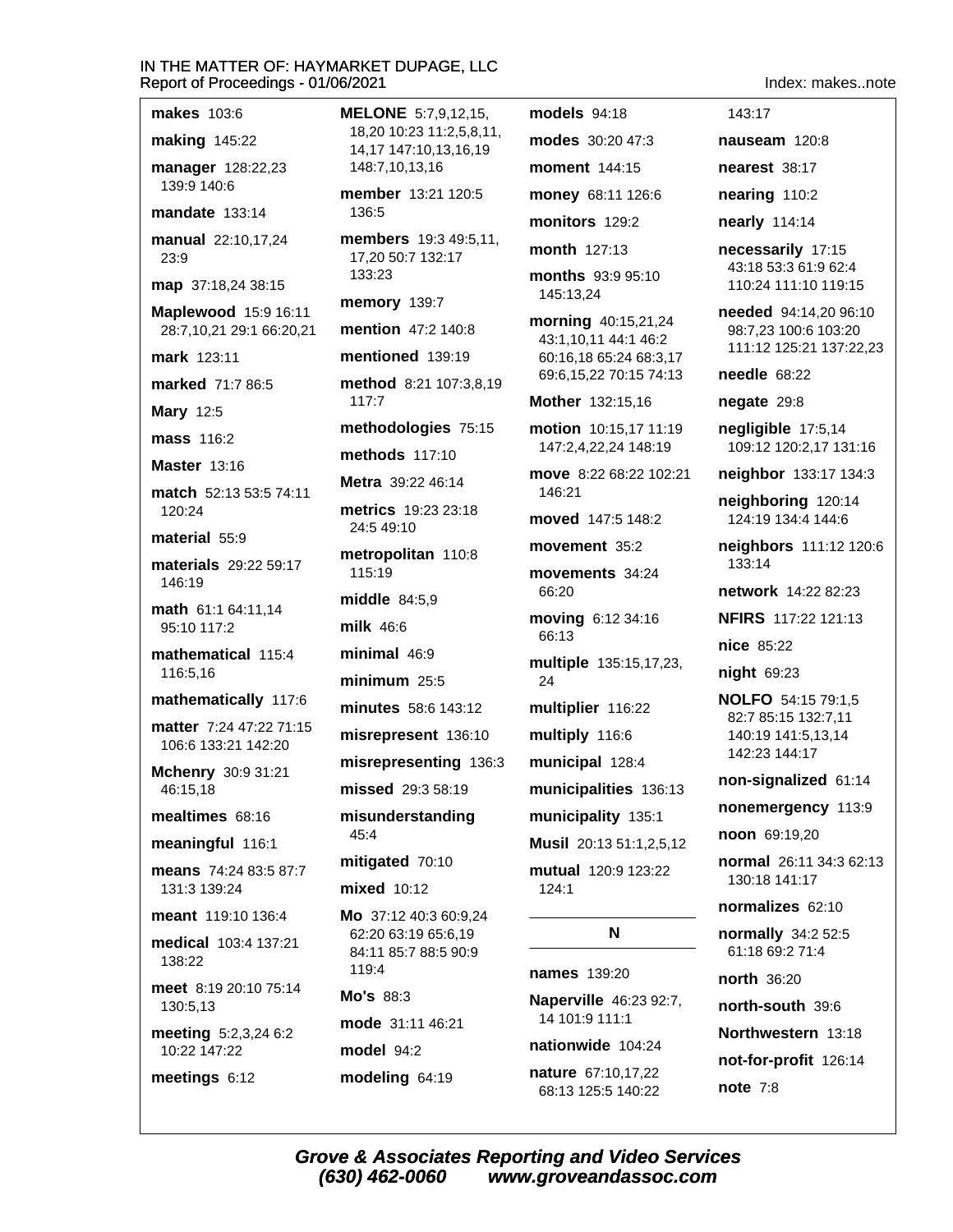**makes** 103:6

**making** 145:22

**manager** 128:22,23 139:9 140:6

**mandate** 133:14

**manual** 22:10,17,24 23:9

**map** 37:18,24 38:15

**Maplewood** 15:9 16:11 28:7,10,21 29:1 66:20,21

**mark** 123:11

**marked** 71:7 86:5

**Mary** 12:5

**mass** 116:2

**Master** 13:16

**match** 52:13 53:5 74:11 120:24

**material** 55:9

**materials** 29:22 59:17 146:19

**math** 61:1 64:11,14 95:10 117:2

**mathematical** 115:4 116:5,16

**mathematically** 117:6

**matter** 7:24 47:22 71:15 106:6 133:21 142:20

**Mchenry** 30:9 31:21 46:15,18

**mealtimes** 68:16

**meaningful** 116:1

**means** 74:24 83:5 87:7 131:3 139:24

**meant** 119:10 136:4

**medical** 103:4 137:21 138:22

**meet** 8:19 20:10 75:14 130:5,13

**meeting** 5:2,3,24 6:2 10:22 147:22

**meetings** 6:12

**MELONE** 5:7,9,12,15, 18,20 10:23 11:2,5,8,11, 14,17 147:10,13,16,19 148:7,10,13,16

**member** 13:21 120:5 136:5

**members** 19:3 49:5,11, 17,20 50:7 132:17 133:23

**memory** 139:7

**mention** 47:2 140:8

**mentioned** 139:19

**method** 8:21 107:3,8,19 117:7

**methodologies** 75:15

**methods** 117:10

**Metra** 39:22 46:14

**metrics** 19:23 23:18 24:5 49:10

**metropolitan** 110:8 115:19

**middle** 84:5,9

**milk** 46:6

**minimal** 46:9

**minimum** 25:5

**minutes** 58:6 143:12

**misrepresent** 136:10

**misrepresenting** 136:3

**missed** 29:3 58:19

**misunderstanding** 45:4

**mitigated** 70:10

**mixed** 10:12

**Mo** 37:12 40:3 60:9,24 62:20 63:19 65:6,19 84:11 85:7 88:5 90:9 119:4

**Mo's** 88:3

**mode** 31:11 46:21

**model** 94:2

**modeling** 64:19

**models** 94:18

**modes** 30:20 47:3

**moment** 144:15

**money** 68:11 126:6

**monitors** 129:2

**month** 127:13

**months** 93:9 95:10 145:13,24

**morning** 40:15,21,24 43:1,10,11 44:1 46:2 60:16,18 65:24 68:3,17 69:6,15,22 70:15 74:13

**Mother** 132:15,16

**motion** 10:15,17 11:19 147:2,4,22,24 148:19

**move** 8:22 68:22 102:21 146:21

**moved** 147:5 148:2

**movement** 35:2

**movements** 34:24 66:20

**moving** 6:12 34:16 66:13

**multiple** 135:15,17,23, 24

**multiplier** 116:22

**multiply** 116:6

**municipal** 128:4

**municipalities** 136:13

**municipality** 135:1

**Musil** 20:13 51:1,2,5,12

**mutual** 120:9 123:22 124:1

## N

**names** 139:20

**Naperville** 46:23 92:7, 14 101:9 111:1

**nationwide** 104:24

**nature** 67:10,17,22 68:13 125:5 140:22 143:17

**nauseam** 120:8

**nearest** 38:17

**nearing** 110:2

**nearly** 114:14

**necessarily** 17:15 43:18 53:3 61:9 62:4 110:24 111:10 119:15

**needed** 94:14,20 96:10 98:7,23 100:6 103:20 111:12 125:21 137:22,23

**needle** 68:22

**negate** 29:8

**negligible** 17:5,14 109:12 120:2,17 131:16

**neighbor** 133:17 134:3

**neighboring** 120:14 124:19 134:4 144:6

**neighbors** 111:12 120:6 133:14

**network** 14:22 82:23

**NFIRS** 117:22 121:13

**nice** 85:22

**night** 69:23

**NOLFO** 54:15 79:1,5 82:7 85:15 132:7,11 140:19 141:5,13,14 142:23 144:17

**non-signalized** 61:14

**nonemergency** 113:9

**noon** 69:19,20

**normal** 26:11 34:3 62:13 130:18 141:17

**normalizes** 62:10

**normally** 34:2 52:5 61:18 69:2 71:4

**north** 36:20

**north-south** 39:6

**Northwestern** 13:18

**not-for-profit** 126:14

**note** 7:8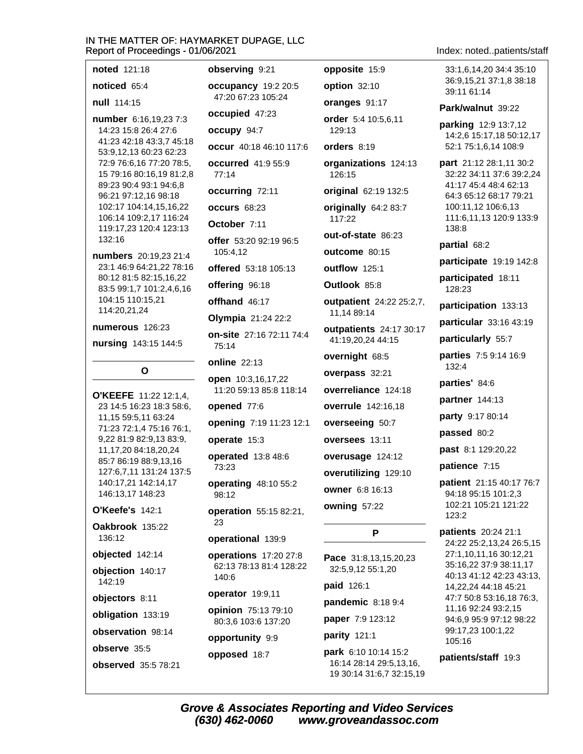**noted** 121:18

**noticed** 65:4

**null** 114:15

**number** 6:16,19,23 7:3 14:23 15:8 26:4 27:6 41:23 42:18 43:3,7 45:18 53:9,12,13 60:23 62:23 72:9 76:6,16 77:20 78:5, 15 79:16 80:16,19 81:2,8 89:23 90:4 93:1 94:6,8 96:21 97:12,16 98:18 102:17 104:14,15,16,22 106:14 109:2,17 116:24 119:17,23 120:4 123:13 132:16

**numbers** 20:19,23 21:4 23:1 46:9 64:21,22 78:16 80:12 81:5 82:15,16,22 83:5 99:1,7 101:2,4,6,16 104:15 110:15,21 114:20,21,24

**numerous** 126:23

**nursing** 143:15 144:5

## O

**O'KEEFE** 11:22 12:1,4, 23 14:5 16:23 18:3 58:6, 11,15 59:5,11 63:24 71:23 72:1,4 75:16 76:1, 9,22 81:9 82:9,13 83:9, 11,17,20 84:18,20,24 85:7 86:19 88:9,13,16 127:6,7,11 131:24 137:5 140:17,21 142:14,17 146:13,17 148:23

**O'Keefe's** 142:1

**Oakbrook** 135:22 136:12

**objected** 142:14

**objection** 140:17 142:19

**objectors** 8:11

**obligation** 133:19

**observation** 98:14

**observe** 35:5

**observed** 35:5 78:21

**observing** 9:21

**occupancy** 19:2 20:5 47:20 67:23 105:24

**occupied** 47:23

**occupy** 94:7

**occur** 40:18 46:10 117:6

**occurred** 41:9 55:9 77:14

**occurring** 72:11

**occurs** 68:23

**October** 7:11

**offer** 53:20 92:19 96:5 105:4,12

**offered** 53:18 105:13

**offering** 96:18

**offhand** 46:17

**Olympia** 21:24 22:2

**on-site** 27:16 72:11 74:4 75:14

**online** 22:13

**open** 10:3,16,17,22 11:20 59:13 85:8 118:14

**opened** 77:6

**opening** 7:19 11:23 12:1

**operate** 15:3

**operated** 13:8 48:6 73:23

**operating** 48:10 55:2 98:12

**operation** 55:15 82:21, 23

**operational** 139:9

**operations** 17:20 27:8 62:13 78:13 81:4 128:22 140:6

**operator** 19:9,11

**opinion** 75:13 79:10 80:3,6 103:6 137:20

**opportunity** 9:9

**opposed** 18:7

**opposite** 15:9

**option** 32:10

**oranges** 91:17

**order** 5:4 10:5,6,11 129:13

**orders** 8:19

**organizations** 124:13 126:15

**original** 62:19 132:5

**originally** 64:2 83:7 117:22

**out-of-state** 86:23

**outcome** 80:15

**outflow** 125:1

**Outlook** 85:8

**outpatient** 24:22 25:2,7, 11,14 89:14

**outpatients** 24:17 30:17 41:19,20,24 44:15

**overnight** 68:5

**overpass** 32:21

**overreliance** 124:18

**overrule** 142:16,18

**overseeing** 50:7

**oversees** 13:11

**overusage** 124:12

**overutilizing** 129:10

**owner** 6:8 16:13

**owning** 57:22

## P

**Pace** 31:8,13,15,20,23 32:5,9,12 55:1,20

**paid** 126:1

**pandemic** 8:18 9:4

**paper** 7:9 123:12

**parity** 121:1

**park** 6:10 10:14 15:2 16:14 28:14 29:5,13,16, 19 30:14 31:6,7 32:15,19 33:1,6,14,20 34:4 35:10 36:9,15,21 37:1,8 38:18 39:11 61:14

**Park/walnut** 39:22

**parking** 12:9 13:7,12 14:2,6 15:17,18 50:12,17 52:1 75:1,6,14 108:9

**part** 21:12 28:1,11 30:2 32:22 34:11 37:6 39:2,24 41:17 45:4 48:4 62:13 64:3 65:12 68:17 79:21 100:11,12 106:6,13 111:6,11,13 120:9 133:9 138:8

**partial** 68:2

**participate** 19:19 142:8

**participated** 18:11 128:23

**participation** 133:13

**particular** 33:16 43:19

**particularly** 55:7

**parties** 7:5 9:14 16:9 132:4

**parties'** 84:6

**partner** 144:13

**party** 9:17 80:14

**passed** 80:2

**past** 8:1 129:20,22

**patience** 7:15

**patient** 21:15 40:17 76:7 94:18 95:15 101:2,3 102:21 105:21 121:22 123:2

**patients** 20:24 21:1 24:22 25:2,13,24 26:5,15 27:1,10,11,16 30:12,21 35:16,22 37:9 38:11,17 40:13 41:12 42:23 43:13, 14,22,24 44:18 45:21 47:7 50:8 53:16,18 76:3, 11,16 92:24 93:2,15 94:6,9 95:9 97:12 98:22 99:17,23 100:1,22 105:16

**patients/staff** 19:3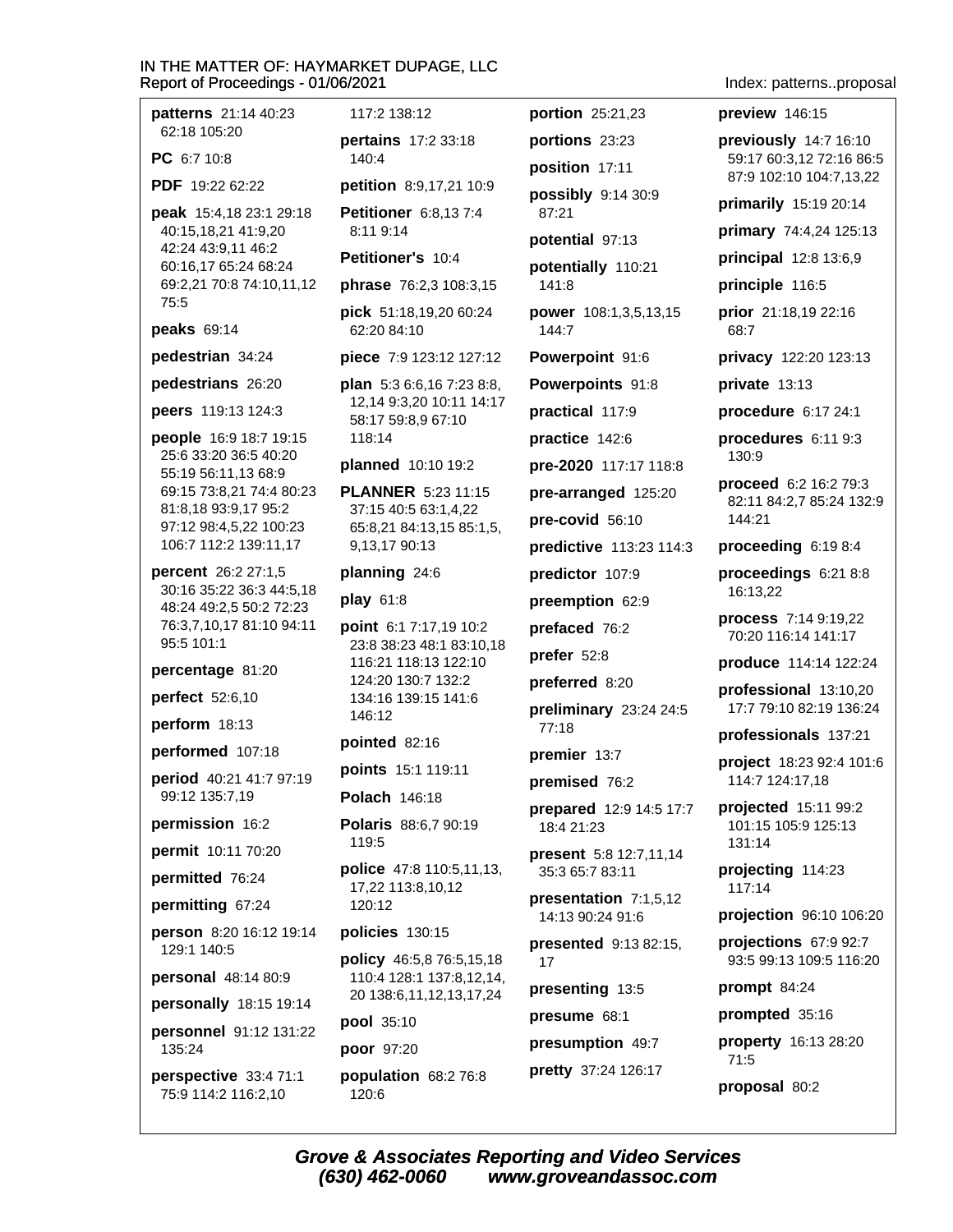**patterns** 21:14 40:23 62:18 105:20

**PC** 6:7 10:8

**PDF** 19:22 62:22

**peak** 15:4,18 23:1 29:18 40:15,18,21 41:9,20 42:24 43:9,11 46:2 60:16,17 65:24 68:24 69:2,21 70:8 74:10,11,12 75:5

**peaks** 69:14

**pedestrian** 34:24

**pedestrians** 26:20

**peers** 119:13 124:3

**people** 16:9 18:7 19:15 25:6 33:20 36:5 40:20 55:19 56:11,13 68:9 69:15 73:8,21 74:4 80:23 81:8,18 93:9,17 95:2 97:12 98:4,5,22 100:23 106:7 112:2 139:11,17

**percent** 26:2 27:1,5 30:16 35:22 36:3 44:5,18 48:24 49:2,5 50:2 72:23 76:3,7,10,17 81:10 94:11 95:5 101:1

**percentage** 81:20

**perfect** 52:6,10

**perform** 18:13

**performed** 107:18

**period** 40:21 41:7 97:19 99:12 135:7,19

**permission** 16:2

**permit** 10:11 70:20

**permitted** 76:24

**permitting** 67:24

**person** 8:20 16:12 19:14 129:1 140:5

**personal** 48:14 80:9

**personally** 18:15 19:14

**personnel** 91:12 131:22 135:24

**perspective** 33:4 71:1 75:9 114:2 116:2,10 117:2 138:12

**pertains** 17:2 33:18 140:4

**petition** 8:9,17,21 10:9

**Petitioner** 6:8,13 7:4 8:11 9:14

**Petitioner's** 10:4

**phrase** 76:2,3 108:3,15

**pick** 51:18,19,20 60:24 62:20 84:10

**piece** 7:9 123:12 127:12

**plan** 5:3 6:6,16 7:23 8:8, 12,14 9:3,20 10:11 14:17 58:17 59:8,9 67:10 118:14

**planned** 10:10 19:2

**PLANNER** 5:23 11:15 37:15 40:5 63:1,4,22 65:8,21 84:13,15 85:1,5, 9,13,17 90:13

**planning** 24:6

**play** 61:8

**point** 6:1 7:17,19 10:2 23:8 38:23 48:1 83:10,18 116:21 118:13 122:10 124:20 130:7 132:2 134:16 139:15 141:6 146:12

**pointed** 82:16

**points** 15:1 119:11

**Polach** 146:18

**Polaris** 88:6,7 90:19 119:5

**police** 47:8 110:5,11,13, 17,22 113:8,10,12 120:12

**policies** 130:15

**policy** 46:5,8 76:5,15,18 110:4 128:1 137:8,12,14, 20 138:6,11,12,13,17,24

**pool** 35:10

**poor** 97:20

**population** 68:2 76:8 120:6

**portion** 25:21,23

**portions** 23:23

**position** 17:11

**possibly** 9:14 30:9 87:21

**potential** 97:13

**potentially** 110:21 141:8

**power** 108:1,3,5,13,15 144:7

**Powerpoint** 91:6

**Powerpoints** 91:8

**practical** 117:9

**practice** 142:6

**pre-2020** 117:17 118:8

**pre-arranged** 125:20

**pre-covid** 56:10

**predictive** 113:23 114:3

**predictor** 107:9

**preemption** 62:9

**prefaced** 76:2

**prefer** 52:8

**preferred** 8:20

**preliminary** 23:24 24:5 77:18

**premier** 13:7

**premised** 76:2

**prepared** 12:9 14:5 17:7 18:4 21:23

**present** 5:8 12:7,11,14 35:3 65:7 83:11

**presentation** 7:1,5,12 14:13 90:24 91:6

**presented** 9:13 82:15, 17

**presenting** 13:5

**presume** 68:1

**presumption** 49:7

**pretty** 37:24 126:17

**preview** 146:15

**previously** 14:7 16:10 59:17 60:3,12 72:16 86:5 87:9 102:10 104:7,13,22

**primarily** 15:19 20:14

**primary** 74:4,24 125:13

**principal** 12:8 13:6,9

**principle** 116:5

**prior** 21:18,19 22:16 68:7

**privacy** 122:20 123:13

**private** 13:13

**procedure** 6:17 24:1

**procedures** 6:11 9:3 130:9

**proceed** 6:2 16:2 79:3 82:11 84:2,7 85:24 132:9 144:21

**proceeding** 6:19 8:4

**proceedings** 6:21 8:8 16:13,22

**process** 7:14 9:19,22 70:20 116:14 141:17

**produce** 114:14 122:24

**professional** 13:10,20 17:7 79:10 82:19 136:24

**professionals** 137:21

**project** 18:23 92:4 101:6 114:7 124:17,18

**projected** 15:11 99:2 101:15 105:9 125:13 131:14

**projecting** 114:23 117:14

**projection** 96:10 106:20

**projections** 67:9 92:7 93:5 99:13 109:5 116:20

**prompt** 84:24

**prompted** 35:16

**property** 16:13 28:20 71:5

**proposal** 80:2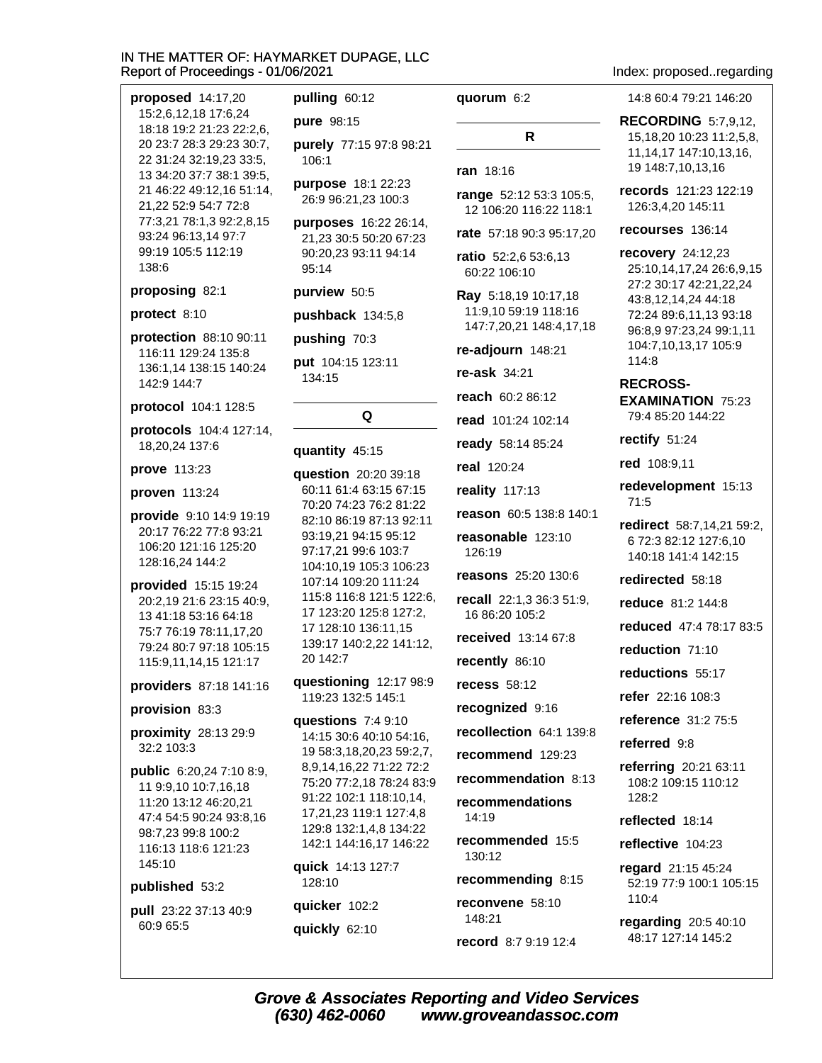**proposed** 14:17,20 15:2,6,12,18 17:6,24 18:18 19:2 21:23 22:2,6, 20 23:7 28:3 29:23 30:7, 22 31:24 32:19,23 33:5, 13 34:20 37:7 38:1 39:5, 21 46:22 49:12,16 51:14, 21,22 52:9 54:7 72:8 77:3,21 78:1,3 92:2,8,15 93:24 96:13,14 97:7 99:19 105:5 112:19 138:6

**proposing** 82:1

**protect** 8:10

**protection** 88:10 90:11 116:11 129:24 135:8 136:1,14 138:15 140:24 142:9 144:7

**protocol** 104:1 128:5

**protocols** 104:4 127:14, 18,20,24 137:6

**prove** 113:23

**proven** 113:24

**provide** 9:10 14:9 19:19 20:17 76:22 77:8 93:21 106:20 121:16 125:20 128:16,24 144:2

**provided** 15:15 19:24 20:2,19 21:6 23:15 40:9, 13 41:18 53:16 64:18 75:7 76:19 78:11,17,20 79:24 80:7 97:18 105:15 115:9,11,14,15 121:17

**providers** 87:18 141:16

**provision** 83:3

**proximity** 28:13 29:9 32:2 103:3

**public** 6:20,24 7:10 8:9, 11 9:9,10 10:7,16,18 11:20 13:12 46:20,21 47:4 54:5 90:24 93:8,16 98:7,23 99:8 100:2 116:13 118:6 121:23 145:10

**published** 53:2

**pull** 23:22 37:13 40:9 60:9 65:5

**pulling** 60:12

**pure** 98:15

**purely** 77:15 97:8 98:21 106:1

**purpose** 18:1 22:23 26:9 96:21,23 100:3

**purposes** 16:22 26:14, 21,23 30:5 50:20 67:23 90:20,23 93:11 94:14 95:14

**purview** 50:5

**pushback** 134:5,8

**pushing** 70:3

**put** 104:15 123:11 134:15

## Q

**quantity** 45:15

**question** 20:20 39:18 60:11 61:4 63:15 67:15 70:20 74:23 76:2 81:22 82:10 86:19 87:13 92:11 93:19,21 94:15 95:12 97:17,21 99:6 103:7 104:10,19 105:3 106:23 107:14 109:20 111:24 115:8 116:8 121:5 122:6, 17 123:20 125:8 127:2, 17 128:10 136:11,15 139:17 140:2,22 141:12, 20 142:7

**questioning** 12:17 98:9 119:23 132:5 145:1

**questions** 7:4 9:10 14:15 30:6 40:10 54:16, 19 58:3,18,20,23 59:2,7, 8,9,14,16,22 71:22 72:2 75:20 77:2,18 78:24 83:9 91:22 102:1 118:10,14, 17,21,23 119:1 127:4,8 129:8 132:1,4,8 134:22 142:1 144:16,17 146:22

**quick** 14:13 127:7 128:10

**quicker** 102:2

**quickly** 62:10

**quorum** 6:2

## R

**ran** 18:16

**range** 52:12 53:3 105:5, 12 106:20 116:22 118:1

**rate** 57:18 90:3 95:17,20

**ratio** 52:2,6 53:6,13 60:22 106:10

**Ray** 5:18,19 10:17,18 11:9,10 59:19 118:16 147:7,20,21 148:4,17,18

**re-adjourn** 148:21

**re-ask** 34:21

**reach** 60:2 86:12

**read** 101:24 102:14

**ready** 58:14 85:24

**real** 120:24

**reality** 117:13

**reason** 60:5 138:8 140:1

**reasonable** 123:10 126:19

**reasons** 25:20 130:6

**recall** 22:1,3 36:3 51:9, 16 86:20 105:2

**received** 13:14 67:8

**recently** 86:10

**recess** 58:12

**recognized** 9:16

**recollection** 64:1 139:8

**recommend** 129:23

**recommendation** 8:13

**recommendations** 14:19

**recommended** 15:5 130:12

**recommending** 8:15

**reconvene** 58:10 148:21

**record** 8:7 9:19 12:4 14:8 60:4 79:21 146:20

**RECORDING** 5:7,9,12, 15,18,20 10:23 11:2,5,8, 11,14,17 147:10,13,16, 19 148:7,10,13,16

**records** 121:23 122:19 126:3,4,20 145:11

**recourses** 136:14

**recovery** 24:12,23 25:10,14,17,24 26:6,9,15 27:2 30:17 42:21,22,24 43:8,12,14,24 44:18 72:24 89:6,11,13 93:18 96:8,9 97:23,24 99:1,11 104:7,10,13,17 105:9 114:8

**RECROSS-EXAMINATION** 75:23 79:4 85:20 144:22

**rectify** 51:24

**red** 108:9,11

**redevelopment** 15:13 71:5

**redirect** 58:7,14,21 59:2, 6 72:3 82:12 127:6,10 140:18 141:4 142:15

**redirected** 58:18

**reduce** 81:2 144:8

**reduced** 47:4 78:17 83:5

**reduction** 71:10

**reductions** 55:17

**refer** 22:16 108:3

**reference** 31:2 75:5

**referred** 9:8

**referring** 20:21 63:11 108:2 109:15 110:12 128:2

**reflected** 18:14

**reflective** 104:23

**regard** 21:15 45:24 52:19 77:9 100:1 105:15 110:4

**regarding** 20:5 40:10 48:17 127:14 145:2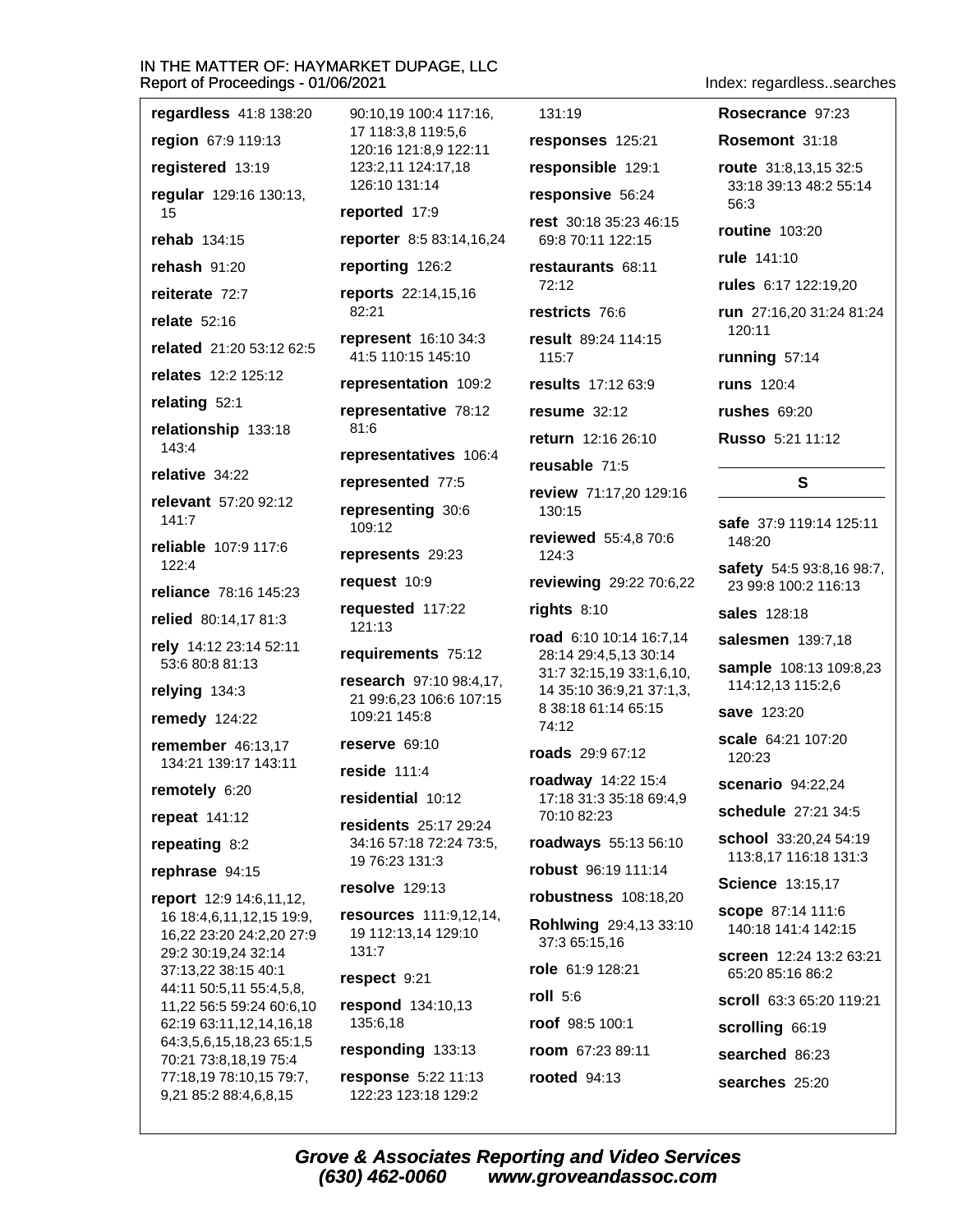**regardless** 41:8 138:20

**region** 67:9 119:13

**registered** 13:19

**regular** 129:16 130:13, 15

**rehab** 134:15

**rehash** 91:20

**reiterate** 72:7

**relate** 52:16

**related** 21:20 53:12 62:5

**relates** 12:2 125:12

**relating** 52:1

**relationship** 133:18 143:4

**relative** 34:22

**relevant** 57:20 92:12 141:7

**reliable** 107:9 117:6 122:4

**reliance** 78:16 145:23

**relied** 80:14,17 81:3

**rely** 14:12 23:14 52:11 53:6 80:8 81:13

**relying** 134:3

**remedy** 124:22

**remember** 46:13,17 134:21 139:17 143:11

**remotely** 6:20

**repeat** 141:12

**repeating** 8:2

**rephrase** 94:15

**report** 12:9 14:6,11,12, 16 18:4,6,11,12,15 19:9, 16,22 23:20 24:2,20 27:9 29:2 30:19,24 32:14 37:13,22 38:15 40:1 44:11 50:5,11 55:4,5,8, 11,22 56:5 59:24 60:6,10 62:19 63:11,12,14,16,18 64:3,5,6,15,18,23 65:1,5 70:21 73:8,18,19 75:4 77:18,19 78:10,15 79:7, 9,21 85:2 88:4,6,8,15 90:10,19 100:4 117:16, 17 118:3,8 119:5,6 120:16 121:8,9 122:11 123:2,11 124:17,18 126:10 131:14

**reported** 17:9

**reporter** 8:5 83:14,16,24

**reporting** 126:2

**reports** 22:14,15,16 82:21

**represent** 16:10 34:3 41:5 110:15 145:10

**representation** 109:2

**representative** 78:12 81:6

**representatives** 106:4

**represented** 77:5

**representing** 30:6 109:12

**represents** 29:23

**request** 10:9

**requested** 117:22 121:13

**requirements** 75:12

**research** 97:10 98:4,17, 21 99:6,23 106:6 107:15 109:21 145:8

**reserve** 69:10

**reside** 111:4

**residential** 10:12

**residents** 25:17 29:24 34:16 57:18 72:24 73:5, 19 76:23 131:3

**resolve** 129:13

**resources** 111:9,12,14, 19 112:13,14 129:10 131:7

**respect** 9:21

**respond** 134:10,13 135:6,18

**responding** 133:13

**response** 5:22 11:13 122:23 123:18 129:2 131:19

**responses** 125:21

**responsible** 129:1

**responsive** 56:24

**rest** 30:18 35:23 46:15 69:8 70:11 122:15

**restaurants** 68:11 72:12

**restricts** 76:6

**result** 89:24 114:15 115:7

**results** 17:12 63:9

**resume** 32:12

**return** 12:16 26:10

**reusable** 71:5

**review** 71:17,20 129:16 130:15

**reviewed** 55:4,8 70:6 124:3

**reviewing** 29:22 70:6,22

**rights** 8:10

**road** 6:10 10:14 16:7,14 28:14 29:4,5,13 30:14 31:7 32:15,19 33:1,6,10, 14 35:10 36:9,21 37:1,3, 8 38:18 61:14 65:15 74:12

**roads** 29:9 67:12

**roadway** 14:22 15:4 17:18 31:3 35:18 69:4,9 70:10 82:23

**roadways** 55:13 56:10

**robust** 96:19 111:14

**robustness** 108:18,20

**Rohlwing** 29:4,13 33:10 37:3 65:15,16

**role** 61:9 128:21

**roll** 5:6

**roof** 98:5 100:1

**room** 67:23 89:11

**rooted** 94:13

**Rosecrance** 97:23

**Rosemont** 31:18

**route** 31:8,13,15 32:5 33:18 39:13 48:2 55:14 56:3

**routine** 103:20

**rule** 141:10

**rules** 6:17 122:19,20

**run** 27:16,20 31:24 81:24 120:11

**running** 57:14

**runs** 120:4

**rushes** 69:20

**Russo** 5:21 11:12

## S

**safe** 37:9 119:14 125:11 148:20

**safety** 54:5 93:8,16 98:7, 23 99:8 100:2 116:13

**sales** 128:18

**salesmen** 139:7,18

**sample** 108:13 109:8,23 114:12,13 115:2,6

**save** 123:20

**scale** 64:21 107:20 120:23

**scenario** 94:22,24

**schedule** 27:21 34:5

**school** 33:20,24 54:19 113:8,17 116:18 131:3

**Science** 13:15,17

**scope** 87:14 111:6 140:18 141:4 142:15

**screen** 12:24 13:2 63:21 65:20 85:16 86:2

**scroll** 63:3 65:20 119:21

**scrolling** 66:19

**searched** 86:23

**searches** 25:20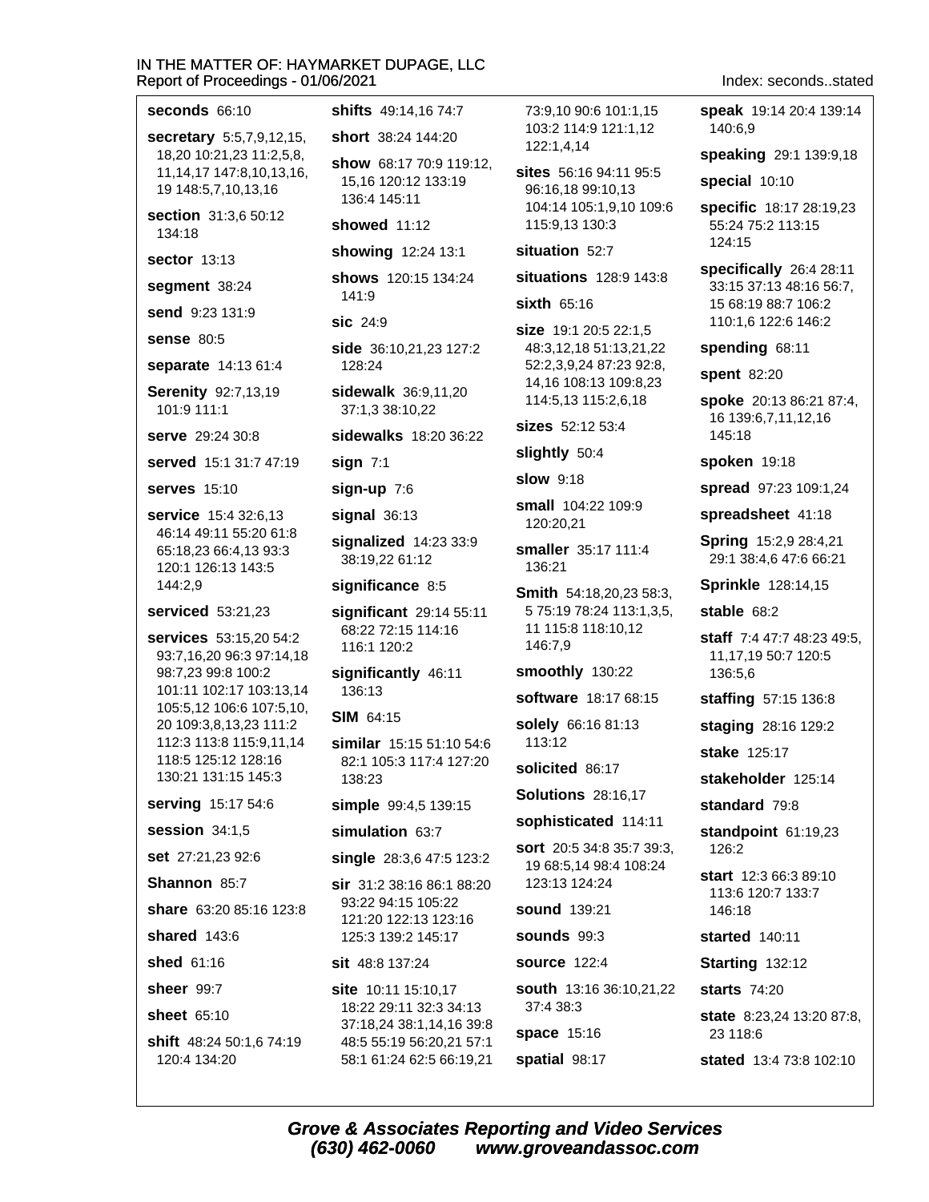**seconds** 66:10

**secretary** 5:5,7,9,12,15, 18,20 10:21,23 11:2,5,8, 11,14,17 147:8,10,13,16, 19 148:5,7,10,13,16

**section** 31:3,6 50:12 134:18

**sector** 13:13

**segment** 38:24

**send** 9:23 131:9

**sense** 80:5

**separate** 14:13 61:4

**Serenity** 92:7,13,19 101:9 111:1

**serve** 29:24 30:8

**served** 15:1 31:7 47:19

**serves** 15:10

**service** 15:4 32:6,13 46:14 49:11 55:20 61:8 65:18,23 66:4,13 93:3 120:1 126:13 143:5 144:2,9

**serviced** 53:21,23

**services** 53:15,20 54:2 93:7,16,20 96:3 97:14,18 98:7,23 99:8 100:2 101:11 102:17 103:13,14 105:5,12 106:6 107:5,10, 20 109:3,8,13,23 111:2 112:3 113:8 115:9,11,14 118:5 125:12 128:16 130:21 131:15 145:3

**serving** 15:17 54:6

**session** 34:1,5

**set** 27:21,23 92:6

**Shannon** 85:7

**share** 63:20 85:16 123:8

**shared** 143:6

**shed** 61:16

**sheer** 99:7

**sheet** 65:10

**shift** 48:24 50:1,6 74:19 120:4 134:20

**shifts** 49:14,16 74:7

**short** 38:24 144:20

**show** 68:17 70:9 119:12, 15,16 120:12 133:19 136:4 145:11

**showed** 11:12

**showing** 12:24 13:1

**shows** 120:15 134:24 141:9

**sic** 24:9

**side** 36:10,21,23 127:2 128:24

**sidewalk** 36:9,11,20 37:1,3 38:10,22

**sidewalks** 18:20 36:22

**sign** 7:1

**sign-up** 7:6

**signal** 36:13

**signalized** 14:23 33:9 38:19,22 61:12

**significance** 8:5

**significant** 29:14 55:11 68:22 72:15 114:16 116:1 120:2

**significantly** 46:11 136:13

**SIM** 64:15

**similar** 15:15 51:10 54:6 82:1 105:3 117:4 127:20 138:23

**simple** 99:4,5 139:15

**simulation** 63:7

**single** 28:3,6 47:5 123:2

**sir** 31:2 38:16 86:1 88:20 93:22 94:15 105:22 121:20 122:13 123:16 125:3 139:2 145:17

**sit** 48:8 137:24

**site** 10:11 15:10,17 18:22 29:11 32:3 34:13 37:18,24 38:1,14,16 39:8 48:5 55:19 56:20,21 57:1 58:1 61:24 62:5 66:19,21 73:9,10 90:6 101:1,15 103:2 114:9 121:1,12 122:1,4,14

**sites** 56:16 94:11 95:5 96:16,18 99:10,13 104:14 105:1,9,10 109:6 115:9,13 130:3

**situation** 52:7

**situations** 128:9 143:8

**sixth** 65:16

**size** 19:1 20:5 22:1,5 48:3,12,18 51:13,21,22 52:2,3,9,24 87:23 92:8, 14,16 108:13 109:8,23 114:5,13 115:2,6,18

**sizes** 52:12 53:4

**slightly** 50:4

**slow** 9:18

**small** 104:22 109:9 120:20,21

**smaller** 35:17 111:4 136:21

**Smith** 54:18,20,23 58:3, 5 75:19 78:24 113:1,3,5, 11 115:8 118:10,12 146:7,9

**smoothly** 130:22

**software** 18:17 68:15

**solely** 66:16 81:13 113:12

**solicited** 86:17

**Solutions** 28:16,17

**sophisticated** 114:11

**sort** 20:5 34:8 35:7 39:3, 19 68:5,14 98:4 108:24 123:13 124:24

**sound** 139:21

**sounds** 99:3

**source** 122:4

**south** 13:16 36:10,21,22 37:4 38:3

**space** 15:16

**spatial** 98:17

**speak** 19:14 20:4 139:14 140:6,9

**speaking** 29:1 139:9,18

**special** 10:10

**specific** 18:17 28:19,23 55:24 75:2 113:15 124:15

**specifically** 26:4 28:11 33:15 37:13 48:16 56:7, 15 68:19 88:7 106:2 110:1,6 122:6 146:2

**spending** 68:11

**spent** 82:20

**spoke** 20:13 86:21 87:4, 16 139:6,7,11,12,16 145:18

**spoken** 19:18

**spread** 97:23 109:1,24

**spreadsheet** 41:18

**Spring** 15:2,9 28:4,21 29:1 38:4,6 47:6 66:21

**Sprinkle** 128:14,15

**stable** 68:2

**staff** 7:4 47:7 48:23 49:5, 11,17,19 50:7 120:5 136:5,6

**staffing** 57:15 136:8

**staging** 28:16 129:2

**stake** 125:17

**stakeholder** 125:14

**standard** 79:8

**standpoint** 61:19,23 126:2

**start** 12:3 66:3 89:10 113:6 120:7 133:7 146:18

**started** 140:11

**Starting** 132:12

**starts** 74:20

**state** 8:23,24 13:20 87:8, 23 118:6

**stated** 13:4 73:8 102:10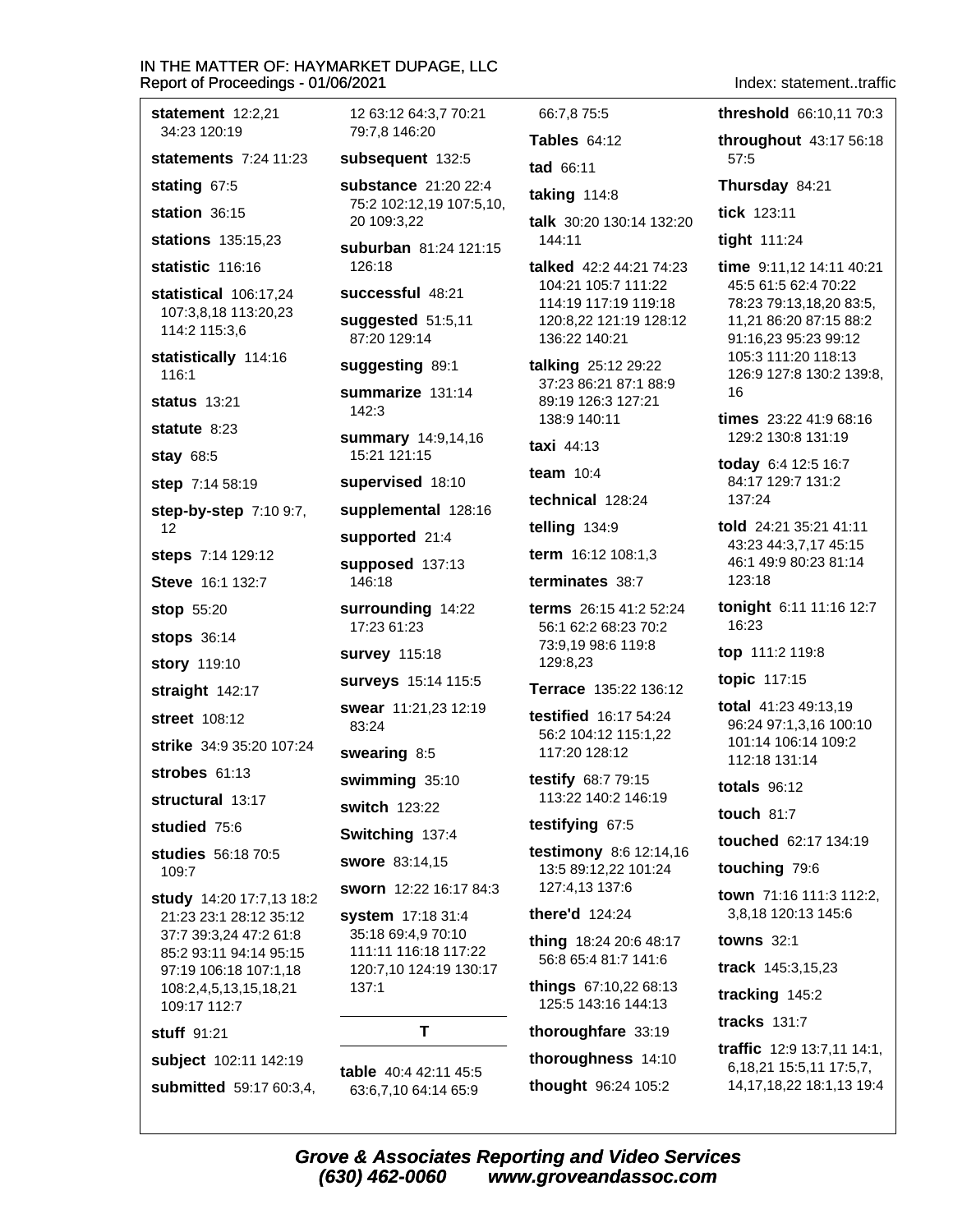**statement** 12:2,21 34:23 120:19

**statements** 7:24 11:23

**stating** 67:5

**station** 36:15

**stations** 135:15,23

**statistic** 116:16

**statistical** 106:17,24 107:3,8,18 113:20,23 114:2 115:3,6

**statistically** 114:16 116:1

**status** 13:21

**statute** 8:23

**stay** 68:5

**step** 7:14 58:19

**step-by-step** 7:10 9:7, 12

**steps** 7:14 129:12

**Steve** 16:1 132:7

**stop** 55:20

**stops** 36:14

**story** 119:10

**straight** 142:17

**street** 108:12

**strike** 34:9 35:20 107:24

**strobes** 61:13

**structural** 13:17

**studied** 75:6

**studies** 56:18 70:5 109:7

**study** 14:20 17:7,13 18:2 21:23 23:1 28:12 35:12 37:7 39:3,24 47:2 61:8 85:2 93:11 94:14 95:15 97:19 106:18 107:1,18 108:2,4,5,13,15,18,21 109:17 112:7

**stuff** 91:21

**subject** 102:11 142:19

**submitted** 59:17 60:3,4, 12 63:12 64:3,7 70:21 79:7,8 146:20

**subsequent** 132:5

**substance** 21:20 22:4 75:2 102:12,19 107:5,10, 20 109:3,22

**suburban** 81:24 121:15 126:18

**successful** 48:21

**suggested** 51:5,11 87:20 129:14

**suggesting** 89:1

**summarize** 131:14 142:3

**summary** 14:9,14,16 15:21 121:15

**supervised** 18:10

**supplemental** 128:16

**supported** 21:4

**supposed** 137:13 146:18

**surrounding** 14:22 17:23 61:23

**survey** 115:18

**surveys** 15:14 115:5

**swear** 11:21,23 12:19 83:24

**swearing** 8:5

**swimming** 35:10

**switch** 123:22

**Switching** 137:4

**swore** 83:14,15

**sworn** 12:22 16:17 84:3

**system** 17:18 31:4 35:18 69:4,9 70:10 111:11 116:18 117:22 120:7,10 124:19 130:17 137:1

## T

**table** 40:4 42:11 45:5 63:6,7,10 64:14 65:9 66:7,8 75:5

**Tables** 64:12

**tad** 66:11

**taking** 114:8

**talk** 30:20 130:14 132:20 144:11

**talked** 42:2 44:21 74:23 104:21 105:7 111:22 114:19 117:19 119:18 120:8,22 121:19 128:12 136:22 140:21

**talking** 25:12 29:22 37:23 86:21 87:1 88:9 89:19 126:3 127:21 138:9 140:11

**taxi** 44:13

**team** 10:4

**technical** 128:24

**telling** 134:9

**term** 16:12 108:1,3

**terminates** 38:7

**terms** 26:15 41:2 52:24 56:1 62:2 68:23 70:2 73:9,19 98:6 119:8 129:8,23

**Terrace** 135:22 136:12

**testified** 16:17 54:24 56:2 104:12 115:1,22 117:20 128:12

**testify** 68:7 79:15 113:22 140:2 146:19

**testifying** 67:5

**testimony** 8:6 12:14,16 13:5 89:12,22 101:24 127:4,13 137:6

**there'd** 124:24

**thing** 18:24 20:6 48:17 56:8 65:4 81:7 141:6

**things** 67:10,22 68:13 125:5 143:16 144:13

**thoroughfare** 33:19

**thoroughness** 14:10

**thought** 96:24 105:2

**threshold** 66:10,11 70:3

**throughout** 43:17 56:18 57:5

**Thursday** 84:21

**tick** 123:11

**tight** 111:24

**time** 9:11,12 14:11 40:21 45:5 61:5 62:4 70:22 78:23 79:13,18,20 83:5, 11,21 86:20 87:15 88:2 91:16,23 95:23 99:12 105:3 111:20 118:13 126:9 127:8 130:2 139:8, 16

**times** 23:22 41:9 68:16 129:2 130:8 131:19

**today** 6:4 12:5 16:7 84:17 129:7 131:2 137:24

**told** 24:21 35:21 41:11 43:23 44:3,7,17 45:15 46:1 49:9 80:23 81:14 123:18

**tonight** 6:11 11:16 12:7 16:23

**top** 111:2 119:8

**topic** 117:15

**total** 41:23 49:13,19 96:24 97:1,3,16 100:10 101:14 106:14 109:2 112:18 131:14

**totals** 96:12

**touch** 81:7

**touched** 62:17 134:19

**touching** 79:6

**town** 71:16 111:3 112:2, 3,8,18 120:13 145:6

**towns** 32:1

**track** 145:3,15,23

**tracking** 145:2

**tracks** 131:7

**traffic** 12:9 13:7,11 14:1, 6,18,21 15:5,11 17:5,7, 14,17,18,22 18:1,13 19:4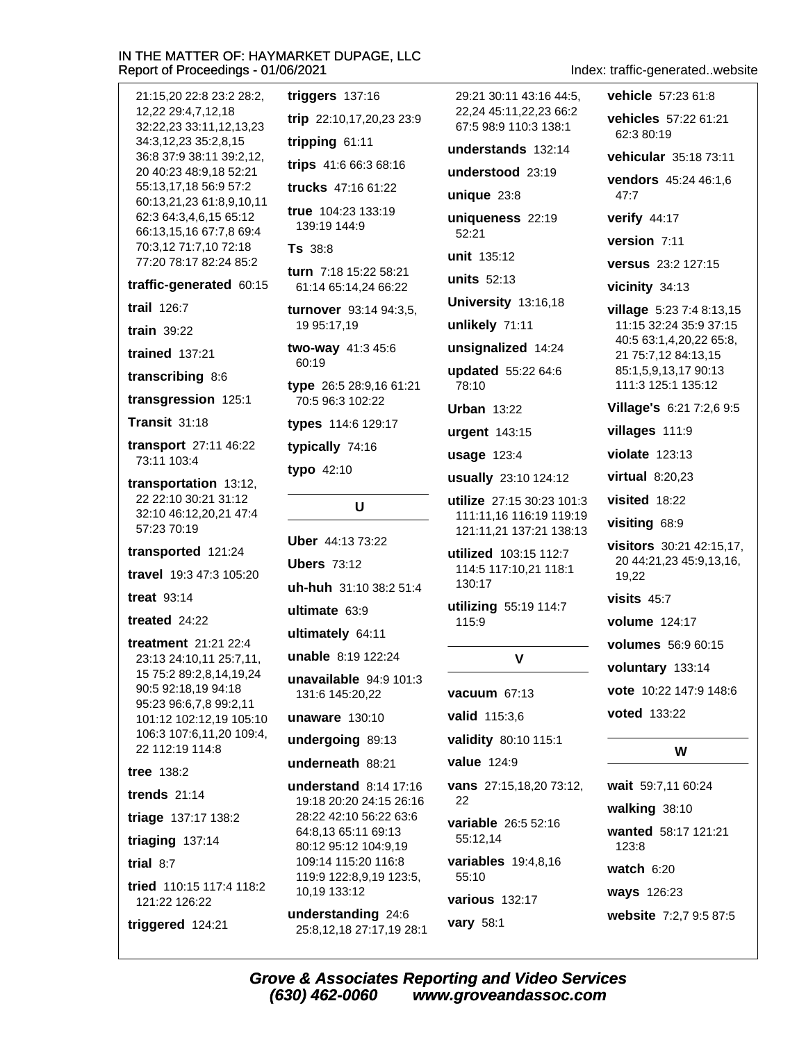21:15,20 22:8 23:2 28:2, 12,22 29:4,7,12,18 32:22,23 33:11,12,13,23 34:3,12,23 35:2,8,15 36:8 37:9 38:11 39:2,12, 20 40:23 48:9,18 52:21 55:13,17,18 56:9 57:2 60:13,21,23 61:8,9,10,11 62:3 64:3,4,6,15 65:12 66:13,15,16 67:7,8 69:4 70:3,12 71:7,10 72:18 77:20 78:17 82:24 85:2

**traffic-generated** 60:15

**trail** 126:7

**train** 39:22

**trained** 137:21

**transcribing** 8:6

**transgression** 125:1

**Transit** 31:18

**transport** 27:11 46:22 73:11 103:4

**transportation** 13:12, 22 22:10 30:21 31:12 32:10 46:12,20,21 47:4 57:23 70:19

**transported** 121:24

**travel** 19:3 47:3 105:20

**treat** 93:14

**treated** 24:22

**treatment** 21:21 22:4 23:13 24:10,11 25:7,11, 15 75:2 89:2,8,14,19,24 90:5 92:18,19 94:18 95:23 96:6,7,8 99:2,11 101:12 102:12,19 105:10 106:3 107:6,11,20 109:4, 22 112:19 114:8

**tree** 138:2

**trends** 21:14

**triage** 137:17 138:2

**triaging** 137:14

**trial** 8:7

**tried** 110:15 117:4 118:2 121:22 126:22

**triggered** 124:21

**triggers** 137:16

**trip** 22:10,17,20,23 23:9

**tripping** 61:11

**trips** 41:6 66:3 68:16

**trucks** 47:16 61:22

**true** 104:23 133:19 139:19 144:9

**Ts** 38:8

**turn** 7:18 15:22 58:21 61:14 65:14,24 66:22

**turnover** 93:14 94:3,5, 19 95:17,19

**two-way** 41:3 45:6 60:19

**type** 26:5 28:9,16 61:21 70:5 96:3 102:22

**types** 114:6 129:17

**typically** 74:16

**typo** 42:10

## U

**Uber** 44:13 73:22

**Ubers** 73:12

**uh-huh** 31:10 38:2 51:4

**ultimate** 63:9

**ultimately** 64:11

**unable** 8:19 122:24

**unavailable** 94:9 101:3 131:6 145:20,22

**unaware** 130:10

**undergoing** 89:13

**underneath** 88:21

**understand** 8:14 17:16 19:18 20:20 24:15 26:16 28:22 42:10 56:22 63:6 64:8,13 65:11 69:13 80:12 95:12 104:9,19 109:14 115:20 116:8 119:9 122:8,9,19 123:5, 10,19 133:12

**understanding** 24:6 25:8,12,18 27:17,19 28:1 29:21 30:11 43:16 44:5, 22,24 45:11,22,23 66:2 67:5 98:9 110:3 138:1

**understands** 132:14

**understood** 23:19

**unique** 23:8

**uniqueness** 22:19 52:21

**unit** 135:12

**units** 52:13

**University** 13:16,18

**unlikely** 71:11

**unsignalized** 14:24

**updated** 55:22 64:6 78:10

**Urban** 13:22

**urgent** 143:15

**usage** 123:4

**usually** 23:10 124:12

**utilize** 27:15 30:23 101:3 111:11,16 116:19 119:19 121:11,21 137:21 138:13

**utilized** 103:15 112:7 114:5 117:10,21 118:1 130:17

**utilizing** 55:19 114:7 115:9

## V

**vacuum** 67:13

**valid** 115:3,6

**validity** 80:10 115:1

**value** 124:9

**vans** 27:15,18,20 73:12, 22

**variable** 26:5 52:16 55:12,14

**variables** 19:4,8,16 55:10

**various** 132:17

**vary** 58:1

**vehicle** 57:23 61:8

**vehicles** 57:22 61:21 62:3 80:19

**vehicular** 35:18 73:11

**vendors** 45:24 46:1,6 47:7

**verify** 44:17

**version** 7:11

**versus** 23:2 127:15

**vicinity** 34:13

**village** 5:23 7:4 8:13,15 11:15 32:24 35:9 37:15 40:5 63:1,4,20,22 65:8, 21 75:7,12 84:13,15 85:1,5,9,13,17 90:13 111:3 125:1 135:12

**Village's** 6:21 7:2,6 9:5

**villages** 111:9

**violate** 123:13

**virtual** 8:20,23

**visited** 18:22

**visiting** 68:9

**visitors** 30:21 42:15,17, 20 44:21,23 45:9,13,16, 19,22

**visits** 45:7

**volume** 124:17

**volumes** 56:9 60:15

**voluntary** 133:14

**vote** 10:22 147:9 148:6

**voted** 133:22

## W

**wait** 59:7,11 60:24

**walking** 38:10

**wanted** 58:17 121:21 123:8

**watch** 6:20

**ways** 126:23

**website** 7:2,7 9:5 87:5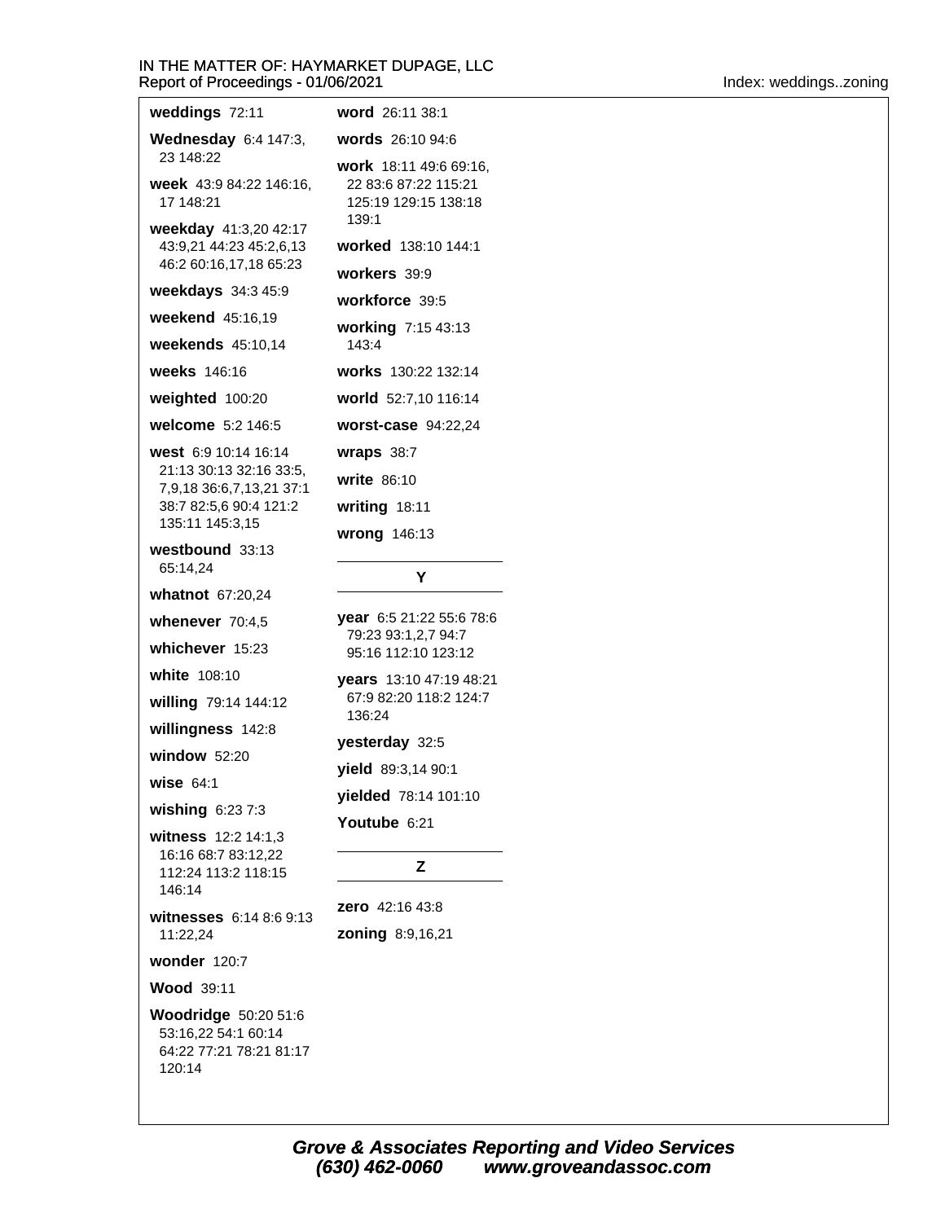**weddings** 72:11

**Wednesday** 6:4 147:3, 23 148:22

**week** 43:9 84:22 146:16, 17 148:21

**weekday** 41:3,20 42:17 43:9,21 44:23 45:2,6,13 46:2 60:16,17,18 65:23

**weekdays** 34:3 45:9

**weekend** 45:16,19

**weekends** 45:10,14

**weeks** 146:16

**weighted** 100:20

**welcome** 5:2 146:5

**west** 6:9 10:14 16:14 21:13 30:13 32:16 33:5, 7,9,18 36:6,7,13,21 37:1 38:7 82:5,6 90:4 121:2 135:11 145:3,15

**westbound** 33:13 65:14,24

**whatnot** 67:20,24

**whenever** 70:4,5

**whichever** 15:23

**white** 108:10

**willing** 79:14 144:12

**willingness** 142:8

**window** 52:20

**wise** 64:1

**wishing** 6:23 7:3

**witness** 12:2 14:1,3 16:16 68:7 83:12,22 112:24 113:2 118:15 146:14

**witnesses** 6:14 8:6 9:13 11:22,24

**wonder** 120:7

**Wood** 39:11

**Woodridge** 50:20 51:6 53:16,22 54:1 60:14 64:22 77:21 78:21 81:17 120:14

**word** 26:11 38:1

**words** 26:10 94:6

**work** 18:11 49:6 69:16, 22 83:6 87:22 115:21 125:19 129:15 138:18 139:1

**worked** 138:10 144:1

**workers** 39:9

**workforce** 39:5

**working** 7:15 43:13 143:4

**works** 130:22 132:14

**world** 52:7,10 116:14

**worst-case** 94:22,24

**wraps** 38:7

**write** 86:10

**writing** 18:11

**wrong** 146:13

## Y

**year** 6:5 21:22 55:6 78:6 79:23 93:1,2,7 94:7 95:16 112:10 123:12

**years** 13:10 47:19 48:21 67:9 82:20 118:2 124:7 136:24

**yesterday** 32:5

**yield** 89:3,14 90:1

**yielded** 78:14 101:10

**Youtube** 6:21

## Z

**zero** 42:16 43:8

**zoning** 8:9,16,21